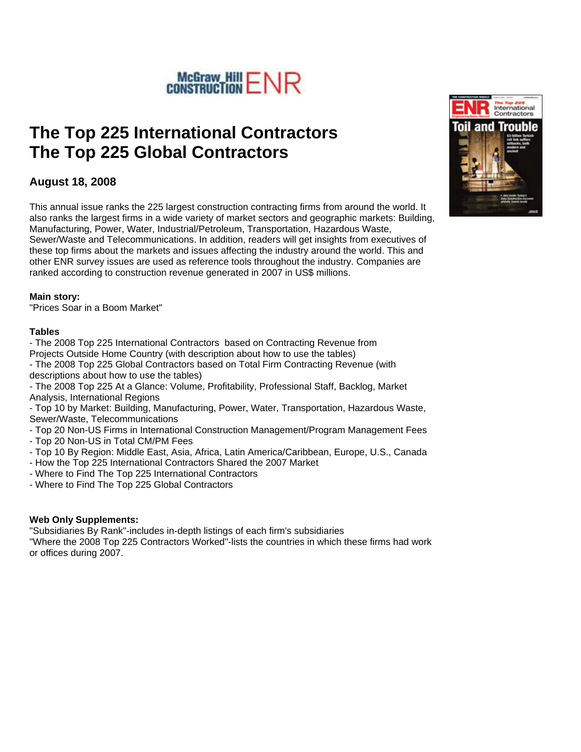McGraw_Hill CONSTRUCTION ENR

# The Top 225 International Contractors
# The Top 225 Global Contractors

### August 18, 2008

This annual issue ranks the 225 largest construction contracting firms from around the world. It also ranks the largest firms in a wide variety of market sectors and geographic markets: Building, Manufacturing, Power, Water, Industrial/Petroleum, Transportation, Hazardous Waste, Sewer/Waste and Telecommunications. In addition, readers will get insights from executives of these top firms about the markets and issues affecting the industry around the world. This and other ENR survey issues are used as reference tools throughout the industry. Companies are ranked according to construction revenue generated in 2007 in US$ millions.

**Main story:**
"Prices Soar in a Boom Market"

**Tables**
- The 2008 Top 225 International Contractors based on Contracting Revenue from Projects Outside Home Country (with description about how to use the tables)
- The 2008 Top 225 Global Contractors based on Total Firm Contracting Revenue (with descriptions about how to use the tables)
- The 2008 Top 225 At a Glance: Volume, Profitability, Professional Staff, Backlog, Market Analysis, International Regions
- Top 10 by Market: Building, Manufacturing, Power, Water, Transportation, Hazardous Waste, Sewer/Waste, Telecommunications
- Top 20 Non-US Firms in International Construction Management/Program Management Fees
- Top 20 Non-US in Total CM/PM Fees
- Top 10 By Region: Middle East, Asia, Africa, Latin America/Caribbean, Europe, U.S., Canada
- How the Top 225 International Contractors Shared the 2007 Market
- Where to Find The Top 225 International Contractors
- Where to Find The Top 225 Global Contractors

**Web Only Supplements:**
"Subsidiaries By Rank"-includes in-depth listings of each firm's subsidiaries
"Where the 2008 Top 225 Contractors Worked"-lists the countries in which these firms had work or offices during 2007.

ENR International Contractors

The Top 225 International Contractors

Toil and Trouble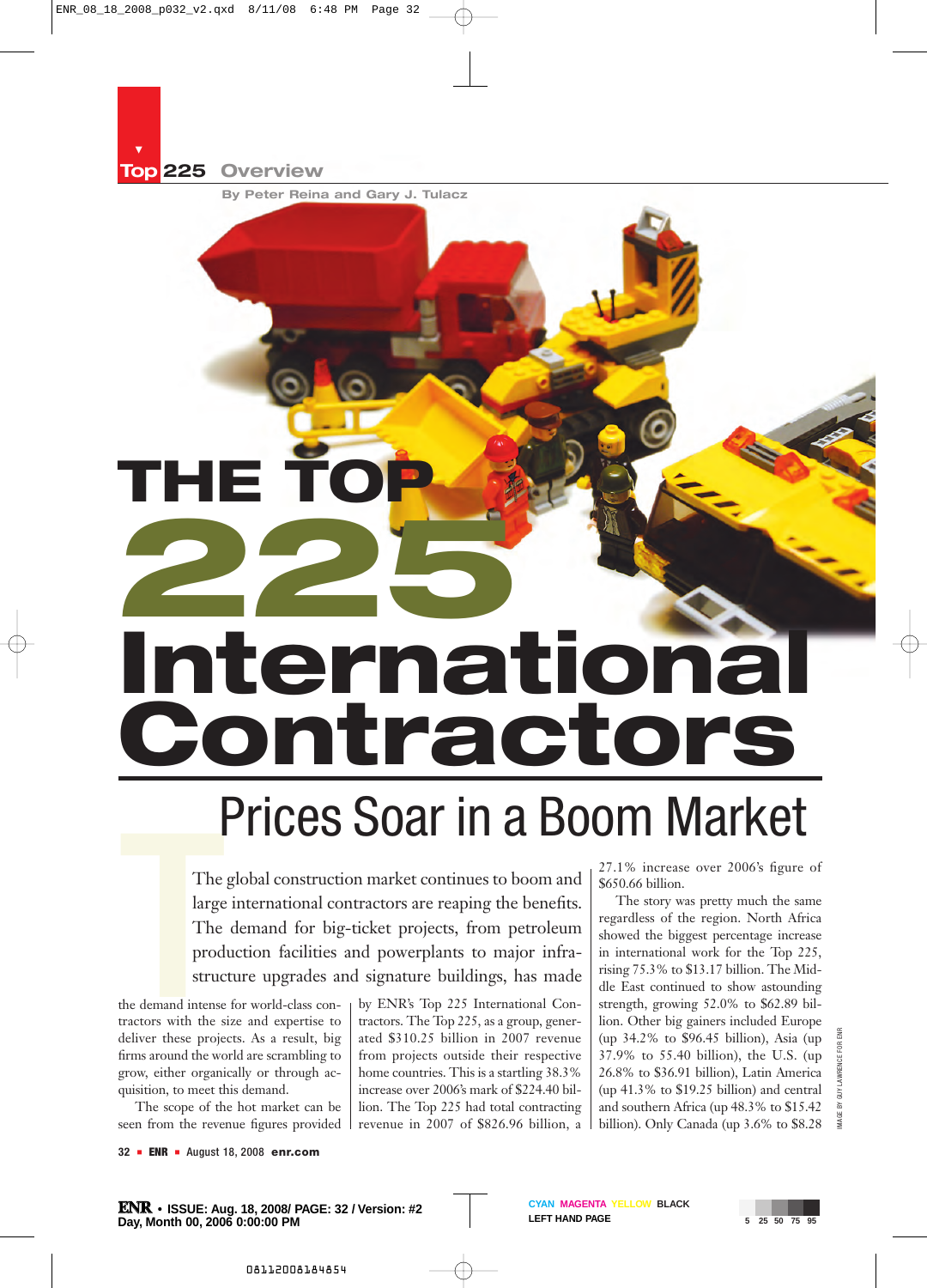Top 225 Overview

By Peter Reina and Gary J. Tulacz

# THE TOP 225 International Contractors

## Prices Soar in a Boom Market

The global construction market continues to boom and large international contractors are reaping the benefits. The demand for big-ticket projects, from petroleum production facilities and powerplants to major infrastructure upgrades and signature buildings, has made the demand intense for world-class contractors with the size and expertise to deliver these projects. As a result, big firms around the world are scrambling to grow, either organically or through acquisition, to meet this demand.

The scope of the hot market can be seen from the revenue figures provided by ENR's Top 225 International Contractors. The Top 225, as a group, generated $310.25 billion in 2007 revenue from projects outside their respective home countries. This is a startling 38.3% increase over 2006's mark of $224.40 billion. The Top 225 had total contracting revenue in 2007 of $826.96 billion, a 27.1% increase over 2006's figure of $650.66 billion.

The story was pretty much the same regardless of the region. North Africa showed the biggest percentage increase in international work for the Top 225, rising 75.3% to $13.17 billion. The Middle East continued to show astounding strength, growing 52.0% to $62.89 billion. Other big gainers included Europe (up 34.2% to $96.45 billion), Asia (up 37.9% to 55.40 billion), the U.S. (up 26.8% to $36.91 billion), Latin America (up 41.3% to $19.25 billion) and central and southern Africa (up 48.3% to $15.42 billion). Only Canada (up 3.6% to $8.28

IMAGE BY GUY LAWRENCE FOR ENR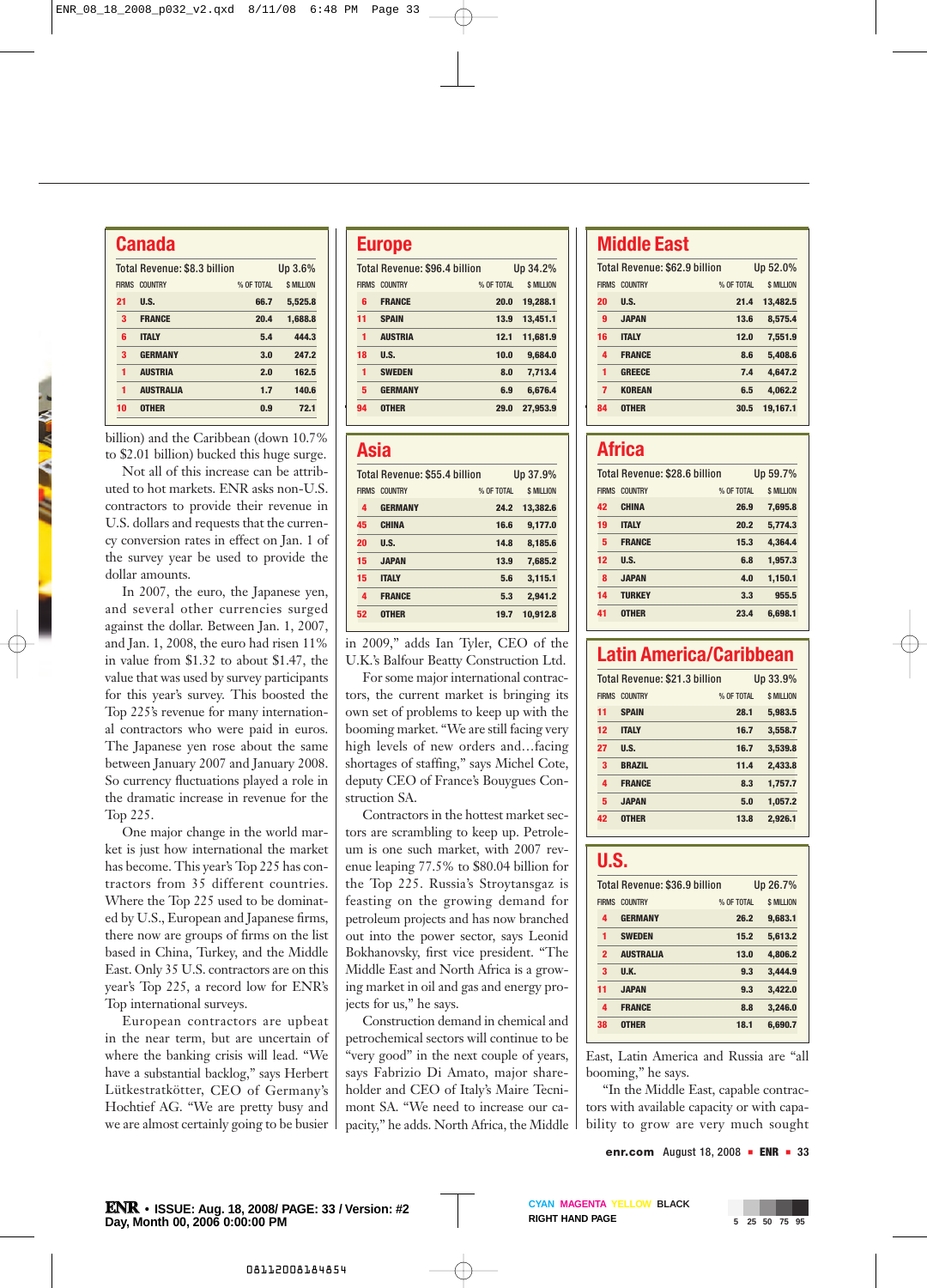## Canada

Total Revenue: $8.3 billion — Up 3.6%

| FIRMS | COUNTRY | % OF TOTAL | $ MILLION |
|---|---|---|---|
| 21 | U.S. | 66.7 | 5,525.8 |
| 3 | FRANCE | 20.4 | 1,688.8 |
| 6 | ITALY | 5.4 | 444.3 |
| 3 | GERMANY | 3.0 | 247.2 |
| 1 | AUSTRIA | 2.0 | 162.5 |
| 1 | AUSTRALIA | 1.7 | 140.6 |
| 10 | OTHER | 0.9 | 72.1 |

## Europe

Total Revenue: $96.4 billion — Up 34.2%

| FIRMS | COUNTRY | % OF TOTAL | $ MILLION |
|---|---|---|---|
| 6 | FRANCE | 20.0 | 19,288.1 |
| 11 | SPAIN | 13.9 | 13,451.1 |
| 1 | AUSTRIA | 12.1 | 11,681.9 |
| 18 | U.S. | 10.0 | 9,684.0 |
| 1 | SWEDEN | 8.0 | 7,713.4 |
| 5 | GERMANY | 6.9 | 6,676.4 |
| 94 | OTHER | 29.0 | 27,953.9 |

## Middle East

Total Revenue: $62.9 billion — Up 52.0%

| FIRMS | COUNTRY | % OF TOTAL | $ MILLION |
|---|---|---|---|
| 20 | U.S. | 21.4 | 13,482.5 |
| 9 | JAPAN | 13.6 | 8,575.4 |
| 16 | ITALY | 12.0 | 7,551.9 |
| 4 | FRANCE | 8.6 | 5,408.6 |
| 1 | GREECE | 7.4 | 4,647.2 |
| 7 | KOREAN | 6.5 | 4,062.2 |
| 84 | OTHER | 30.5 | 19,167.1 |

## Asia

Total Revenue: $55.4 billion — Up 37.9%

| FIRMS | COUNTRY | % OF TOTAL | $ MILLION |
|---|---|---|---|
| 4 | GERMANY | 24.2 | 13,382.6 |
| 45 | CHINA | 16.6 | 9,177.0 |
| 20 | U.S. | 14.8 | 8,185.6 |
| 15 | JAPAN | 13.9 | 7,685.2 |
| 15 | ITALY | 5.6 | 3,115.1 |
| 4 | FRANCE | 5.3 | 2,941.2 |
| 52 | OTHER | 19.7 | 10,912.8 |

## Africa

Total Revenue: $28.6 billion — Up 59.7%

| FIRMS | COUNTRY | % OF TOTAL | $ MILLION |
|---|---|---|---|
| 42 | CHINA | 26.9 | 7,695.8 |
| 19 | ITALY | 20.2 | 5,774.3 |
| 5 | FRANCE | 15.3 | 4,364.4 |
| 12 | U.S. | 6.8 | 1,957.3 |
| 8 | JAPAN | 4.0 | 1,150.1 |
| 14 | TURKEY | 3.3 | 955.5 |
| 41 | OTHER | 23.4 | 6,698.1 |

## Latin America/Caribbean

Total Revenue: $21.3 billion — Up 33.9%

| FIRMS | COUNTRY | % OF TOTAL | $ MILLION |
|---|---|---|---|
| 11 | SPAIN | 28.1 | 5,983.5 |
| 12 | ITALY | 16.7 | 3,558.7 |
| 27 | U.S. | 16.7 | 3,539.8 |
| 3 | BRAZIL | 11.4 | 2,433.8 |
| 4 | FRANCE | 8.3 | 1,757.7 |
| 5 | JAPAN | 5.0 | 1,057.2 |
| 42 | OTHER | 13.8 | 2,926.1 |

## U.S.

Total Revenue: $36.9 billion — Up 26.7%

| FIRMS | COUNTRY | % OF TOTAL | $ MILLION |
|---|---|---|---|
| 4 | GERMANY | 26.2 | 9,683.1 |
| 1 | SWEDEN | 15.2 | 5,613.2 |
| 2 | AUSTRALIA | 13.0 | 4,806.2 |
| 3 | U.K. | 9.3 | 3,444.9 |
| 11 | JAPAN | 9.3 | 3,422.0 |
| 4 | FRANCE | 8.8 | 3,246.0 |
| 38 | OTHER | 18.1 | 6,690.7 |

billion) and the Caribbean (down 10.7% to $2.01 billion) bucked this huge surge.

Not all of this increase can be attributed to hot markets. ENR asks non-U.S. contractors to provide their revenue in U.S. dollars and requests that the currency conversion rates in effect on Jan. 1 of the survey year be used to provide the dollar amounts.

In 2007, the euro, the Japanese yen, and several other currencies surged against the dollar. Between Jan. 1, 2007, and Jan. 1, 2008, the euro had risen 11% in value from $1.32 to about $1.47, the value that was used by survey participants for this year's survey. This boosted the Top 225's revenue for many international contractors who were paid in euros. The Japanese yen rose about the same between January 2007 and January 2008. So currency fluctuations played a role in the dramatic increase in revenue for the Top 225.

One major change in the world market is just how international the market has become. This year's Top 225 has contractors from 35 different countries. Where the Top 225 used to be dominated by U.S., European and Japanese firms, there now are groups of firms on the list based in China, Turkey, and the Middle East. Only 35 U.S. contractors are on this year's Top 225, a record low for ENR's Top international surveys.

European contractors are upbeat in the near term, but are uncertain of where the banking crisis will lead. "We have a substantial backlog," says Herbert Lütkestratkötter, CEO of Germany's Hochtief AG. "We are pretty busy and we are almost certainly going to be busier in 2009," adds Ian Tyler, CEO of the U.K.'s Balfour Beatty Construction Ltd.

For some major international contractors, the current market is bringing its own set of problems to keep up with the booming market. "We are still facing very high levels of new orders and…facing shortages of staffing," says Michel Cote, deputy CEO of France's Bouygues Construction SA.

Contractors in the hottest market sectors are scrambling to keep up. Petroleum is one such market, with 2007 revenue leaping 77.5% to $80.04 billion for the Top 225. Russia's Stroytansgaz is feasting on the growing demand for petroleum projects and has now branched out into the power sector, says Leonid Bokhanovsky, first vice president. "The Middle East and North Africa is a growing market in oil and gas and energy projects for us," he says.

Construction demand in chemical and petrochemical sectors will continue to be "very good" in the next couple of years, says Fabrizio Di Amato, major shareholder and CEO of Italy's Maire Tecnimont SA. "We need to increase our capacity," he adds. North Africa, the Middle East, Latin America and Russia are "all booming," he says.

"In the Middle East, capable contractors with available capacity or with capability to grow are very much sought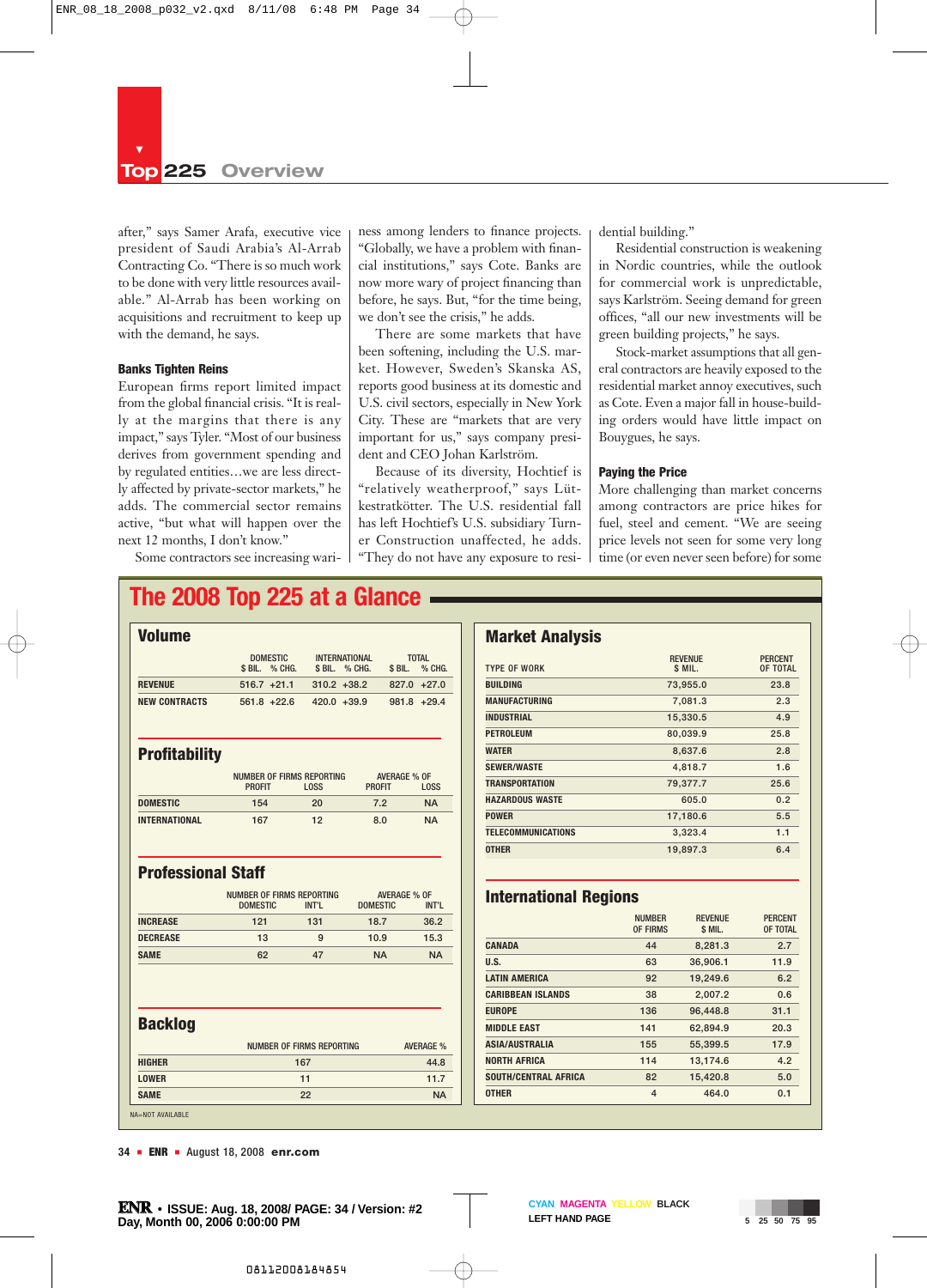# Top 225 Overview

after," says Samer Arafa, executive vice president of Saudi Arabia's Al-Arrab Contracting Co. "There is so much work to be done with very little resources available." Al-Arrab has been working on acquisitions and recruitment to keep up with the demand, he says.

### Banks Tighten Reins

European firms report limited impact from the global financial crisis. "It is really at the margins that there is any impact," says Tyler. "Most of our business derives from government spending and by regulated entities…we are less directly affected by private-sector markets," he adds. The commercial sector remains active, "but what will happen over the next 12 months, I don't know."

Some contractors see increasing wariness among lenders to finance projects. "Globally, we have a problem with financial institutions," says Cote. Banks are now more wary of project financing than before, he says. But, "for the time being, we don't see the crisis," he adds.

There are some markets that have been softening, including the U.S. market. However, Sweden's Skanska AS, reports good business at its domestic and U.S. civil sectors, especially in New York City. These are "markets that are very important for us," says company president and CEO Johan Karlström.

Because of its diversity, Hochtief is "relatively weatherproof," says Lütkestratkötter. The U.S. residential fall has left Hochtief's U.S. subsidiary Turner Construction unaffected, he adds. "They do not have any exposure to residential building."

Residential construction is weakening in Nordic countries, while the outlook for commercial work is unpredictable, says Karlström. Seeing demand for green offices, "all our new investments will be green building projects," he says.

Stock-market assumptions that all general contractors are heavily exposed to the residential market annoy executives, such as Cote. Even a major fall in house-building orders would have little impact on Bouygues, he says.

### Paying the Price

More challenging than market concerns among contractors are price hikes for fuel, steel and cement. "We are seeing price levels not seen for some very long time (or even never seen before) for some

## The 2008 Top 225 at a Glance

### Volume

| | DOMESTIC $ BIL. | DOMESTIC % CHG. | INTERNATIONAL $ BIL. | INTERNATIONAL % CHG. | TOTAL $ BIL. | TOTAL % CHG. |
|---|---|---|---|---|---|---|
| REVENUE | 516.7 | +21.1 | 310.2 | +38.2 | 827.0 | +27.0 |
| NEW CONTRACTS | 561.8 | +22.6 | 420.0 | +39.9 | 981.8 | +29.4 |

### Profitability

| | NUMBER OF FIRMS REPORTING PROFIT | NUMBER OF FIRMS REPORTING LOSS | AVERAGE % OF PROFIT | AVERAGE % OF LOSS |
|---|---|---|---|---|
| DOMESTIC | 154 | 20 | 7.2 | NA |
| INTERNATIONAL | 167 | 12 | 8.0 | NA |

### Professional Staff

| | NUMBER OF FIRMS REPORTING DOMESTIC | NUMBER OF FIRMS REPORTING INT'L | AVERAGE % OF DOMESTIC | AVERAGE % OF INT'L |
|---|---|---|---|---|
| INCREASE | 121 | 131 | 18.7 | 36.2 |
| DECREASE | 13 | 9 | 10.9 | 15.3 |
| SAME | 62 | 47 | NA | NA |

### Backlog

| | NUMBER OF FIRMS REPORTING | AVERAGE % |
|---|---|---|
| HIGHER | 167 | 44.8 |
| LOWER | 11 | 11.7 |
| SAME | 22 | NA |

NA=NOT AVAILABLE

### Market Analysis

| TYPE OF WORK | REVENUE $ MIL. | PERCENT OF TOTAL |
|---|---|---|
| BUILDING | 73,955.0 | 23.8 |
| MANUFACTURING | 7,081.3 | 2.3 |
| INDUSTRIAL | 15,330.5 | 4.9 |
| PETROLEUM | 80,039.9 | 25.8 |
| WATER | 8,637.6 | 2.8 |
| SEWER/WASTE | 4,818.7 | 1.6 |
| TRANSPORTATION | 79,377.7 | 25.6 |
| HAZARDOUS WASTE | 605.0 | 0.2 |
| POWER | 17,180.6 | 5.5 |
| TELECOMMUNICATIONS | 3,323.4 | 1.1 |
| OTHER | 19,897.3 | 6.4 |

### International Regions

| | NUMBER OF FIRMS | REVENUE $ MIL. | PERCENT OF TOTAL |
|---|---|---|---|
| CANADA | 44 | 8,281.3 | 2.7 |
| U.S. | 63 | 36,906.1 | 11.9 |
| LATIN AMERICA | 92 | 19,249.6 | 6.2 |
| CARIBBEAN ISLANDS | 38 | 2,007.2 | 0.6 |
| EUROPE | 136 | 96,448.8 | 31.1 |
| MIDDLE EAST | 141 | 62,894.9 | 20.3 |
| ASIA/AUSTRALIA | 155 | 55,399.5 | 17.9 |
| NORTH AFRICA | 114 | 13,174.6 | 4.2 |
| SOUTH/CENTRAL AFRICA | 82 | 15,420.8 | 5.0 |
| OTHER | 4 | 464.0 | 0.1 |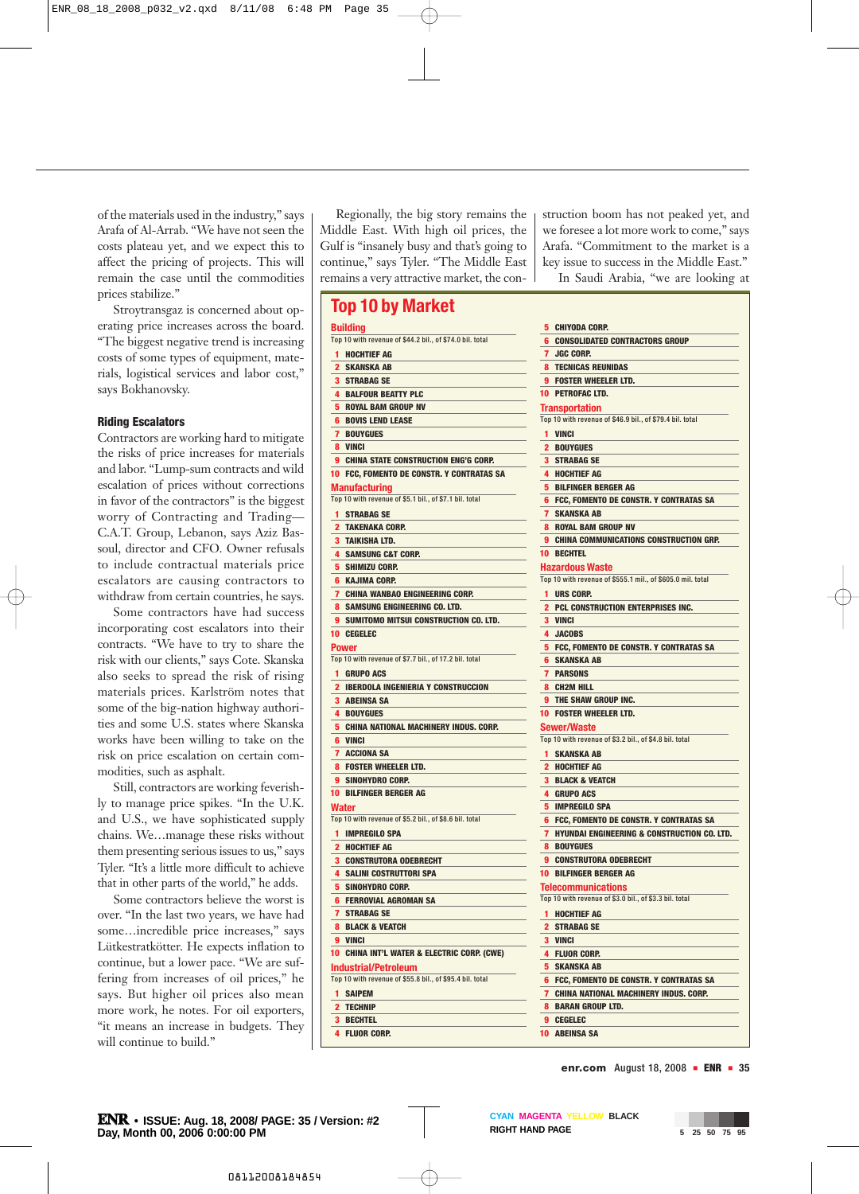of the materials used in the industry," says Arafa of Al-Arrab. "We have not seen the costs plateau yet, and we expect this to affect the pricing of projects. This will remain the case until the commodities prices stabilize."

Stroytransgaz is concerned about operating price increases across the board. "The biggest negative trend is increasing costs of some types of equipment, materials, logistical services and labor cost," says Bokhanovsky.

### Riding Escalators

Contractors are working hard to mitigate the risks of price increases for materials and labor. "Lump-sum contracts and wild escalation of prices without corrections in favor of the contractors" is the biggest worry of Contracting and Trading—C.A.T. Group, Lebanon, says Aziz Bassoul, director and CFO. Owner refusals to include contractual materials price escalators are causing contractors to withdraw from certain countries, he says.

Some contractors have had success incorporating cost escalators into their contracts. "We have to try to share the risk with our clients," says Cote. Skanska also seeks to spread the risk of rising materials prices. Karlström notes that some of the big-nation highway authorities and some U.S. states where Skanska works have been willing to take on the risk on price escalation on certain commodities, such as asphalt.

Still, contractors are working feverishly to manage price spikes. "In the U.K. and U.S., we have sophisticated supply chains. We…manage these risks without them presenting serious issues to us," says Tyler. "It's a little more difficult to achieve that in other parts of the world," he adds.

Some contractors believe the worst is over. "In the last two years, we have had some…incredible price increases," says Lütkestratkötter. He expects inflation to continue, but a lower pace. "We are suffering from increases of oil prices," he says. But higher oil prices also mean more work, he notes. For oil exporters, "it means an increase in budgets. They will continue to build."

Regionally, the big story remains the Middle East. With high oil prices, the Gulf is "insanely busy and that's going to continue," says Tyler. "The Middle East remains a very attractive market, the construction boom has not peaked yet, and we foresee a lot more work to come," says Arafa. "Commitment to the market is a key issue to success in the Middle East."

In Saudi Arabia, "we are looking at

## Top 10 by Market

**Building**
Top 10 with revenue of $44.2 bil., of $74.0 bil. total

1. HOCHTIEF AG
2. SKANSKA AB
3. STRABAG SE
4. BALFOUR BEATTY PLC
5. ROYAL BAM GROUP NV
6. BOVIS LEND LEASE
7. BOUYGUES
8. VINCI
9. CHINA STATE CONSTRUCTION ENG'G CORP.
10. FCC, FOMENTO DE CONSTR. Y CONTRATAS SA

**Manufacturing**
Top 10 with revenue of $5.1 bil., of $7.1 bil. total

1. STRABAG SE
2. TAKENAKA CORP.
3. TAIKISHA LTD.
4. SAMSUNG C&T CORP.
5. SHIMIZU CORP.
6. KAJIMA CORP.
7. CHINA WANBAO ENGINEERING CORP.
8. SAMSUNG ENGINEERING CO. LTD.
9. SUMITOMO MITSUI CONSTRUCTION CO. LTD.
10. CEGELEC

**Power**
Top 10 with revenue of $7.7 bil., of 17.2 bil. total

1. GRUPO ACS
2. IBERDOLA INGENIERIA Y CONSTRUCCION
3. ABEINSA SA
4. BOUYGUES
5. CHINA NATIONAL MACHINERY INDUS. CORP.
6. VINCI
7. ACCIONA SA
8. FOSTER WHEELER LTD.
9. SINOHYDRO CORP.
10. BILFINGER BERGER AG

**Water**
Top 10 with revenue of $5.2 bil., of $8.6 bil. total

1. IMPREGILO SPA
2. HOCHTIEF AG
3. CONSTRUTORA ODEBRECHT
4. SALINI COSTRUTTORI SPA
5. SINOHYDRO CORP.
6. FERROVIAL AGROMAN SA
7. STRABAG SE
8. BLACK & VEATCH
9. VINCI
10. CHINA INT'L WATER & ELECTRIC CORP. (CWE)

**Industrial/Petroleum**
Top 10 with revenue of $55.8 bil., of $95.4 bil. total

1. SAIPEM
2. TECHNIP
3. BECHTEL
4. FLUOR CORP.
5. CHIYODA CORP.
6. CONSOLIDATED CONTRACTORS GROUP
7. JGC CORP.
8. TECNICAS REUNIDAS
9. FOSTER WHEELER LTD.
10. PETROFAC LTD.

**Transportation**
Top 10 with revenue of $46.9 bil., of $79.4 bil. total

1. VINCI
2. BOUYGUES
3. STRABAG SE
4. HOCHTIEF AG
5. BILFINGER BERGER AG
6. FCC, FOMENTO DE CONSTR. Y CONTRATAS SA
7. SKANSKA AB
8. ROYAL BAM GROUP NV
9. CHINA COMMUNICATIONS CONSTRUCTION GRP.
10. BECHTEL

**Hazardous Waste**
Top 10 with revenue of $555.1 mil., of $605.0 mil. total

1. URS CORP.
2. PCL CONSTRUCTION ENTERPRISES INC.
3. VINCI
4. JACOBS
5. FCC, FOMENTO DE CONSTR. Y CONTRATAS SA
6. SKANSKA AB
7. PARSONS
8. CH2M HILL
9. THE SHAW GROUP INC.
10. FOSTER WHEELER LTD.

**Sewer/Waste**
Top 10 with revenue of $3.2 bil., of $4.8 bil. total

1. SKANSKA AB
2. HOCHTIEF AG
3. BLACK & VEATCH
4. GRUPO ACS
5. IMPREGILO SPA
6. FCC, FOMENTO DE CONSTR. Y CONTRATAS SA
7. HYUNDAI ENGINEERING & CONSTRUCTION CO. LTD.
8. BOUYGUES
9. CONSTRUTORA ODEBRECHT
10. BILFINGER BERGER AG

**Telecommunications**
Top 10 with revenue of $3.0 bil., of $3.3 bil. total

1. HOCHTIEF AG
2. STRABAG SE
3. VINCI
4. FLUOR CORP.
5. SKANSKA AB
6. FCC, FOMENTO DE CONSTR. Y CONTRATAS SA
7. CHINA NATIONAL MACHINERY INDUS. CORP.
8. BARAN GROUP LTD.
9. CEGELEC
10. ABEINSA SA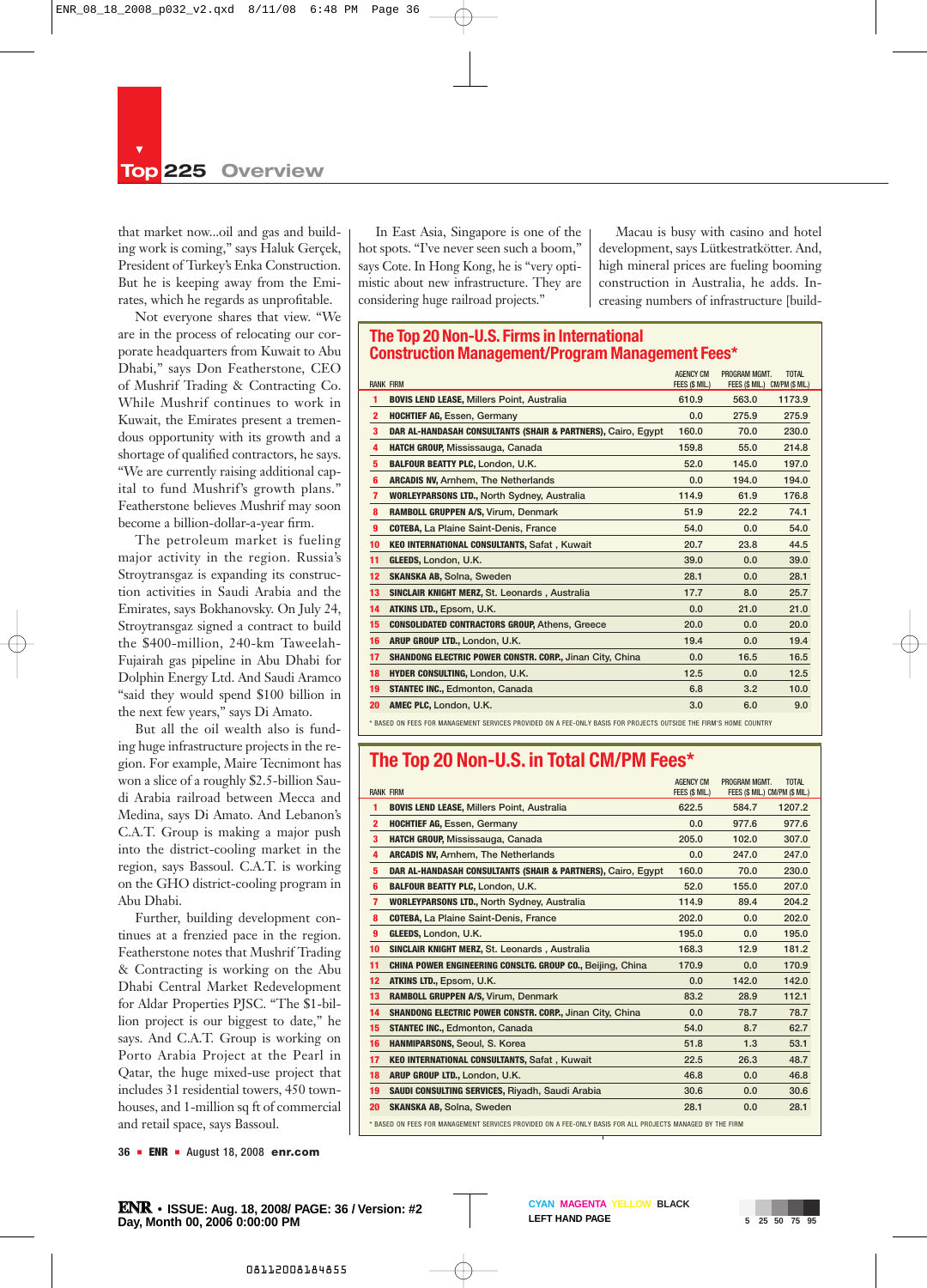that market now...oil and gas and building work is coming," says Haluk Gerçek, President of Turkey's Enka Construction. But he is keeping away from the Emirates, which he regards as unprofitable.

Not everyone shares that view. "We are in the process of relocating our corporate headquarters from Kuwait to Abu Dhabi," says Don Featherstone, CEO of Mushrif Trading & Contracting Co. While Mushrif continues to work in Kuwait, the Emirates present a tremendous opportunity with its growth and a shortage of qualified contractors, he says. "We are currently raising additional capital to fund Mushrif's growth plans." Featherstone believes Mushrif may soon become a billion-dollar-a-year firm.

The petroleum market is fueling major activity in the region. Russia's Stroytransgaz is expanding its construction activities in Saudi Arabia and the Emirates, says Bokhanovsky. On July 24, Stroytransgaz signed a contract to build the $400-million, 240-km Taweelah-Fujairah gas pipeline in Abu Dhabi for Dolphin Energy Ltd. And Saudi Aramco "said they would spend $100 billion in the next few years," says Di Amato.

But all the oil wealth also is funding huge infrastructure projects in the region. For example, Maire Tecnimont has won a slice of a roughly $2.5-billion Saudi Arabia railroad between Mecca and Medina, says Di Amato. And Lebanon's C.A.T. Group is making a major push into the district-cooling market in the region, says Bassoul. C.A.T. is working on the GHO district-cooling program in Abu Dhabi.

Further, building development continues at a frenzied pace in the region. Featherstone notes that Mushrif Trading & Contracting is working on the Abu Dhabi Central Market Redevelopment for Aldar Properties PJSC. "The $1-billion project is our biggest to date," he says. And C.A.T. Group is working on Porto Arabia Project at the Pearl in Qatar, the huge mixed-use project that includes 31 residential towers, 450 townhouses, and 1-million sq ft of commercial and retail space, says Bassoul.

In East Asia, Singapore is one of the hot spots. "I've never seen such a boom," says Cote. In Hong Kong, he is "very optimistic about new infrastructure. They are considering huge railroad projects."

Macau is busy with casino and hotel development, says Lütkestratkötter. And, high mineral prices are fueling booming construction in Australia, he adds. Increasing numbers of infrastructure [build-

## The Top 20 Non-U.S. Firms in International Construction Management/Program Management Fees*

| RANK | FIRM | AGENCY CM FEES ($ MIL) | PROGRAM MGMT. FEES ($ MIL) | TOTAL CM/PM ($ MIL) |
|---|---|---|---|---|
| 1 | **BOVIS LEND LEASE,** Millers Point, Australia | 610.9 | 563.0 | 1173.9 |
| 2 | **HOCHTIEF AG,** Essen, Germany | 0.0 | 275.9 | 275.9 |
| 3 | **DAR AL-HANDASAH CONSULTANTS (SHAIR & PARTNERS),** Cairo, Egypt | 160.0 | 70.0 | 230.0 |
| 4 | **HATCH GROUP,** Mississauga, Canada | 159.8 | 55.0 | 214.8 |
| 5 | **BALFOUR BEATTY PLC,** London, U.K. | 52.0 | 145.0 | 197.0 |
| 6 | **ARCADIS NV,** Arnhem, The Netherlands | 0.0 | 194.0 | 194.0 |
| 7 | **WORLEYPARSONS LTD.,** North Sydney, Australia | 114.9 | 61.9 | 176.8 |
| 8 | **RAMBOLL GRUPPEN A/S,** Virum, Denmark | 51.9 | 22.2 | 74.1 |
| 9 | **COTEBA,** La Plaine Saint-Denis, France | 54.0 | 0.0 | 54.0 |
| 10 | **KEO INTERNATIONAL CONSULTANTS,** Safat , Kuwait | 20.7 | 23.8 | 44.5 |
| 11 | **GLEEDS,** London, U.K. | 39.0 | 0.0 | 39.0 |
| 12 | **SKANSKA AB,** Solna, Sweden | 28.1 | 0.0 | 28.1 |
| 13 | **SINCLAIR KNIGHT MERZ,** St. Leonards , Australia | 17.7 | 8.0 | 25.7 |
| 14 | **ATKINS LTD.,** Epsom, U.K. | 0.0 | 21.0 | 21.0 |
| 15 | **CONSOLIDATED CONTRACTORS GROUP,** Athens, Greece | 20.0 | 0.0 | 20.0 |
| 16 | **ARUP GROUP LTD.,** London, U.K. | 19.4 | 0.0 | 19.4 |
| 17 | **SHANDONG ELECTRIC POWER CONSTR. CORP.,** Jinan City, China | 0.0 | 16.5 | 16.5 |
| 18 | **HYDER CONSULTING,** London, U.K. | 12.5 | 0.0 | 12.5 |
| 19 | **STANTEC INC.,** Edmonton, Canada | 6.8 | 3.2 | 10.0 |
| 20 | **AMEC PLC,** London, U.K. | 3.0 | 6.0 | 9.0 |

* BASED ON FEES FOR MANAGEMENT SERVICES PROVIDED ON A FEE-ONLY BASIS FOR PROJECTS OUTSIDE THE FIRM'S HOME COUNTRY

## The Top 20 Non-U.S. in Total CM/PM Fees*

| RANK | FIRM | AGENCY CM FEES ($ MIL) | PROGRAM MGMT. FEES ($ MIL) | TOTAL CM/PM ($ MIL) |
|---|---|---|---|---|
| 1 | **BOVIS LEND LEASE,** Millers Point, Australia | 622.5 | 584.7 | 1207.2 |
| 2 | **HOCHTIEF AG,** Essen, Germany | 0.0 | 977.6 | 977.6 |
| 3 | **HATCH GROUP,** Mississauga, Canada | 205.0 | 102.0 | 307.0 |
| 4 | **ARCADIS NV,** Arnhem, The Netherlands | 0.0 | 247.0 | 247.0 |
| 5 | **DAR AL-HANDASAH CONSULTANTS (SHAIR & PARTNERS),** Cairo, Egypt | 160.0 | 70.0 | 230.0 |
| 6 | **BALFOUR BEATTY PLC,** London, U.K. | 52.0 | 155.0 | 207.0 |
| 7 | **WORLEYPARSONS LTD.,** North Sydney, Australia | 114.9 | 89.4 | 204.2 |
| 8 | **COTEBA,** La Plaine Saint-Denis, France | 202.0 | 0.0 | 202.0 |
| 9 | **GLEEDS,** London, U.K. | 195.0 | 0.0 | 195.0 |
| 10 | **SINCLAIR KNIGHT MERZ,** St. Leonards , Australia | 168.3 | 12.9 | 181.2 |
| 11 | **CHINA POWER ENGINEERING CONSLTG. GROUP CO.,** Beijing, China | 170.9 | 0.0 | 170.9 |
| 12 | **ATKINS LTD.,** Epsom, U.K. | 0.0 | 142.0 | 142.0 |
| 13 | **RAMBOLL GRUPPEN A/S,** Virum, Denmark | 83.2 | 28.9 | 112.1 |
| 14 | **SHANDONG ELECTRIC POWER CONSTR. CORP.,** Jinan City, China | 0.0 | 78.7 | 78.7 |
| 15 | **STANTEC INC.,** Edmonton, Canada | 54.0 | 8.7 | 62.7 |
| 16 | **HANMIPARSONS,** Seoul, S. Korea | 51.8 | 1.3 | 53.1 |
| 17 | **KEO INTERNATIONAL CONSULTANTS,** Safat , Kuwait | 22.5 | 26.3 | 48.7 |
| 18 | **ARUP GROUP LTD.,** London, U.K. | 46.8 | 0.0 | 46.8 |
| 19 | **SAUDI CONSULTING SERVICES,** Riyadh, Saudi Arabia | 30.6 | 0.0 | 30.6 |
| 20 | **SKANSKA AB,** Solna, Sweden | 28.1 | 0.0 | 28.1 |

* BASED ON FEES FOR MANAGEMENT SERVICES PROVIDED ON A FEE-ONLY BASIS FOR ALL PROJECTS MANAGED BY THE FIRM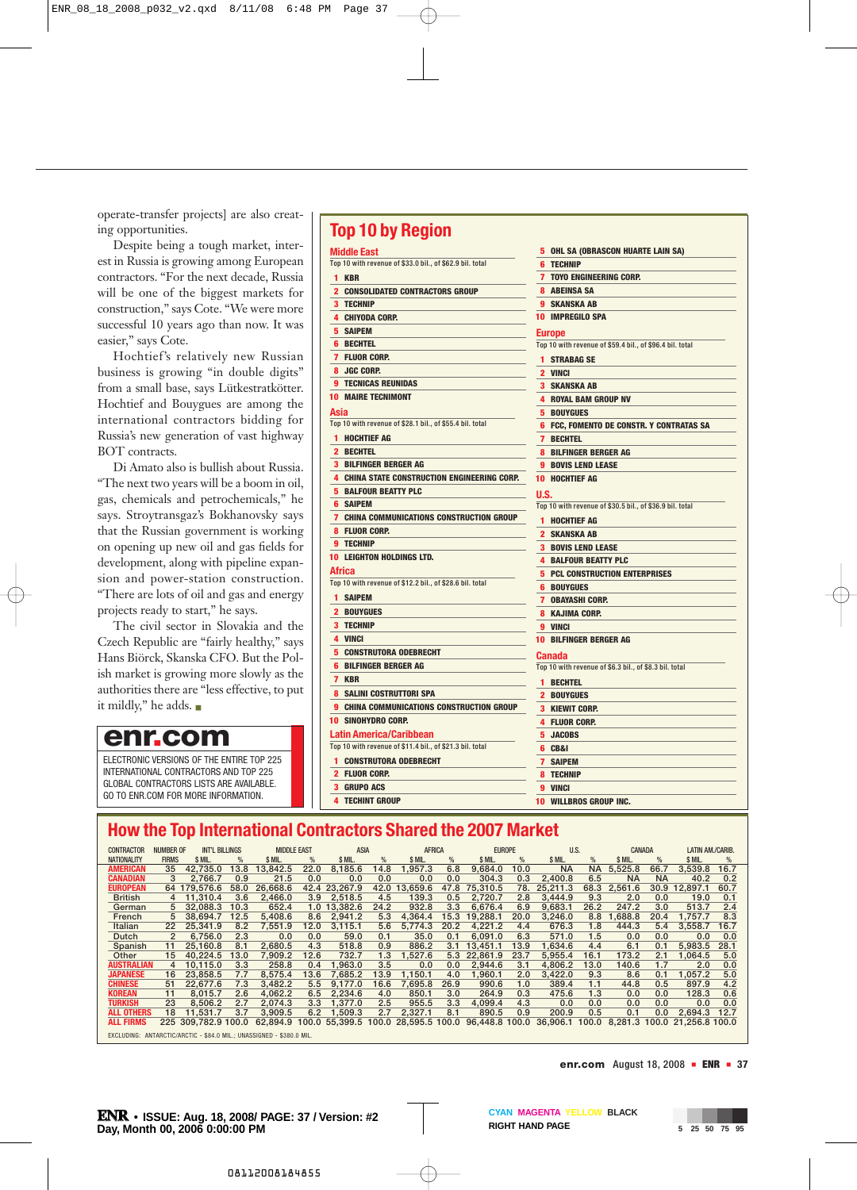operate-transfer projects] are also creating opportunities.

Despite being a tough market, interest in Russia is growing among European contractors. "For the next decade, Russia will be one of the biggest markets for construction," says Cote. "We were more successful 10 years ago than now. It was easier," says Cote.

Hochtief's relatively new Russian business is growing "in double digits" from a small base, says Lütkestratkötter. Hochtief and Bouygues are among the international contractors bidding for Russia's new generation of vast highway BOT contracts.

Di Amato also is bullish about Russia. "The next two years will be a boom in oil, gas, chemicals and petrochemicals," he says. Stroytransgaz's Bokhanovsky says that the Russian government is working on opening up new oil and gas fields for development, along with pipeline expansion and power-station construction. "There are lots of oil and gas and energy projects ready to start," he says.

The civil sector in Slovakia and the Czech Republic are "fairly healthy," says Hans Biörck, Skanska CFO. But the Polish market is growing more slowly as the authorities there are "less effective, to put it mildly," he adds. ■

**enr.com**

ELECTRONIC VERSIONS OF THE ENTIRE TOP 225 INTERNATIONAL CONTRACTORS AND TOP 225 GLOBAL CONTRACTORS LISTS ARE AVAILABLE. GO TO ENR.COM FOR MORE INFORMATION.

## Top 10 by Region

### Middle East
Top 10 with revenue of $33.0 bil., of $62.9 bil. total

1. KBR
2. CONSOLIDATED CONTRACTORS GROUP
3. TECHNIP
4. CHIYODA CORP.
5. SAIPEM
6. BECHTEL
7. FLUOR CORP.
8. JGC CORP.
9. TECNICAS REUNIDAS
10. MAIRE TECNIMONT

### Asia
Top 10 with revenue of $28.1 bil., of $55.4 bil. total

1. HOCHTIEF AG
2. BECHTEL
3. BILFINGER BERGER AG
4. CHINA STATE CONSTRUCTION ENGINEERING CORP.
5. BALFOUR BEATTY PLC
6. SAIPEM
7. CHINA COMMUNICATIONS CONSTRUCTION GROUP
8. FLUOR CORP.
9. TECHNIP
10. LEIGHTON HOLDINGS LTD.

### Africa
Top 10 with revenue of $12.2 bil., of $28.6 bil. total

1. SAIPEM
2. BOUYGUES
3. TECHNIP
4. VINCI
5. CONSTRUTORA ODEBRECHT
6. BILFINGER BERGER AG
7. KBR
8. SALINI COSTRUTTORI SPA
9. CHINA COMMUNICATIONS CONSTRUCTION GROUP
10. SINOHYDRO CORP.

### Latin America/Caribbean
Top 10 with revenue of $11.4 bil., of $21.3 bil. total

1. CONSTRUTORA ODEBRECHT
2. FLUOR CORP.
3. GRUPO ACS
4. TECHINT GROUP
5. OHL SA (OBRASCON HUARTE LAIN SA)
6. TECHNIP
7. TOYO ENGINEERING CORP.
8. ABEINSA SA
9. SKANSKA AB
10. IMPREGILO SPA

### Europe
Top 10 with revenue of $59.4 bil., of $96.4 bil. total

1. STRABAG SE
2. VINCI
3. SKANSKA AB
4. ROYAL BAM GROUP NV
5. BOUYGUES
6. FCC, FOMENTO DE CONSTR. Y CONTRATAS SA
7. BECHTEL
8. BILFINGER BERGER AG
9. BOVIS LEND LEASE
10. HOCHTIEF AG

### U.S.
Top 10 with revenue of $30.5 bil., of $36.9 bil. total

1. HOCHTIEF AG
2. SKANSKA AB
3. BOVIS LEND LEASE
4. BALFOUR BEATTY PLC
5. PCL CONSTRUCTION ENTERPRISES
6. BOUYGUES
7. OBAYASHI CORP.
8. KAJIMA CORP.
9. VINCI
10. BILFINGER BERGER AG

### Canada
Top 10 with revenue of $6.3 bil., of $8.3 bil. total

1. BECHTEL
2. BOUYGUES
3. KIEWIT CORP.
4. FLUOR CORP.
5. JACOBS
6. CB&I
7. SAIPEM
8. TECHNIP
9. VINCI
10. WILLBROS GROUP INC.

## How the Top International Contractors Shared the 2007 Market

| CONTRACTOR NATIONALITY | NUMBER OF FIRMS | INT'L BILLINGS $ MIL. | % | MIDDLE EAST $ MIL. | % | ASIA $ MIL. | % | AFRICA $ MIL. | % | EUROPE $ MIL. | % | U.S. $ MIL. | % | CANADA $ MIL. | % | LATIN AM./CARIB. $ MIL. | % |
|---|---|---|---|---|---|---|---|---|---|---|---|---|---|---|---|---|---|
| AMERICAN | 35 | 42,735.0 | 13.8 | 13,842.5 | 22.0 | 8,185.6 | 14.8 | 1,957.3 | 6.8 | 9,684.0 | 10.0 | NA | NA | 5,525.8 | 66.7 | 3,539.8 | 16.7 |
| CANADIAN | 3 | 2,766.7 | 0.9 | 21.5 | 0.0 | 0.0 | 0.0 | 0.0 | 0.0 | 304.3 | 0.3 | 2,400.8 | 6.5 | NA | NA | 40.2 | 0.2 |
| EUROPEAN | 64 | 179,576.6 | 58.0 | 26,668.6 | 42.4 | 23,267.9 | 42.0 | 13,659.6 | 47.8 | 75,310.5 | 78. | 25,211.3 | 68.3 | 2,561.6 | 30.9 | 12,897.1 | 60.7 |
| British | 4 | 11,310.4 | 3.6 | 2,466.0 | 3.9 | 2,518.5 | 4.5 | 139.3 | 0.5 | 2,720.7 | 2.8 | 3,444.9 | 9.3 | 2.0 | 0.0 | 19.0 | 0.1 |
| German | 5 | 32,088.3 | 10.3 | 652.4 | 1.0 | 13,382.6 | 24.2 | 932.8 | 3.3 | 6,676.4 | 6.9 | 9,683.1 | 26.2 | 247.2 | 3.0 | 513.7 | 2.4 |
| French | 5 | 38,694.7 | 12.5 | 5,408.6 | 8.6 | 2,941.2 | 5.3 | 4,364.4 | 15.3 | 19,288.1 | 20.0 | 3,246.0 | 8.8 | 1,688.8 | 20.4 | 1,757.7 | 8.3 |
| Italian | 22 | 25,341.9 | 8.2 | 7,551.9 | 12.0 | 3,115.1 | 5.6 | 5,774.3 | 20.2 | 4,221.2 | 4.4 | 676.3 | 1.8 | 444.3 | 5.4 | 3,558.7 | 16.7 |
| Dutch | 2 | 6,756.0 | 2.3 | 0.0 | 0.0 | 59.0 | 0.1 | 35.0 | 0.1 | 6,091.0 | 6.3 | 571.0 | 1.5 | 0.0 | 0.0 | 0.0 | 0.0 |
| Spanish | 11 | 25,160.8 | 8.1 | 2,680.5 | 4.3 | 518.8 | 0.9 | 886.2 | 3.1 | 13,451.1 | 13.9 | 1,634.6 | 4.4 | 6.1 | 0.1 | 5,983.5 | 28.1 |
| Other | 15 | 40,224.5 | 13.0 | 7,909.2 | 12.6 | 732.7 | 1.3 | 1,527.6 | 5.3 | 22,861.9 | 23.7 | 5,955.4 | 16.1 | 173.2 | 2.1 | 1,064.5 | 5.0 |
| AUSTRALIAN | 4 | 10,115.0 | 3.3 | 258.8 | 0.4 | 1,963.0 | 3.5 | 0.0 | 0.0 | 2,944.6 | 3.1 | 4,806.2 | 13.0 | 140.6 | 1.7 | 2.0 | 0.0 |
| JAPANESE | 16 | 23,858.5 | 7.7 | 8,575.4 | 13.6 | 7,685.2 | 13.9 | 1,150.1 | 4.0 | 1,960.1 | 2.0 | 3,422.0 | 9.3 | 8.6 | 0.1 | 1,057.2 | 5.0 |
| CHINESE | 51 | 22,677.6 | 7.3 | 3,482.2 | 5.5 | 9,177.0 | 16.6 | 7,695.8 | 26.9 | 990.6 | 1.0 | 389.4 | 1.1 | 44.8 | 0.5 | 897.9 | 4.2 |
| KOREAN | 11 | 8,015.7 | 2.6 | 4,062.2 | 6.5 | 2,234.6 | 4.0 | 850.1 | 3.0 | 264.9 | 0.3 | 475.6 | 1.3 | 0.0 | 0.0 | 128.3 | 0.6 |
| TURKISH | 23 | 8,506.2 | 2.7 | 2,074.3 | 3.3 | 1,377.0 | 2.5 | 955.5 | 3.3 | 4,099.4 | 4.3 | 0.0 | 0.0 | 0.0 | 0.0 | 0.0 | 0.0 |
| ALL OTHERS | 18 | 11,531.7 | 3.7 | 3,909.5 | 6.2 | 1,509.3 | 2.7 | 2,327.1 | 8.1 | 890.5 | 0.9 | 200.9 | 0.5 | 0.1 | 0.0 | 2,694.3 | 12.7 |
| ALL FIRMS | 225 | 309,782.9 | 100.0 | 62,894.9 | 100.0 | 55,399.5 | 100.0 | 28,595.5 | 100.0 | 96,448.8 | 100.0 | 36,906.1 | 100.0 | 8,281.3 | 100.0 | 21,256.8 | 100.0 |

EXCLUDING: ANTARCTIC/ARCTIC - $84.0 MIL.; UNASSIGNED - $380.0 MIL.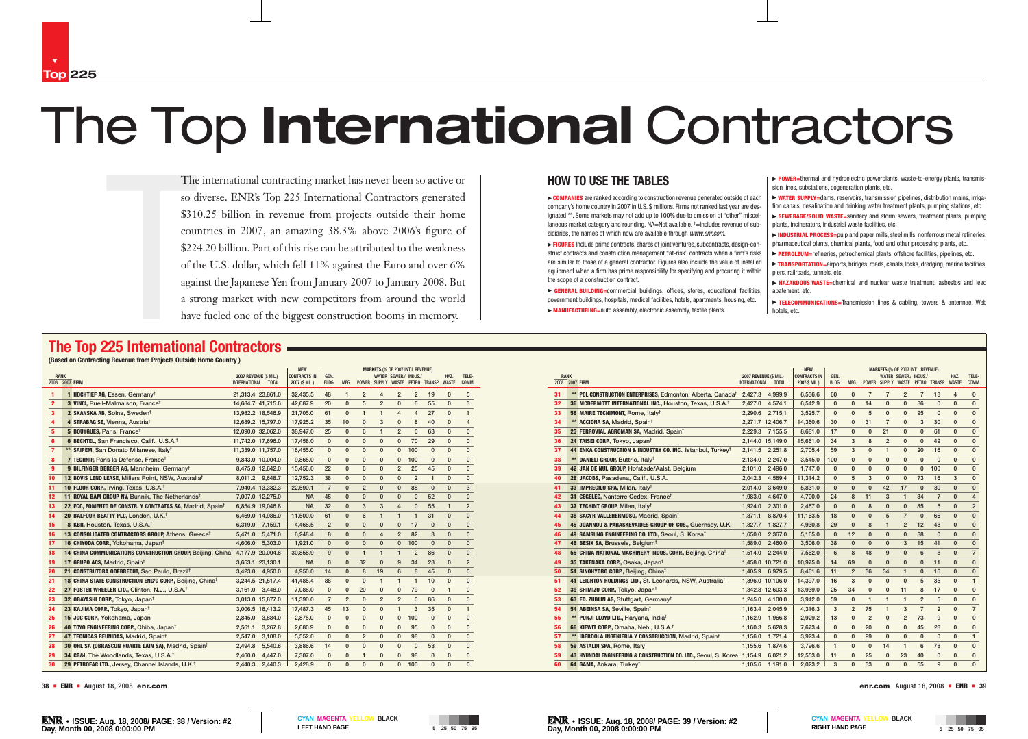Top 225

# The Top **International** Contractors

The international contracting market has never been so active or so diverse. ENR's Top 225 International Contractors generated $310.25 billion in revenue from projects outside their home countries in 2007, an amazing 38.3% above 2006's figure of $224.20 billion. Part of this rise can be attributed to the weakness of the U.S. dollar, which fell 11% against the Euro and over 6% against the Japanese Yen from January 2007 to January 2008. But a strong market with new competitors from around the world have fueled one of the biggest construction booms in memory.

## HOW TO USE THE TABLES

▶ **COMPANIES** are ranked according to construction revenue generated outside of each company's home country in 2007 in U.S. $ millions. Firms not ranked last year are designated **. Some markets may not add up to 100% due to omission of "other" miscellaneous market category and rounding. NA=Not available. †=Includes revenue of subsidiaries, the names of which now are available through www.enr.com.

▶ **FIGURES** Include prime contracts, shares of joint ventures, subcontracts, design-construct contracts and construction management "at-risk" contracts when a firm's risks are similar to those of a general contractor. Figures also include the value of installed equipment when a firm has prime responsibility for specifying and procuring it within the scope of a construction contract.

▶ **GENERAL BUILDING**=commercial buildings, offices, stores, educational facilities, government buildings, hospitals, medical facilities, hotels, apartments, housing, etc.

▶ **MANUFACTURING**=auto assembly, electronic assembly, textile plants.

▶ **POWER**=thermal and hydroelectric powerplants, waste-to-energy plants, transmission lines, substations, cogeneration plants, etc.

▶ **WATER SUPPLY**=dams, reservoirs, transmission pipelines, distribution mains, irrigation canals, desalination and drinking water treatment plants, pumping stations, etc.

▶ **SEWERAGE/SOLID WASTE**=sanitary and storm sewers, treatment plants, pumping plants, incinerators, industrial waste facilities, etc.

▶ **INDUSTRIAL PROCESS**=pulp and paper mills, steel mills, nonferrous metal refineries, pharmaceutical plants, chemical plants, food and other processing plants, etc.

▶ **PETROLEUM**=refineries, petrochemical plants, offshore facilities, pipelines, etc.

▶ **TRANSPORTATION**=airports, bridges, roads, canals, locks, dredging, marine facilities, piers, railroads, tunnels, etc.

▶ **HAZARDOUS WASTE**=chemical and nuclear waste treatment, asbestos and lead abatement, etc.

▶ **TELECOMMUNICATIONS**=Transmission lines & cabling, towers & antennae, Web hotels, etc.

## The Top 225 International Contractors

**(Based on Contracting Revenue from Projects Outside Home Country )**

| RANK 2008 | RANK 2007 | FIRM | 2007 REVENUE ($ MIL.) INTERNATIONAL | 2007 REVENUE ($ MIL.) TOTAL | NEW CONTRACTS IN 2007 ($ MIL.) | GEN. BLDG. | MFG. | POWER | WATER SUPPLY | SEWER./ WASTE | INDUS./ PETRO. | TRANSP. | HAZ. WASTE | TELE-COMM. |
|---|---|---|---|---|---|---|---|---|---|---|---|---|---|---|
| 1 | 1 | HOCHTIEF AG, Essen, Germany† | 21,313.4 | 23,861.0 | 32,435.5 | 48 | 1 | 2 | 4 | 2 | 2 | 19 | 0 | 5 |
| 2 | 3 | VINCI, Rueil-Malmaison, France† | 14,684.7 | 41,715.6 | 42,687.9 | 20 | 0 | 5 | 2 | 0 | 6 | 55 | 0 | 3 |
| 3 | 2 | SKANSKA AB, Solna, Sweden† | 13,982.2 | 18,546.9 | 21,705.0 | 61 | 0 | 1 | 1 | 4 | 4 | 27 | 0 | 1 |
| 4 | 4 | STRABAG SE, Vienna, Austria† | 12,689.2 | 15,797.0 | 17,925.2 | 35 | 10 | 0 | 3 | 0 | 8 | 40 | 0 | 4 |
| 5 | 5 | BOUYGUES, Paris, France† | 12,090.0 | 32,062.0 | 38,947.0 | 25 | 0 | 6 | 1 | 2 | 0 | 63 | 0 | 0 |
| 6 | 6 | BECHTEL, San Francisco, Calif., U.S.A.† | 11,742.0 | 17,696.0 | 17,458.0 | 0 | 0 | 0 | 0 | 0 | 70 | 29 | 0 | 0 |
| 7 | ** | SAIPEM, San Donato Milanese, Italy† | 11,339.0 | 11,757.0 | 16,455.0 | 0 | 0 | 0 | 0 | 0 | 100 | 0 | 0 | 0 |
| 8 | 7 | TECHNIP, Paris la Defense, France† | 9,843.0 | 10,004.0 | 9,865.0 | 0 | 0 | 0 | 0 | 0 | 100 | 0 | 0 | 0 |
| 9 | 9 | BILFINGER BERGER AG, Mannheim, Germany† | 8,475.0 | 12,642.0 | 15,456.0 | 22 | 0 | 6 | 0 | 2 | 25 | 45 | 0 | 0 |
| 10 | 12 | BOVIS LEND LEASE, Millers Point, NSW, Australia† | 8,011.2 | 9,648.7 | 12,752.3 | 38 | 0 | 0 | 0 | 0 | 2 | 1 | 0 | 0 |
| 11 | 10 | FLUOR CORP., Irving, Texas, U.S.A.† | 7,940.4 | 13,332.3 | 22,590.1 | 7 | 0 | 2 | 0 | 0 | 88 | 0 | 0 | 3 |
| 12 | 11 | ROYAL BAM GROUP NV, Bunnik, The Netherlands† | 7,007.0 | 12,275.0 | NA | 45 | 0 | 0 | 0 | 0 | 0 | 52 | 0 | 0 |
| 13 | 22 | FCC, FOMENTO DE CONSTR. Y CONTRATAS SA, Madrid, Spain† | 6,854.9 | 19,046.8 | NA | 32 | 0 | 3 | 3 | 4 | 0 | 55 | 1 | 2 |
| 14 | 20 | BALFOUR BEATTY PLC, London, U.K.† | 6,469.0 | 14,986.0 | 11,500.0 | 61 | 0 | 6 | 1 | 1 | 1 | 31 | 0 | 0 |
| 15 | 8 | KBR, Houston, Texas, U.S.A.† | 6,319.0 | 7,159.1 | 4,468.5 | 2 | 0 | 0 | 0 | 0 | 17 | 0 | 0 | 0 |
| 16 | 13 | CONSOLIDATED CONTRACTORS GROUP, Athens, Greece† | 5,471.0 | 5,471.0 | 6,248.4 | 8 | 0 | 0 | 4 | 2 | 82 | 3 | 0 | 0 |
| 17 | 16 | CHIYODA CORP., Yokohama, Japan† | 4,606.0 | 5,303.0 | 1,921.0 | 0 | 0 | 0 | 0 | 0 | 100 | 0 | 0 | 0 |
| 18 | 14 | CHINA COMMUNICATIONS CONSTRUCTION GROUP, Beijing, China† | 4,177.9 | 20,004.6 | 30,858.9 | 9 | 0 | 1 | 1 | 1 | 2 | 86 | 0 | 0 |
| 19 | 17 | GRUPO ACS, Madrid, Spain† | 3,653.1 | 23,130.1 | NA | 0 | 0 | 32 | 0 | 9 | 34 | 23 | 0 | 2 |
| 20 | 21 | CONSTRUTORA ODEBRECHT, Sao Paulo, Brazil† | 3,423.0 | 4,950.0 | 4,950.0 | 14 | 0 | 8 | 19 | 6 | 8 | 45 | 0 | 0 |
| 21 | 18 | CHINA STATE CONSTRUCTION ENG'G CORP., Beijing, China† | 3,244.5 | 21,517.4 | 41,485.4 | 88 | 0 | 0 | 1 | 1 | 1 | 10 | 0 | 0 |
| 22 | 27 | FOSTER WHEELER LTD., Clinton, N.J., U.S.A.† | 3,161.0 | 3,448.0 | 7,088.0 | 0 | 0 | 20 | 0 | 0 | 79 | 0 | 1 | 0 |
| 23 | 32 | OBAYASHI CORP., Tokyo, Japan† | 3,013.0 | 15,877.0 | 11,390.0 | 7 | 2 | 0 | 2 | 2 | 0 | 86 | 0 | 0 |
| 24 | 23 | KAJIMA CORP., Tokyo, Japan† | 3,006.5 | 16,413.2 | 17,487.3 | 45 | 13 | 0 | 0 | 1 | 3 | 35 | 0 | 1 |
| 25 | 15 | JGC CORP., Yokohama, Japan | 2,845.0 | 3,884.0 | 2,875.0 | 0 | 0 | 0 | 0 | 0 | 100 | 0 | 0 | 0 |
| 26 | 40 | TOYO ENGINEERING CORP., Chiba, Japan† | 2,561.1 | 3,267.8 | 2,680.9 | 0 | 0 | 0 | 0 | 0 | 95 | 0 | 0 | 0 |
| 27 | 47 | TECNICAS REUNIDAS, Madrid, Spain† | 2,547.0 | 3,108.0 | 5,552.0 | 0 | 0 | 2 | 0 | 0 | 98 | 0 | 0 | 0 |
| 28 | 30 | OHL SA (OBRASCON HUARTE LAIN SA), Madrid, Spain† | 2,494.8 | 5,540.6 | 3,886.6 | 14 | 0 | 0 | 0 | 0 | 0 | 53 | 0 | 0 |
| 29 | 34 | CB&I, The Woodlands, Texas, U.S.A.† | 2,460.0 | 4,447.0 | 7,307.0 | 0 | 0 | 1 | 0 | 0 | 98 | 0 | 0 | 0 |
| 30 | 29 | PETROFAC LTD., Jersey, Channel Islands, U.K.† | 2,440.3 | 2,440.3 | 2,428.9 | 0 | 0 | 0 | 0 | 0 | 100 | 0 | 0 | 0 |
| 31 | ** | PCL CONSTRUCTION ENTERPRISES, Edmonton, Alberta, Canada† | 2,427.3 | 4,999.9 | 6,536.6 | 60 | 0 | 7 | 7 | 2 | 7 | 13 | 4 | 0 |
| 32 | 36 | MCDERMOTT INTERNATIONAL INC., Houston, Texas, U.S.A.† | 2,427.0 | 4,574.1 | 6,542.9 | 0 | 0 | 14 | 0 | 0 | 86 | 0 | 0 | 0 |
| 33 | 56 | MAIRE TECNIMONT, Rome, Italy† | 2,290.6 | 2,715.1 | 3,525.7 | 0 | 0 | 5 | 0 | 0 | 95 | 0 | 0 | 0 |
| 34 | ** | ACCIONA SA, Madrid, Spain† | 2,271.7 | 12,406.7 | 14,360.6 | 30 | 0 | 31 | 7 | 0 | 3 | 30 | 0 | 0 |
| 35 | 25 | FERROVIAL AGROMAN SA, Madrid, Spain† | 2,229.3 | 7,155.5 | 8,681.0 | 17 | 0 | 0 | 21 | 0 | 0 | 61 | 0 | 0 |
| 36 | 24 | TAISEI CORP., Tokyo, Japan† | 2,144.0 | 15,149.0 | 15,661.0 | 34 | 3 | 8 | 2 | 0 | 0 | 49 | 0 | 0 |
| 37 | 44 | ENKA CONSTRUCTION & INDUSTRY CO. INC., Istanbul, Turkey† | 2,141.5 | 2,251.8 | 2,705.4 | 59 | 3 | 0 | 1 | 0 | 20 | 16 | 0 | 0 |
| 38 | ** | DANIELI GROUP, Buttrio, Italy† | 2,134.0 | 2,247.0 | 3,545.0 | 100 | 0 | 0 | 0 | 0 | 0 | 0 | 0 | 0 |
| 39 | 42 | JAN DE NUL GROUP, Hofstade/Aalst, Belgium | 2,101.0 | 2,496.0 | 1,747.0 | 0 | 0 | 0 | 0 | 0 | 0 | 100 | 0 | 0 |
| 40 | 28 | JACOBS, Pasadena, Calif., U.S.A. | 2,042.3 | 4,589.4 | 11,314.2 | 0 | 5 | 3 | 0 | 0 | 73 | 16 | 3 | 0 |
| 41 | 33 | IMPREGILO SPA, Milan, Italy† | 2,014.0 | 3,649.0 | 5,831.0 | 0 | 0 | 0 | 42 | 17 | 0 | 30 | 0 | 0 |
| 42 | 31 | CEGELEC, Nanterre Cedex, France† | 1,983.0 | 4,647.0 | 4,700.0 | 24 | 8 | 11 | 3 | 1 | 34 | 7 | 0 | 4 |
| 43 | 37 | TECHINT GROUP, Milan, Italy† | 1,924.0 | 2,301.0 | 2,467.0 | 0 | 0 | 8 | 0 | 0 | 85 | 5 | 0 | 2 |
| 44 | 38 | SACYR VALLEHERMOSO, Madrid, Spain† | 1,871.1 | 8,870.4 | 11,163.5 | 18 | 0 | 0 | 5 | 7 | 0 | 66 | 0 | 0 |
| 45 | 45 | JOANNOU & PARASKEVAIDES GROUP OF COS., Guernsey, U.K. | 1,827.7 | 1,827.7 | 4,930.8 | 29 | 0 | 8 | 1 | 2 | 12 | 48 | 0 | 0 |
| 46 | 49 | SAMSUNG ENGINEERING CO. LTD., Seoul, S. Korea† | 1,650.0 | 2,367.0 | 5,165.0 | 0 | 12 | 0 | 0 | 0 | 88 | 0 | 0 | 0 |
| 47 | 46 | BESIX SA, Brussels, Belgium† | 1,589.0 | 2,460.0 | 3,506.0 | 38 | 0 | 0 | 0 | 3 | 15 | 41 | 0 | 0 |
| 48 | 55 | CHINA NATIONAL MACHINERY INDUS. CORP., Beijing, China† | 1,514.0 | 2,244.0 | 7,562.0 | 6 | 8 | 48 | 9 | 0 | 6 | 8 | 0 | 7 |
| 49 | 35 | TAKENAKA CORP., Osaka, Japan† | 1,458.0 | 10,721.0 | 10,975.0 | 14 | 69 | 0 | 0 | 0 | 0 | 11 | 0 | 0 |
| 50 | 51 | SINOHYDRO CORP., Beijing, China† | 1,405.9 | 6,979.5 | 8,461.6 | 11 | 2 | 36 | 34 | 1 | 0 | 16 | 0 | 0 |
| 51 | 41 | LEIGHTON HOLDINGS LTD., St. Leonards, NSW, Australia† | 1,396.0 | 10,106.0 | 14,397.0 | 16 | 3 | 0 | 0 | 0 | 5 | 35 | 0 | 1 |
| 52 | 39 | SHIMIZU CORP., Tokyo, Japan† | 1,342.8 | 12,603.3 | 13,939.0 | 25 | 34 | 0 | 0 | 11 | 8 | 17 | 0 | 0 |
| 53 | 63 | ED. ZUBLIN AG, Stuttgart, Germany† | 1,245.0 | 4,100.0 | 3,942.0 | 59 | 0 | 1 | 1 | 1 | 2 | 5 | 0 | 0 |
| 54 | 54 | ABEINSA SA, Seville, Spain† | 1,163.4 | 2,045.9 | 4,316.3 | 3 | 2 | 75 | 1 | 3 | 7 | 2 | 0 | 7 |
| 55 | ** | PUNJ LLOYD LTD., Haryana, India† | 1,162.9 | 1,966.8 | 2,929.2 | 13 | 0 | 2 | 0 | 2 | 73 | 9 | 0 | 0 |
| 56 | 66 | KIEWIT CORP., Omaha, Neb., U.S.A.† | 1,160.3 | 5,628.3 | 7,673.4 | 0 | 0 | 20 | 0 | 0 | 45 | 28 | 0 | 0 |
| 57 | ** | IBERDOLA INGENIERIA Y CONSTRUCCION, Madrid, Spain† | 1,156.0 | 1,721.4 | 3,923.4 | 0 | 0 | 99 | 0 | 0 | 0 | 0 | 0 | 1 |
| 58 | 59 | ASTALDI SPA, Rome, Italy† | 1,155.6 | 1,874.6 | 3,796.6 | 1 | 0 | 0 | 14 | 1 | 6 | 78 | 0 | 0 |
| 59 | 43 | HYUNDAI ENGINEERING & CONSTRUCTION CO. LTD., Seoul, S. Korea | 1,154.9 | 6,021.2 | 12,553.0 | 11 | 0 | 25 | 0 | 23 | 40 | 0 | 0 | 0 |
| 60 | 64 | GAMA, Ankara, Turkey† | 1,105.6 | 1,191.0 | 2,023.2 | 3 | 0 | 33 | 0 | 0 | 55 | 9 | 0 | 0 |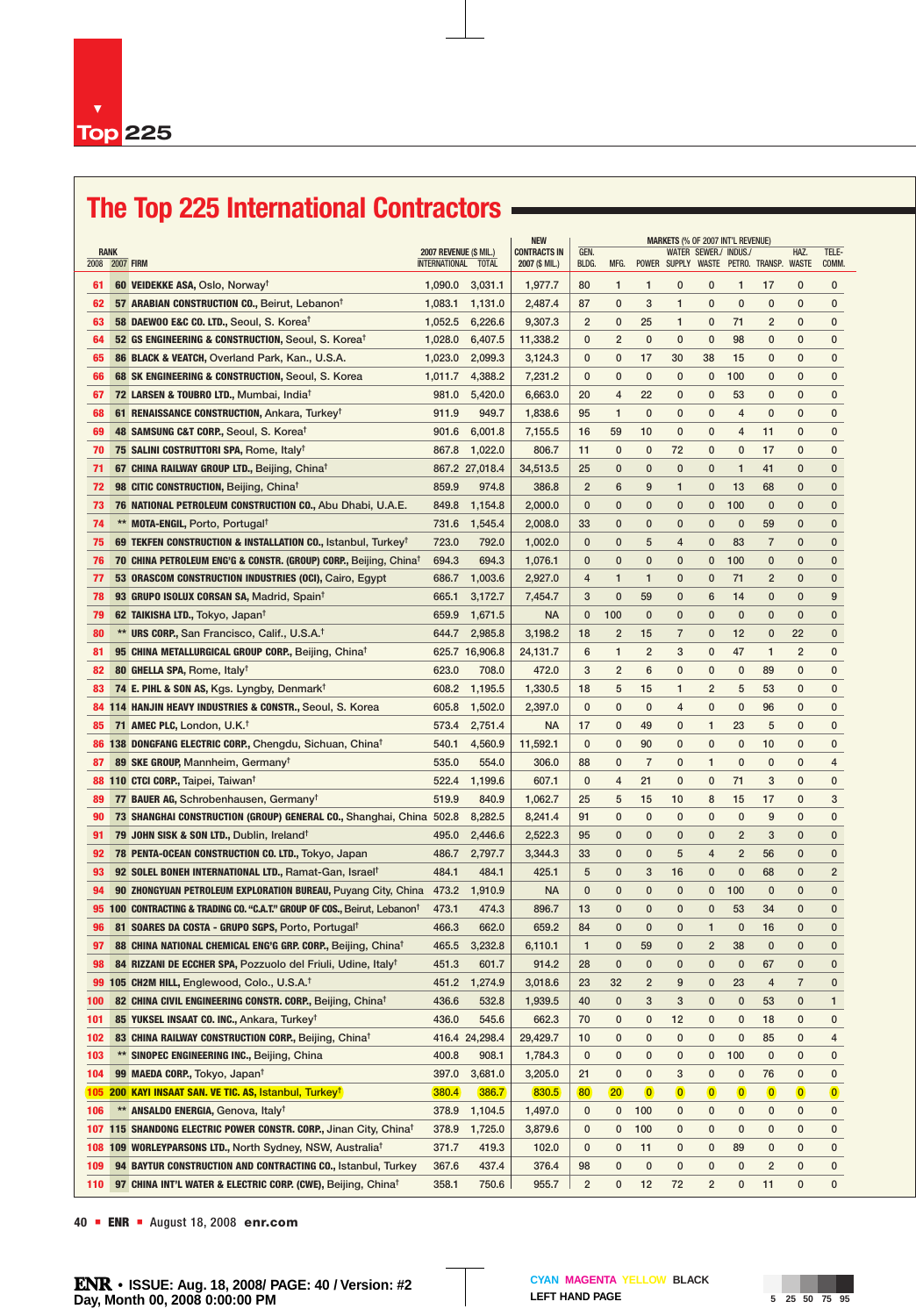# The Top 225 International Contractors

| RANK 2008 | RANK 2007 | FIRM | 2007 REVENUE ($ MIL.) INTERNATIONAL | 2007 REVENUE ($ MIL.) TOTAL | NEW CONTRACTS IN 2007 ($ MIL.) | GEN. BLDG. | MFG. | POWER | WATER SUPPLY | SEWER./ WASTE | INDUS./ PETRO. | TRANSP. | HAZ. WASTE | TELE-COMM. |
|---|---|---|---|---|---|---|---|---|---|---|---|---|---|---|
| 61 | 60 | **VEIDEKKE ASA,** Oslo, Norway† | 1,090.0 | 3,031.1 | 1,977.7 | 80 | 1 | 1 | 0 | 0 | 1 | 17 | 0 | 0 |
| 62 | 57 | **ARABIAN CONSTRUCTION CO.,** Beirut, Lebanon† | 1,083.1 | 1,131.0 | 2,487.4 | 87 | 0 | 3 | 1 | 0 | 0 | 0 | 0 | 0 |
| 63 | 58 | **DAEWOO E&C CO. LTD.,** Seoul, S. Korea† | 1,052.5 | 6,226.6 | 9,307.3 | 2 | 0 | 25 | 1 | 0 | 71 | 2 | 0 | 0 |
| 64 | 52 | **GS ENGINEERING & CONSTRUCTION,** Seoul, S. Korea† | 1,028.0 | 6,407.5 | 11,338.2 | 0 | 2 | 0 | 0 | 0 | 98 | 0 | 0 | 0 |
| 65 | 86 | **BLACK & VEATCH,** Overland Park, Kan., U.S.A. | 1,023.0 | 2,099.3 | 3,124.3 | 0 | 0 | 17 | 30 | 38 | 15 | 0 | 0 | 0 |
| 66 | 68 | **SK ENGINEERING & CONSTRUCTION,** Seoul, S. Korea | 1,011.7 | 4,388.2 | 7,231.2 | 0 | 0 | 0 | 0 | 0 | 100 | 0 | 0 | 0 |
| 67 | 72 | **LARSEN & TOUBRO LTD.,** Mumbai, India† | 981.0 | 5,420.0 | 6,663.0 | 20 | 4 | 22 | 0 | 0 | 53 | 0 | 0 | 0 |
| 68 | 61 | **RENAISSANCE CONSTRUCTION,** Ankara, Turkey† | 911.9 | 949.7 | 1,838.6 | 95 | 1 | 0 | 0 | 0 | 4 | 0 | 0 | 0 |
| 69 | 48 | **SAMSUNG C&T CORP.,** Seoul, S. Korea† | 901.6 | 6,001.8 | 7,155.5 | 16 | 59 | 10 | 0 | 0 | 4 | 11 | 0 | 0 |
| 70 | 75 | **SALINI COSTRUTTORI SPA,** Rome, Italy† | 867.8 | 1,022.0 | 806.7 | 11 | 0 | 0 | 72 | 0 | 0 | 17 | 0 | 0 |
| 71 | 67 | **CHINA RAILWAY GROUP LTD.,** Beijing, China† | 867.2 | 27,018.4 | 34,513.5 | 25 | 0 | 0 | 0 | 0 | 1 | 41 | 0 | 0 |
| 72 | 98 | **CITIC CONSTRUCTION,** Beijing, China† | 859.9 | 974.8 | 386.8 | 2 | 6 | 9 | 1 | 0 | 13 | 68 | 0 | 0 |
| 73 | 76 | **NATIONAL PETROLEUM CONSTRUCTION CO.,** Abu Dhabi, U.A.E. | 849.8 | 1,154.8 | 2,000.0 | 0 | 0 | 0 | 0 | 0 | 100 | 0 | 0 | 0 |
| 74 | ** | **MOTA-ENGIL,** Porto, Portugal† | 731.6 | 1,545.4 | 2,008.0 | 33 | 0 | 0 | 0 | 0 | 0 | 59 | 0 | 0 |
| 75 | 69 | **TEKFEN CONSTRUCTION & INSTALLATION CO.,** Istanbul, Turkey† | 723.0 | 792.0 | 1,002.0 | 0 | 0 | 5 | 4 | 0 | 83 | 7 | 0 | 0 |
| 76 | 70 | **CHINA PETROLEUM ENG'G & CONSTR. (GROUP) CORP.,** Beijing, China† | 694.3 | 694.3 | 1,076.1 | 0 | 0 | 0 | 0 | 0 | 100 | 0 | 0 | 0 |
| 77 | 53 | **ORASCOM CONSTRUCTION INDUSTRIES (OCI),** Cairo, Egypt | 686.7 | 1,003.6 | 2,927.0 | 4 | 1 | 1 | 0 | 0 | 71 | 2 | 0 | 0 |
| 78 | 93 | **GRUPO ISOLUX CORSAN SA,** Madrid, Spain† | 665.1 | 3,172.7 | 7,454.7 | 3 | 0 | 59 | 0 | 6 | 14 | 0 | 0 | 9 |
| 79 | 62 | **TAIKISHA LTD.,** Tokyo, Japan† | 659.9 | 1,671.5 | NA | 0 | 100 | 0 | 0 | 0 | 0 | 0 | 0 | 0 |
| 80 | ** | **URS CORP.,** San Francisco, Calif., U.S.A.† | 644.7 | 2,985.8 | 3,198.2 | 18 | 2 | 15 | 7 | 0 | 12 | 0 | 22 | 0 |
| 81 | 95 | **CHINA METALLURGICAL GROUP CORP.,** Beijing, China† | 625.7 | 16,906.8 | 24,131.7 | 6 | 1 | 2 | 3 | 0 | 47 | 1 | 2 | 0 |
| 82 | 80 | **GHELLA SPA,** Rome, Italy† | 623.0 | 708.0 | 472.0 | 3 | 2 | 6 | 0 | 0 | 0 | 89 | 0 | 0 |
| 83 | 74 | **E. PIHL & SON AS,** Kgs. Lyngby, Denmark† | 608.2 | 1,195.5 | 1,330.5 | 18 | 5 | 15 | 1 | 2 | 5 | 53 | 0 | 0 |
| 84 | 114 | **HANJIN HEAVY INDUSTRIES & CONSTR.,** Seoul, S. Korea | 605.8 | 1,502.0 | 2,397.0 | 0 | 0 | 0 | 4 | 0 | 0 | 96 | 0 | 0 |
| 85 | 71 | **AMEC PLC,** London, U.K.† | 573.4 | 2,751.4 | NA | 17 | 0 | 49 | 0 | 1 | 23 | 5 | 0 | 0 |
| 86 | 138 | **DONGFANG ELECTRIC CORP.,** Chengdu, Sichuan, China† | 540.1 | 4,560.9 | 11,592.1 | 0 | 0 | 90 | 0 | 0 | 0 | 10 | 0 | 0 |
| 87 | 89 | **SKE GROUP,** Mannheim, Germany† | 535.0 | 554.0 | 306.0 | 88 | 0 | 7 | 0 | 1 | 0 | 0 | 0 | 4 |
| 88 | 110 | **CTCI CORP.,** Taipei, Taiwan† | 522.4 | 1,199.6 | 607.1 | 0 | 4 | 21 | 0 | 0 | 71 | 3 | 0 | 0 |
| 89 | 77 | **BAUER AG,** Schrobenhausen, Germany† | 519.9 | 840.9 | 1,062.7 | 25 | 5 | 15 | 10 | 8 | 15 | 17 | 0 | 3 |
| 90 | 73 | **SHANGHAI CONSTRUCTION (GROUP) GENERAL CO.,** Shanghai, China | 502.8 | 8,282.5 | 8,241.4 | 91 | 0 | 0 | 0 | 0 | 0 | 9 | 0 | 0 |
| 91 | 79 | **JOHN SISK & SON LTD.,** Dublin, Ireland† | 495.0 | 2,446.6 | 2,522.3 | 95 | 0 | 0 | 0 | 0 | 2 | 3 | 0 | 0 |
| 92 | 78 | **PENTA-OCEAN CONSTRUCTION CO. LTD.,** Tokyo, Japan | 486.7 | 2,797.7 | 3,344.3 | 33 | 0 | 0 | 5 | 4 | 2 | 56 | 0 | 0 |
| 93 | 92 | **SOLEL BONEH INTERNATIONAL LTD.,** Ramat-Gan, Israel† | 484.1 | 484.1 | 425.1 | 5 | 0 | 3 | 16 | 0 | 0 | 68 | 0 | 2 |
| 94 | 90 | **ZHONGYUAN PETROLEUM EXPLORATION BUREAU,** Puyang City, China | 473.2 | 1,910.9 | NA | 0 | 0 | 0 | 0 | 0 | 100 | 0 | 0 | 0 |
| 95 | 100 | **CONTRACTING & TRADING CO. "C.A.T." GROUP OF COS.,** Beirut, Lebanon† | 473.1 | 474.3 | 896.7 | 13 | 0 | 0 | 0 | 0 | 53 | 34 | 0 | 0 |
| 96 | 81 | **SOARES DA COSTA - GRUPO SGPS,** Porto, Portugal† | 466.3 | 662.0 | 659.2 | 84 | 0 | 0 | 0 | 1 | 0 | 16 | 0 | 0 |
| 97 | 88 | **CHINA NATIONAL CHEMICAL ENG'G GRP. CORP.,** Beijing, China† | 465.5 | 3,232.8 | 6,110.1 | 1 | 0 | 59 | 0 | 2 | 38 | 0 | 0 | 0 |
| 98 | 84 | **RIZZANI DE ECCHER SPA,** Pozzuolo del Friuli, Udine, Italy† | 451.3 | 601.7 | 914.2 | 28 | 0 | 0 | 0 | 0 | 0 | 67 | 0 | 0 |
| 99 | 105 | **CH2M HILL,** Englewood, Colo., U.S.A.† | 451.2 | 1,274.9 | 3,018.6 | 23 | 32 | 2 | 9 | 0 | 23 | 4 | 7 | 0 |
| 100 | 82 | **CHINA CIVIL ENGINEERING CONSTR. CORP.,** Beijing, China† | 436.6 | 532.8 | 1,939.5 | 40 | 0 | 3 | 3 | 0 | 0 | 53 | 0 | 1 |
| 101 | 85 | **YUKSEL INSAAT CO. INC.,** Ankara, Turkey† | 436.0 | 545.6 | 662.3 | 70 | 0 | 0 | 12 | 0 | 0 | 18 | 0 | 0 |
| 102 | 83 | **CHINA RAILWAY CONSTRUCTION CORP.,** Beijing, China† | 416.4 | 24,298.4 | 29,429.7 | 10 | 0 | 0 | 0 | 0 | 0 | 85 | 0 | 4 |
| 103 | ** | **SINOPEC ENGINEERING INC.,** Beijing, China | 400.8 | 908.1 | 1,784.3 | 0 | 0 | 0 | 0 | 0 | 100 | 0 | 0 | 0 |
| 104 | 99 | **MAEDA CORP.,** Tokyo, Japan† | 397.0 | 3,681.0 | 3,205.0 | 21 | 0 | 0 | 3 | 0 | 0 | 76 | 0 | 0 |
| 105 | 200 | **KAYI INSAAT SAN. VE TIC. AS,** Istanbul, Turkey† | 380.4 | 386.7 | 830.5 | 80 | 20 | 0 | 0 | 0 | 0 | 0 | 0 | 0 |
| 106 | ** | **ANSALDO ENERGIA,** Genova, Italy† | 378.9 | 1,104.5 | 1,497.0 | 0 | 0 | 100 | 0 | 0 | 0 | 0 | 0 | 0 |
| 107 | 115 | **SHANDONG ELECTRIC POWER CONSTR. CORP.,** Jinan City, China† | 378.9 | 1,725.0 | 3,879.6 | 0 | 0 | 100 | 0 | 0 | 0 | 0 | 0 | 0 |
| 108 | 109 | **WORLEYPARSONS LTD.,** North Sydney, NSW, Australia† | 371.7 | 419.3 | 102.0 | 0 | 0 | 11 | 0 | 0 | 89 | 0 | 0 | 0 |
| 109 | 94 | **BAYTUR CONSTRUCTION AND CONTRACTING CO.,** Istanbul, Turkey | 367.6 | 437.4 | 376.4 | 98 | 0 | 0 | 0 | 0 | 0 | 2 | 0 | 0 |
| 110 | 97 | **CHINA INT'L WATER & ELECTRIC CORP. (CWE),** Beijing, China† | 358.1 | 750.6 | 955.7 | 2 | 0 | 12 | 72 | 2 | 0 | 11 | 0 | 0 |

MARKETS (% OF 2007 INT'L REVENUE)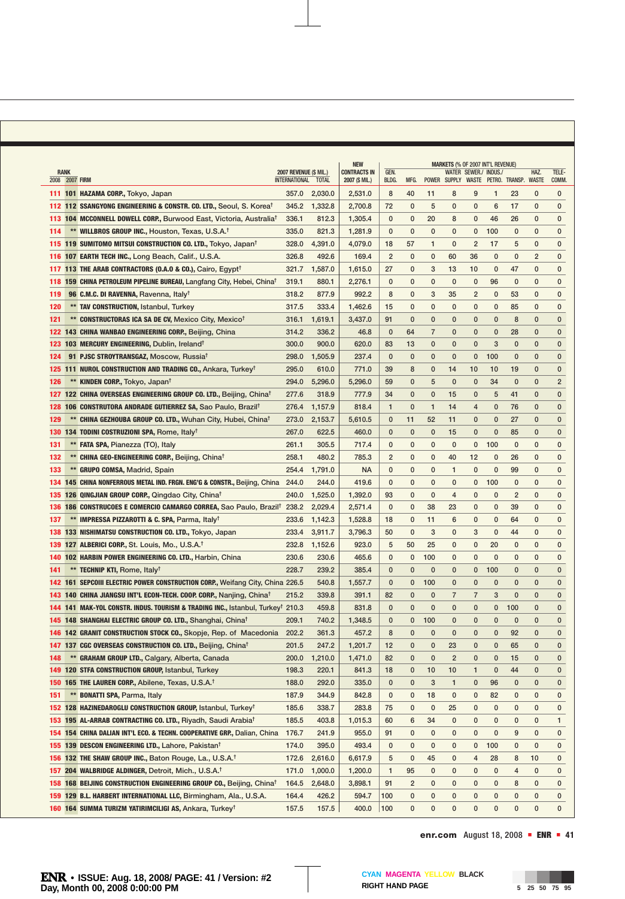| RANK 2008 | RANK 2007 | FIRM | 2007 REVENUE ($ MIL.) INTERNATIONAL | 2007 REVENUE ($ MIL.) TOTAL | NEW CONTRACTS IN 2007 ($ MIL.) | GEN. BLDG. | MFG. | POWER | WATER SUPPLY | SEWER./ WASTE | INDUS./ PETRO. | TRANSP. | HAZ. WASTE | TELE- COMM. |
|---|---|---|---|---|---|---|---|---|---|---|---|---|---|---|
| 111 | 101 | **HAZAMA CORP.**, Tokyo, Japan | 357.0 | 2,030.0 | 2,531.0 | 8 | 40 | 11 | 8 | 9 | 1 | 23 | 0 | 0 |
| 112 | 112 | **SSANGYONG ENGINEERING & CONSTR. CO. LTD.**, Seoul, S. Korea† | 345.2 | 1,332.8 | 2,700.8 | 72 | 0 | 5 | 0 | 0 | 6 | 17 | 0 | 0 |
| 113 | 104 | **MCCONNELL DOWELL CORP.**, Burwood East, Victoria, Australia† | 336.1 | 812.3 | 1,305.4 | 0 | 0 | 20 | 8 | 0 | 46 | 26 | 0 | 0 |
| 114 | ** | **WILLBROS GROUP INC.**, Houston, Texas, U.S.A.† | 335.0 | 821.3 | 1,281.9 | 0 | 0 | 0 | 0 | 0 | 100 | 0 | 0 | 0 |
| 115 | 119 | **SUMITOMO MITSUI CONSTRUCTION CO. LTD.**, Tokyo, Japan† | 328.0 | 4,391.0 | 4,079.0 | 18 | 57 | 1 | 0 | 2 | 17 | 5 | 0 | 0 |
| 116 | 107 | **EARTH TECH INC.**, Long Beach, Calif., U.S.A. | 326.8 | 492.6 | 169.4 | 2 | 0 | 0 | 60 | 36 | 0 | 0 | 2 | 0 |
| 117 | 113 | **THE ARAB CONTRACTORS (O.A.O & CO.)**, Cairo, Egypt† | 321.7 | 1,587.0 | 1,615.0 | 27 | 0 | 3 | 13 | 10 | 0 | 47 | 0 | 0 |
| 118 | 159 | **CHINA PETROLEUM PIPELINE BUREAU**, Langfang City, Hebei, China† | 319.1 | 880.1 | 2,276.1 | 0 | 0 | 0 | 0 | 0 | 96 | 0 | 0 | 0 |
| 119 | 96 | **C.M.C. DI RAVENNA**, Ravenna, Italy† | 318.2 | 877.9 | 992.2 | 8 | 0 | 3 | 35 | 2 | 0 | 53 | 0 | 0 |
| 120 | ** | **TAV CONSTRUCTION**, Istanbul, Turkey | 317.5 | 333.4 | 1,462.6 | 15 | 0 | 0 | 0 | 0 | 0 | 85 | 0 | 0 |
| 121 | ** | **CONSTRUCTORAS ICA SA DE CV**, Mexico City, Mexico† | 316.1 | 1,619.1 | 3,437.0 | 91 | 0 | 0 | 0 | 0 | 0 | 8 | 0 | 0 |
| 122 | 143 | **CHINA WANBAO ENGINEERING CORP.**, Beijing, China | 314.2 | 336.2 | 46.8 | 0 | 64 | 7 | 0 | 0 | 0 | 28 | 0 | 0 |
| 123 | 103 | **MERCURY ENGINEERING**, Dublin, Ireland† | 300.0 | 900.0 | 620.0 | 83 | 13 | 0 | 0 | 0 | 3 | 0 | 0 | 0 |
| 124 | 91 | **PJSC STROYTRANSGAZ**, Moscow, Russia† | 298.0 | 1,505.9 | 237.4 | 0 | 0 | 0 | 0 | 0 | 100 | 0 | 0 | 0 |
| 125 | 111 | **NUROL CONSTRUCTION AND TRADING CO.**, Ankara, Turkey† | 295.0 | 610.0 | 771.0 | 39 | 8 | 0 | 14 | 10 | 10 | 19 | 0 | 0 |
| 126 | ** | **KINDEN CORP.**, Tokyo, Japan† | 294.0 | 5,296.0 | 5,296.0 | 59 | 0 | 5 | 0 | 0 | 34 | 0 | 0 | 2 |
| 127 | 122 | **CHINA OVERSEAS ENGINEERING GROUP CO. LTD.**, Beijing, China† | 277.6 | 318.9 | 777.9 | 34 | 0 | 0 | 15 | 0 | 5 | 41 | 0 | 0 |
| 128 | 106 | **CONSTRUTORA ANDRADE GUTIERREZ SA**, Sao Paulo, Brazil† | 276.4 | 1,157.9 | 818.4 | 1 | 0 | 1 | 14 | 4 | 0 | 76 | 0 | 0 |
| 129 | ** | **CHINA GEZHOUBA GROUP CO. LTD.**, Wuhan City, Hubei, China† | 273.0 | 2,153.7 | 5,610.5 | 0 | 11 | 52 | 11 | 0 | 0 | 27 | 0 | 0 |
| 130 | 134 | **TODINI COSTRUZIONI SPA**, Rome, Italy† | 267.0 | 622.5 | 460.0 | 0 | 0 | 0 | 15 | 0 | 0 | 85 | 0 | 0 |
| 131 | ** | **FATA SPA**, Pianezza (TO), Italy | 261.1 | 305.5 | 717.4 | 0 | 0 | 0 | 0 | 0 | 100 | 0 | 0 | 0 |
| 132 | ** | **CHINA GEO-ENGINEERING CORP.**, Beijing, China† | 258.1 | 480.2 | 785.3 | 2 | 0 | 0 | 40 | 12 | 0 | 26 | 0 | 0 |
| 133 | ** | **GRUPO COMSA**, Madrid, Spain | 254.4 | 1,791.0 | NA | 0 | 0 | 0 | 1 | 0 | 0 | 99 | 0 | 0 |
| 134 | 145 | **CHINA NONFERROUS METAL IND. FRGN. ENG'G & CONSTR.**, Beijing, China | 244.0 | 244.0 | 419.6 | 0 | 0 | 0 | 0 | 0 | 100 | 0 | 0 | 0 |
| 135 | 126 | **QINGJIAN GROUP CORP.**, Qingdao City, China† | 240.0 | 1,525.0 | 1,392.0 | 93 | 0 | 0 | 4 | 0 | 0 | 2 | 0 | 0 |
| 136 | 186 | **CONSTRUCOES E COMERCIO CAMARGO CORREA**, Sao Paulo, Brazil† | 238.2 | 2,029.4 | 2,571.4 | 0 | 0 | 38 | 23 | 0 | 0 | 39 | 0 | 0 |
| 137 | ** | **IMPRESSA PIZZAROTTI & C. SPA**, Parma, Italy† | 233.6 | 1,142.3 | 1,528.8 | 18 | 0 | 11 | 6 | 0 | 0 | 64 | 0 | 0 |
| 138 | 133 | **NISHIMATSU CONSTRUCTION CO. LTD.**, Tokyo, Japan | 233.4 | 3,911.7 | 3,796.3 | 50 | 0 | 3 | 0 | 3 | 0 | 44 | 0 | 0 |
| 139 | 127 | **ALBERICI CORP.**, St. Louis, Mo., U.S.A.† | 232.8 | 1,152.6 | 923.0 | 5 | 50 | 25 | 0 | 0 | 20 | 0 | 0 | 0 |
| 140 | 102 | **HARBIN POWER ENGINEERING CO. LTD.**, Harbin, China | 230.6 | 230.6 | 465.6 | 0 | 0 | 100 | 0 | 0 | 0 | 0 | 0 | 0 |
| 141 | ** | **TECHNIP KTI**, Rome, Italy† | 228.7 | 239.2 | 385.4 | 0 | 0 | 0 | 0 | 0 | 100 | 0 | 0 | 0 |
| 142 | 161 | **SEPCOIII ELECTRIC POWER CONSTRUCTION CORP.**, Weifang City, China | 226.5 | 540.8 | 1,557.7 | 0 | 0 | 100 | 0 | 0 | 0 | 0 | 0 | 0 |
| 143 | 140 | **CHINA JIANGSU INT'L ECON-TECH. COOP. CORP.**, Nanjing, China† | 215.2 | 339.8 | 391.1 | 82 | 0 | 0 | 7 | 7 | 3 | 0 | 0 | 0 |
| 144 | 141 | **MAK-YOL CONSTR. INDUS. TOURISM & TRADING INC.**, Istanbul, Turkey† | 210.3 | 459.8 | 831.8 | 0 | 0 | 0 | 0 | 0 | 0 | 100 | 0 | 0 |
| 145 | 148 | **SHANGHAI ELECTRIC GROUP CO. LTD.**, Shanghai, China† | 209.1 | 740.2 | 1,348.5 | 0 | 0 | 100 | 0 | 0 | 0 | 0 | 0 | 0 |
| 146 | 142 | **GRANIT CONSTRUCTION STOCK CO.**, Skopje, Rep. of Macedonia | 202.2 | 361.3 | 457.2 | 8 | 0 | 0 | 0 | 0 | 0 | 92 | 0 | 0 |
| 147 | 137 | **CGC OVERSEAS CONSTRUCTION CO. LTD.**, Beijing, China† | 201.5 | 247.2 | 1,201.7 | 12 | 0 | 0 | 23 | 0 | 0 | 65 | 0 | 0 |
| 148 | ** | **GRAHAM GROUP LTD.**, Calgary, Alberta, Canada | 200.0 | 1,210.0 | 1,471.0 | 82 | 0 | 0 | 2 | 0 | 0 | 15 | 0 | 0 |
| 149 | 120 | **STFA CONSTRUCTION GROUP**, Istanbul, Turkey | 198.3 | 220.1 | 841.3 | 18 | 0 | 10 | 10 | 1 | 0 | 44 | 0 | 0 |
| 150 | 165 | **THE LAUREN CORP.**, Abilene, Texas, U.S.A.† | 188.0 | 292.0 | 335.0 | 0 | 0 | 3 | 1 | 0 | 96 | 0 | 0 | 0 |
| 151 | ** | **BONATTI SPA**, Parma, Italy | 187.9 | 344.9 | 842.8 | 0 | 0 | 18 | 0 | 0 | 82 | 0 | 0 | 0 |
| 152 | 128 | **HAZINEDAROGLU CONSTRUCTION GROUP**, Istanbul, Turkey† | 185.6 | 338.7 | 283.8 | 75 | 0 | 0 | 25 | 0 | 0 | 0 | 0 | 0 |
| 153 | 195 | **AL-ARRAB CONTRACTING CO. LTD.**, Riyadh, Saudi Arabia† | 185.5 | 403.8 | 1,015.3 | 60 | 6 | 34 | 0 | 0 | 0 | 0 | 0 | 1 |
| 154 | 154 | **CHINA DALIAN INT'L ECO. & TECHN. COOPERATIVE GRP.**, Dalian, China | 176.7 | 241.9 | 955.0 | 91 | 0 | 0 | 0 | 0 | 0 | 9 | 0 | 0 |
| 155 | 139 | **DESCON ENGINEERING LTD.**, Lahore, Pakistan† | 174.0 | 395.0 | 493.4 | 0 | 0 | 0 | 0 | 0 | 100 | 0 | 0 | 0 |
| 156 | 132 | **THE SHAW GROUP INC.**, Baton Rouge, La., U.S.A.† | 172.6 | 2,616.0 | 6,617.9 | 5 | 0 | 45 | 0 | 4 | 28 | 8 | 10 | 0 |
| 157 | 204 | **WALBRIDGE ALDINGER**, Detroit, Mich., U.S.A.† | 171.0 | 1,000.0 | 1,200.0 | 1 | 95 | 0 | 0 | 0 | 0 | 4 | 0 | 0 |
| 158 | 168 | **BEIJING CONSTRUCTION ENGINEERING GROUP CO.**, Beijing, China† | 164.5 | 2,648.0 | 3,898.1 | 91 | 2 | 0 | 0 | 0 | 0 | 8 | 0 | 0 |
| 159 | 129 | **B.L. HARBERT INTERNATIONAL LLC**, Birmingham, Ala., U.S.A. | 164.4 | 426.2 | 594.7 | 100 | 0 | 0 | 0 | 0 | 0 | 0 | 0 | 0 |
| 160 | 164 | **SUMMA TURIZM YATIRIMCILIGI AS**, Ankara, Turkey† | 157.5 | 157.5 | 400.0 | 100 | 0 | 0 | 0 | 0 | 0 | 0 | 0 | 0 |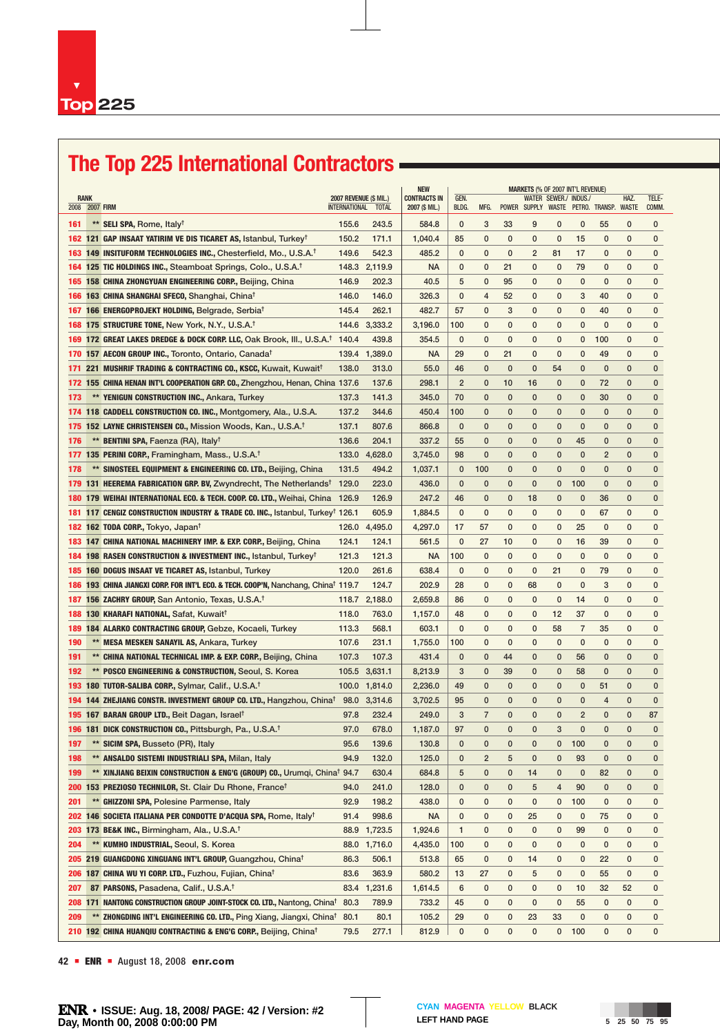# The Top 225 International Contractors

| RANK 2008 | RANK 2007 | FIRM | 2007 REVENUE ($ MIL.) INTERNATIONAL | 2007 REVENUE ($ MIL.) TOTAL | NEW CONTRACTS IN 2007 ($ MIL.) | GEN. BLDG. | MFG. | POWER | WATER SUPPLY | SEWER./ WASTE | INDUS./ PETRO. | TRANSP. | HAZ. WASTE | TELE-COMM. |
|---|---|---|---|---|---|---|---|---|---|---|---|---|---|---|
| 161 | ** | **SELI SPA**, Rome, Italy† | 155.6 | 243.5 | 584.8 | 0 | 3 | 33 | 9 | 0 | 0 | 55 | 0 | 0 |
| 162 | 121 | **GAP INSAAT YATIRIM VE DIS TICARET AS**, Istanbul, Turkey† | 150.2 | 171.1 | 1,040.4 | 85 | 0 | 0 | 0 | 0 | 15 | 0 | 0 | 0 |
| 163 | 149 | **INSITUFORM TECHNOLOGIES INC.**, Chesterfield, Mo., U.S.A.† | 149.6 | 542.3 | 485.2 | 0 | 0 | 0 | 2 | 81 | 17 | 0 | 0 | 0 |
| 164 | 125 | **TIC HOLDINGS INC.**, Steamboat Springs, Colo., U.S.A.† | 148.3 | 2,119.9 | NA | 0 | 0 | 21 | 0 | 0 | 79 | 0 | 0 | 0 |
| 165 | 158 | **CHINA ZHONGYUAN ENGINEERING CORP.**, Beijing, China | 146.9 | 202.3 | 40.5 | 5 | 0 | 95 | 0 | 0 | 0 | 0 | 0 | 0 |
| 166 | 163 | **CHINA SHANGHAI SFECO**, Shanghai, China† | 146.0 | 146.0 | 326.3 | 0 | 4 | 52 | 0 | 0 | 3 | 40 | 0 | 0 |
| 167 | 166 | **ENERGOPROJEKT HOLDING**, Belgrade, Serbia† | 145.4 | 262.1 | 482.7 | 57 | 0 | 3 | 0 | 0 | 0 | 40 | 0 | 0 |
| 168 | 175 | **STRUCTURE TONE**, New York, N.Y., U.S.A.† | 144.6 | 3,333.2 | 3,196.0 | 100 | 0 | 0 | 0 | 0 | 0 | 0 | 0 | 0 |
| 169 | 172 | **GREAT LAKES DREDGE & DOCK CORP. LLC**, Oak Brook, Ill., U.S.A.† | 140.4 | 439.8 | 354.5 | 0 | 0 | 0 | 0 | 0 | 0 | 100 | 0 | 0 |
| 170 | 157 | **AECON GROUP INC.**, Toronto, Ontario, Canada† | 139.4 | 1,389.0 | NA | 29 | 0 | 21 | 0 | 0 | 0 | 49 | 0 | 0 |
| 171 | 221 | **MUSHRIF TRADING & CONTRACTING CO., KSCC**, Kuwait, Kuwait† | 138.0 | 313.0 | 55.0 | 46 | 0 | 0 | 0 | 54 | 0 | 0 | 0 | 0 |
| 172 | 155 | **CHINA HENAN INT'L COOPERATION GRP. CO.**, Zhengzhou, Henan, China | 137.6 | 137.6 | 298.1 | 2 | 0 | 10 | 16 | 0 | 0 | 72 | 0 | 0 |
| 173 | ** | **YENIGUN CONSTRUCTION INC.**, Ankara, Turkey | 137.3 | 141.3 | 345.0 | 70 | 0 | 0 | 0 | 0 | 0 | 30 | 0 | 0 |
| 174 | 118 | **CADDELL CONSTRUCTION CO. INC.**, Montgomery, Ala., U.S.A. | 137.2 | 344.6 | 450.4 | 100 | 0 | 0 | 0 | 0 | 0 | 0 | 0 | 0 |
| 175 | 152 | **LAYNE CHRISTENSEN CO.**, Mission Woods, Kan., U.S.A.† | 137.1 | 807.6 | 866.8 | 0 | 0 | 0 | 0 | 0 | 0 | 0 | 0 | 0 |
| 176 | ** | **BENTINI SPA**, Faenza (RA), Italy† | 136.6 | 204.1 | 337.2 | 55 | 0 | 0 | 0 | 0 | 45 | 0 | 0 | 0 |
| 177 | 135 | **PERINI CORP.**, Framingham, Mass., U.S.A.† | 133.0 | 4,628.0 | 3,745.0 | 98 | 0 | 0 | 0 | 0 | 0 | 2 | 0 | 0 |
| 178 | ** | **SINOSTEEL EQUIPMENT & ENGINEERING CO. LTD.**, Beijing, China | 131.5 | 494.2 | 1,037.1 | 0 | 100 | 0 | 0 | 0 | 0 | 0 | 0 | 0 |
| 179 | 131 | **HEEREMA FABRICATION GRP. BV**, Zwyndrecht, The Netherlands† | 129.0 | 223.0 | 436.0 | 0 | 0 | 0 | 0 | 0 | 100 | 0 | 0 | 0 |
| 180 | 179 | **WEIHAI INTERNATIONAL ECO. & TECH. COOP. CO. LTD.**, Weihai, China | 126.9 | 126.9 | 247.2 | 46 | 0 | 0 | 18 | 0 | 0 | 36 | 0 | 0 |
| 181 | 117 | **CENGIZ CONSTRUCTION INDUSTRY & TRADE CO. INC.**, Istanbul, Turkey† | 126.1 | 605.9 | 1,884.5 | 0 | 0 | 0 | 0 | 0 | 0 | 67 | 0 | 0 |
| 182 | 162 | **TODA CORP.**, Tokyo, Japan† | 126.0 | 4,495.0 | 4,297.0 | 17 | 57 | 0 | 0 | 0 | 25 | 0 | 0 | 0 |
| 183 | 147 | **CHINA NATIONAL MACHINERY IMP. & EXP. CORP.**, Beijing, China | 124.1 | 124.1 | 561.5 | 0 | 27 | 10 | 0 | 0 | 16 | 39 | 0 | 0 |
| 184 | 198 | **RASEN CONSTRUCTION & INVESTMENT INC.**, Istanbul, Turkey† | 121.3 | 121.3 | NA | 100 | 0 | 0 | 0 | 0 | 0 | 0 | 0 | 0 |
| 185 | 160 | **DOGUS INSAAT VE TICARET AS**, Istanbul, Turkey | 120.0 | 261.6 | 638.4 | 0 | 0 | 0 | 0 | 21 | 0 | 79 | 0 | 0 |
| 186 | 193 | **CHINA JIANGXI CORP. FOR INT'L ECO. & TECH. COOP'N**, Nanchang, China† | 119.7 | 124.7 | 202.9 | 28 | 0 | 0 | 68 | 0 | 0 | 3 | 0 | 0 |
| 187 | 156 | **ZACHRY GROUP**, San Antonio, Texas, U.S.A.† | 118.7 | 2,188.0 | 2,659.8 | 86 | 0 | 0 | 0 | 0 | 14 | 0 | 0 | 0 |
| 188 | 130 | **KHARAFI NATIONAL**, Safat, Kuwait† | 118.0 | 763.0 | 1,157.0 | 48 | 0 | 0 | 0 | 12 | 37 | 0 | 0 | 0 |
| 189 | 184 | **ALARKO CONTRACTING GROUP**, Gebze, Kocaeli, Turkey | 113.3 | 568.1 | 603.1 | 0 | 0 | 0 | 0 | 58 | 7 | 35 | 0 | 0 |
| 190 | ** | **MESA MESKEN SANAYIL AS**, Ankara, Turkey | 107.6 | 231.1 | 1,755.0 | 100 | 0 | 0 | 0 | 0 | 0 | 0 | 0 | 0 |
| 191 | ** | **CHINA NATIONAL TECHNICAL IMP. & EXP. CORP.**, Beijing, China | 107.3 | 107.3 | 431.4 | 0 | 0 | 44 | 0 | 0 | 56 | 0 | 0 | 0 |
| 192 | ** | **POSCO ENGINEERING & CONSTRUCTION**, Seoul, S. Korea | 105.5 | 3,631.1 | 8,213.9 | 3 | 0 | 39 | 0 | 0 | 58 | 0 | 0 | 0 |
| 193 | 180 | **TUTOR-SALIBA CORP.**, Sylmar, Calif., U.S.A.† | 100.0 | 1,814.0 | 2,236.0 | 49 | 0 | 0 | 0 | 0 | 0 | 51 | 0 | 0 |
| 194 | 144 | **ZHEJIANG CONSTR. INVESTMENT GROUP CO. LTD.**, Hangzhou, China† | 98.0 | 3,314.6 | 3,702.5 | 95 | 0 | 0 | 0 | 0 | 0 | 4 | 0 | 0 |
| 195 | 167 | **BARAN GROUP LTD.**, Beit Dagan, Israel† | 97.8 | 232.4 | 249.0 | 3 | 7 | 0 | 0 | 0 | 2 | 0 | 0 | 87 |
| 196 | 181 | **DICK CONSTRUCTION CO.**, Pittsburgh, Pa., U.S.A.† | 97.0 | 678.0 | 1,187.0 | 97 | 0 | 0 | 0 | 3 | 0 | 0 | 0 | 0 |
| 197 | ** | **SICIM SPA**, Busseto (PR), Italy | 95.6 | 139.6 | 130.8 | 0 | 0 | 0 | 0 | 0 | 100 | 0 | 0 | 0 |
| 198 | ** | **ANSALDO SISTEMI INDUSTRIALI SPA**, Milan, Italy | 94.9 | 132.0 | 125.0 | 0 | 2 | 5 | 0 | 0 | 93 | 0 | 0 | 0 |
| 199 | ** | **XINJIANG BEIXIN CONSTRUCTION & ENG'G (GROUP) CO.**, Urumqi, China† | 94.7 | 630.4 | 684.8 | 5 | 0 | 0 | 14 | 0 | 0 | 82 | 0 | 0 |
| 200 | 153 | **PREZIOSO TECHNILOR**, St. Clair Du Rhone, France† | 94.0 | 241.0 | 128.0 | 0 | 0 | 0 | 5 | 4 | 90 | 0 | 0 | 0 |
| 201 | ** | **GHIZZONI SPA**, Polesine Parmense, Italy | 92.9 | 198.2 | 438.0 | 0 | 0 | 0 | 0 | 0 | 100 | 0 | 0 | 0 |
| 202 | 146 | **SOCIETA ITALIANA PER CONDOTTE D'ACQUA SPA**, Rome, Italy† | 91.4 | 998.6 | NA | 0 | 0 | 0 | 25 | 0 | 0 | 75 | 0 | 0 |
| 203 | 173 | **BE&K INC.**, Birmingham, Ala., U.S.A.† | 88.9 | 1,723.5 | 1,924.6 | 1 | 0 | 0 | 0 | 0 | 99 | 0 | 0 | 0 |
| 204 | ** | **KUMHO INDUSTRIAL**, Seoul, S. Korea | 88.0 | 1,716.0 | 4,435.0 | 100 | 0 | 0 | 0 | 0 | 0 | 0 | 0 | 0 |
| 205 | 219 | **GUANGDONG XINGUANG INT'L GROUP**, Guangzhou, China† | 86.3 | 506.1 | 513.8 | 65 | 0 | 0 | 14 | 0 | 0 | 22 | 0 | 0 |
| 206 | 187 | **CHINA WU YI CORP. LTD.**, Fuzhou, Fujian, China† | 83.6 | 363.9 | 580.2 | 13 | 27 | 0 | 5 | 0 | 0 | 55 | 0 | 0 |
| 207 | 87 | **PARSONS**, Pasadena, Calif., U.S.A.† | 83.4 | 1,231.6 | 1,614.5 | 6 | 0 | 0 | 0 | 0 | 10 | 32 | 52 | 0 |
| 208 | 171 | **NANTONG CONSTRUCTION GROUP JOINT-STOCK CO. LTD.**, Nantong, China† | 80.3 | 789.9 | 733.2 | 45 | 0 | 0 | 0 | 0 | 55 | 0 | 0 | 0 |
| 209 | ** | **ZHONGDING INT'L ENGINEERING CO. LTD.**, Ping Xiang, Jiangxi, China† | 80.1 | 80.1 | 105.2 | 29 | 0 | 0 | 23 | 33 | 0 | 0 | 0 | 0 |
| 210 | 192 | **CHINA HUANQIU CONTRACTING & ENG'G CORP.**, Beijing, China† | 79.5 | 277.1 | 812.9 | 0 | 0 | 0 | 0 | 0 | 100 | 0 | 0 | 0 |

MARKETS (% OF 2007 INT'L REVENUE)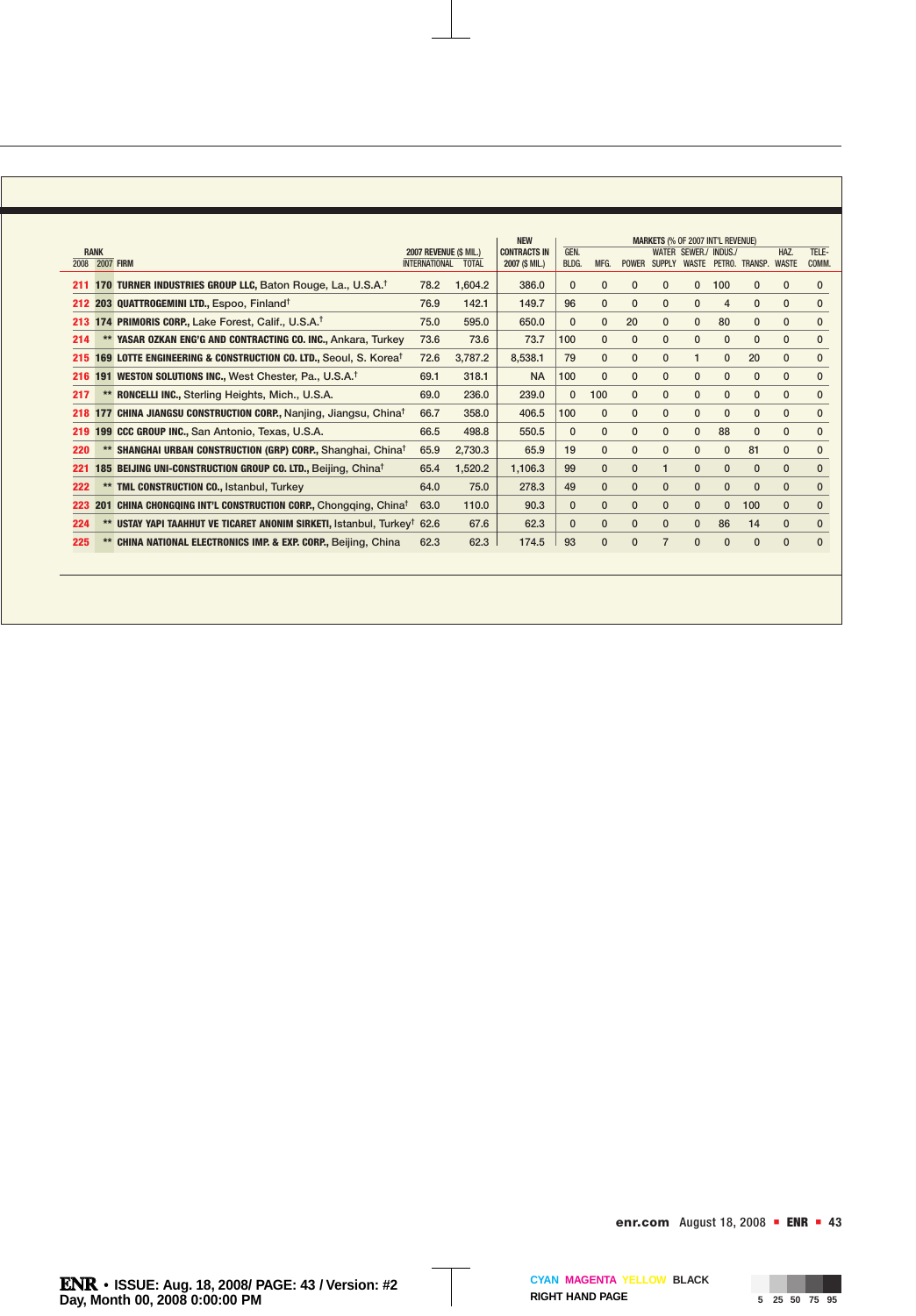| RANK 2008 | RANK 2007 | FIRM | 2007 REVENUE ($ MIL.) INTERNATIONAL | TOTAL | NEW CONTRACTS IN 2007 ($ MIL.) | GEN. BLDG. | MFG. | POWER | WATER SUPPLY | SEWER./ WASTE | INDUS./ PETRO. | TRANSP. | HAZ. WASTE | TELE- COMM. |
|---|---|---|---|---|---|---|---|---|---|---|---|---|---|---|
| | | | | | | MARKETS (% OF 2007 INT'L REVENUE) | | | | | | | | |
| 211 | 170 | **TURNER INDUSTRIES GROUP LLC,** Baton Rouge, La., U.S.A.† | 78.2 | 1,604.2 | 386.0 | 0 | 0 | 0 | 0 | 0 | 100 | 0 | 0 | 0 |
| 212 | 203 | **QUATTROGEMINI LTD.,** Espoo, Finland† | 76.9 | 142.1 | 149.7 | 96 | 0 | 0 | 0 | 0 | 4 | 0 | 0 | 0 |
| 213 | 174 | **PRIMORIS CORP.,** Lake Forest, Calif., U.S.A.† | 75.0 | 595.0 | 650.0 | 0 | 0 | 20 | 0 | 0 | 80 | 0 | 0 | 0 |
| 214 | ** | **YASAR OZKAN ENG'G AND CONTRACTING CO. INC.,** Ankara, Turkey | 73.6 | 73.6 | 73.7 | 100 | 0 | 0 | 0 | 0 | 0 | 0 | 0 | 0 |
| 215 | 169 | **LOTTE ENGINEERING & CONSTRUCTION CO. LTD.,** Seoul, S. Korea† | 72.6 | 3,787.2 | 8,538.1 | 79 | 0 | 0 | 0 | 1 | 0 | 20 | 0 | 0 |
| 216 | 191 | **WESTON SOLUTIONS INC.,** West Chester, Pa., U.S.A.† | 69.1 | 318.1 | NA | 100 | 0 | 0 | 0 | 0 | 0 | 0 | 0 | 0 |
| 217 | ** | **RONCELLI INC.,** Sterling Heights, Mich., U.S.A. | 69.0 | 236.0 | 239.0 | 0 | 100 | 0 | 0 | 0 | 0 | 0 | 0 | 0 |
| 218 | 177 | **CHINA JIANGSU CONSTRUCTION CORP.,** Nanjing, Jiangsu, China† | 66.7 | 358.0 | 406.5 | 100 | 0 | 0 | 0 | 0 | 0 | 0 | 0 | 0 |
| 219 | 199 | **CCC GROUP INC.,** San Antonio, Texas, U.S.A. | 66.5 | 498.8 | 550.5 | 0 | 0 | 0 | 0 | 0 | 88 | 0 | 0 | 0 |
| 220 | ** | **SHANGHAI URBAN CONSTRUCTION (GRP) CORP.,** Shanghai, China† | 65.9 | 2,730.3 | 65.9 | 19 | 0 | 0 | 0 | 0 | 0 | 81 | 0 | 0 |
| 221 | 185 | **BEIJING UNI-CONSTRUCTION GROUP CO. LTD.,** Beijing, China† | 65.4 | 1,520.2 | 1,106.3 | 99 | 0 | 0 | 1 | 0 | 0 | 0 | 0 | 0 |
| 222 | ** | **TML CONSTRUCTION CO.,** Istanbul, Turkey | 64.0 | 75.0 | 278.3 | 49 | 0 | 0 | 0 | 0 | 0 | 0 | 0 | 0 |
| 223 | 201 | **CHINA CHONGQING INT'L CONSTRUCTION CORP.,** Chongqing, China† | 63.0 | 110.0 | 90.3 | 0 | 0 | 0 | 0 | 0 | 0 | 100 | 0 | 0 |
| 224 | ** | **USTAY YAPI TAAHHUT VE TICARET ANONIM SIRKETI,** Istanbul, Turkey† | 62.6 | 67.6 | 62.3 | 0 | 0 | 0 | 0 | 0 | 86 | 14 | 0 | 0 |
| 225 | ** | **CHINA NATIONAL ELECTRONICS IMP. & EXP. CORP.,** Beijing, China | 62.3 | 62.3 | 174.5 | 93 | 0 | 0 | 7 | 0 | 0 | 0 | 0 | 0 |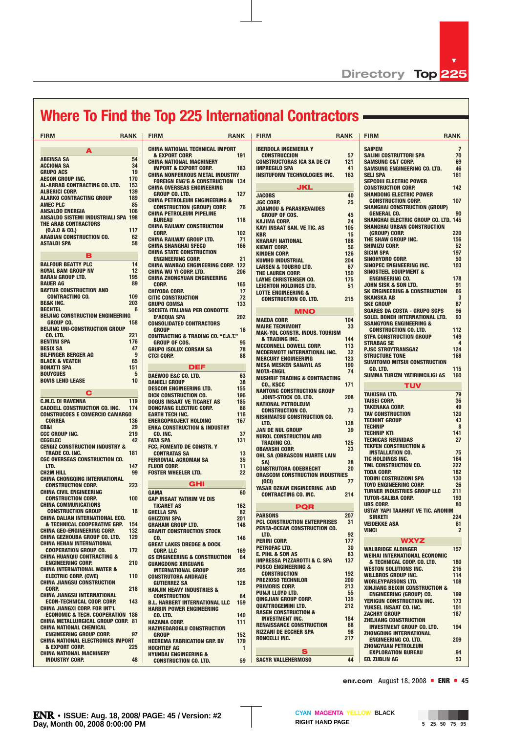# Where To Find the Top 225 International Contractors

| FIRM | RANK |
|---|---|
| **A** | |
| ABEINSA SA | 54 |
| ACCIONA SA | 34 |
| GRUPO ACS | 19 |
| AECON GROUP INC. | 170 |
| AL-ARRAB CONTRACTING CO. LTD. | 153 |
| ALBERICI CORP. | 139 |
| ALARKO CONTRACTING GROUP | 189 |
| AMEC PLC | 85 |
| ANSALDO ENERGIA | 106 |
| ANSALDO SISTEMI INDUSTRIALI SPA | 198 |
| THE ARAB CONTRACTORS (O.A.O & CO.) | 117 |
| ARABIAN CONSTRUCTION CO. | 62 |
| ASTALDI SPA | 58 |
| **B** | |
| BALFOUR BEATTY PLC | 14 |
| ROYAL BAM GROUP NV | 12 |
| BARAN GROUP LTD. | 195 |
| BAUER AG | 89 |
| BAYTUR CONSTRUCTION AND CONTRACTING CO. | 109 |
| BE&K INC. | 203 |
| BECHTEL | 6 |
| BEIJING CONSTRUCTION ENGINEERING GROUP CO. | 158 |
| BEIJING UNI-CONSTRUCTION GROUP CO. LTD. | 221 |
| BENTINI SPA | 176 |
| BESIX SA | 47 |
| BILFINGER BERGER AG | 9 |
| BLACK & VEATCH | 65 |
| BONATTI SPA | 151 |
| BOUYGUES | 5 |
| BOVIS LEND LEASE | 10 |
| **C** | |
| C.M.C. DI RAVENNA | 119 |
| CADDELL CONSTRUCTION CO. INC. | 174 |
| CONSTRUCOES E COMERCIO CAMARGO CORREA | 136 |
| CB&I | 29 |
| CCC GROUP INC. | 219 |
| CEGELEC | 42 |
| CENGIZ CONSTRUCTION INDUSTRY & TRADE CO. INC. | 181 |
| CGC OVERSEAS CONSTRUCTION CO. LTD. | 147 |
| CH2M HILL | 99 |
| CHINA CHONGQING INTERNATIONAL CONSTRUCTION CORP. | 223 |
| CHINA CIVIL ENGINEERING CONSTRUCTION CORP. | 100 |
| CHINA COMMUNICATIONS CONSTRUCTION GROUP | 18 |
| CHINA DALIAN INTERNATIONAL ECO. & TECHNICAL COOPERATIVE GRP. | 154 |
| CHINA GEO-ENGINEERING CORP. | 132 |
| CHINA GEZHOUBA GROUP CO. LTD. | 129 |
| CHINA HENAN INTERNATIONAL COOPERATION GROUP CO. | 172 |
| CHINA HUANQIU CONTRACTING & ENGINEERING CORP. | 210 |
| CHINA INTERNATIONAL WATER & ELECTRIC CORP. (CWE) | 110 |
| CHINA JIANGSU CONSTRUCTION CORP. | 218 |
| CHINA JIANGSU INTERNATIONAL ECON-TECHNICAL COOP. CORP. | 143 |
| CHINA JIANGXI CORP. FOR INT'L ECONOMIC & TECH. COOPERATION | 186 |
| CHINA METALLURGICAL GROUP CORP. | 81 |
| CHINA NATIONAL CHEMICAL ENGINEERING GROUP CORP. | 97 |
| CHINA NATIONAL ELECTRONICS IMPORT & EXPORT CORP. | 225 |
| CHINA NATIONAL MACHINERY INDUSTRY CORP. | 48 |
| CHINA NATIONAL TECHNICAL IMPORT & EXPORT CORP. | 191 |
| CHINA NATIONAL MACHINERY IMPORT & EXPORT CORP. | 183 |
| CHINA NONFERROUS METAL INDUSTRY FOREIGN ENG'G & CONSTRUCTION | 134 |
| CHINA OVERSEAS ENGINEERING GROUP CO. LTD. | 127 |
| CHINA PETROLEUM ENGINEERING & CONSTRUCTION (GROUP) CORP. | 76 |
| CHINA PETROLEUM PIPELINE BUREAU | 118 |
| CHINA RAILWAY CONSTRUCTION CORP. | 102 |
| CHINA RAILWAY GROUP LTD. | 71 |
| CHINA SHANGHAI SFECO | 166 |
| CHINA STATE CONSTRUCTION ENGINEERING CORP. | 21 |
| CHINA WANBAO ENGINEERING CORP. | 122 |
| CHINA WU YI CORP. LTD. | 206 |
| CHINA ZHONGYUAN ENGINEERING CORP. | 165 |
| CHIYODA CORP. | 17 |
| CITIC CONSTRUCTION | 72 |
| GRUPO COMSA | 133 |
| SOCIETA ITALIANA PER CONDOTTE D'ACQUA SPA | 202 |
| CONSOLIDATED CONTRACTORS GROUP | 16 |
| CONTRACTING & TRADING CO. "C.A.T." GROUP OF COS. | 95 |
| GRUPO ISOLUX CORSAN SA | 78 |
| CTCI CORP. | 88 |
| **DEF** | |
| DAEWOO E&C CO. LTD. | 63 |
| DANIELI GROUP | 38 |
| DESCON ENGINEERING LTD. | 155 |
| DICK CONSTRUCTION CO. | 196 |
| DOGUS INSAAT VE TICARET AS | 185 |
| DONGFANG ELECTRIC CORP. | 86 |
| EARTH TECH INC. | 116 |
| ENERGOPROJEKT HOLDING | 167 |
| ENKA CONSTRUCTION & INDUSTRY CO. INC. | 37 |
| FATA SPA | 131 |
| FCC, FOMENTO DE CONSTR. Y CONTRATAS SA | 13 |
| FERROVIAL AGROMAN SA | 35 |
| FLUOR CORP. | 11 |
| FOSTER WHEELER LTD. | 22 |
| **GHI** | |
| GAMA | 60 |
| GAP INSAAT YATIRIM VE DIS TICARET AS | 162 |
| GHELLA SPA | 82 |
| GHIZZONI SPA | 201 |
| GRAHAM GROUP LTD. | 148 |
| GRANIT CONSTRUCTION STOCK CO. | 146 |
| GREAT LAKES DREDGE & DOCK CORP. LLC | 169 |
| GS ENGINEERING & CONSTRUCTION | 64 |
| GUANGDONG XINGUANG INTERNATIONAL GROUP | 205 |
| CONSTRUTORA ANDRADE GUTIERREZ SA | 128 |
| HANJIN HEAVY INDUSTRIES & CONSTRUCTION | 84 |
| B.L. HARBERT INTERNATIONAL LLC | 159 |
| HARBIN POWER ENGINEERING CO. LTD. | 140 |
| HAZAMA CORP. | 111 |
| HAZINEDAROGLU CONSTRUCTION GROUP | 152 |
| HEEREMA FABRICATION GRP. BV | 179 |
| HOCHTIEF AG | 1 |
| HYUNDAI ENGINEERING & CONSTRUCTION CO. LTD. | 59 |
| IBERDOLA INGENIERIA Y CONSTRUCCION | 57 |
| CONSTRUCTORAS ICA SA DE CV | 121 |
| IMPREGILO SPA | 41 |
| INSITUFORM TECHNOLOGIES INC. | 163 |
| **JKL** | |
| JACOBS | 40 |
| JGC CORP. | 25 |
| JOANNOU & PARASKEVAIDES GROUP OF COS. | 45 |
| KAJIMA CORP. | 24 |
| KAYI INSAAT SAN. VE TIC. AS | 105 |
| KBR | 15 |
| KHARAFI NATIONAL | 188 |
| KIEWIT CORP. | 56 |
| KINDEN CORP. | 126 |
| KUMHO INDUSTRIAL | 204 |
| LARSEN & TOUBRO LTD. | 67 |
| THE LAUREN CORP. | 150 |
| LAYNE CHRISTENSEN CO. | 175 |
| LEIGHTON HOLDINGS LTD. | 51 |
| LOTTE ENGINEERING & CONSTRUCTION CO. LTD. | 215 |
| **MNO** | |
| MAEDA CORP. | 104 |
| MAIRE TECNIMONT | 33 |
| MAK-YOL CONSTR. INDUS. TOURISM & TRADING INC. | 144 |
| MCCONNELL DOWELL CORP. | 113 |
| MCDERMOTT INTERNATIONAL INC. | 32 |
| MERCURY ENGINEERING | 123 |
| MESA MESKEN SANAYIL AS | 190 |
| MOTA-ENGIL | 74 |
| MUSHRIF TRADING & CONTRACTING CO., KSCC | 171 |
| NANTONG CONSTRUCTION GROUP JOINT-STOCK CO. LTD. | 208 |
| NATIONAL PETROLEUM CONSTRUCTION CO. | 73 |
| NISHIMATSU CONSTRUCTION CO. LTD. | 138 |
| JAN DE NUL GROUP | 39 |
| NUROL CONSTRUCTION AND TRADING CO. | 125 |
| OBAYASHI CORP. | 23 |
| OHL SA (OBRASCON HUARTE LAIN SA) | 28 |
| CONSTRUTORA ODEBRECHT | 20 |
| ORASCOM CONSTRUCTION INDUSTRIES (OCI) | 77 |
| YASAR OZKAN ENGINEERING AND CONTRACTING CO. INC. | 214 |
| **PQR** | |
| PARSONS | 207 |
| PCL CONSTRUCTION ENTERPRISES | 31 |
| PENTA-OCEAN CONSTRUCTION CO. LTD. | 92 |
| PERINI CORP. | 177 |
| PETROFAC LTD. | 30 |
| E. PIHL & SON AS | 83 |
| IMPRESSA PIZZAROTTI & C. SPA | 137 |
| POSCO ENGINEERING & CONSTRUCTION | 192 |
| PREZIOSO TECHNILOR | 200 |
| PRIMORIS CORP. | 213 |
| PUNJ LLOYD LTD. | 55 |
| QINGJIAN GROUP CORP. | 135 |
| QUATTROGEMINI LTD. | 212 |
| RASEN CONSTRUCTION & INVESTMENT INC. | 184 |
| RENAISSANCE CONSTRUCTION | 68 |
| RIZZANI DE ECCHER SPA | 98 |
| RONCELLI INC. | 217 |
| **S** | |
| SACYR VALLEHERMOSO | 44 |
| SAIPEM | 7 |
| SALINI COSTRUTTORI SPA | 70 |
| SAMSUNG C&T CORP. | 69 |
| SAMSUNG ENGINEERING CO. LTD. | 46 |
| SELI SPA | 161 |
| SEPCOIII ELECTRIC POWER CONSTRUCTION CORP. | 142 |
| SHANDONG ELECTRIC POWER CONSTRUCTION CORP. | 107 |
| SHANGHAI CONSTRUCTION (GROUP) GENERAL CO. | 90 |
| SHANGHAI ELECTRIC GROUP CO. LTD. | 145 |
| SHANGHAI URBAN CONSTRUCTION (GROUP) CORP. | 220 |
| THE SHAW GROUP INC. | 156 |
| SHIMIZU CORP. | 52 |
| SICIM SPA | 197 |
| SINOHYDRO CORP. | 50 |
| SINOPEC ENGINEERING INC. | 103 |
| SINOSTEEL EQUIPMENT & ENGINEERING CO. | 178 |
| JOHN SISK & SON LTD. | 91 |
| SK ENGINEERING & CONSTRUCTION | 66 |
| SKANSKA AB | 3 |
| SKE GROUP | 87 |
| SOARES DA COSTA - GRUPO SGPS | 96 |
| SOLEL BONEH INTERNATIONAL LTD. | 93 |
| SSANGYONG ENGINEERING & CONSTRUCTION CO. LTD. | 112 |
| STFA CONSTRUCTION GROUP | 149 |
| STRABAG SE | 4 |
| PJSC STROYTRANSGAZ | 124 |
| STRUCTURE TONE | 168 |
| SUMITOMO MITSUI CONSTRUCTION CO. LTD. | 115 |
| SUMMA TURIZM YATIRIMCILIGI AS | 160 |
| **TUV** | |
| TAIKISHA LTD. | 79 |
| TAISEI CORP. | 36 |
| TAKENAKA CORP. | 49 |
| TAV CONSTRUCTION | 120 |
| TECHINT GROUP | 43 |
| TECHNIP | 8 |
| TECHNIP KTI | 141 |
| TECNICAS REUNIDAS | 27 |
| TEKFEN CONSTRUCTION & INSTALLATION CO. | 75 |
| TIC HOLDINGS INC. | 164 |
| TML CONSTRUCTION CO. | 222 |
| TODA CORP. | 182 |
| TODINI COSTRUZIONI SPA | 130 |
| TOYO ENGINEERING CORP. | 26 |
| TURNER INDUSTRIES GROUP LLC | 211 |
| TUTOR-SALIBA CORP. | 193 |
| URS CORP. | 80 |
| USTAY YAPI TAAHHUT VE TIC. ANONIM SIRKETI | 224 |
| VEIDEKKE ASA | 61 |
| VINCI | 2 |
| **WXYZ** | |
| WALBRIDGE ALDINGER | 157 |
| WEIHAI INTERNATIONAL ECONOMIC & TECHNICAL COOP. CO. LTD. | 180 |
| WESTON SOLUTIONS INC. | 216 |
| WILLBROS GROUP INC. | 114 |
| WORLEYPARSONS LTD. | 108 |
| XINJIANG BEIXIN CONSTRUCTION & ENGINEERING (GROUP) CO. | 199 |
| YENIGUN CONSTRUCTION INC. | 173 |
| YUKSEL INSAAT CO. INC. | 101 |
| ZACHRY GROUP | 187 |
| ZHEJIANG CONSTRUCTION INVESTMENT GROUP CO. LTD. | 194 |
| ZHONGDING INTERNATIONAL ENGINEERING CO. LTD. | 209 |
| ZHONGYUAN PETROLEUM EXPLORATION BUREAU | 94 |
| ED. ZUBLIN AG | 53 |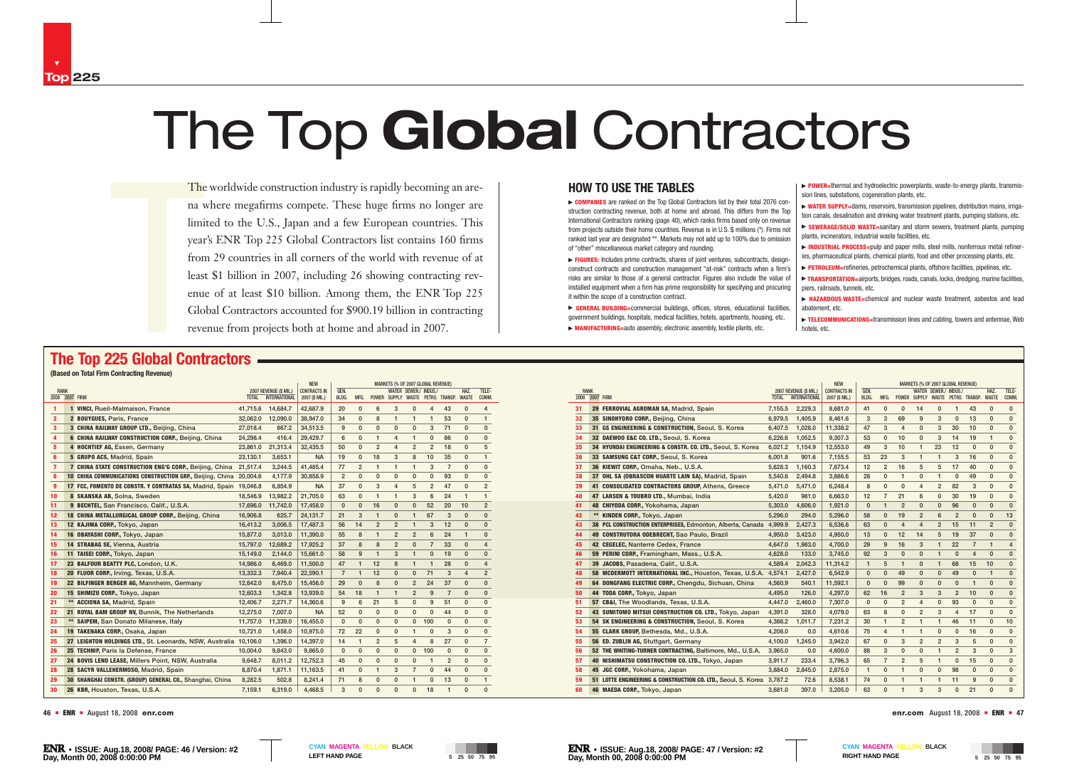# The Top **Global** Contractors

The worldwide construction industry is rapidly becoming an arena where megafirms compete. These huge firms no longer are limited to the U.S., Japan and a few European countries. This year's ENR Top 225 Global Contractors list contains 160 firms from 29 countries in all corners of the world with revenue of at least $1 billion in 2007, including 26 showing contracting revenue of at least $10 billion. Among them, the ENR Top 225 Global Contractors accounted for $900.19 billion in contracting revenue from projects both at home and abroad in 2007.

## HOW TO USE THE TABLES

▶ **COMPANIES** are ranked on the Top Global Contractors list by their total 2076 construction contracting revenue, both at home and abroad. This differs from the Top International Contractors ranking (page 40), which ranks firms based only on revenue from projects outside their home countries. Revenue is in U.S. $ millions (*). Firms not ranked last year are designated **. Markets may not add up to 100% due to omission of "other" miscellaneous market category and rounding.

▶ **FIGURES:** Includes prime contracts, shares of joint ventures, subcontracts, design-construct contracts and construction management "at-risk" contracts when a firm's risks are similar to those of a general contractor. Figures also include the value of installed equipment when a firm has prime responsibility for specifying and procuring it within the scope of a construction contract.

▶ **GENERAL BUILDING**=commercial buildings, offices, stores, educational facilities, government buildings, hospitals, medical facilities, hotels, apartments, housing, etc.

▶ **MANUFACTURING**=auto assembly, electronic assembly, textile plants, etc.

▶ **POWER**=thermal and hydroelectric powerplants, waste-to-energy plants, transmission lines, substations, cogeneration plants, etc.

▶ **WATER SUPPLY**=dams, reservoirs, transmission pipelines, distribution mains, irrigation canals, desalination and drinking water treatment plants, pumping stations, etc.

▶ **SEWERAGE/SOLID WASTE**=sanitary and storm sewers, treatment plants, pumping plants, incinerators, industrial waste facilities, etc.

▶ **INDUSTRIAL PROCESS**=pulp and paper mills, steel mills, nonferrous metal refineries, pharmaceutical plants, chemical plants, food and other processing plants, etc.

▶ **PETROLEUM**=refineries, petrochemical plants, offshore facilities, pipelines, etc.

▶ **TRANSPORTATION**=airports, bridges, roads, canals, locks, dredging, marine facilities, piers, railroads, tunnels, etc.

▶ **HAZARDOUS WASTE**=chemical and nuclear waste treatment, asbestos and lead abatement, etc.

▶ **TELECOMMUNICATIONS**=transmission lines and cabling, towers and antennae, Web hotels, etc.

## The Top 225 Global Contractors

**(Based on Total Firm Contracting Revenue)**

| RANK 2008 | RANK 2007 | FIRM | 2007 REVENUE ($ MIL.) TOTAL | 2007 REVENUE ($ MIL.) INTERNATIONAL | NEW CONTRACTS IN 2007 ($ MIL.) | GEN. BLDG. | MFG. | POWER | WATER SUPPLY | SEWER/WASTE | INDUS./PETRO. | TRANSP. | HAZ. WASTE | TELE-COMM. |
|---|---|---|---|---|---|---|---|---|---|---|---|---|---|---|
| 1 | 1 | VINCI, Rueil-Malmaison, France | 41,715.6 | 14,684.7 | 42,687.9 | 20 | 0 | 6 | 3 | 0 | 4 | 43 | 0 | 4 |
| 2 | 2 | BOUYGUES, Paris, France | 32,062.0 | 12,090.0 | 38,947.0 | 34 | 0 | 8 | 1 | 1 | 1 | 53 | 0 | 1 |
| 3 | 3 | CHINA RAILWAY GROUP LTD., Beijing, China | 27,018.4 | 867.2 | 34,513.5 | 9 | 0 | 0 | 0 | 0 | 3 | 71 | 0 | 0 |
| 4 | 6 | CHINA RAILWAY CONSTRUCTION CORP., Beijing, China | 24,298.4 | 416.4 | 29,429.7 | 6 | 0 | 1 | 4 | 1 | 0 | 86 | 0 | 0 |
| 5 | 4 | HOCHTIEF AG, Essen, Germany | 23,861.0 | 21,313.4 | 32,435.5 | 50 | 0 | 2 | 4 | 2 | 2 | 18 | 0 | 5 |
| 6 | 5 | GRUPO ACS, Madrid, Spain | 23,130.1 | 3,653.1 | NA | 19 | 0 | 18 | 3 | 8 | 10 | 35 | 0 | 1 |
| 7 | 7 | CHINA STATE CONSTRUCTION ENG'G CORP., Beijing, China | 21,517.4 | 3,244.5 | 41,485.4 | 77 | 2 | 1 | 1 | 1 | 3 | 7 | 0 | 0 |
| 8 | 10 | CHINA COMMUNICATIONS CONSTRUCTION GRP., Beijing, China | 20,004.6 | 4,177.9 | 30,858.9 | 2 | 0 | 0 | 0 | 0 | 0 | 93 | 0 | 0 |
| 9 | 17 | FCC, FOMENTO DE CONSTR. Y CONTRATAS SA, Madrid, Spain | 19,046.8 | 6,854.9 | NA | 37 | 0 | 3 | 4 | 5 | 2 | 47 | 0 | 2 |
| 10 | 8 | SKANSKA AB, Solna, Sweden | 18,546.9 | 13,982.2 | 21,705.0 | 63 | 0 | 1 | 1 | 3 | 6 | 24 | 1 | 1 |
| 11 | 9 | BECHTEL, San Francisco, Calif., U.S.A. | 17,696.0 | 11,742.0 | 17,458.0 | 0 | 0 | 16 | 0 | 0 | 52 | 20 | 10 | 2 |
| 12 | 18 | CHINA METALLURGICAL GROUP CORP., Beijing, China | 16,906.8 | 625.7 | 24,131.7 | 21 | 3 | 1 | 0 | 1 | 67 | 3 | 0 | 0 |
| 13 | 12 | KAJIMA CORP., Tokyo, Japan | 16,413.2 | 3,006.5 | 17,487.3 | 56 | 14 | 2 | 2 | 1 | 3 | 12 | 0 | 0 |
| 14 | 16 | OBAYASHI CORP., Tokyo, Japan | 15,877.0 | 3,013.0 | 11,390.0 | 55 | 8 | 1 | 2 | 2 | 6 | 24 | 1 | 0 |
| 15 | 14 | STRABAG SE, Vienna, Austria | 15,797.0 | 12,689.2 | 17,925.2 | 37 | 8 | 8 | 2 | 0 | 7 | 33 | 0 | 4 |
| 16 | 11 | TAISEI CORP., Tokyo, Japan | 15,149.0 | 2,144.0 | 15,661.0 | 58 | 9 | 1 | 3 | 1 | 0 | 19 | 0 | 0 |
| 17 | 23 | BALFOUR BEATTY PLC, London, U.K. | 14,986.0 | 6,469.0 | 11,500.0 | 47 | 1 | 12 | 8 | 1 | 1 | 28 | 0 | 4 |
| 18 | 20 | FLUOR CORP., Irving, Texas, U.S.A. | 13,332.3 | 7,940.4 | 22,590.1 | 7 | 1 | 12 | 0 | 0 | 71 | 3 | 4 | 2 |
| 19 | 29 | BILFINGER BERGER AG, Mannheim, Germany | 12,642.0 | 8,475.0 | 15,456.0 | 29 | 0 | 8 | 0 | 2 | 24 | 37 | 0 | 0 |
| 20 | 15 | SHIMIZU CORP., Tokyo, Japan | 12,603.3 | 1,342.8 | 13,939.0 | 54 | 18 | 1 | 1 | 2 | 9 | 7 | 0 | 0 |
| 21 | ** | ACCIONA SA, Madrid, Spain | 12,406.7 | 2,271.7 | 14,360.6 | 9 | 6 | 21 | 5 | 0 | 9 | 51 | 0 | 0 |
| 22 | 21 | ROYAL BAM GROUP NV, Bunnik, The Netherlands | 12,275.0 | 7,007.0 | NA | 52 | 0 | 0 | 0 | 0 | 0 | 44 | 0 | 0 |
| 23 | ** | SAIPEM, San Donato Milanese, Italy | 11,757.0 | 11,339.0 | 16,455.0 | 0 | 0 | 0 | 0 | 0 | 100 | 0 | 0 | 0 |
| 24 | 19 | TAKENAKA CORP., Osaka, Japan | 10,721.0 | 1,458.0 | 10,975.0 | 72 | 22 | 0 | 0 | 1 | 0 | 3 | 0 | 0 |
| 25 | 27 | LEIGHTON HOLDINGS LTD., St. Leonards, NSW, Australia | 10,106.0 | 1,396.0 | 14,397.0 | 14 | 1 | 2 | 5 | 4 | 8 | 27 | 0 | 7 |
| 26 | 25 | TECHNIP, Paris la Defense, France | 10,004.0 | 9,843.0 | 9,865.0 | 0 | 0 | 0 | 0 | 0 | 100 | 0 | 0 | 0 |
| 27 | 24 | BOVIS LEND LEASE, Millers Point, NSW, Australia | 9,648.7 | 8,011.2 | 12,752.3 | 45 | 0 | 0 | 0 | 0 | 1 | 2 | 0 | 0 |
| 28 | 28 | SACYR VALLEHERMOSO, Madrid, Spain | 8,870.4 | 1,871.1 | 11,163.5 | 41 | 0 | 1 | 3 | 7 | 0 | 44 | 0 | 0 |
| 29 | 30 | SHANGHAI CONSTR. (GROUP) GENERAL CO., Shanghai, China | 8,282.5 | 502.8 | 8,241.4 | 71 | 8 | 0 | 0 | 1 | 0 | 13 | 0 | 1 |
| 30 | 26 | KBR, Houston, Texas, U.S.A. | 7,159.1 | 6,319.0 | 4,468.5 | 3 | 0 | 0 | 0 | 0 | 18 | 1 | 0 | 0 |
| 31 | 29 | FERROVIAL AGROMAN SA, Madrid, Spain | 7,155.5 | 2,229.3 | 8,681.0 | 41 | 0 | 0 | 14 | 0 | 1 | 43 | 0 | 0 |
| 32 | 35 | SINOHYDRO CORP., Beijing, China | 6,979.5 | 1,405.9 | 8,461.6 | 3 | 3 | 69 | 9 | 3 | 0 | 13 | 0 | 0 |
| 33 | 31 | GS ENGINEERING & CONSTRUCTION, Seoul, S. Korea | 6,407.5 | 1,028.0 | 11,338.2 | 47 | 3 | 4 | 0 | 3 | 30 | 10 | 0 | 0 |
| 34 | 32 | DAEWOO E&C CO. LTD., Seoul, S. Korea | 6,226.6 | 1,052.5 | 9,307.3 | 53 | 0 | 10 | 0 | 3 | 14 | 19 | 1 | 0 |
| 35 | 34 | HYUNDAI ENGINEERING & CONSTR. CO. LTD., Seoul, S. Korea | 6,021.2 | 1,154.9 | 12,553.0 | 49 | 3 | 10 | 1 | 23 | 12 | 0 | 0 | 0 |
| 36 | 33 | SAMSUNG C&T CORP., Seoul, S. Korea | 6,001.8 | 901.6 | 7,155.5 | 53 | 23 | 3 | 1 | 1 | 3 | 16 | 0 | 0 |
| 37 | 36 | KIEWIT CORP., Omaha, Neb., U.S.A. | 5,628.3 | 1,160.3 | 7,673.4 | 12 | 2 | 16 | 5 | 5 | 17 | 40 | 0 | 0 |
| 38 | 37 | OHL SA (OBRASCON HUARTE LAIN SA), Madrid, Spain | 5,540.6 | 2,494.8 | 3,886.6 | 28 | 0 | 1 | 0 | 1 | 0 | 49 | 0 | 0 |
| 39 | 41 | CONSOLIDATED CONTRACTORS GROUP, Athens, Greece | 5,471.0 | 5,471.0 | 6,248.4 | 8 | 0 | 0 | 4 | 2 | 82 | 3 | 0 | 0 |
| 40 | 47 | LARSEN & TOUBRO LTD., Mumbai, India | 5,420.0 | 981.0 | 6,663.0 | 12 | 7 | 21 | 6 | 0 | 30 | 19 | 0 | 0 |
| 41 | 48 | CHIYODA CORP., Yokohama, Japan | 5,303.0 | 4,606.0 | 1,921.0 | 0 | 1 | 2 | 0 | 0 | 96 | 0 | 0 | 0 |
| 42 | ** | KINDEN CORP., Tokyo, Japan | 5,296.0 | 294.0 | 5,296.0 | 58 | 0 | 19 | 2 | 6 | 2 | 0 | 0 | 13 |
| 43 | 38 | PCL CONSTRUCTION ENTERPRISES, Edmonton, Alberta, Canada | 4,999.9 | 2,427.3 | 6,536.6 | 63 | 0 | 4 | 4 | 2 | 15 | 11 | 2 | 0 |
| 44 | 49 | CONSTRUTORA ODEBRECHT, Sao Paulo, Brazil | 4,950.0 | 3,423.0 | 4,950.0 | 13 | 0 | 12 | 14 | 5 | 19 | 37 | 0 | 0 |
| 45 | 42 | CEGELEC, Nanterre Cedex, France | 4,647.0 | 1,983.0 | 4,700.0 | 29 | 9 | 16 | 3 | 1 | 22 | 7 | 1 | 4 |
| 46 | 59 | PERINI CORP., Framingham, Mass., U.S.A. | 4,628.0 | 133.0 | 3,745.0 | 92 | 3 | 0 | 0 | 1 | 0 | 4 | 0 | 0 |
| 47 | 39 | JACOBS, Pasadena, Calif., U.S.A. | 4,589.4 | 2,042.3 | 11,314.2 | 1 | 5 | 1 | 0 | 1 | 68 | 15 | 10 | 0 |
| 48 | 58 | MCDERMOTT INTERNATIONAL INC., Houston, Texas, U.S.A. | 4,574.1 | 2,427.0 | 6,542.9 | 0 | 0 | 49 | 0 | 0 | 49 | 0 | 1 | 0 |
| 49 | 64 | DONGFANG ELECTRIC CORP., Chengdu, Sichuan, China | 4,560.9 | 540.1 | 11,592.1 | 0 | 0 | 99 | 0 | 0 | 0 | 1 | 0 | 0 |
| 50 | 44 | TODA CORP., Tokyo, Japan | 4,495.0 | 126.0 | 4,297.0 | 62 | 16 | 2 | 3 | 3 | 2 | 10 | 0 | 0 |
| 51 | 57 | CB&I, The Woodlands, Texas, U.S.A. | 4,447.0 | 2,460.0 | 7,307.0 | 0 | 0 | 2 | 4 | 0 | 93 | 0 | 0 | 0 |
| 52 | 43 | SUMITOMO MITSUI CONSTRUCTION CO. LTD., Tokyo, Japan | 4,391.0 | 328.0 | 4,079.0 | 63 | 8 | 0 | 2 | 3 | 4 | 17 | 0 | 0 |
| 53 | 54 | SK ENGINEERING & CONSTRUCTION, Seoul, S. Korea | 4,388.2 | 1,011.7 | 7,231.2 | 30 | 1 | 2 | 1 | 1 | 46 | 11 | 0 | 10 |
| 54 | 55 | CLARK GROUP, Bethesda, Md., U.S.A. | 4,208.0 | 0.0 | 4,610.6 | 75 | 4 | 1 | 1 | 0 | 0 | 16 | 0 | 0 |
| 55 | 56 | ED. ZUBLIN AG, Stuttgart, Germany | 4,100.0 | 1,245.0 | 3,942.0 | 67 | 0 | 3 | 2 | 2 | 3 | 5 | 0 | 0 |
| 56 | 72 | THE WHITING-TURNER CONTRACTING, Baltimore, Md., U.S.A. | 3,965.0 | 0.0 | 4,600.0 | 88 | 3 | 0 | 0 | 1 | 2 | 3 | 0 | 3 |
| 57 | 40 | NISHIMATSU CONSTRUCTION CO. LTD., Tokyo, Japan | 3,911.7 | 233.4 | 3,796.3 | 65 | 7 | 2 | 5 | 1 | 0 | 15 | 0 | 0 |
| 58 | 45 | JGC CORP., Yokohama, Japan | 3,884.0 | 2,845.0 | 2,875.0 | 1 | 0 | 1 | 0 | 0 | 98 | 0 | 0 | 0 |
| 59 | 51 | LOTTE ENGINEERING & CONSTRUCTION CO. LTD., Seoul, S. Korea | 3,787.2 | 72.6 | 8,538.1 | 74 | 0 | 1 | 1 | 1 | 11 | 9 | 0 | 0 |
| 60 | 46 | MAEDA CORP., Tokyo, Japan | 3,681.0 | 397.0 | 3,205.0 | 63 | 0 | 1 | 3 | 3 | 0 | 21 | 0 | 0 |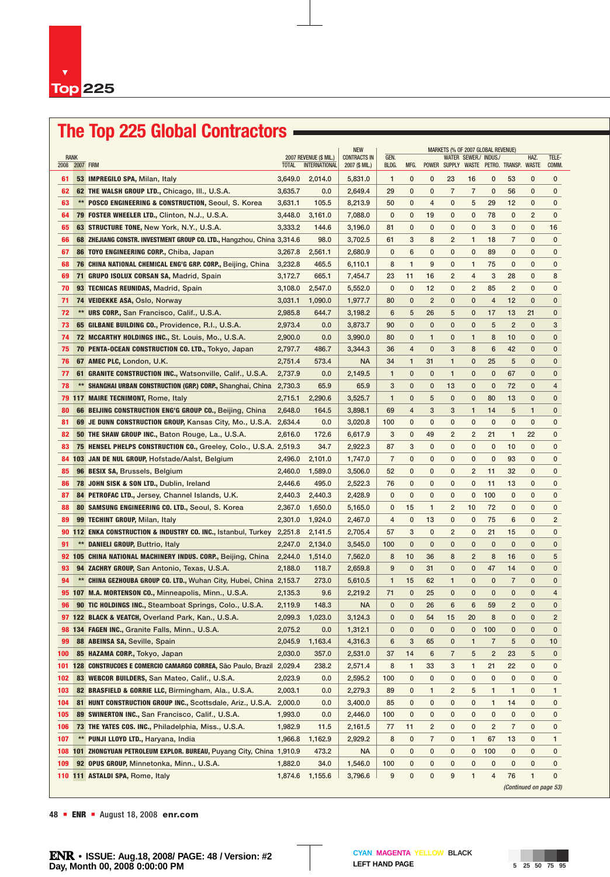# The Top 225 Global Contractors

| RANK 2008 | RANK 2007 | FIRM | 2007 REVENUE ($ MIL.) TOTAL | INTERNATIONAL | NEW CONTRACTS IN 2007 ($ MIL.) | GEN. BLDG. | MFG. | POWER | WATER SUPPLY | SEWER./ WASTE | INDUS./ PETRO. | TRANSP. | HAZ. WASTE | TELE-COMM. |
|---|---|---|---|---|---|---|---|---|---|---|---|---|---|---|
| 61 | 53 | **IMPREGILO SPA**, Milan, Italy | 3,649.0 | 2,014.0 | 5,831.0 | 1 | 0 | 0 | 23 | 16 | 0 | 53 | 0 | 0 |
| 62 | 62 | **THE WALSH GROUP LTD.**, Chicago, Ill., U.S.A. | 3,635.7 | 0.0 | 2,649.4 | 29 | 0 | 0 | 7 | 7 | 0 | 56 | 0 | 0 |
| 63 | ** | **POSCO ENGINEERING & CONSTRUCTION**, Seoul, S. Korea | 3,631.1 | 105.5 | 8,213.9 | 50 | 0 | 4 | 0 | 5 | 29 | 12 | 0 | 0 |
| 64 | 79 | **FOSTER WHEELER LTD.**, Clinton, N.J., U.S.A. | 3,448.0 | 3,161.0 | 7,088.0 | 0 | 0 | 19 | 0 | 0 | 78 | 0 | 2 | 0 |
| 65 | 63 | **STRUCTURE TONE**, New York, N.Y., U.S.A. | 3,333.2 | 144.6 | 3,196.0 | 81 | 0 | 0 | 0 | 0 | 3 | 0 | 0 | 16 |
| 66 | 68 | **ZHEJIANG CONSTR. INVESTMENT GROUP CO. LTD.**, Hangzhou, China | 3,314.6 | 98.0 | 3,702.5 | 61 | 3 | 8 | 2 | 1 | 18 | 7 | 0 | 0 |
| 67 | 86 | **TOYO ENGINEERING CORP.**, Chiba, Japan | 3,267.8 | 2,561.1 | 2,680.9 | 0 | 6 | 0 | 0 | 0 | 89 | 0 | 0 | 0 |
| 68 | 76 | **CHINA NATIONAL CHEMICAL ENG'G GRP. CORP.**, Beijing, China | 3,232.8 | 465.5 | 6,110.1 | 8 | 1 | 9 | 0 | 1 | 75 | 0 | 0 | 0 |
| 69 | 71 | **GRUPO ISOLUX CORSAN SA**, Madrid, Spain | 3,172.7 | 665.1 | 7,454.7 | 23 | 11 | 16 | 2 | 4 | 3 | 28 | 0 | 8 |
| 70 | 93 | **TECNICAS REUNIDAS**, Madrid, Spain | 3,108.0 | 2,547.0 | 5,552.0 | 0 | 0 | 12 | 0 | 2 | 85 | 2 | 0 | 0 |
| 71 | 74 | **VEIDEKKE ASA**, Oslo, Norway | 3,031.1 | 1,090.0 | 1,977.7 | 80 | 0 | 2 | 0 | 0 | 4 | 12 | 0 | 0 |
| 72 | ** | **URS CORP.**, San Francisco, Calif., U.S.A. | 2,985.8 | 644.7 | 3,198.2 | 6 | 5 | 26 | 5 | 0 | 17 | 13 | 21 | 0 |
| 73 | 65 | **GILBANE BUILDING CO.**, Providence, R.I., U.S.A. | 2,973.4 | 0.0 | 3,873.7 | 90 | 0 | 0 | 0 | 0 | 5 | 2 | 0 | 3 |
| 74 | 72 | **MCCARTHY HOLDINGS INC.**, St. Louis, Mo., U.S.A. | 2,900.0 | 0.0 | 3,990.0 | 80 | 0 | 1 | 0 | 1 | 8 | 10 | 0 | 0 |
| 75 | 70 | **PENTA-OCEAN CONSTRUCTION CO. LTD.**, Tokyo, Japan | 2,797.7 | 486.7 | 3,344.3 | 36 | 4 | 0 | 3 | 8 | 6 | 42 | 0 | 0 |
| 76 | 67 | **AMEC PLC**, London, U.K. | 2,751.4 | 573.4 | NA | 34 | 1 | 31 | 1 | 0 | 25 | 5 | 0 | 0 |
| 77 | 61 | **GRANITE CONSTRUCTION INC.**, Watsonville, Calif., U.S.A. | 2,737.9 | 0.0 | 2,149.5 | 1 | 0 | 0 | 1 | 0 | 0 | 67 | 0 | 0 |
| 78 | ** | **SHANGHAI URBAN CONSTRUCTION (GRP.) CORP.**, Shanghai, China | 2,730.3 | 65.9 | 65.9 | 3 | 0 | 0 | 13 | 0 | 0 | 72 | 0 | 4 |
| 79 | 117 | **MAIRE TECNIMONT**, Rome, Italy | 2,715.1 | 2,290.6 | 3,525.7 | 1 | 0 | 5 | 0 | 0 | 80 | 13 | 0 | 0 |
| 80 | 66 | **BEIJING CONSTRUCTION ENG'G GROUP CO.**, Beijing, China | 2,648.0 | 164.5 | 3,898.1 | 69 | 4 | 3 | 3 | 1 | 14 | 5 | 1 | 0 |
| 81 | 69 | **JE DUNN CONSTRUCTION GROUP**, Kansas City, Mo., U.S.A. | 2,634.4 | 0.0 | 3,020.8 | 100 | 0 | 0 | 0 | 0 | 0 | 0 | 0 | 0 |
| 82 | 50 | **THE SHAW GROUP INC.**, Baton Rouge, La., U.S.A. | 2,616.0 | 172.6 | 6,617.9 | 3 | 0 | 49 | 2 | 2 | 21 | 1 | 22 | 0 |
| 83 | 75 | **HENSEL PHELPS CONSTRUCTION CO.**, Greeley, Colo., U.S.A. | 2,519.3 | 34.7 | 2,922.3 | 87 | 3 | 0 | 0 | 0 | 0 | 10 | 0 | 0 |
| 84 | 103 | **JAN DE NUL GROUP**, Hofstade/Aalst, Belgium | 2,496.0 | 2,101.0 | 1,747.0 | 7 | 0 | 0 | 0 | 0 | 0 | 93 | 0 | 0 |
| 85 | 96 | **BESIX SA**, Brussels, Belgium | 2,460.0 | 1,589.0 | 3,506.0 | 52 | 0 | 0 | 0 | 2 | 11 | 32 | 0 | 0 |
| 86 | 78 | **JOHN SISK & SON LTD.**, Dublin, Ireland | 2,446.6 | 495.0 | 2,522.3 | 76 | 0 | 0 | 0 | 0 | 11 | 13 | 0 | 0 |
| 87 | 84 | **PETROFAC LTD.**, Jersey, Channel Islands, U.K. | 2,440.3 | 2,440.3 | 2,428.9 | 0 | 0 | 0 | 0 | 0 | 100 | 0 | 0 | 0 |
| 88 | 80 | **SAMSUNG ENGINEERING CO. LTD.**, Seoul, S. Korea | 2,367.0 | 1,650.0 | 5,165.0 | 0 | 15 | 1 | 2 | 10 | 72 | 0 | 0 | 0 |
| 89 | 99 | **TECHINT GROUP**, Milan, Italy | 2,301.0 | 1,924.0 | 2,467.0 | 4 | 0 | 13 | 0 | 0 | 75 | 6 | 0 | 2 |
| 90 | 112 | **ENKA CONSTRUCTION & INDUSTRY CO. INC.**, Istanbul, Turkey | 2,251.8 | 2,141.5 | 2,705.4 | 57 | 3 | 0 | 2 | 0 | 21 | 15 | 0 | 0 |
| 91 | ** | **DANIELI GROUP**, Buttrio, Italy | 2,247.0 | 2,134.0 | 3,545.0 | 100 | 0 | 0 | 0 | 0 | 0 | 0 | 0 | 0 |
| 92 | 105 | **CHINA NATIONAL MACHINERY INDUS. CORP.**, Beijing, China | 2,244.0 | 1,514.0 | 7,562.0 | 8 | 10 | 36 | 8 | 2 | 8 | 16 | 0 | 5 |
| 93 | 94 | **ZACHRY GROUP**, San Antonio, Texas, U.S.A. | 2,188.0 | 118.7 | 2,659.8 | 9 | 0 | 31 | 0 | 0 | 47 | 14 | 0 | 0 |
| 94 | ** | **CHINA GEZHOUBA GROUP CO. LTD.**, Wuhan City, Hubei, China | 2,153.7 | 273.0 | 5,610.5 | 1 | 15 | 62 | 1 | 0 | 0 | 7 | 0 | 0 |
| 95 | 107 | **M.A. MORTENSON CO.**, Minneapolis, Minn., U.S.A. | 2,135.3 | 9.6 | 2,219.2 | 71 | 0 | 25 | 0 | 0 | 0 | 0 | 0 | 4 |
| 96 | 90 | **TIC HOLDINGS INC.**, Steamboat Springs, Colo., U.S.A. | 2,119.9 | 148.3 | NA | 0 | 0 | 26 | 6 | 6 | 59 | 2 | 0 | 0 |
| 97 | 122 | **BLACK & VEATCH**, Overland Park, Kan., U.S.A. | 2,099.3 | 1,023.0 | 3,124.3 | 0 | 0 | 54 | 15 | 20 | 8 | 0 | 0 | 2 |
| 98 | 134 | **FAGEN INC.**, Granite Falls, Minn., U.S.A. | 2,075.2 | 0.0 | 1,312.1 | 0 | 0 | 0 | 0 | 0 | 100 | 0 | 0 | 0 |
| 99 | 88 | **ABEINSA SA**, Seville, Spain | 2,045.9 | 1,163.4 | 4,316.3 | 6 | 3 | 65 | 0 | 1 | 7 | 5 | 0 | 10 |
| 100 | 85 | **HAZAMA CORP.**, Tokyo, Japan | 2,030.0 | 357.0 | 2,531.0 | 37 | 14 | 6 | 7 | 5 | 2 | 23 | 5 | 0 |
| 101 | 128 | **CONSTRUCOES E COMERCIO CAMARGO CORREA**, São Paulo, Brazil | 2,029.4 | 238.2 | 2,571.4 | 8 | 1 | 33 | 3 | 1 | 21 | 22 | 0 | 0 |
| 102 | 83 | **WEBCOR BUILDERS**, San Mateo, Calif., U.S.A. | 2,023.9 | 0.0 | 2,595.2 | 100 | 0 | 0 | 0 | 0 | 0 | 0 | 0 | 0 |
| 103 | 82 | **BRASFIELD & GORRIE LLC**, Birmingham, Ala., U.S.A. | 2,003.1 | 0.0 | 2,279.3 | 89 | 0 | 1 | 2 | 5 | 1 | 1 | 0 | 1 |
| 104 | 81 | **HUNT CONSTRUCTION GROUP INC.**, Scottsdale, Ariz., U.S.A. | 2,000.0 | 0.0 | 3,400.0 | 85 | 0 | 0 | 0 | 0 | 1 | 14 | 0 | 0 |
| 105 | 89 | **SWINERTON INC.**, San Francisco, Calif., U.S.A. | 1,993.0 | 0.0 | 2,446.0 | 100 | 0 | 0 | 0 | 0 | 0 | 0 | 0 | 0 |
| 106 | 73 | **THE YATES COS. INC.**, Philadelphia, Miss., U.S.A. | 1,982.9 | 11.5 | 2,161.5 | 77 | 11 | 2 | 0 | 0 | 2 | 7 | 0 | 0 |
| 107 | ** | **PUNJ LLOYD LTD.**, Haryana, India | 1,966.8 | 1,162.9 | 2,929.2 | 8 | 0 | 7 | 0 | 1 | 67 | 13 | 0 | 1 |
| 108 | 101 | **ZHONGYUAN PETROLEUM EXPLOR. BUREAU**, Puyang City, China | 1,910.9 | 473.2 | NA | 0 | 0 | 0 | 0 | 0 | 100 | 0 | 0 | 0 |
| 109 | 92 | **OPUS GROUP**, Minnetonka, Minn., U.S.A. | 1,882.0 | 34.0 | 1,546.0 | 100 | 0 | 0 | 0 | 0 | 0 | 0 | 0 | 0 |
| 110 | 111 | **ASTALDI SPA**, Rome, Italy | 1,874.6 | 1,155.6 | 3,796.6 | 9 | 0 | 0 | 9 | 1 | 4 | 76 | 1 | 0 |

MARKETS (% OF 2007 GLOBAL REVENUE)

*(Continued on page 53)*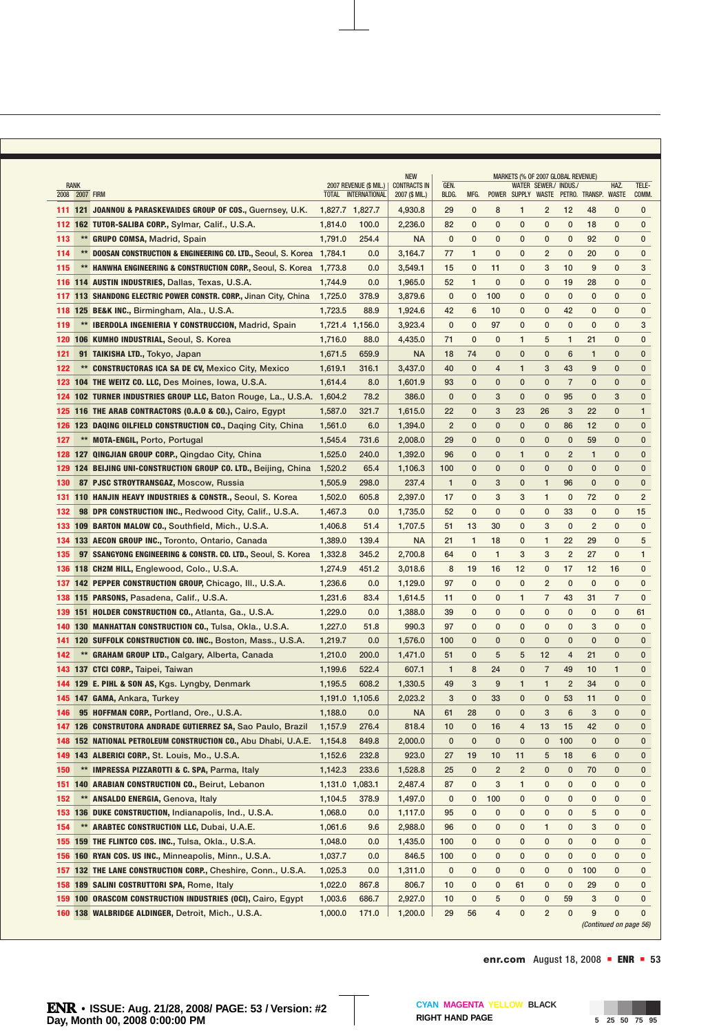| RANK 2008 | RANK 2007 | FIRM | 2007 REVENUE ($ MIL.) TOTAL | 2007 REVENUE ($ MIL.) INTERNATIONAL | NEW CONTRACTS IN 2007 ($ MIL.) | GEN. BLDG. | MFG. | POWER | WATER SUPPLY | SEWER./ WASTE | INDUS./ PETRO. | TRANSP. | HAZ. WASTE | TELE-COMM. |
|---|---|---|---|---|---|---|---|---|---|---|---|---|---|---|
| 111 | 121 | **JOANNOU & PARASKEVAIDES GROUP OF COS.,** Guernsey, U.K. | 1,827.7 | 1,827.7 | 4,930.8 | 29 | 0 | 8 | 1 | 2 | 12 | 48 | 0 | 0 |
| 112 | 162 | **TUTOR-SALIBA CORP.,** Sylmar, Calif., U.S.A. | 1,814.0 | 100.0 | 2,236.0 | 82 | 0 | 0 | 0 | 0 | 0 | 18 | 0 | 0 |
| 113 | ** | **GRUPO COMSA,** Madrid, Spain | 1,791.0 | 254.4 | NA | 0 | 0 | 0 | 0 | 0 | 0 | 92 | 0 | 0 |
| 114 | ** | **DOOSAN CONSTRUCTION & ENGINEERING CO. LTD.,** Seoul, S. Korea | 1,784.1 | 0.0 | 3,164.7 | 77 | 1 | 0 | 0 | 2 | 0 | 20 | 0 | 0 |
| 115 | ** | **HANWHA ENGINEERING & CONSTRUCTION CORP.,** Seoul, S. Korea | 1,773.8 | 0.0 | 3,549.1 | 15 | 0 | 11 | 0 | 3 | 10 | 9 | 0 | 3 |
| 116 | 114 | **AUSTIN INDUSTRIES,** Dallas, Texas, U.S.A. | 1,744.9 | 0.0 | 1,965.0 | 52 | 1 | 0 | 0 | 0 | 19 | 28 | 0 | 0 |
| 117 | 113 | **SHANDONG ELECTRIC POWER CONSTR. CORP.,** Jinan City, China | 1,725.0 | 378.9 | 3,879.6 | 0 | 0 | 100 | 0 | 0 | 0 | 0 | 0 | 0 |
| 118 | 125 | **BE&K INC.,** Birmingham, Ala., U.S.A. | 1,723.5 | 88.9 | 1,924.6 | 42 | 6 | 10 | 0 | 0 | 42 | 0 | 0 | 0 |
| 119 | ** | **IBERDOLA INGENIERIA Y CONSTRUCCION,** Madrid, Spain | 1,721.4 | 1,156.0 | 3,923.4 | 0 | 0 | 97 | 0 | 0 | 0 | 0 | 0 | 3 |
| 120 | 106 | **KUMHO INDUSTRIAL,** Seoul, S. Korea | 1,716.0 | 88.0 | 4,435.0 | 71 | 0 | 0 | 1 | 5 | 1 | 21 | 0 | 0 |
| 121 | 91 | **TAIKISHA LTD.,** Tokyo, Japan | 1,671.5 | 659.9 | NA | 18 | 74 | 0 | 0 | 0 | 6 | 1 | 0 | 0 |
| 122 | ** | **CONSTRUCTORAS ICA SA DE CV,** Mexico City, Mexico | 1,619.1 | 316.1 | 3,437.0 | 40 | 0 | 4 | 1 | 3 | 43 | 9 | 0 | 0 |
| 123 | 104 | **THE WEITZ CO. LLC,** Des Moines, Iowa, U.S.A. | 1,614.4 | 8.0 | 1,601.9 | 93 | 0 | 0 | 0 | 0 | 7 | 0 | 0 | 0 |
| 124 | 102 | **TURNER INDUSTRIES GROUP LLC,** Baton Rouge, La., U.S.A. | 1,604.2 | 78.2 | 386.0 | 0 | 0 | 3 | 0 | 0 | 95 | 0 | 3 | 0 |
| 125 | 116 | **THE ARAB CONTRACTORS (O.A.O & CO.),** Cairo, Egypt | 1,587.0 | 321.7 | 1,615.0 | 22 | 0 | 3 | 23 | 26 | 3 | 22 | 0 | 1 |
| 126 | 123 | **DAQING OILFIELD CONSTRUCTION CO.,** Daqing City, China | 1,561.0 | 6.0 | 1,394.0 | 2 | 0 | 0 | 0 | 0 | 86 | 12 | 0 | 0 |
| 127 | ** | **MOTA-ENGIL,** Porto, Portugal | 1,545.4 | 731.6 | 2,008.0 | 29 | 0 | 0 | 0 | 0 | 0 | 59 | 0 | 0 |
| 128 | 127 | **QINGJIAN GROUP CORP.,** Qingdao City, China | 1,525.0 | 240.0 | 1,392.0 | 96 | 0 | 0 | 1 | 0 | 2 | 1 | 0 | 0 |
| 129 | 124 | **BEIJING UNI-CONSTRUCTION GROUP CO. LTD.,** Beijing, China | 1,520.2 | 65.4 | 1,106.3 | 100 | 0 | 0 | 0 | 0 | 0 | 0 | 0 | 0 |
| 130 | 87 | **PJSC STROYTRANSGAZ,** Moscow, Russia | 1,505.9 | 298.0 | 237.4 | 1 | 0 | 3 | 0 | 1 | 96 | 0 | 0 | 0 |
| 131 | 110 | **HANJIN HEAVY INDUSTRIES & CONSTR.,** Seoul, S. Korea | 1,502.0 | 605.8 | 2,397.0 | 17 | 0 | 3 | 3 | 1 | 0 | 72 | 0 | 2 |
| 132 | 98 | **DPR CONSTRUCTION INC.,** Redwood City, Calif., U.S.A. | 1,467.3 | 0.0 | 1,735.0 | 52 | 0 | 0 | 0 | 0 | 33 | 0 | 0 | 15 |
| 133 | 109 | **BARTON MALOW CO.,** Southfield, Mich., U.S.A. | 1,406.8 | 51.4 | 1,707.5 | 51 | 13 | 30 | 0 | 3 | 0 | 2 | 0 | 0 |
| 134 | 133 | **AECON GROUP INC.,** Toronto, Ontario, Canada | 1,389.0 | 139.4 | NA | 21 | 1 | 18 | 0 | 1 | 22 | 29 | 0 | 5 |
| 135 | 97 | **SSANGYONG ENGINEERING & CONSTR. CO. LTD.,** Seoul, S. Korea | 1,332.8 | 345.2 | 2,700.8 | 64 | 0 | 1 | 3 | 3 | 2 | 27 | 0 | 1 |
| 136 | 118 | **CH2M HILL,** Englewood, Colo., U.S.A. | 1,274.9 | 451.2 | 3,018.6 | 8 | 19 | 16 | 12 | 0 | 17 | 12 | 16 | 0 |
| 137 | 142 | **PEPPER CONSTRUCTION GROUP,** Chicago, Ill., U.S.A. | 1,236.6 | 0.0 | 1,129.0 | 97 | 0 | 0 | 0 | 2 | 0 | 0 | 0 | 0 |
| 138 | 115 | **PARSONS,** Pasadena, Calif., U.S.A. | 1,231.6 | 83.4 | 1,614.5 | 11 | 0 | 0 | 1 | 7 | 43 | 31 | 7 | 0 |
| 139 | 151 | **HOLDER CONSTRUCTION CO.,** Atlanta, Ga., U.S.A. | 1,229.0 | 0.0 | 1,388.0 | 39 | 0 | 0 | 0 | 0 | 0 | 0 | 0 | 61 |
| 140 | 130 | **MANHATTAN CONSTRUCTION CO.,** Tulsa, Okla., U.S.A. | 1,227.0 | 51.8 | 990.3 | 97 | 0 | 0 | 0 | 0 | 0 | 3 | 0 | 0 |
| 141 | 120 | **SUFFOLK CONSTRUCTION CO. INC.,** Boston, Mass., U.S.A. | 1,219.7 | 0.0 | 1,576.0 | 100 | 0 | 0 | 0 | 0 | 0 | 0 | 0 | 0 |
| 142 | ** | **GRAHAM GROUP LTD.,** Calgary, Alberta, Canada | 1,210.0 | 200.0 | 1,471.0 | 51 | 0 | 5 | 5 | 12 | 4 | 21 | 0 | 0 |
| 143 | 137 | **CTCI CORP.,** Taipei, Taiwan | 1,199.6 | 522.4 | 607.1 | 1 | 8 | 24 | 0 | 7 | 49 | 10 | 1 | 0 |
| 144 | 129 | **E. PIHL & SON AS,** Kgs. Lyngby, Denmark | 1,195.5 | 608.2 | 1,330.5 | 49 | 3 | 9 | 1 | 1 | 2 | 34 | 0 | 0 |
| 145 | 147 | **GAMA,** Ankara, Turkey | 1,191.0 | 1,105.6 | 2,023.2 | 3 | 0 | 33 | 0 | 0 | 53 | 11 | 0 | 0 |
| 146 | 95 | **HOFFMAN CORP.,** Portland, Ore., U.S.A. | 1,188.0 | 0.0 | NA | 61 | 28 | 0 | 0 | 3 | 6 | 3 | 0 | 0 |
| 147 | 126 | **CONSTRUTORA ANDRADE GUTIERREZ SA,** Sao Paulo, Brazil | 1,157.9 | 276.4 | 818.4 | 10 | 0 | 16 | 4 | 13 | 15 | 42 | 0 | 0 |
| 148 | 152 | **NATIONAL PETROLEUM CONSTRUCTION CO.,** Abu Dhabi, U.A.E. | 1,154.8 | 849.8 | 2,000.0 | 0 | 0 | 0 | 0 | 0 | 100 | 0 | 0 | 0 |
| 149 | 143 | **ALBERICI CORP.,** St. Louis, Mo., U.S.A. | 1,152.6 | 232.8 | 923.0 | 27 | 19 | 10 | 11 | 5 | 18 | 6 | 0 | 0 |
| 150 | ** | **IMPRESSA PIZZAROTTI & C. SPA,** Parma, Italy | 1,142.3 | 233.6 | 1,528.8 | 25 | 0 | 2 | 2 | 0 | 0 | 70 | 0 | 0 |
| 151 | 140 | **ARABIAN CONSTRUCTION CO.,** Beirut, Lebanon | 1,131.0 | 1,083.1 | 2,487.4 | 87 | 0 | 3 | 1 | 0 | 0 | 0 | 0 | 0 |
| 152 | ** | **ANSALDO ENERGIA,** Genova, Italy | 1,104.5 | 378.9 | 1,497.0 | 0 | 0 | 100 | 0 | 0 | 0 | 0 | 0 | 0 |
| 153 | 136 | **DUKE CONSTRUCTION,** Indianapolis, Ind., U.S.A. | 1,068.0 | 0.0 | 1,117.0 | 95 | 0 | 0 | 0 | 0 | 0 | 5 | 0 | 0 |
| 154 | ** | **ARABTEC CONSTRUCTION LLC,** Dubai, U.A.E. | 1,061.6 | 9.6 | 2,988.0 | 96 | 0 | 0 | 0 | 1 | 0 | 3 | 0 | 0 |
| 155 | 159 | **THE FLINTCO COS. INC.,** Tulsa, Okla., U.S.A. | 1,048.0 | 0.0 | 1,435.0 | 100 | 0 | 0 | 0 | 0 | 0 | 0 | 0 | 0 |
| 156 | 160 | **RYAN COS. US INC.,** Minneapolis, Minn., U.S.A. | 1,037.7 | 0.0 | 846.5 | 100 | 0 | 0 | 0 | 0 | 0 | 0 | 0 | 0 |
| 157 | 132 | **THE LANE CONSTRUCTION CORP.,** Cheshire, Conn., U.S.A. | 1,025.3 | 0.0 | 1,311.0 | 0 | 0 | 0 | 0 | 0 | 0 | 100 | 0 | 0 |
| 158 | 189 | **SALINI COSTRUTTORI SPA,** Rome, Italy | 1,022.0 | 867.8 | 806.7 | 10 | 0 | 0 | 61 | 0 | 0 | 29 | 0 | 0 |
| 159 | 100 | **ORASCOM CONSTRUCTION INDUSTRIES (OCI),** Cairo, Egypt | 1,003.6 | 686.7 | 2,927.0 | 10 | 0 | 5 | 0 | 0 | 59 | 3 | 0 | 0 |
| 160 | 138 | **WALBRIDGE ALDINGER,** Detroit, Mich., U.S.A. | 1,000.0 | 171.0 | 1,200.0 | 29 | 56 | 4 | 0 | 2 | 0 | 9 | 0 | 0 |

MARKETS (% OF 2007 GLOBAL REVENUE)

*(Continued on page 56)*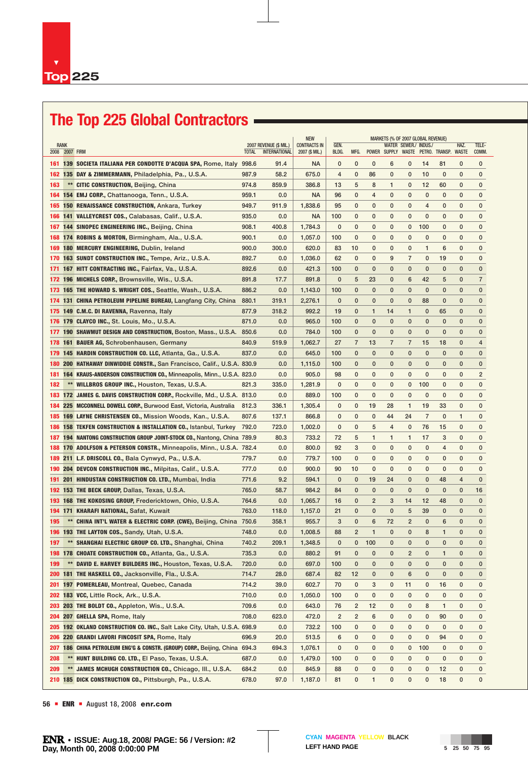# The Top 225 Global Contractors

| RANK 2008 | RANK 2007 | FIRM | 2007 REVENUE ($ MIL.) TOTAL | 2007 REVENUE ($ MIL.) INTERNATIONAL | NEW CONTRACTS IN 2007 ($ MIL.) | GEN. BLDG. | MFG. | POWER | WATER SUPPLY | SEWER./ WASTE | INDUS./ PETRO. | TRANSP. | HAZ. WASTE | TELE-COMM. |
|---|---|---|---|---|---|---|---|---|---|---|---|---|---|---|
| | | | | | | MARKETS (% OF 2007 GLOBAL REVENUE) | | | | | | | | |
| 161 | 139 | **SOCIETA ITALIANA PER CONDOTTE D'ACQUA SPA,** Rome, Italy | 998.6 | 91.4 | NA | 0 | 0 | 0 | 6 | 0 | 14 | 81 | 0 | 0 |
| 162 | 135 | **DAY & ZIMMERMANN,** Philadelphia, Pa., U.S.A. | 987.9 | 58.2 | 675.0 | 4 | 0 | 86 | 0 | 0 | 10 | 0 | 0 | 0 |
| 163 | ** | **CITIC CONSTRUCTION,** Beijing, China | 974.8 | 859.9 | 386.8 | 13 | 5 | 8 | 1 | 0 | 12 | 60 | 0 | 0 |
| 164 | 154 | **EMJ CORP.,** Chattanooga, Tenn., U.S.A. | 959.1 | 0.0 | NA | 96 | 0 | 4 | 0 | 0 | 0 | 0 | 0 | 0 |
| 165 | 150 | **RENAISSANCE CONSTRUCTION,** Ankara, Turkey | 949.7 | 911.9 | 1,838.6 | 95 | 0 | 0 | 0 | 0 | 4 | 0 | 0 | 0 |
| 166 | 141 | **VALLEYCREST COS.,** Calabasas, Calif., U.S.A. | 935.0 | 0.0 | NA | 100 | 0 | 0 | 0 | 0 | 0 | 0 | 0 | 0 |
| 167 | 144 | **SINOPEC ENGINEERING INC.,** Beijing, China | 908.1 | 400.8 | 1,784.3 | 0 | 0 | 0 | 0 | 0 | 100 | 0 | 0 | 0 |
| 168 | 174 | **ROBINS & MORTON,** Birmingham, Ala., U.S.A. | 900.1 | 0.0 | 1,057.0 | 100 | 0 | 0 | 0 | 0 | 0 | 0 | 0 | 0 |
| 169 | 180 | **MERCURY ENGINEERING,** Dublin, Ireland | 900.0 | 300.0 | 620.0 | 83 | 10 | 0 | 0 | 0 | 1 | 6 | 0 | 0 |
| 170 | 163 | **SUNDT CONSTRUCTION INC.,** Tempe, Ariz., U.S.A. | 892.7 | 0.0 | 1,036.0 | 62 | 0 | 0 | 9 | 7 | 0 | 19 | 0 | 0 |
| 171 | 167 | **HITT CONTRACTING INC.,** Fairfax, Va., U.S.A. | 892.6 | 0.0 | 421.3 | 100 | 0 | 0 | 0 | 0 | 0 | 0 | 0 | 0 |
| 172 | 196 | **MICHELS CORP.,** Brownsville, Wis., U.S.A. | 891.8 | 17.7 | 891.8 | 0 | 5 | 23 | 0 | 6 | 42 | 5 | 0 | 7 |
| 173 | 165 | **THE HOWARD S. WRIGHT COS.,** Seattle, Wash., U.S.A. | 886.2 | 0.0 | 1,143.0 | 100 | 0 | 0 | 0 | 0 | 0 | 0 | 0 | 0 |
| 174 | 131 | **CHINA PETROLEUM PIPELINE BUREAU,** Langfang City, China | 880.1 | 319.1 | 2,276.1 | 0 | 0 | 0 | 0 | 0 | 88 | 0 | 0 | 0 |
| 175 | 149 | **C.M.C. DI RAVENNA,** Ravenna, Italy | 877.9 | 318.2 | 992.2 | 19 | 0 | 1 | 14 | 1 | 0 | 65 | 0 | 0 |
| 176 | 179 | **CLAYCO INC.,** St. Louis, Mo., U.S.A. | 871.0 | 0.0 | 965.0 | 100 | 0 | 0 | 0 | 0 | 0 | 0 | 0 | 0 |
| 177 | 190 | **SHAWMUT DESIGN AND CONSTRUCTION,** Boston, Mass., U.S.A. | 850.6 | 0.0 | 784.0 | 100 | 0 | 0 | 0 | 0 | 0 | 0 | 0 | 0 |
| 178 | 161 | **BAUER AG,** Schrobenhausen, Germany | 840.9 | 519.9 | 1,062.7 | 27 | 7 | 13 | 7 | 7 | 15 | 18 | 0 | 4 |
| 179 | 145 | **HARDIN CONSTRUCTION CO. LLC,** Atlanta, Ga., U.S.A. | 837.0 | 0.0 | 645.0 | 100 | 0 | 0 | 0 | 0 | 0 | 0 | 0 | 0 |
| 180 | 200 | **HATHAWAY DINWIDDIE CONSTR.,** San Francisco, Calif., U.S.A. | 830.9 | 0.0 | 1,115.0 | 100 | 0 | 0 | 0 | 0 | 0 | 0 | 0 | 0 |
| 181 | 164 | **KRAUS-ANDERSON CONSTRUCTION CO.,** Minneapolis, Minn., U.S.A. | 823.0 | 0.0 | 905.0 | 98 | 0 | 0 | 0 | 0 | 0 | 0 | 0 | 2 |
| 182 | ** | **WILLBROS GROUP INC.,** Houston, Texas, U.S.A. | 821.3 | 335.0 | 1,281.9 | 0 | 0 | 0 | 0 | 0 | 100 | 0 | 0 | 0 |
| 183 | 172 | **JAMES G. DAVIS CONSTRUCTION CORP.,** Rockville, Md., U.S.A. | 813.0 | 0.0 | 889.0 | 100 | 0 | 0 | 0 | 0 | 0 | 0 | 0 | 0 |
| 184 | 225 | **MCCONNELL DOWELL CORP.,** Burwood East, Victoria, Australia | 812.3 | 336.1 | 1,305.4 | 0 | 0 | 19 | 28 | 1 | 19 | 33 | 0 | 0 |
| 185 | 169 | **LAYNE CHRISTENSEN CO.,** Mission Woods, Kan., U.S.A. | 807.6 | 137.1 | 866.8 | 0 | 0 | 0 | 44 | 24 | 7 | 0 | 1 | 0 |
| 186 | 158 | **TEKFEN CONSTRUCTION & INSTALLATION CO.,** Istanbul, Turkey | 792.0 | 723.0 | 1,002.0 | 0 | 0 | 5 | 4 | 0 | 76 | 15 | 0 | 0 |
| 187 | 194 | **NANTONG CONSTRUCTION GROUP JOINT-STOCK CO.,** Nantong, China | 789.9 | 80.3 | 733.2 | 72 | 5 | 1 | 1 | 1 | 17 | 3 | 0 | 0 |
| 188 | 170 | **ADOLFSON & PETERSON CONSTR.,** Minneapolis, Minn., U.S.A. | 782.4 | 0.0 | 800.0 | 92 | 3 | 0 | 0 | 0 | 0 | 4 | 0 | 0 |
| 189 | 211 | **L.F. DRISCOLL CO.,** Bala Cynwyd, Pa., U.S.A. | 779.7 | 0.0 | 779.7 | 100 | 0 | 0 | 0 | 0 | 0 | 0 | 0 | 0 |
| 190 | 204 | **DEVCON CONSTRUCTION INC.,** Milpitas, Calif., U.S.A. | 777.0 | 0.0 | 900.0 | 90 | 10 | 0 | 0 | 0 | 0 | 0 | 0 | 0 |
| 191 | 201 | **HINDUSTAN CONSTRUCTION CO. LTD.,** Mumbai, India | 771.6 | 9.2 | 594.1 | 0 | 0 | 19 | 24 | 0 | 0 | 48 | 4 | 0 |
| 192 | 153 | **THE BECK GROUP,** Dallas, Texas, U.S.A. | 765.0 | 58.7 | 984.2 | 84 | 0 | 0 | 0 | 0 | 0 | 0 | 0 | 16 |
| 193 | 168 | **THE KOKOSING GROUP,** Fredericktown, Ohio, U.S.A. | 764.6 | 0.0 | 1,065.7 | 16 | 0 | 2 | 3 | 14 | 12 | 48 | 0 | 0 |
| 194 | 171 | **KHARAFI NATIONAL,** Safat, Kuwait | 763.0 | 118.0 | 1,157.0 | 21 | 0 | 0 | 0 | 5 | 39 | 0 | 0 | 0 |
| 195 | ** | **CHINA INT'L WATER & ELECTRIC CORP. (CWE),** Beijing, China | 750.6 | 358.1 | 955.7 | 3 | 0 | 6 | 72 | 2 | 0 | 6 | 0 | 0 |
| 196 | 193 | **THE LAYTON COS.,** Sandy, Utah, U.S.A. | 748.0 | 0.0 | 1,008.5 | 88 | 2 | 1 | 0 | 0 | 8 | 1 | 0 | 0 |
| 197 | ** | **SHANGHAI ELECTRIC GROUP CO. LTD.,** Shanghai, China | 740.2 | 209.1 | 1,348.5 | 0 | 0 | 100 | 0 | 0 | 0 | 0 | 0 | 0 |
| 198 | 178 | **CHOATE CONSTRUCTION CO.,** Atlanta, Ga., U.S.A. | 735.3 | 0.0 | 880.2 | 91 | 0 | 0 | 0 | 2 | 0 | 1 | 0 | 0 |
| 199 | ** | **DAVID E. HARVEY BUILDERS INC.,** Houston, Texas, U.S.A. | 720.0 | 0.0 | 697.0 | 100 | 0 | 0 | 0 | 0 | 0 | 0 | 0 | 0 |
| 200 | 181 | **THE HASKELL CO.,** Jacksonville, Fla., U.S.A. | 714.7 | 28.0 | 687.4 | 82 | 12 | 0 | 0 | 6 | 0 | 0 | 0 | 0 |
| 201 | 197 | **POMERLEAU,** Montreal, Quebec, Canada | 714.2 | 39.0 | 602.7 | 70 | 0 | 3 | 0 | 11 | 0 | 16 | 0 | 0 |
| 202 | 183 | **VCC,** Little Rock, Ark., U.S.A. | 710.0 | 0.0 | 1,050.0 | 100 | 0 | 0 | 0 | 0 | 0 | 0 | 0 | 0 |
| 203 | 203 | **THE BOLDT CO.,** Appleton, Wis., U.S.A. | 709.6 | 0.0 | 643.0 | 76 | 2 | 12 | 0 | 0 | 8 | 1 | 0 | 0 |
| 204 | 207 | **GHELLA SPA,** Rome, Italy | 708.0 | 623.0 | 472.0 | 2 | 2 | 6 | 0 | 0 | 0 | 90 | 0 | 0 |
| 205 | 192 | **OKLAND CONSTRUCTION CO. INC.,** Salt Lake City, Utah, U.S.A. | 698.9 | 0.0 | 732.2 | 100 | 0 | 0 | 0 | 0 | 0 | 0 | 0 | 0 |
| 206 | 220 | **GRANDI LAVORI FINCOSIT SPA,** Rome, Italy | 696.9 | 20.0 | 513.5 | 6 | 0 | 0 | 0 | 0 | 0 | 94 | 0 | 0 |
| 207 | 186 | **CHINA PETROLEUM ENG'G & CONSTR. (GROUP) CORP.,** Beijing, China | 694.3 | 694.3 | 1,076.1 | 0 | 0 | 0 | 0 | 0 | 100 | 0 | 0 | 0 |
| 208 | ** | **HUNT BUILDING CO. LTD.,** El Paso, Texas, U.S.A. | 687.0 | 0.0 | 1,479.0 | 100 | 0 | 0 | 0 | 0 | 0 | 0 | 0 | 0 |
| 209 | ** | **JAMES MCHUGH CONSTRUCTION CO.,** Chicago, Ill., U.S.A. | 684.2 | 0.0 | 845.9 | 88 | 0 | 0 | 0 | 0 | 0 | 12 | 0 | 0 |
| 210 | 185 | **DICK CONSTRUCTION CO.,** Pittsburgh, Pa., U.S.A. | 678.0 | 97.0 | 1,187.0 | 81 | 0 | 1 | 0 | 0 | 0 | 18 | 0 | 0 |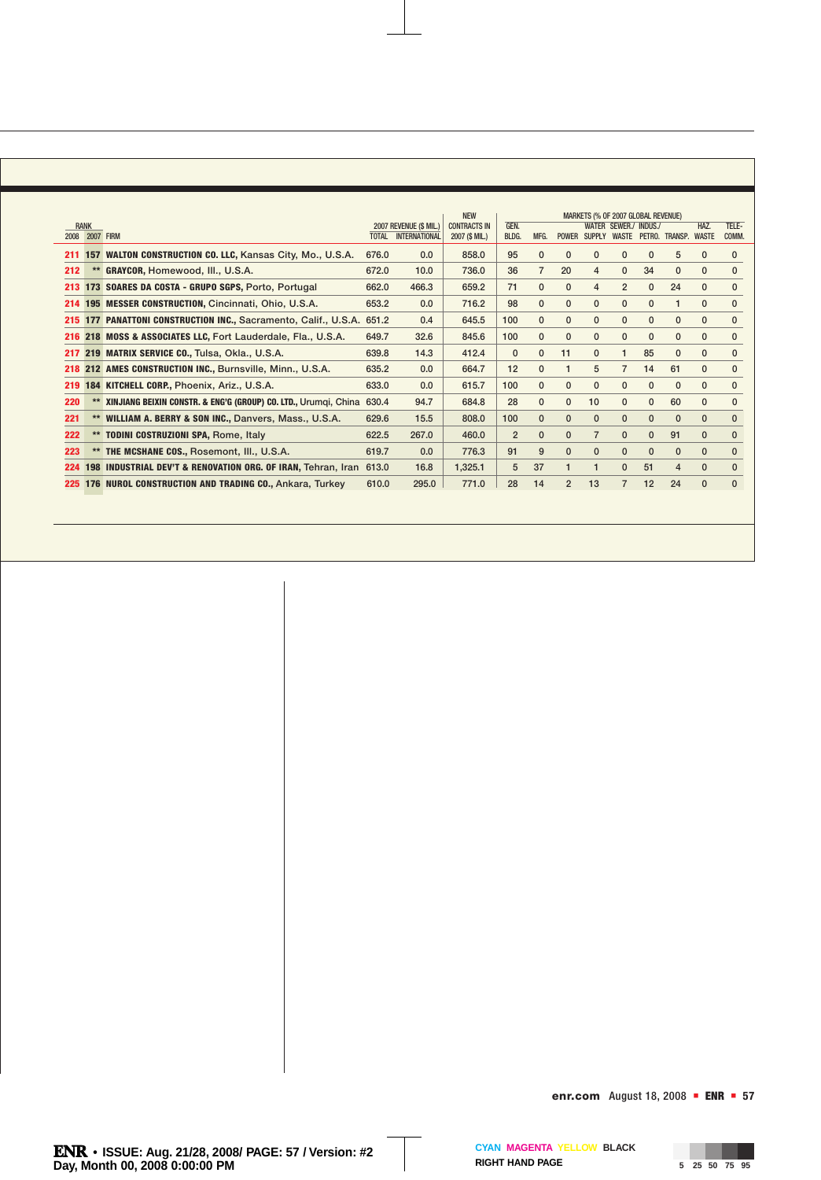| RANK 2008 | RANK 2007 | FIRM | 2007 REVENUE ($ MIL.) TOTAL | 2007 REVENUE ($ MIL.) INTERNATIONAL | NEW CONTRACTS IN 2007 ($ MIL.) | MARKETS (% OF 2007 GLOBAL REVENUE) GEN. BLDG. | MFG. | POWER | WATER SUPPLY | SEWER./ WASTE | INDUS./ PETRO. | TRANSP. | HAZ. WASTE | TELE-COMM. |
|---|---|---|---|---|---|---|---|---|---|---|---|---|---|---|
| 211 | 157 | **WALTON CONSTRUCTION CO. LLC,** Kansas City, Mo., U.S.A. | 676.0 | 0.0 | 858.0 | 95 | 0 | 0 | 0 | 0 | 0 | 5 | 0 | 0 |
| 212 | ** | **GRAYCOR,** Homewood, Ill., U.S.A. | 672.0 | 10.0 | 736.0 | 36 | 7 | 20 | 4 | 0 | 34 | 0 | 0 | 0 |
| 213 | 173 | **SOARES DA COSTA - GRUPO SGPS,** Porto, Portugal | 662.0 | 466.3 | 659.2 | 71 | 0 | 0 | 4 | 2 | 0 | 24 | 0 | 0 |
| 214 | 195 | **MESSER CONSTRUCTION,** Cincinnati, Ohio, U.S.A. | 653.2 | 0.0 | 716.2 | 98 | 0 | 0 | 0 | 0 | 0 | 1 | 0 | 0 |
| 215 | 177 | **PANATTONI CONSTRUCTION INC.,** Sacramento, Calif., U.S.A. | 651.2 | 0.4 | 645.5 | 100 | 0 | 0 | 0 | 0 | 0 | 0 | 0 | 0 |
| 216 | 218 | **MOSS & ASSOCIATES LLC,** Fort Lauderdale, Fla., U.S.A. | 649.7 | 32.6 | 845.6 | 100 | 0 | 0 | 0 | 0 | 0 | 0 | 0 | 0 |
| 217 | 219 | **MATRIX SERVICE CO.,** Tulsa, Okla., U.S.A. | 639.8 | 14.3 | 412.4 | 0 | 0 | 11 | 0 | 1 | 85 | 0 | 0 | 0 |
| 218 | 212 | **AMES CONSTRUCTION INC.,** Burnsville, Minn., U.S.A. | 635.2 | 0.0 | 664.7 | 12 | 0 | 1 | 5 | 7 | 14 | 61 | 0 | 0 |
| 219 | 184 | **KITCHELL CORP.,** Phoenix, Ariz., U.S.A. | 633.0 | 0.0 | 615.7 | 100 | 0 | 0 | 0 | 0 | 0 | 0 | 0 | 0 |
| 220 | ** | **XINJIANG BEIXIN CONSTR. & ENG'G (GROUP) CO. LTD.,** Urumqi, China | 630.4 | 94.7 | 684.8 | 28 | 0 | 0 | 10 | 0 | 0 | 60 | 0 | 0 |
| 221 | ** | **WILLIAM A. BERRY & SON INC.,** Danvers, Mass., U.S.A. | 629.6 | 15.5 | 808.0 | 100 | 0 | 0 | 0 | 0 | 0 | 0 | 0 | 0 |
| 222 | ** | **TODINI COSTRUZIONI SPA,** Rome, Italy | 622.5 | 267.0 | 460.0 | 2 | 0 | 0 | 7 | 0 | 0 | 91 | 0 | 0 |
| 223 | ** | **THE MCSHANE COS.,** Rosemont, Ill., U.S.A. | 619.7 | 0.0 | 776.3 | 91 | 9 | 0 | 0 | 0 | 0 | 0 | 0 | 0 |
| 224 | 198 | **INDUSTRIAL DEV'T & RENOVATION ORG. OF IRAN,** Tehran, Iran | 613.0 | 16.8 | 1,325.1 | 5 | 37 | 1 | 1 | 0 | 51 | 4 | 0 | 0 |
| 225 | 176 | **NUROL CONSTRUCTION AND TRADING CO.,** Ankara, Turkey | 610.0 | 295.0 | 771.0 | 28 | 14 | 2 | 13 | 7 | 12 | 24 | 0 | 0 |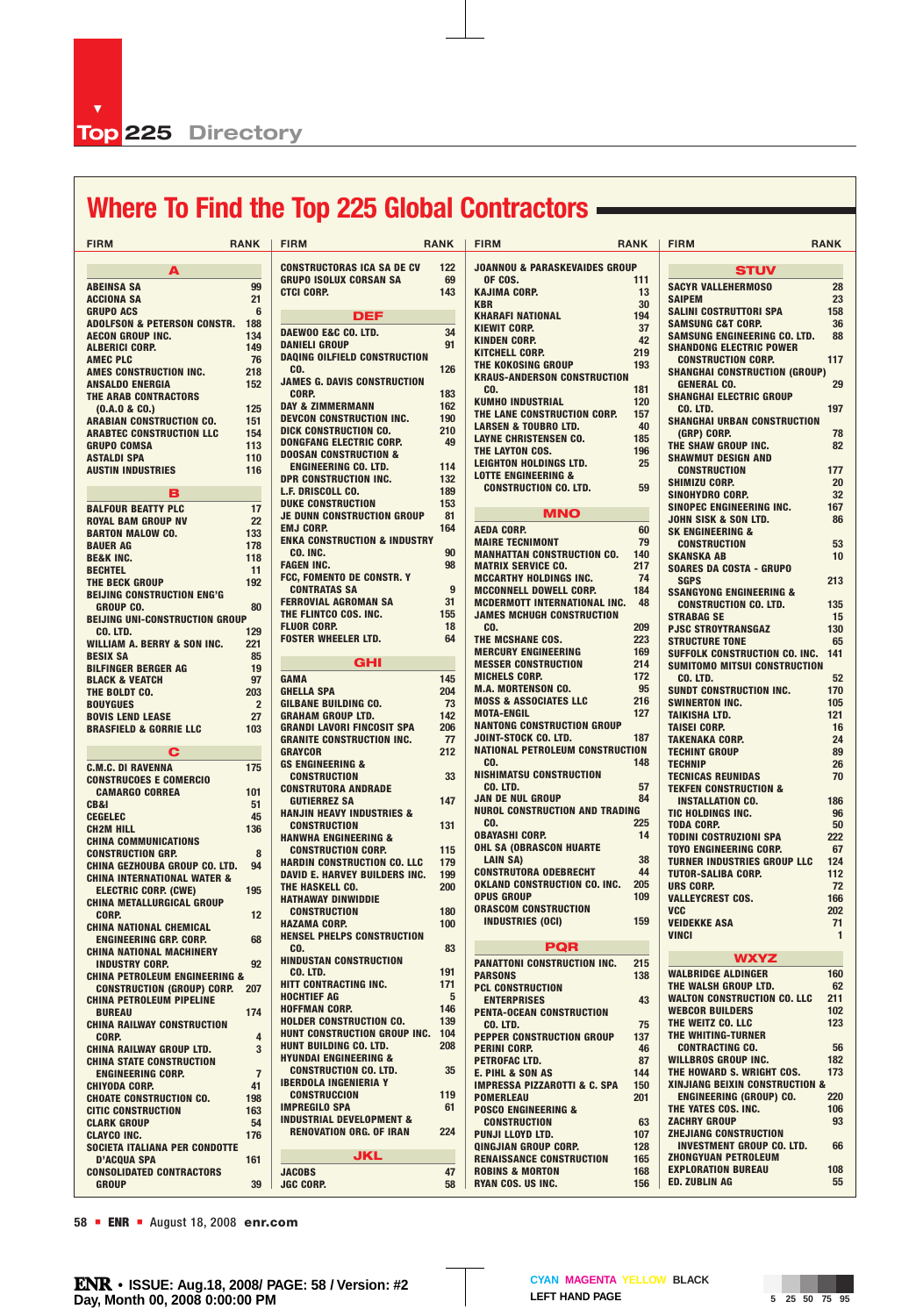# Top 225 Directory

## Where To Find the Top 225 Global Contractors

| FIRM | RANK |
|---|---|
| **A** | |
| ABEINSA SA | 99 |
| ACCIONA SA | 21 |
| GRUPO ACS | 6 |
| ADOLFSON & PETERSON CONSTR. | 188 |
| AECON GROUP INC. | 134 |
| ALBERICI CORP. | 149 |
| AMEC PLC | 76 |
| AMES CONSTRUCTION INC. | 218 |
| ANSALDO ENERGIA | 152 |
| THE ARAB CONTRACTORS (O.A.O & CO.) | 125 |
| ARABIAN CONSTRUCTION CO. | 151 |
| ARABTEC CONSTRUCTION LLC | 154 |
| GRUPO COMSA | 113 |
| ASTALDI SPA | 110 |
| AUSTIN INDUSTRIES | 116 |
| **B** | |
| BALFOUR BEATTY PLC | 17 |
| ROYAL BAM GROUP NV | 22 |
| BARTON MALOW CO. | 133 |
| BAUER AG | 178 |
| BE&K INC. | 118 |
| BECHTEL | 11 |
| THE BECK GROUP | 192 |
| BEIJING CONSTRUCTION ENG'G GROUP CO. | 80 |
| BEIJING UNI-CONSTRUCTION GROUP CO. LTD. | 129 |
| WILLIAM A. BERRY & SON INC. | 221 |
| BESIX SA | 85 |
| BILFINGER BERGER AG | 19 |
| BLACK & VEATCH | 97 |
| THE BOLDT CO. | 203 |
| BOUYGUES | 2 |
| BOVIS LEND LEASE | 27 |
| BRASFIELD & GORRIE LLC | 103 |
| **C** | |
| C.M.C. DI RAVENNA | 175 |
| CONSTRUCOES E COMERCIO CAMARGO CORREA | 101 |
| CB&I | 51 |
| CEGELEC | 45 |
| CH2M HILL | 136 |
| CHINA COMMUNICATIONS CONSTRUCTION GRP. | 8 |
| CHINA GEZHOUBA GROUP CO. LTD. | 94 |
| CHINA INTERNATIONAL WATER & ELECTRIC CORP. (CWE) | 195 |
| CHINA METALLURGICAL GROUP CORP. | 12 |
| CHINA NATIONAL CHEMICAL ENGINEERING GRP. CORP. | 68 |
| CHINA NATIONAL MACHINERY INDUSTRY CORP. | 92 |
| CHINA PETROLEUM ENGINEERING & CONSTRUCTION (GROUP) CORP. | 207 |
| CHINA PETROLEUM PIPELINE BUREAU | 174 |
| CHINA RAILWAY CONSTRUCTION CORP. | 4 |
| CHINA RAILWAY GROUP LTD. | 3 |
| CHINA STATE CONSTRUCTION ENGINEERING CORP. | 7 |
| CHIYODA CORP. | 41 |
| CHOATE CONSTRUCTION CO. | 198 |
| CITIC CONSTRUCTION | 163 |
| CLARK GROUP | 54 |
| CLAYCO INC. | 176 |
| SOCIETA ITALIANA PER CONDOTTE D'ACQUA SPA | 161 |
| CONSOLIDATED CONTRACTORS GROUP | 39 |
| CONSTRUCTORAS ICA SA DE CV | 122 |
| GRUPO ISOLUX CORSAN SA | 69 |
| CTCI CORP. | 143 |
| **DEF** | |
| DAEWOO E&C CO. LTD. | 34 |
| DANIELI GROUP | 91 |
| DAQING OILFIELD CONSTRUCTION CO. | 126 |
| JAMES G. DAVIS CONSTRUCTION CORP. | 183 |
| DAY & ZIMMERMANN | 162 |
| DEVCON CONSTRUCTION INC. | 190 |
| DICK CONSTRUCTION CO. | 210 |
| DONGFANG ELECTRIC CORP. | 49 |
| DOOSAN CONSTRUCTION & ENGINEERING CO. LTD. | 114 |
| DPR CONSTRUCTION INC. | 132 |
| L.F. DRISCOLL CO. | 189 |
| DUKE CONSTRUCTION | 153 |
| JE DUNN CONSTRUCTION GROUP | 81 |
| EMJ CORP. | 164 |
| ENKA CONSTRUCTION & INDUSTRY CO. INC. | 90 |
| FAGEN INC. | 98 |
| FCC, FOMENTO DE CONSTR. Y CONTRATAS SA | 9 |
| FERROVIAL AGROMAN SA | 31 |
| THE FLINTCO COS. INC. | 155 |
| FLUOR CORP. | 18 |
| FOSTER WHEELER LTD. | 64 |
| **GHI** | |
| GAMA | 145 |
| GHELLA SPA | 204 |
| GILBANE BUILDING CO. | 73 |
| GRAHAM GROUP LTD. | 142 |
| GRANDI LAVORI FINCOSIT SPA | 206 |
| GRANITE CONSTRUCTION INC. | 77 |
| GRAYCOR | 212 |
| GS ENGINEERING & CONSTRUCTION | 33 |
| CONSTRUTORA ANDRADE GUTIERREZ SA | 147 |
| HANJIN HEAVY INDUSTRIES & CONSTRUCTION | 131 |
| HANWHA ENGINEERING & CONSTRUCTION CORP. | 115 |
| HARDIN CONSTRUCTION CO. LLC | 179 |
| DAVID E. HARVEY BUILDERS INC. | 199 |
| THE HASKELL CO. | 200 |
| HATHAWAY DINWIDDIE CONSTRUCTION | 180 |
| HAZAMA CORP. | 100 |
| HENSEL PHELPS CONSTRUCTION CO. | 83 |
| HINDUSTAN CONSTRUCTION CO. LTD. | 191 |
| HITT CONTRACTING INC. | 171 |
| HOCHTIEF AG | 5 |
| HOFFMAN CORP. | 146 |
| HOLDER CONSTRUCTION CO. | 139 |
| HUNT CONSTRUCTION GROUP INC. | 104 |
| HUNT BUILDING CO. LTD. | 208 |
| HYUNDAI ENGINEERING & CONSTRUCTION CO. LTD. | 35 |
| IBERDOLA INGENIERIA Y CONSTRUCCION | 119 |
| IMPREGILO SPA | 61 |
| INDUSTRIAL DEVELOPMENT & RENOVATION ORG. OF IRAN | 224 |
| **JKL** | |
| JACOBS | 47 |
| JGC CORP. | 58 |
| JOANNOU & PARASKEVAIDES GROUP OF COS. | 111 |
| KAJIMA CORP. | 13 |
| KBR | 30 |
| KHARAFI NATIONAL | 194 |
| KIEWIT CORP. | 37 |
| KINDEN CORP. | 42 |
| KITCHELL CORP. | 219 |
| THE KOKOSING GROUP | 193 |
| KRAUS-ANDERSON CONSTRUCTION CO. | 181 |
| KUMHO INDUSTRIAL | 120 |
| THE LANE CONSTRUCTION CORP. | 157 |
| LARSEN & TOUBRO LTD. | 40 |
| LAYNE CHRISTENSEN CO. | 185 |
| THE LAYTON COS. | 196 |
| LEIGHTON HOLDINGS LTD. | 25 |
| LOTTE ENGINEERING & CONSTRUCTION CO. LTD. | 59 |
| **MNO** | |
| AEDA CORP. | 60 |
| MAIRE TECNIMONT | 79 |
| MANHATTAN CONSTRUCTION CO. | 140 |
| MATRIX SERVICE CO. | 217 |
| MCCARTHY HOLDINGS INC. | 74 |
| MCCONNELL DOWELL CORP. | 184 |
| MCDERMOTT INTERNATIONAL INC. | 48 |
| JAMES MCHUGH CONSTRUCTION CO. | 209 |
| THE MCSHANE COS. | 223 |
| MERCURY ENGINEERING | 169 |
| MESSER CONSTRUCTION | 214 |
| MICHELS CORP. | 172 |
| M.A. MORTENSON CO. | 95 |
| MOSS & ASSOCIATES LLC | 216 |
| MOTA-ENGIL | 127 |
| NANTONG CONSTRUCTION GROUP JOINT-STOCK CO. LTD. | 187 |
| NATIONAL PETROLEUM CONSTRUCTION CO. | 148 |
| NISHIMATSU CONSTRUCTION CO. LTD. | 57 |
| JAN DE NUL GROUP | 84 |
| NUROL CONSTRUCTION AND TRADING CO. | 225 |
| OBAYASHI CORP. | 14 |
| OHL SA (OBRASCON HUARTE LAIN SA) | 38 |
| CONSTRUTORA ODEBRECHT | 44 |
| OKLAND CONSTRUCTION CO. INC. | 205 |
| OPUS GROUP | 109 |
| ORASCOM CONSTRUCTION INDUSTRIES (OCI) | 159 |
| **PQR** | |
| PANATTONI CONSTRUCTION INC. | 215 |
| PARSONS | 138 |
| PCL CONSTRUCTION ENTERPRISES | 43 |
| PENTA-OCEAN CONSTRUCTION CO. LTD. | 75 |
| PEPPER CONSTRUCTION GROUP | 137 |
| PERINI CORP. | 46 |
| PETROFAC LTD. | 87 |
| E. PIHL & SON AS | 144 |
| IMPRESSA PIZZAROTTI & C. SPA | 150 |
| POMERLEAU | 201 |
| POSCO ENGINEERING & CONSTRUCTION | 63 |
| PUNJ LLOYD LTD. | 107 |
| QINGJIAN GROUP CORP. | 128 |
| RENAISSANCE CONSTRUCTION | 165 |
| ROBINS & MORTON | 168 |
| RYAN COS. US INC. | 156 |
| **STUV** | |
| SACYR VALLEHERMOSO | 28 |
| SAIPEM | 23 |
| SALINI COSTRUTTORI SPA | 158 |
| SAMSUNG C&T CORP. | 36 |
| SAMSUNG ENGINEERING CO. LTD. | 88 |
| SHANDONG ELECTRIC POWER CONSTRUCTION CORP. | 117 |
| SHANGHAI CONSTRUCTION (GROUP) GENERAL CO. | 29 |
| SHANGHAI ELECTRIC GROUP CO. LTD. | 197 |
| SHANGHAI URBAN CONSTRUCTION (GRP) CORP. | 78 |
| THE SHAW GROUP INC. | 82 |
| SHAWMUT DESIGN AND CONSTRUCTION | 177 |
| SHIMIZU CORP. | 20 |
| SINOHYDRO CORP. | 32 |
| SINOPEC ENGINEERING INC. | 167 |
| JOHN SISK & SON LTD. | 86 |
| SK ENGINEERING & CONSTRUCTION | 53 |
| SKANSKA AB | 10 |
| SOARES DA COSTA - GRUPO SGPS | 213 |
| SSANGYONG ENGINEERING & CONSTRUCTION CO. LTD. | 135 |
| STRABAG SE | 15 |
| PJSC STROYTRANSGAZ | 130 |
| STRUCTURE TONE | 65 |
| SUFFOLK CONSTRUCTION CO. INC. | 141 |
| SUMITOMO MITSUI CONSTRUCTION CO. LTD. | 52 |
| SUNDT CONSTRUCTION INC. | 170 |
| SWINERTON INC. | 105 |
| TAIKISHA LTD. | 121 |
| TAISEI CORP. | 16 |
| TAKENAKA CORP. | 24 |
| TECHINT GROUP | 89 |
| TECHNIP | 26 |
| TECNICAS REUNIDAS | 70 |
| TEKFEN CONSTRUCTION & INSTALLATION CO. | 186 |
| TIC HOLDINGS INC. | 96 |
| TODA CORP. | 50 |
| TODINI COSTRUZIONI SPA | 222 |
| TOYO ENGINEERING CORP. | 67 |
| TURNER INDUSTRIES GROUP LLC | 124 |
| TUTOR-SALIBA CORP. | 112 |
| URS CORP. | 72 |
| VALLEYCREST COS. | 166 |
| VCC | 202 |
| VEIDEKKE ASA | 71 |
| VINCI | 1 |
| **WXYZ** | |
| WALBRIDGE ALDINGER | 160 |
| THE WALSH GROUP LTD. | 62 |
| WALTON CONSTRUCTION CO. LLC | 211 |
| WEBCOR BUILDERS | 102 |
| THE WEITZ CO. LLC | 123 |
| THE WHITING-TURNER CONTRACTING CO. | 56 |
| WILLBROS GROUP INC. | 182 |
| THE HOWARD S. WRIGHT COS. | 173 |
| XINJIANG BEIXIN CONSTRUCTION & ENGINEERING (GROUP) CO. | 220 |
| THE YATES COS. INC. | 106 |
| ZACHRY GROUP | 93 |
| ZHEJIANG CONSTRUCTION INVESTMENT GROUP CO. LTD. | 66 |
| ZHONGYUAN PETROLEUM EXPLORATION BUREAU | 108 |
| ED. ZUBLIN AG | 55 |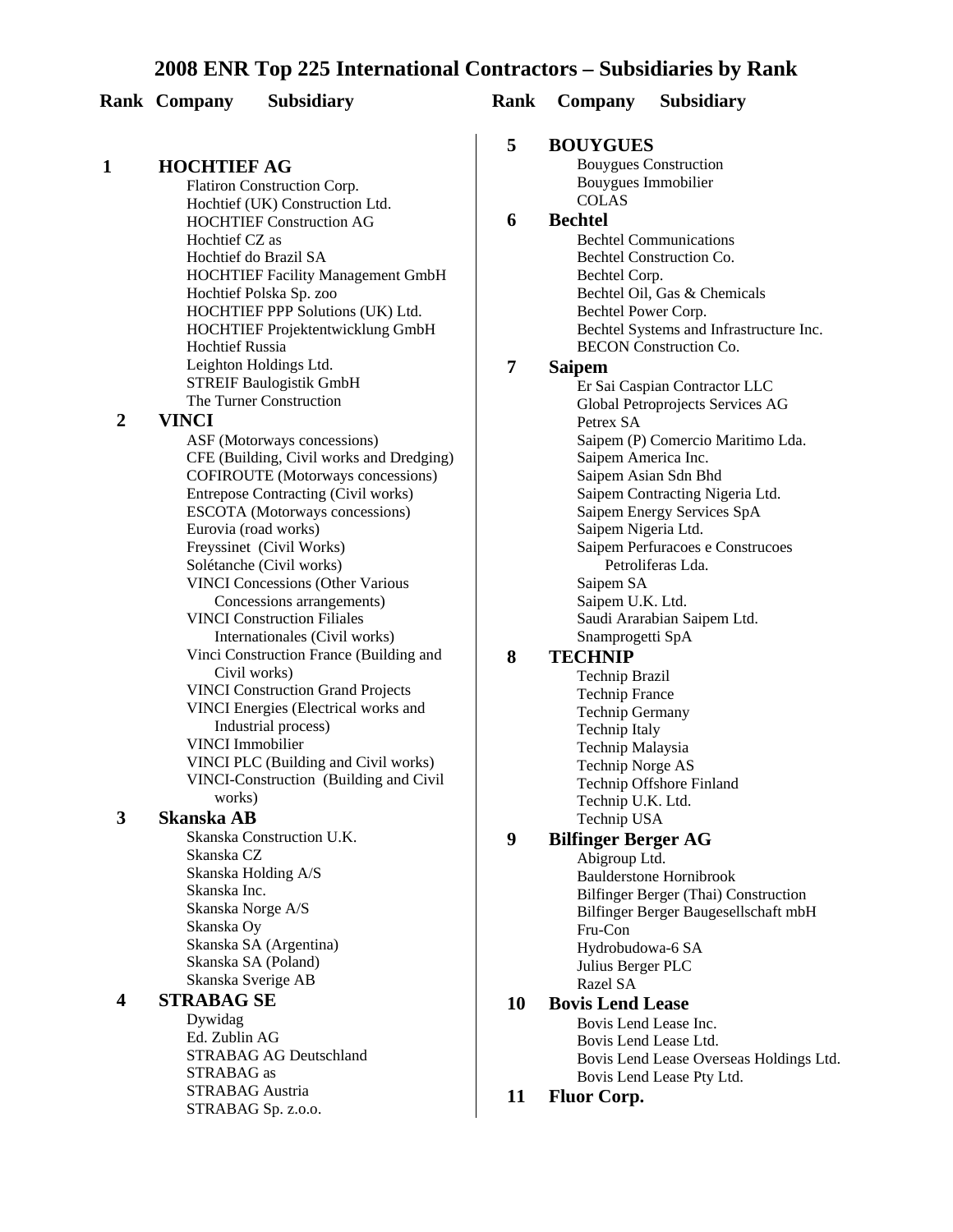# 2008 ENR Top 225 International Contractors – Subsidiaries by Rank

**Rank Company Subsidiary**

**1 HOCHTIEF AG**
- Flatiron Construction Corp.
- Hochtief (UK) Construction Ltd.
- HOCHTIEF Construction AG
- Hochtief CZ as
- Hochtief do Brazil SA
- HOCHTIEF Facility Management GmbH
- Hochtief Polska Sp. zoo
- HOCHTIEF PPP Solutions (UK) Ltd.
- HOCHTIEF Projektentwicklung GmbH
- Hochtief Russia
- Leighton Holdings Ltd.
- STREIF Baulogistik GmbH
- The Turner Construction

**2 VINCI**
- ASF (Motorways concessions)
- CFE (Building, Civil works and Dredging)
- COFIROUTE (Motorways concessions)
- Entrepose Contracting (Civil works)
- ESCOTA (Motorways concessions)
- Eurovia (road works)
- Freyssinet (Civil Works)
- Solétanche (Civil works)
- VINCI Concessions (Other Various Concessions arrangements)
- VINCI Construction Filiales Internationales (Civil works)
- Vinci Construction France (Building and Civil works)
- VINCI Construction Grand Projects
- VINCI Energies (Electrical works and Industrial process)
- VINCI Immobilier
- VINCI PLC (Building and Civil works)
- VINCI-Construction (Building and Civil works)

**3 Skanska AB**
- Skanska Construction U.K.
- Skanska CZ
- Skanska Holding A/S
- Skanska Inc.
- Skanska Norge A/S
- Skanska Oy
- Skanska SA (Argentina)
- Skanska SA (Poland)
- Skanska Sverige AB

**4 STRABAG SE**
- Dywidag
- Ed. Zublin AG
- STRABAG AG Deutschland
- STRABAG as
- STRABAG Austria
- STRABAG Sp. z.o.o.

**5 BOUYGUES**
- Bouygues Construction
- Bouygues Immobilier
- COLAS

**6 Bechtel**
- Bechtel Communications
- Bechtel Construction Co.
- Bechtel Corp.
- Bechtel Oil, Gas & Chemicals
- Bechtel Power Corp.
- Bechtel Systems and Infrastructure Inc.
- BECON Construction Co.

**7 Saipem**
- Er Sai Caspian Contractor LLC
- Global Petroprojects Services AG
- Petrex SA
- Saipem (P) Comercio Maritimo Lda.
- Saipem America Inc.
- Saipem Asian Sdn Bhd
- Saipem Contracting Nigeria Ltd.
- Saipem Energy Services SpA
- Saipem Nigeria Ltd.
- Saipem Perfuracoes e Construcoes Petroliferas Lda.
- Saipem SA
- Saipem U.K. Ltd.
- Saudi Ararabian Saipem Ltd.
- Snamprogetti SpA

**8 TECHNIP**
- Technip Brazil
- Technip France
- Technip Germany
- Technip Italy
- Technip Malaysia
- Technip Norge AS
- Technip Offshore Finland
- Technip U.K. Ltd.
- Technip USA

**9 Bilfinger Berger AG**
- Abigroup Ltd.
- Baulderstone Hornibrook
- Bilfinger Berger (Thai) Construction
- Bilfinger Berger Baugesellschaft mbH
- Fru-Con
- Hydrobudowa-6 SA
- Julius Berger PLC
- Razel SA

**10 Bovis Lend Lease**
- Bovis Lend Lease Inc.
- Bovis Lend Lease Ltd.
- Bovis Lend Lease Overseas Holdings Ltd.
- Bovis Lend Lease Pty Ltd.

**11 Fluor Corp.**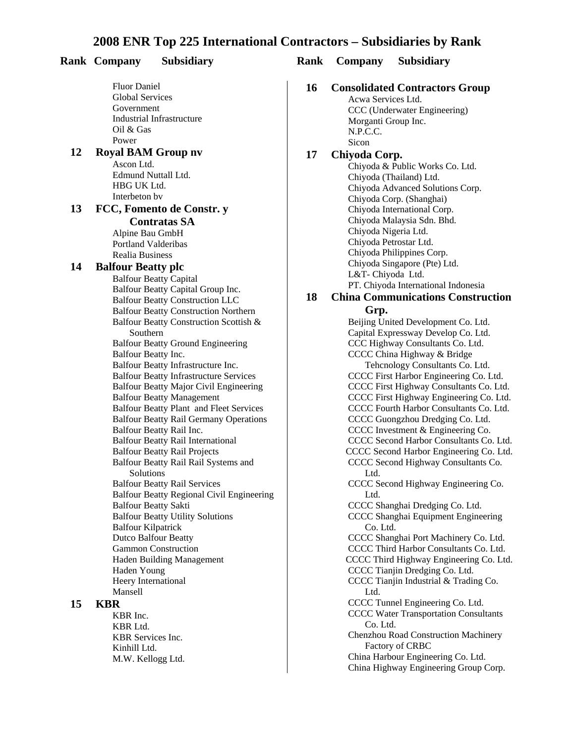# 2008 ENR Top 225 International Contractors – Subsidiaries by Rank

| Rank | Company | Subsidiary |
|---|---|---|
| | | Fluor Daniel |
| | | Global Services |
| | | Government |
| | | Industrial Infrastructure |
| | | Oil & Gas |
| | | Power |
| **12** | **Royal BAM Group nv** | |
| | | Ascon Ltd. |
| | | Edmund Nuttall Ltd. |
| | | HBG UK Ltd. |
| | | Interbeton bv |
| **13** | **FCC, Fomento de Constr. y Contratas SA** | |
| | | Alpine Bau GmbH |
| | | Portland Valderibas |
| | | Realia Business |
| **14** | **Balfour Beatty plc** | |
| | | Balfour Beatty Capital |
| | | Balfour Beatty Capital Group Inc. |
| | | Balfour Beatty Construction LLC |
| | | Balfour Beatty Construction Northern |
| | | Balfour Beatty Construction Scottish & Southern |
| | | Balfour Beatty Ground Engineering |
| | | Balfour Beatty Inc. |
| | | Balfour Beatty Infrastructure Inc. |
| | | Balfour Beatty Infrastructure Services |
| | | Balfour Beatty Major Civil Engineering |
| | | Balfour Beatty Management |
| | | Balfour Beatty Plant and Fleet Services |
| | | Balfour Beatty Rail Germany Operations |
| | | Balfour Beatty Rail Inc. |
| | | Balfour Beatty Rail International |
| | | Balfour Beatty Rail Projects |
| | | Balfour Beatty Rail Rail Systems and Solutions |
| | | Balfour Beatty Rail Services |
| | | Balfour Beatty Regional Civil Engineering |
| | | Balfour Beatty Sakti |
| | | Balfour Beatty Utility Solutions |
| | | Balfour Kilpatrick |
| | | Dutco Balfour Beatty |
| | | Gammon Construction |
| | | Haden Building Management |
| | | Haden Young |
| | | Heery International |
| | | Mansell |
| **15** | **KBR** | |
| | | KBR Inc. |
| | | KBR Ltd. |
| | | KBR Services Inc. |
| | | Kinhill Ltd. |
| | | M.W. Kellogg Ltd. |
| **16** | **Consolidated Contractors Group** | |
| | | Acwa Services Ltd. |
| | | CCC (Underwater Engineering) |
| | | Morganti Group Inc. |
| | | N.P.C.C. |
| | | Sicon |
| **17** | **Chiyoda Corp.** | |
| | | Chiyoda & Public Works Co. Ltd. |
| | | Chiyoda (Thailand) Ltd. |
| | | Chiyoda Advanced Solutions Corp. |
| | | Chiyoda Corp. (Shanghai) |
| | | Chiyoda International Corp. |
| | | Chiyoda Malaysia Sdn. Bhd. |
| | | Chiyoda Nigeria Ltd. |
| | | Chiyoda Petrostar Ltd. |
| | | Chiyoda Philippines Corp. |
| | | Chiyoda Singapore (Pte) Ltd. |
| | | L&T- Chiyoda Ltd. |
| | | PT. Chiyoda International Indonesia |
| **18** | **China Communications Construction Grp.** | |
| | | Beijing United Development Co. Ltd. |
| | | Capital Expressway Develop Co. Ltd. |
| | | CCC Highway Consultants Co. Ltd. |
| | | CCCC China Highway & Bridge Tehcnology Consultants Co. Ltd. |
| | | CCCC First Harbor Engineering Co. Ltd. |
| | | CCCC First Highway Consultants Co. Ltd. |
| | | CCCC First Highway Engineering Co. Ltd. |
| | | CCCC Fourth Harbor Consultants Co. Ltd. |
| | | CCCC Guongzhou Dredging Co. Ltd. |
| | | CCCC Investment & Engineering Co. |
| | | CCCC Second Harbor Consultants Co. Ltd. |
| | | CCCC Second Harbor Engineering Co. Ltd. |
| | | CCCC Second Highway Consultants Co. Ltd. |
| | | CCCC Second Highway Engineering Co. Ltd. |
| | | CCCC Shanghai Dredging Co. Ltd. |
| | | CCCC Shanghai Equipment Engineering Co. Ltd. |
| | | CCCC Shanghai Port Machinery Co. Ltd. |
| | | CCCC Third Harbor Consultants Co. Ltd. |
| | | CCCC Third Highway Engineering Co. Ltd. |
| | | CCCC Tianjin Dredging Co. Ltd. |
| | | CCCC Tianjin Industrial & Trading Co. Ltd. |
| | | CCCC Tunnel Engineering Co. Ltd. |
| | | CCCC Water Transportation Consultants Co. Ltd. |
| | | Chenzhou Road Construction Machinery Factory of CRBC |
| | | China Harbour Engineering Co. Ltd. |
| | | China Highway Engineering Group Corp. |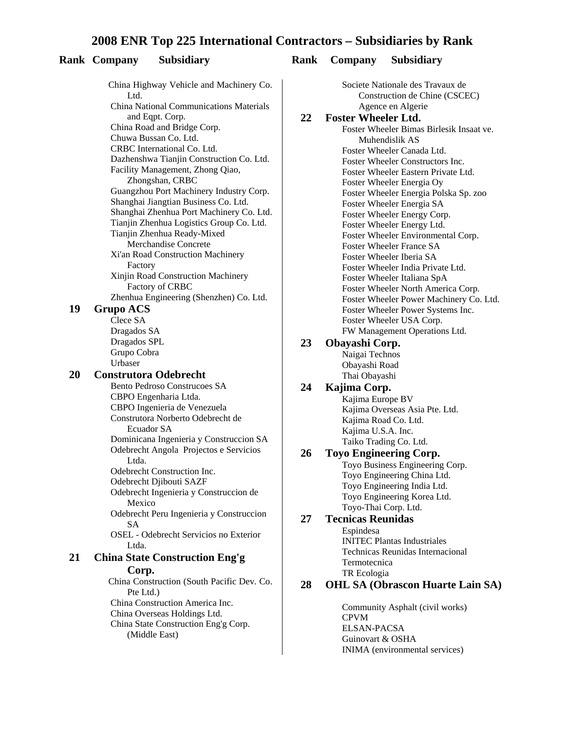# 2008 ENR Top 225 International Contractors – Subsidiaries by Rank

**Rank Company Subsidiary**

China Highway Vehicle and Machinery Co. Ltd.
China National Communications Materials and Eqpt. Corp.
China Road and Bridge Corp.
Chuwa Bussan Co. Ltd.
CRBC International Co. Ltd.
Dazhenshwa Tianjin Construction Co. Ltd.
Facility Management, Zhong Qiao, Zhongshan, CRBC
Guangzhou Port Machinery Industry Corp.
Shanghai Jiangtian Business Co. Ltd.
Shanghai Zhenhua Port Machinery Co. Ltd.
Tianjin Zhenhua Logistics Group Co. Ltd.
Tianjin Zhenhua Ready-Mixed Merchandise Concrete
Xi'an Road Construction Machinery Factory
Xinjin Road Construction Machinery Factory of CRBC
Zhenhua Engineering (Shenzhen) Co. Ltd.

**19 Grupo ACS**

Clece SA
Dragados SA
Dragados SPL
Grupo Cobra
Urbaser

**20 Construtora Odebrecht**

Bento Pedroso Construcoes SA
CBPO Engenharia Ltda.
CBPO Ingenieria de Venezuela
Construtora Norberto Odebrecht de Ecuador SA
Dominicana Ingenieria y Construccion SA
Odebrecht Angola Projectos e Servicios Ltda.
Odebrecht Construction Inc.
Odebrecht Djibouti SAZF
Odebrecht Ingenieria y Construccion de Mexico
Odebrecht Peru Ingenieria y Construccion SA
OSEL - Odebrecht Servicios no Exterior Ltda.

**21 China State Construction Eng'g Corp.**

China Construction (South Pacific Dev. Co. Pte Ltd.)
China Construction America Inc.
China Overseas Holdings Ltd.
China State Construction Eng'g Corp. (Middle East)
Societe Nationale des Travaux de Construction de Chine (CSCEC) Agence en Algerie

**22 Foster Wheeler Ltd.**

Foster Wheeler Bimas Birlesik Insaat ve. Muhendislik AS
Foster Wheeler Canada Ltd.
Foster Wheeler Constructors Inc.
Foster Wheeler Eastern Private Ltd.
Foster Wheeler Energia Oy
Foster Wheeler Energia Polska Sp. zoo
Foster Wheeler Energia SA
Foster Wheeler Energy Corp.
Foster Wheeler Energy Ltd.
Foster Wheeler Environmental Corp.
Foster Wheeler France SA
Foster Wheeler Iberia SA
Foster Wheeler India Private Ltd.
Foster Wheeler Italiana SpA
Foster Wheeler North America Corp.
Foster Wheeler Power Machinery Co. Ltd.
Foster Wheeler Power Systems Inc.
Foster Wheeler USA Corp.
FW Management Operations Ltd.

**23 Obayashi Corp.**

Naigai Technos
Obayashi Road
Thai Obayashi

**24 Kajima Corp.**

Kajima Europe BV
Kajima Overseas Asia Pte. Ltd.
Kajima Road Co. Ltd.
Kajima U.S.A. Inc.
Taiko Trading Co. Ltd.

**26 Toyo Engineering Corp.**

Toyo Business Engineering Corp.
Toyo Engineering China Ltd.
Toyo Engineering India Ltd.
Toyo Engineering Korea Ltd.
Toyo-Thai Corp. Ltd.

**27 Tecnicas Reunidas**

Espindesa
INITEC Plantas Industriales
Technicas Reunidas Internacional
Termotecnica
TR Ecologia

**28 OHL SA (Obrascon Huarte Lain SA)**

Community Asphalt (civil works)
CPVM
ELSAN-PACSA
Guinovart & OSHA
INIMA (environmental services)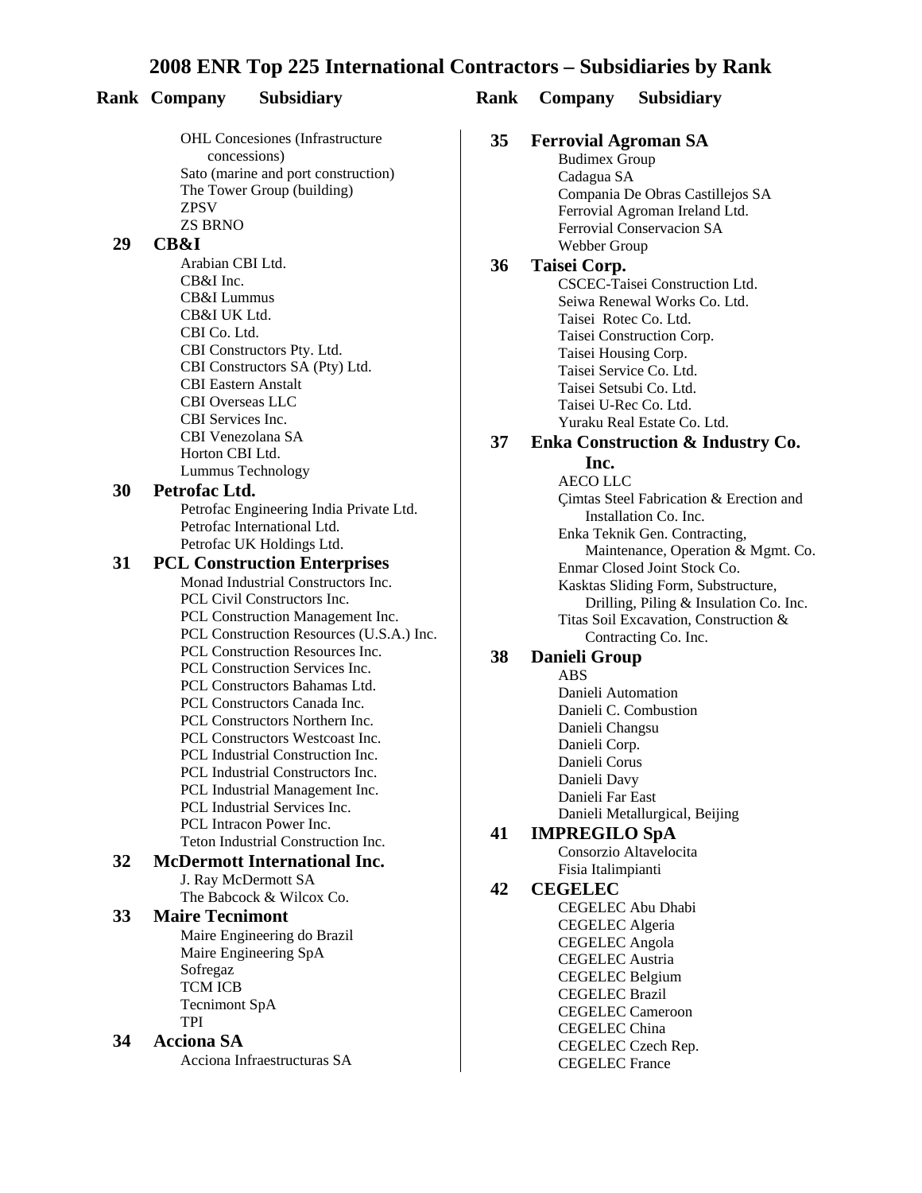# 2008 ENR Top 225 International Contractors – Subsidiaries by Rank

**Rank Company Subsidiary**

OHL Concesiones (Infrastructure concessions)
Sato (marine and port construction)
The Tower Group (building)
ZPSV
ZS BRNO

**29 CB&I**

Arabian CBI Ltd.
CB&I Inc.
CB&I Lummus
CB&I UK Ltd.
CBI Co. Ltd.
CBI Constructors Pty. Ltd.
CBI Constructors SA (Pty) Ltd.
CBI Eastern Anstalt
CBI Overseas LLC
CBI Services Inc.
CBI Venezolana SA
Horton CBI Ltd.
Lummus Technology

**30 Petrofac Ltd.**

Petrofac Engineering India Private Ltd.
Petrofac International Ltd.
Petrofac UK Holdings Ltd.

**31 PCL Construction Enterprises**

Monad Industrial Constructors Inc.
PCL Civil Constructors Inc.
PCL Construction Management Inc.
PCL Construction Resources (U.S.A.) Inc.
PCL Construction Resources Inc.
PCL Construction Services Inc.
PCL Constructors Bahamas Ltd.
PCL Constructors Canada Inc.
PCL Constructors Northern Inc.
PCL Constructors Westcoast Inc.
PCL Industrial Construction Inc.
PCL Industrial Constructors Inc.
PCL Industrial Management Inc.
PCL Industrial Services Inc.
PCL Intracon Power Inc.
Teton Industrial Construction Inc.

**32 McDermott International Inc.**

J. Ray McDermott SA
The Babcock & Wilcox Co.

**33 Maire Tecnimont**

Maire Engineering do Brazil
Maire Engineering SpA
Sofregaz
TCM ICB
Tecnimont SpA
TPI

**34 Acciona SA**

Acciona Infraestructuras SA

**35 Ferrovial Agroman SA**

Budimex Group
Cadagua SA
Compania De Obras Castillejos SA
Ferrovial Agroman Ireland Ltd.
Ferrovial Conservacion SA
Webber Group

**36 Taisei Corp.**

CSCEC-Taisei Construction Ltd.
Seiwa Renewal Works Co. Ltd.
Taisei Rotec Co. Ltd.
Taisei Construction Corp.
Taisei Housing Corp.
Taisei Service Co. Ltd.
Taisei Setsubi Co. Ltd.
Taisei U-Rec Co. Ltd.
Yuraku Real Estate Co. Ltd.

**37 Enka Construction & Industry Co. Inc.**

AECO LLC
Çimtas Steel Fabrication & Erection and Installation Co. Inc.
Enka Teknik Gen. Contracting, Maintenance, Operation & Mgmt. Co.
Enmar Closed Joint Stock Co.
Kasktas Sliding Form, Substructure, Drilling, Piling & Insulation Co. Inc.
Titas Soil Excavation, Construction & Contracting Co. Inc.

**38 Danieli Group**

ABS
Danieli Automation
Danieli C. Combustion
Danieli Changsu
Danieli Corp.
Danieli Corus
Danieli Davy
Danieli Far East
Danieli Metallurgical, Beijing

**41 IMPREGILO SpA**

Consorzio Altavelocita
Fisia Italimpianti

**42 CEGELEC**

CEGELEC Abu Dhabi
CEGELEC Algeria
CEGELEC Angola
CEGELEC Austria
CEGELEC Belgium
CEGELEC Brazil
CEGELEC Cameroon
CEGELEC China
CEGELEC Czech Rep.
CEGELEC France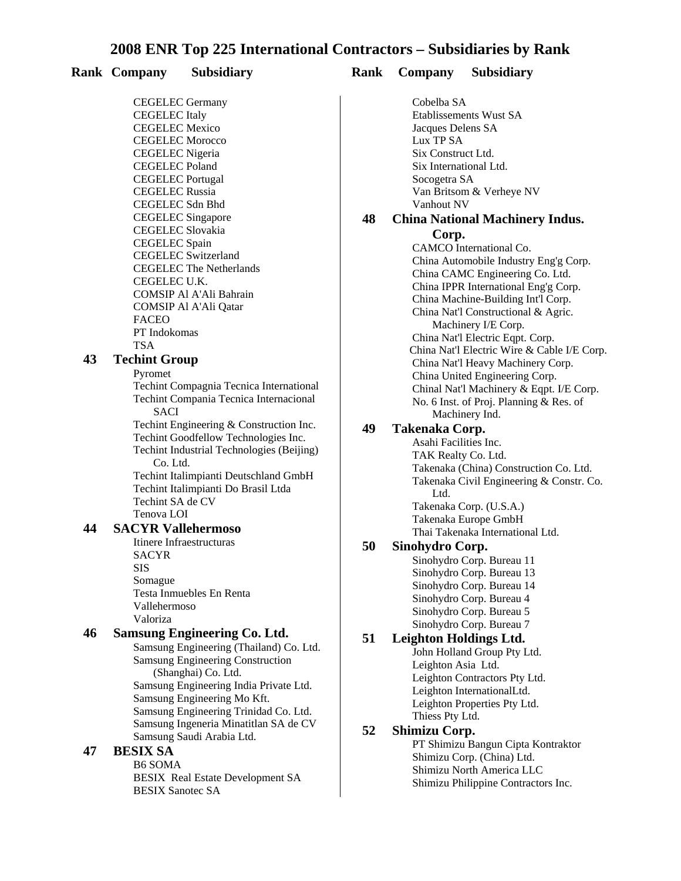# 2008 ENR Top 225 International Contractors – Subsidiaries by Rank

**Rank Company Subsidiary**

CEGELEC Germany
CEGELEC Italy
CEGELEC Mexico
CEGELEC Morocco
CEGELEC Nigeria
CEGELEC Poland
CEGELEC Portugal
CEGELEC Russia
CEGELEC Sdn Bhd
CEGELEC Singapore
CEGELEC Slovakia
CEGELEC Spain
CEGELEC Switzerland
CEGELEC The Netherlands
CEGELEC U.K.
COMSIP Al A'Ali Bahrain
COMSIP Al A'Ali Qatar
FACEO
PT Indokomas
TSA

**43 Techint Group**

Pyromet
Techint Compagnia Tecnica International
Techint Compania Tecnica Internacional SACI
Techint Engineering & Construction Inc.
Techint Goodfellow Technologies Inc.
Techint Industrial Technologies (Beijing) Co. Ltd.
Techint Italimpianti Deutschland GmbH
Techint Italimpianti Do Brasil Ltda
Techint SA de CV
Tenova LOI

**44 SACYR Vallehermoso**

Itinere Infraestructuras
SACYR
SIS
Somague
Testa Inmuebles En Renta
Vallehermoso
Valoriza

**46 Samsung Engineering Co. Ltd.**

Samsung Engineering (Thailand) Co. Ltd.
Samsung Engineering Construction (Shanghai) Co. Ltd.
Samsung Engineering India Private Ltd.
Samsung Engineering Mo Kft.
Samsung Engineering Trinidad Co. Ltd.
Samsung Ingeneria Minatitlan SA de CV
Samsung Saudi Arabia Ltd.

**47 BESIX SA**

B6 SOMA
BESIX Real Estate Development SA
BESIX Sanotec SA
Cobelba SA
Etablissements Wust SA
Jacques Delens SA
Lux TP SA
Six Construct Ltd.
Six International Ltd.
Socogetra SA
Van Britsom & Verheye NV
Vanhout NV

**48 China National Machinery Indus. Corp.**

CAMCO International Co.
China Automobile Industry Eng'g Corp.
China CAMC Engineering Co. Ltd.
China IPPR International Eng'g Corp.
China Machine-Building Int'l Corp.
China Nat'l Constructional & Agric. Machinery I/E Corp.
China Nat'l Electric Eqpt. Corp.
China Nat'l Electric Wire & Cable I/E Corp.
China Nat'l Heavy Machinery Corp.
China United Engineering Corp.
Chinal Nat'l Machinery & Eqpt. I/E Corp.
No. 6 Inst. of Proj. Planning & Res. of Machinery Ind.

**49 Takenaka Corp.**

Asahi Facilities Inc.
TAK Realty Co. Ltd.
Takenaka (China) Construction Co. Ltd.
Takenaka Civil Engineering & Constr. Co. Ltd.
Takenaka Corp. (U.S.A.)
Takenaka Europe GmbH
Thai Takenaka International Ltd.

**50 Sinohydro Corp.**

Sinohydro Corp. Bureau 11
Sinohydro Corp. Bureau 13
Sinohydro Corp. Bureau 14
Sinohydro Corp. Bureau 4
Sinohydro Corp. Bureau 5
Sinohydro Corp. Bureau 7

**51 Leighton Holdings Ltd.**

John Holland Group Pty Ltd.
Leighton Asia Ltd.
Leighton Contractors Pty Ltd.
Leighton InternationalLtd.
Leighton Properties Pty Ltd.
Thiess Pty Ltd.

**52 Shimizu Corp.**

PT Shimizu Bangun Cipta Kontraktor
Shimizu Corp. (China) Ltd.
Shimizu North America LLC
Shimizu Philippine Contractors Inc.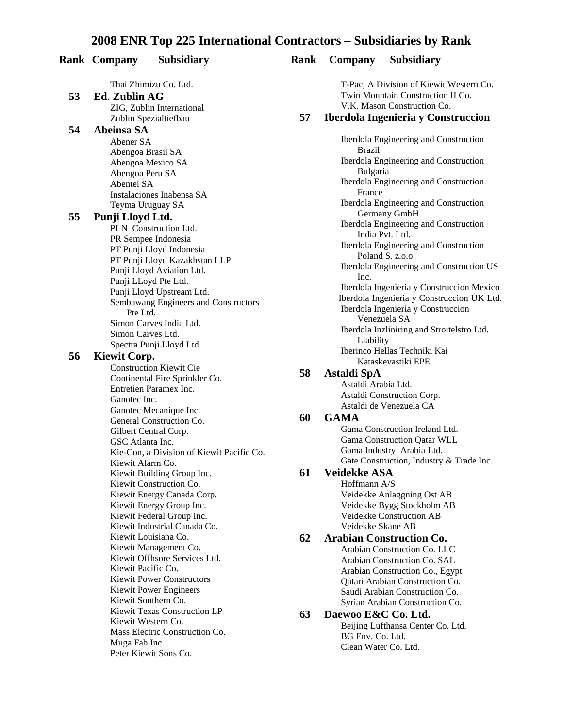# 2008 ENR Top 225 International Contractors – Subsidiaries by Rank

**Rank Company Subsidiary**

Thai Zhimizu Co. Ltd.

**53 Ed. Zublin AG**
- ZIG, Zublin International
- Zublin Spezialtiefbau

**54 Abeinsa SA**
- Abener SA
- Abengoa Brasil SA
- Abengoa Mexico SA
- Abengoa Peru SA
- Abentel SA
- Instalaciones Inabensa SA
- Teyma Uruguay SA

**55 Punji Lloyd Ltd.**
- PLN Construction Ltd.
- PR Sempee Indonesia
- PT Punji Lloyd Indonesia
- PT Punji Lloyd Kazakhstan LLP
- Punji Lloyd Aviation Ltd.
- Punji LLoyd Pte Ltd.
- Punji Lloyd Upstream Ltd.
- Sembawang Engineers and Constructors Pte Ltd.
- Simon Carves India Ltd.
- Simon Carves Ltd.
- Spectra Punji Lloyd Ltd.

**56 Kiewit Corp.**
- Construction Kiewit Cie
- Continental Fire Sprinkler Co.
- Entretien Paramex Inc.
- Ganotec Inc.
- Ganotec Mecanique Inc.
- General Construction Co.
- Gilbert Central Corp.
- GSC Atlanta Inc.
- Kie-Con, a Division of Kiewit Pacific Co.
- Kiewit Alarm Co.
- Kiewit Building Group Inc.
- Kiewit Construction Co.
- Kiewit Energy Canada Corp.
- Kiewit Energy Group Inc.
- Kiewit Federal Group Inc.
- Kiewit Industrial Canada Co.
- Kiewit Louisiana Co.
- Kiewit Management Co.
- Kiewit Offhsore Services Ltd.
- Kiewit Pacific Co.
- Kiewit Power Constructors
- Kiewit Power Engineers
- Kiewit Southern Co.
- Kiewit Texas Construction LP
- Kiewit Western Co.
- Mass Electric Construction Co.
- Muga Fab Inc.
- Peter Kiewit Sons Co.
- T-Pac, A Division of Kiewit Western Co.
- Twin Mountain Construction II Co.
- V.K. Mason Construction Co.

**57 Iberdola Ingenieria y Construccion**
- Iberdola Engineering and Construction Brazil
- Iberdola Engineering and Construction Bulgaria
- Iberdola Engineering and Construction France
- Iberdola Engineering and Construction Germany GmbH
- Iberdola Engineering and Construction India Pvt. Ltd.
- Iberdola Engineering and Construction Poland S. z.o.o.
- Iberdola Engineering and Construction US Inc.
- Iberdola Ingenieria y Construccion Mexico
- Iberdola Ingenieria y Construccion UK Ltd.
- Iberdola Ingenieria y Construccion Venezuela SA
- Iberdola Inzliniring and Stroitelstro Ltd. Liability
- Iberinco Hellas Techniki Kai Kataskevastiki EPE

**58 Astaldi SpA**
- Astaldi Arabia Ltd.
- Astaldi Construction Corp.
- Astaldi de Venezuela CA

**60 GAMA**
- Gama Construction Ireland Ltd.
- Gama Construction Qatar WLL
- Gama Industry Arabia Ltd.
- Gate Construction, Industry & Trade Inc.

**61 Veidekke ASA**
- Hoffmann A/S
- Veidekke Anlaggning Ost AB
- Veidekke Bygg Stockholm AB
- Veidekke Construction AB
- Veidekke Skane AB

**62 Arabian Construction Co.**
- Arabian Construction Co. LLC
- Arabian Construction Co. SAL
- Arabian Construction Co., Egypt
- Qatari Arabian Construction Co.
- Saudi Arabian Construction Co.
- Syrian Arabian Construction Co.

**63 Daewoo E&C Co. Ltd.**
- Beijing Lufthansa Center Co. Ltd.
- BG Env. Co. Ltd.
- Clean Water Co. Ltd.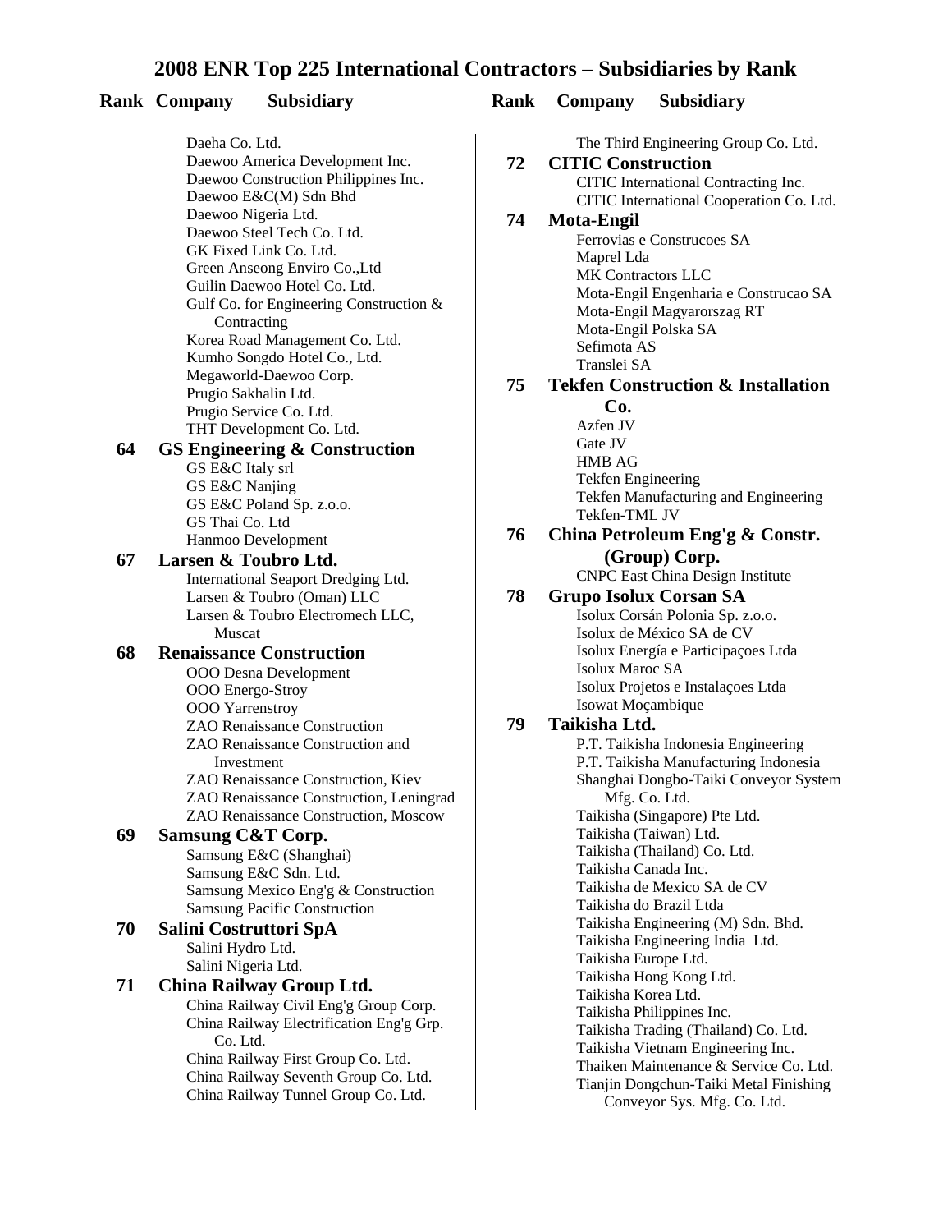# 2008 ENR Top 225 International Contractors – Subsidiaries by Rank

**Rank Company Subsidiary**

Daeha Co. Ltd.
Daewoo America Development Inc.
Daewoo Construction Philippines Inc.
Daewoo E&C(M) Sdn Bhd
Daewoo Nigeria Ltd.
Daewoo Steel Tech Co. Ltd.
GK Fixed Link Co. Ltd.
Green Anseong Enviro Co.,Ltd
Guilin Daewoo Hotel Co. Ltd.
Gulf Co. for Engineering Construction & Contracting
Korea Road Management Co. Ltd.
Kumho Songdo Hotel Co., Ltd.
Megaworld-Daewoo Corp.
Prugio Sakhalin Ltd.
Prugio Service Co. Ltd.
THT Development Co. Ltd.

**64 GS Engineering & Construction**
GS E&C Italy srl
GS E&C Nanjing
GS E&C Poland Sp. z.o.o.
GS Thai Co. Ltd
Hanmoo Development

**67 Larsen & Toubro Ltd.**
International Seaport Dredging Ltd.
Larsen & Toubro (Oman) LLC
Larsen & Toubro Electromech LLC, Muscat

**68 Renaissance Construction**
OOO Desna Development
OOO Energo-Stroy
OOO Yarrenstroy
ZAO Renaissance Construction
ZAO Renaissance Construction and Investment
ZAO Renaissance Construction, Kiev
ZAO Renaissance Construction, Leningrad
ZAO Renaissance Construction, Moscow

**69 Samsung C&T Corp.**
Samsung E&C (Shanghai)
Samsung E&C Sdn. Ltd.
Samsung Mexico Eng'g & Construction
Samsung Pacific Construction

**70 Salini Costruttori SpA**
Salini Hydro Ltd.
Salini Nigeria Ltd.

**71 China Railway Group Ltd.**
China Railway Civil Eng'g Group Corp.
China Railway Electrification Eng'g Grp. Co. Ltd.
China Railway First Group Co. Ltd.
China Railway Seventh Group Co. Ltd.
China Railway Tunnel Group Co. Ltd.
The Third Engineering Group Co. Ltd.

**72 CITIC Construction**
CITIC International Contracting Inc.
CITIC International Cooperation Co. Ltd.

**74 Mota-Engil**
Ferrovias e Construcoes SA
Maprel Lda
MK Contractors LLC
Mota-Engil Engenharia e Construcao SA
Mota-Engil Magyarorszag RT
Mota-Engil Polska SA
Sefimota AS
Translei SA

**75 Tekfen Construction & Installation Co.**
Azfen JV
Gate JV
HMB AG
Tekfen Engineering
Tekfen Manufacturing and Engineering
Tekfen-TML JV

**76 China Petroleum Eng'g & Constr. (Group) Corp.**
CNPC East China Design Institute

**78 Grupo Isolux Corsan SA**
Isolux Corsán Polonia Sp. z.o.o.
Isolux de México SA de CV
Isolux Energía e Participaçoes Ltda
Isolux Maroc SA
Isolux Projetos e Instalaçoes Ltda
Isowat Moçambique

**79 Taikisha Ltd.**
P.T. Taikisha Indonesia Engineering
P.T. Taikisha Manufacturing Indonesia
Shanghai Dongbo-Taiki Conveyor System Mfg. Co. Ltd.
Taikisha (Singapore) Pte Ltd.
Taikisha (Taiwan) Ltd.
Taikisha (Thailand) Co. Ltd.
Taikisha Canada Inc.
Taikisha de Mexico SA de CV
Taikisha do Brazil Ltda
Taikisha Engineering (M) Sdn. Bhd.
Taikisha Engineering India Ltd.
Taikisha Europe Ltd.
Taikisha Hong Kong Ltd.
Taikisha Korea Ltd.
Taikisha Philippines Inc.
Taikisha Trading (Thailand) Co. Ltd.
Taikisha Vietnam Engineering Inc.
Thaiken Maintenance & Service Co. Ltd.
Tianjin Dongchun-Taiki Metal Finishing Conveyor Sys. Mfg. Co. Ltd.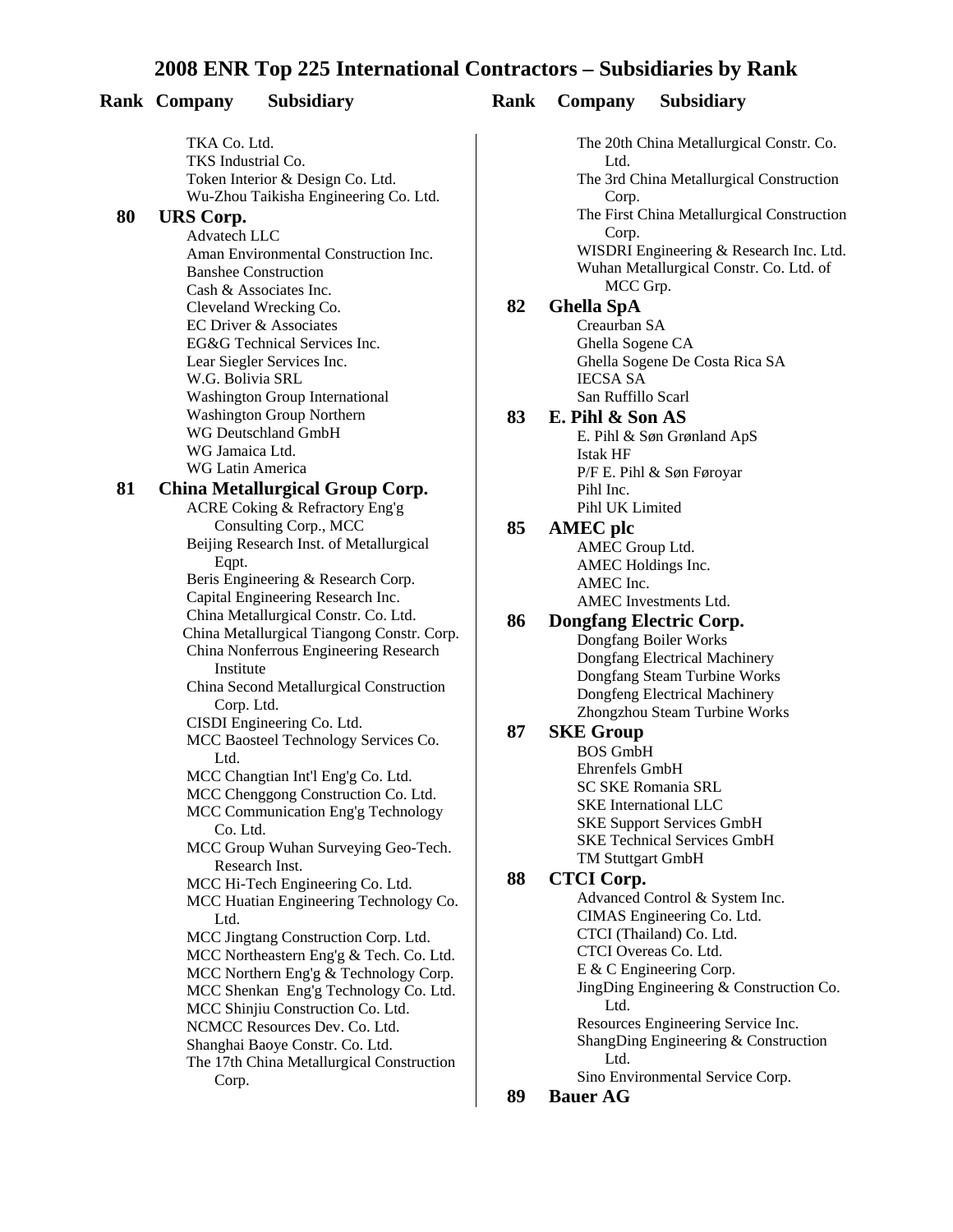# 2008 ENR Top 225 International Contractors – Subsidiaries by Rank

**Rank Company Subsidiary**

TKA Co. Ltd.
TKS Industrial Co.
Token Interior & Design Co. Ltd.
Wu-Zhou Taikisha Engineering Co. Ltd.

**80 URS Corp.**

Advatech LLC
Aman Environmental Construction Inc.
Banshee Construction
Cash & Associates Inc.
Cleveland Wrecking Co.
EC Driver & Associates
EG&G Technical Services Inc.
Lear Siegler Services Inc.
W.G. Bolivia SRL
Washington Group International
Washington Group Northern
WG Deutschland GmbH
WG Jamaica Ltd.
WG Latin America

**81 China Metallurgical Group Corp.**

ACRE Coking & Refractory Eng'g Consulting Corp., MCC
Beijing Research Inst. of Metallurgical Eqpt.
Beris Engineering & Research Corp.
Capital Engineering Research Inc.
China Metallurgical Constr. Co. Ltd.
China Metallurgical Tiangong Constr. Corp.
China Nonferrous Engineering Research Institute
China Second Metallurgical Construction Corp. Ltd.
CISDI Engineering Co. Ltd.
MCC Baosteel Technology Services Co. Ltd.
MCC Changtian Int'l Eng'g Co. Ltd.
MCC Chenggong Construction Co. Ltd.
MCC Communication Eng'g Technology Co. Ltd.
MCC Group Wuhan Surveying Geo-Tech. Research Inst.
MCC Hi-Tech Engineering Co. Ltd.
MCC Huatian Engineering Technology Co. Ltd.
MCC Jingtang Construction Corp. Ltd.
MCC Northeastern Eng'g & Tech. Co. Ltd.
MCC Northern Eng'g & Technology Corp.
MCC Shenkan Eng'g Technology Co. Ltd.
MCC Shinjiu Construction Co. Ltd.
NCMCC Resources Dev. Co. Ltd.
Shanghai Baoye Constr. Co. Ltd.
The 17th China Metallurgical Construction Corp.
The 20th China Metallurgical Constr. Co. Ltd.
The 3rd China Metallurgical Construction Corp.
The First China Metallurgical Construction Corp.
WISDRI Engineering & Research Inc. Ltd.
Wuhan Metallurgical Constr. Co. Ltd. of MCC Grp.

**82 Ghella SpA**

Creaurban SA
Ghella Sogene CA
Ghella Sogene De Costa Rica SA
IECSA SA
San Ruffillo Scarl

**83 E. Pihl & Son AS**

E. Pihl & Søn Grønland ApS
Istak HF
P/F E. Pihl & Søn Føroyar
Pihl Inc.
Pihl UK Limited

**85 AMEC plc**

AMEC Group Ltd.
AMEC Holdings Inc.
AMEC Inc.
AMEC Investments Ltd.

**86 Dongfang Electric Corp.**

Dongfang Boiler Works
Dongfang Electrical Machinery
Dongfang Steam Turbine Works
Dongfeng Electrical Machinery
Zhongzhou Steam Turbine Works

**87 SKE Group**

BOS GmbH
Ehrenfels GmbH
SC SKE Romania SRL
SKE International LLC
SKE Support Services GmbH
SKE Technical Services GmbH
TM Stuttgart GmbH

**88 CTCI Corp.**

Advanced Control & System Inc.
CIMAS Engineering Co. Ltd.
CTCI (Thailand) Co. Ltd.
CTCI Overeas Co. Ltd.
E & C Engineering Corp.
JingDing Engineering & Construction Co. Ltd.
Resources Engineering Service Inc.
ShangDing Engineering & Construction Ltd.
Sino Environmental Service Corp.

**89 Bauer AG**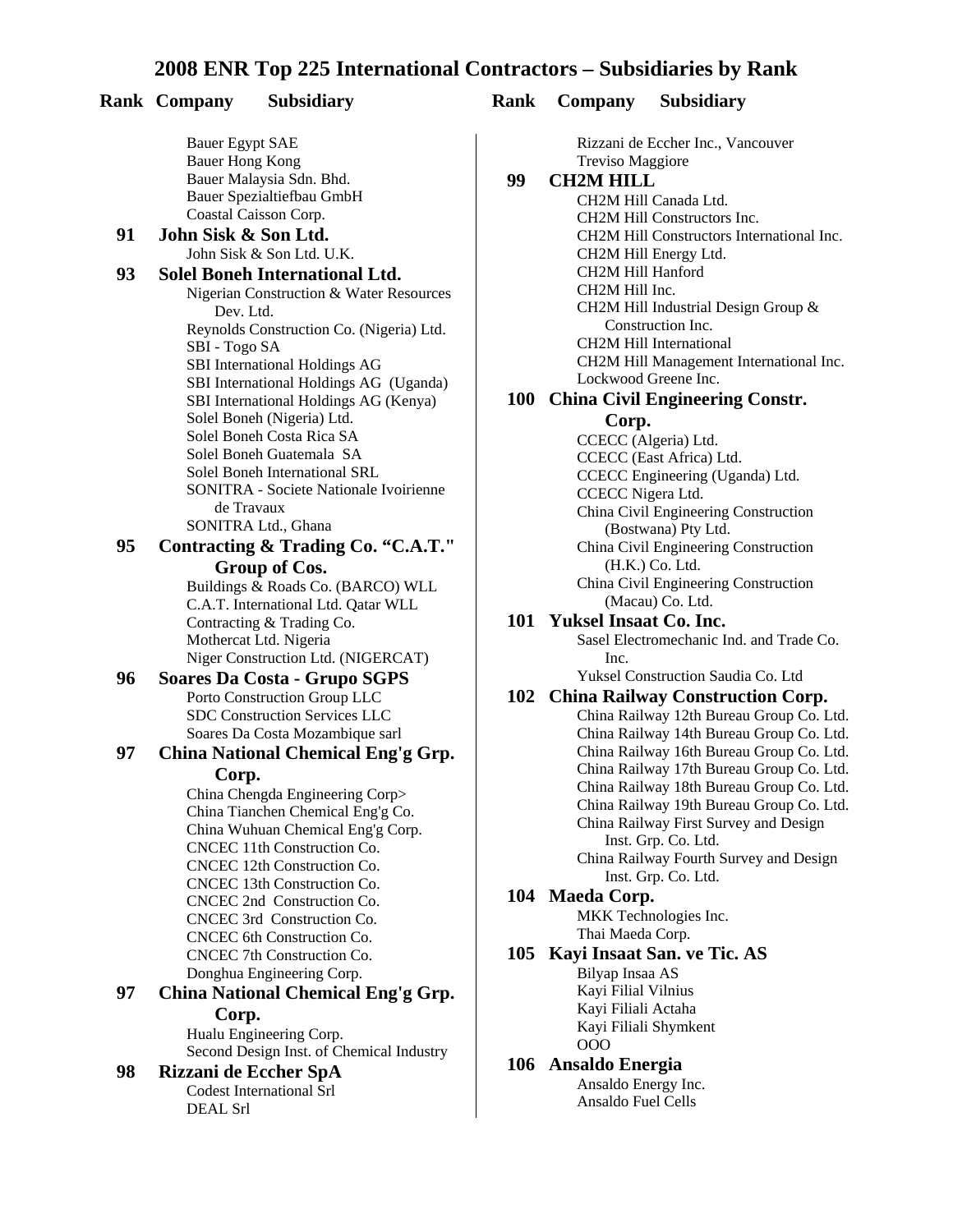# 2008 ENR Top 225 International Contractors – Subsidiaries by Rank

| Rank | Company | Subsidiary |
|---|---|---|
| | | Bauer Egypt SAE |
| | | Bauer Hong Kong |
| | | Bauer Malaysia Sdn. Bhd. |
| | | Bauer Spezialtiefbau GmbH |
| | | Coastal Caisson Corp. |
| **91** | **John Sisk & Son Ltd.** | |
| | | John Sisk & Son Ltd. U.K. |
| **93** | **Solel Boneh International Ltd.** | |
| | | Nigerian Construction & Water Resources Dev. Ltd. |
| | | Reynolds Construction Co. (Nigeria) Ltd. |
| | | SBI - Togo SA |
| | | SBI International Holdings AG |
| | | SBI International Holdings AG (Uganda) |
| | | SBI International Holdings AG (Kenya) |
| | | Solel Boneh (Nigeria) Ltd. |
| | | Solel Boneh Costa Rica SA |
| | | Solel Boneh Guatemala SA |
| | | Solel Boneh International SRL |
| | | SONITRA - Societe Nationale Ivoirienne de Travaux |
| | | SONITRA Ltd., Ghana |
| **95** | **Contracting & Trading Co. "C.A.T." Group of Cos.** | |
| | | Buildings & Roads Co. (BARCO) WLL |
| | | C.A.T. International Ltd. Qatar WLL |
| | | Contracting & Trading Co. |
| | | Mothercat Ltd. Nigeria |
| | | Niger Construction Ltd. (NIGERCAT) |
| **96** | **Soares Da Costa - Grupo SGPS** | |
| | | Porto Construction Group LLC |
| | | SDC Construction Services LLC |
| | | Soares Da Costa Mozambique sarl |
| **97** | **China National Chemical Eng'g Grp. Corp.** | |
| | | China Chengda Engineering Corp> |
| | | China Tianchen Chemical Eng'g Co. |
| | | China Wuhuan Chemical Eng'g Corp. |
| | | CNCEC 11th Construction Co. |
| | | CNCEC 12th Construction Co. |
| | | CNCEC 13th Construction Co. |
| | | CNCEC 2nd Construction Co. |
| | | CNCEC 3rd Construction Co. |
| | | CNCEC 6th Construction Co. |
| | | CNCEC 7th Construction Co. |
| | | Donghua Engineering Corp. |
| **97** | **China National Chemical Eng'g Grp. Corp.** | |
| | | Hualu Engineering Corp. |
| | | Second Design Inst. of Chemical Industry |
| **98** | **Rizzani de Eccher SpA** | |
| | | Codest International Srl |
| | | DEAL Srl |
| | | Rizzani de Eccher Inc., Vancouver |
| | | Treviso Maggiore |
| **99** | **CH2M HILL** | |
| | | CH2M Hill Canada Ltd. |
| | | CH2M Hill Constructors Inc. |
| | | CH2M Hill Constructors International Inc. |
| | | CH2M Hill Energy Ltd. |
| | | CH2M Hill Hanford |
| | | CH2M Hill Inc. |
| | | CH2M Hill Industrial Design Group & Construction Inc. |
| | | CH2M Hill International |
| | | CH2M Hill Management International Inc. |
| | | Lockwood Greene Inc. |
| **100** | **China Civil Engineering Constr. Corp.** | |
| | | CCECC (Algeria) Ltd. |
| | | CCECC (East Africa) Ltd. |
| | | CCECC Engineering (Uganda) Ltd. |
| | | CCECC Nigera Ltd. |
| | | China Civil Engineering Construction (Bostwana) Pty Ltd. |
| | | China Civil Engineering Construction (H.K.) Co. Ltd. |
| | | China Civil Engineering Construction (Macau) Co. Ltd. |
| **101** | **Yuksel Insaat Co. Inc.** | |
| | | Sasel Electromechanic Ind. and Trade Co. Inc. |
| | | Yuksel Construction Saudia Co. Ltd |
| **102** | **China Railway Construction Corp.** | |
| | | China Railway 12th Bureau Group Co. Ltd. |
| | | China Railway 14th Bureau Group Co. Ltd. |
| | | China Railway 16th Bureau Group Co. Ltd. |
| | | China Railway 17th Bureau Group Co. Ltd. |
| | | China Railway 18th Bureau Group Co. Ltd. |
| | | China Railway 19th Bureau Group Co. Ltd. |
| | | China Railway First Survey and Design Inst. Grp. Co. Ltd. |
| | | China Railway Fourth Survey and Design Inst. Grp. Co. Ltd. |
| **104** | **Maeda Corp.** | |
| | | MKK Technologies Inc. |
| | | Thai Maeda Corp. |
| **105** | **Kayi Insaat San. ve Tic. AS** | |
| | | Bilyap Insaa AS |
| | | Kayi Filial Vilnius |
| | | Kayi Filiali Actaha |
| | | Kayi Filiali Shymkent |
| | | OOO |
| **106** | **Ansaldo Energia** | |
| | | Ansaldo Energy Inc. |
| | | Ansaldo Fuel Cells |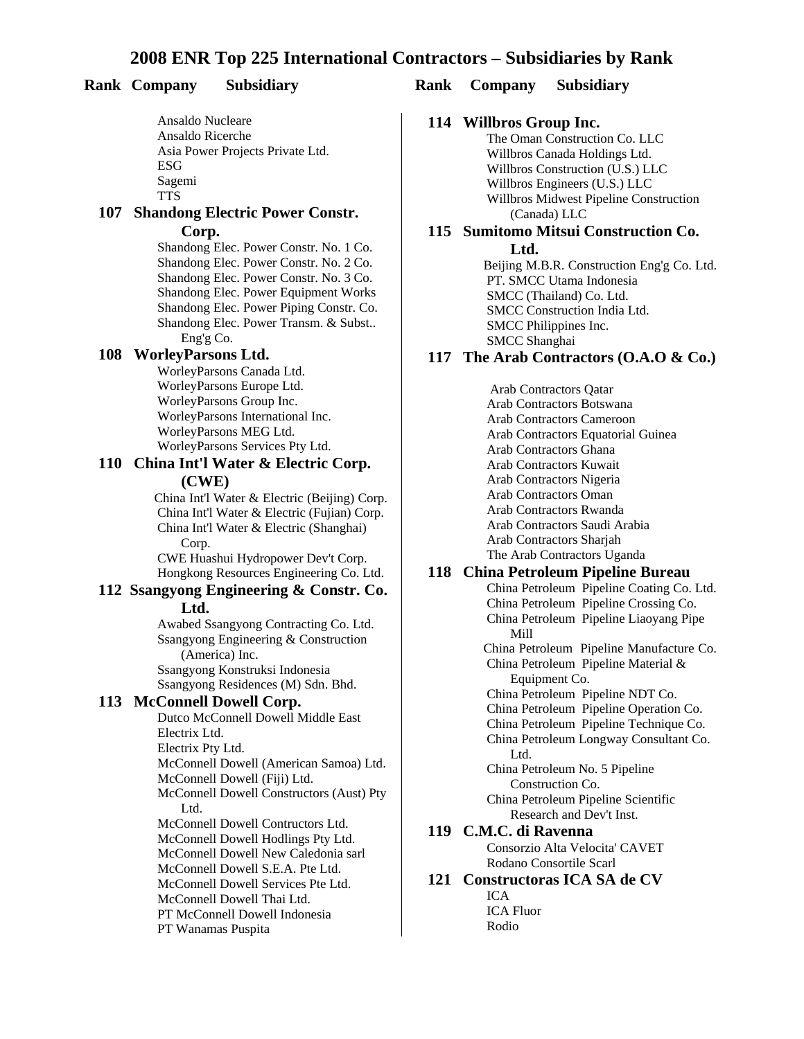# 2008 ENR Top 225 International Contractors – Subsidiaries by Rank

**Rank Company Subsidiary**

Ansaldo Nucleare
Ansaldo Ricerche
Asia Power Projects Private Ltd.
ESG
Sagemi
TTS

**107 Shandong Electric Power Constr. Corp.**

Shandong Elec. Power Constr. No. 1 Co.
Shandong Elec. Power Constr. No. 2 Co.
Shandong Elec. Power Constr. No. 3 Co.
Shandong Elec. Power Equipment Works
Shandong Elec. Power Piping Constr. Co.
Shandong Elec. Power Transm. & Subst.. Eng'g Co.

**108 WorleyParsons Ltd.**

WorleyParsons Canada Ltd.
WorleyParsons Europe Ltd.
WorleyParsons Group Inc.
WorleyParsons International Inc.
WorleyParsons MEG Ltd.
WorleyParsons Services Pty Ltd.

**110 China Int'l Water & Electric Corp. (CWE)**

China Int'l Water & Electric (Beijing) Corp.
China Int'l Water & Electric (Fujian) Corp.
China Int'l Water & Electric (Shanghai) Corp.
CWE Huashui Hydropower Dev't Corp.
Hongkong Resources Engineering Co. Ltd.

**112 Ssangyong Engineering & Constr. Co. Ltd.**

Awabed Ssangyong Contracting Co. Ltd.
Ssangyong Engineering & Construction (America) Inc.
Ssangyong Konstruksi Indonesia
Ssangyong Residences (M) Sdn. Bhd.

**113 McConnell Dowell Corp.**

Dutco McConnell Dowell Middle East
Electrix Ltd.
Electrix Pty Ltd.
McConnell Dowell (American Samoa) Ltd.
McConnell Dowell (Fiji) Ltd.
McConnell Dowell Constructors (Aust) Pty Ltd.
McConnell Dowell Contructors Ltd.
McConnell Dowell Hodlings Pty Ltd.
McConnell Dowell New Caledonia sarl
McConnell Dowell S.E.A. Pte Ltd.
McConnell Dowell Services Pte Ltd.
McConnell Dowell Thai Ltd.
PT McConnell Dowell Indonesia
PT Wanamas Puspita

**114 Willbros Group Inc.**

The Oman Construction Co. LLC
Willbros Canada Holdings Ltd.
Willbros Construction (U.S.) LLC
Willbros Engineers (U.S.) LLC
Willbros Midwest Pipeline Construction (Canada) LLC

**115 Sumitomo Mitsui Construction Co. Ltd.**

Beijing M.B.R. Construction Eng'g Co. Ltd.
PT. SMCC Utama Indonesia
SMCC (Thailand) Co. Ltd.
SMCC Construction India Ltd.
SMCC Philippines Inc.
SMCC Shanghai

**117 The Arab Contractors (O.A.O & Co.)**

Arab Contractors Qatar
Arab Contractors Botswana
Arab Contractors Cameroon
Arab Contractors Equatorial Guinea
Arab Contractors Ghana
Arab Contractors Kuwait
Arab Contractors Nigeria
Arab Contractors Oman
Arab Contractors Rwanda
Arab Contractors Saudi Arabia
Arab Contractors Sharjah
The Arab Contractors Uganda

**118 China Petroleum Pipeline Bureau**

China Petroleum Pipeline Coating Co. Ltd.
China Petroleum Pipeline Crossing Co.
China Petroleum Pipeline Liaoyang Pipe Mill
China Petroleum Pipeline Manufacture Co.
China Petroleum Pipeline Material & Equipment Co.
China Petroleum Pipeline NDT Co.
China Petroleum Pipeline Operation Co.
China Petroleum Pipeline Technique Co.
China Petroleum Longway Consultant Co. Ltd.
China Petroleum No. 5 Pipeline Construction Co.
China Petroleum Pipeline Scientific Research and Dev't Inst.

**119 C.M.C. di Ravenna**

Consorzio Alta Velocita' CAVET
Rodano Consortile Scarl

**121 Constructoras ICA SA de CV**

ICA
ICA Fluor
Rodio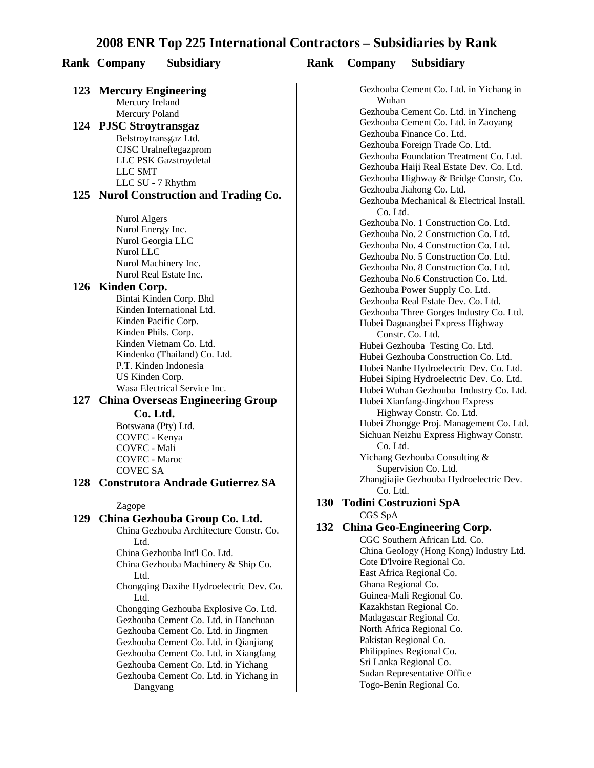# 2008 ENR Top 225 International Contractors – Subsidiaries by Rank

**Rank Company Subsidiary**

### 123 Mercury Engineering
- Mercury Ireland
- Mercury Poland

### 124 PJSC Stroytransgaz
- Belstroytransgaz Ltd.
- CJSC Uralneftegazprom
- LLC PSK Gazstroydetal
- LLC SMT
- LLC SU - 7 Rhythm

### 125 Nurol Construction and Trading Co.
- Nurol Algers
- Nurol Energy Inc.
- Nurol Georgia LLC
- Nurol LLC
- Nurol Machinery Inc.
- Nurol Real Estate Inc.

### 126 Kinden Corp.
- Bintai Kinden Corp. Bhd
- Kinden International Ltd.
- Kinden Pacific Corp.
- Kinden Phils. Corp.
- Kinden Vietnam Co. Ltd.
- Kindenko (Thailand) Co. Ltd.
- P.T. Kinden Indonesia
- US Kinden Corp.
- Wasa Electrical Service Inc.

### 127 China Overseas Engineering Group Co. Ltd.
- Botswana (Pty) Ltd.
- COVEC - Kenya
- COVEC - Mali
- COVEC - Maroc
- COVEC SA

### 128 Construtora Andrade Gutierrez SA
- Zagope

### 129 China Gezhouba Group Co. Ltd.
- China Gezhouba Architecture Constr. Co. Ltd.
- China Gezhouba Int'l Co. Ltd.
- China Gezhouba Machinery & Ship Co. Ltd.
- Chongqing Daxihe Hydroelectric Dev. Co. Ltd.
- Chongqing Gezhouba Explosive Co. Ltd.
- Gezhouba Cement Co. Ltd. in Hanchuan
- Gezhouba Cement Co. Ltd. in Jingmen
- Gezhouba Cement Co. Ltd. in Qianjiang
- Gezhouba Cement Co. Ltd. in Xiangfang
- Gezhouba Cement Co. Ltd. in Yichang
- Gezhouba Cement Co. Ltd. in Yichang in Dangyang
- Gezhouba Cement Co. Ltd. in Yichang in Wuhan
- Gezhouba Cement Co. Ltd. in Yincheng
- Gezhouba Cement Co. Ltd. in Zaoyang
- Gezhouba Finance Co. Ltd.
- Gezhouba Foreign Trade Co. Ltd.
- Gezhouba Foundation Treatment Co. Ltd.
- Gezhouba Haiji Real Estate Dev. Co. Ltd.
- Gezhouba Highway & Bridge Constr, Co.
- Gezhouba Jiahong Co. Ltd.
- Gezhouba Mechanical & Electrical Install. Co. Ltd.
- Gezhouba No. 1 Construction Co. Ltd.
- Gezhouba No. 2 Construction Co. Ltd.
- Gezhouba No. 4 Construction Co. Ltd.
- Gezhouba No. 5 Construction Co. Ltd.
- Gezhouba No. 8 Construction Co. Ltd.
- Gezhouba No.6 Construction Co. Ltd.
- Gezhouba Power Supply Co. Ltd.
- Gezhouba Real Estate Dev. Co. Ltd.
- Gezhouba Three Gorges Industry Co. Ltd.
- Hubei Daguangbei Express Highway Constr. Co. Ltd.
- Hubei Gezhouba Testing Co. Ltd.
- Hubei Gezhouba Construction Co. Ltd.
- Hubei Nanhe Hydroelectric Dev. Co. Ltd.
- Hubei Siping Hydroelectric Dev. Co. Ltd.
- Hubei Wuhan Gezhouba Industry Co. Ltd.
- Hubei Xianfang-Jingzhou Express Highway Constr. Co. Ltd.
- Hubei Zhongge Proj. Management Co. Ltd.
- Sichuan Neizhu Express Highway Constr. Co. Ltd.
- Yichang Gezhouba Consulting & Supervision Co. Ltd.
- Zhangjiajie Gezhouba Hydroelectric Dev. Co. Ltd.

### 130 Todini Costruzioni SpA
- CGS SpA

### 132 China Geo-Engineering Corp.
- CGC Southern African Ltd. Co.
- China Geology (Hong Kong) Industry Ltd.
- Cote D'lvoire Regional Co.
- East Africa Regional Co.
- Ghana Regional Co.
- Guinea-Mali Regional Co.
- Kazakhstan Regional Co.
- Madagascar Regional Co.
- North Africa Regional Co.
- Pakistan Regional Co.
- Philippines Regional Co.
- Sri Lanka Regional Co.
- Sudan Representative Office
- Togo-Benin Regional Co.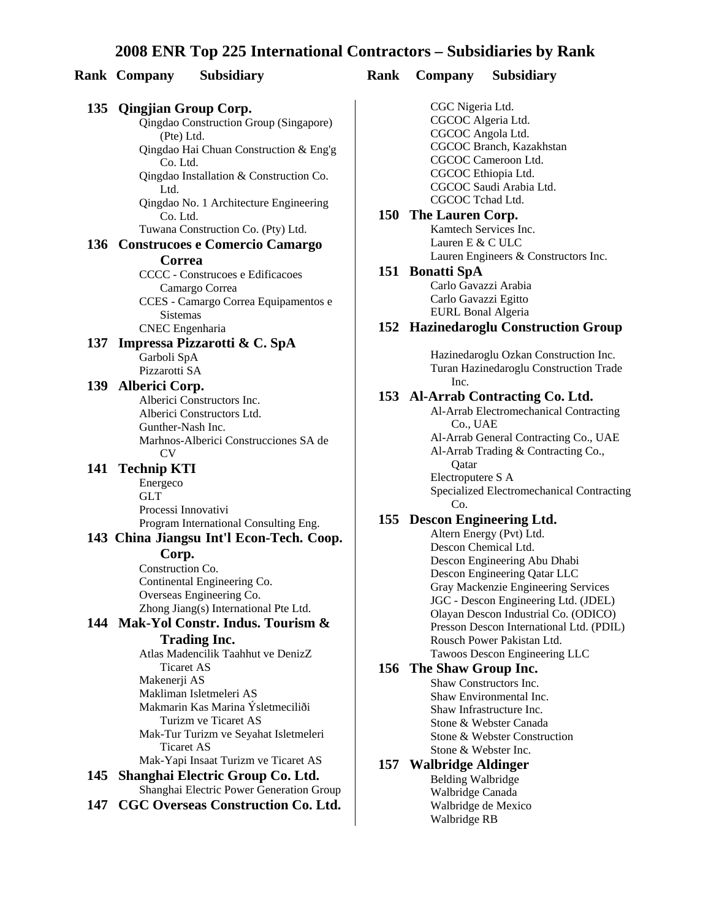# 2008 ENR Top 225 International Contractors – Subsidiaries by Rank

**Rank Company Subsidiary**

**135 Qingjian Group Corp.**
- Qingdao Construction Group (Singapore) (Pte) Ltd.
- Qingdao Hai Chuan Construction & Eng'g Co. Ltd.
- Qingdao Installation & Construction Co. Ltd.
- Qingdao No. 1 Architecture Engineering Co. Ltd.
- Tuwana Construction Co. (Pty) Ltd.

**136 Construcoes e Comercio Camargo Correa**
- CCCC - Construcoes e Edificacoes Camargo Correa
- CCES - Camargo Correa Equipamentos e Sistemas
- CNEC Engenharia

**137 Impressa Pizzarotti & C. SpA**
- Garboli SpA
- Pizzarotti SA

**139 Alberici Corp.**
- Alberici Constructors Inc.
- Alberici Constructors Ltd.
- Gunther-Nash Inc.
- Marhnos-Alberici Construcciones SA de CV

**141 Technip KTI**
- Energeco
- GLT
- Processi Innovativi
- Program International Consulting Eng.

**143 China Jiangsu Int'l Econ-Tech. Coop. Corp.**
- Construction Co.
- Continental Engineering Co.
- Overseas Engineering Co.
- Zhong Jiang(s) International Pte Ltd.

**144 Mak-Yol Constr. Indus. Tourism & Trading Inc.**
- Atlas Madencilik Taahhut ve DenizZ Ticaret AS
- Makenerji AS
- Makliman Isletmeleri AS
- Makmarin Kas Marina Ýsletmeciliði Turizm ve Ticaret AS
- Mak-Tur Turizm ve Seyahat Isletmeleri Ticaret AS
- Mak-Yapi Insaat Turizm ve Ticaret AS

**145 Shanghai Electric Group Co. Ltd.**
- Shanghai Electric Power Generation Group

**147 CGC Overseas Construction Co. Ltd.**
- CGC Nigeria Ltd.
- CGCOC Algeria Ltd.
- CGCOC Angola Ltd.
- CGCOC Branch, Kazakhstan
- CGCOC Cameroon Ltd.
- CGCOC Ethiopia Ltd.
- CGCOC Saudi Arabia Ltd.
- CGCOC Tchad Ltd.

**150 The Lauren Corp.**
- Kamtech Services Inc.
- Lauren E & C ULC
- Lauren Engineers & Constructors Inc.

**151 Bonatti SpA**
- Carlo Gavazzi Arabia
- Carlo Gavazzi Egitto
- EURL Bonal Algeria

**152 Hazinedaroglu Construction Group**
- Hazinedaroglu Ozkan Construction Inc.
- Turan Hazinedaroglu Construction Trade Inc.

**153 Al-Arrab Contracting Co. Ltd.**
- Al-Arrab Electromechanical Contracting Co., UAE
- Al-Arrab General Contracting Co., UAE
- Al-Arrab Trading & Contracting Co., Qatar
- Electroputere S A
- Specialized Electromechanical Contracting Co.

**155 Descon Engineering Ltd.**
- Altern Energy (Pvt) Ltd.
- Descon Chemical Ltd.
- Descon Engineering Abu Dhabi
- Descon Engineering Qatar LLC
- Gray Mackenzie Engineering Services
- JGC - Descon Engineering Ltd. (JDEL)
- Olayan Descon Industrial Co. (ODICO)
- Presson Descon International Ltd. (PDIL)
- Rousch Power Pakistan Ltd.
- Tawoos Descon Engineering LLC

**156 The Shaw Group Inc.**
- Shaw Constructors Inc.
- Shaw Environmental Inc.
- Shaw Infrastructure Inc.
- Stone & Webster Canada
- Stone & Webster Construction
- Stone & Webster Inc.

**157 Walbridge Aldinger**
- Belding Walbridge
- Walbridge Canada
- Walbridge de Mexico
- Walbridge RB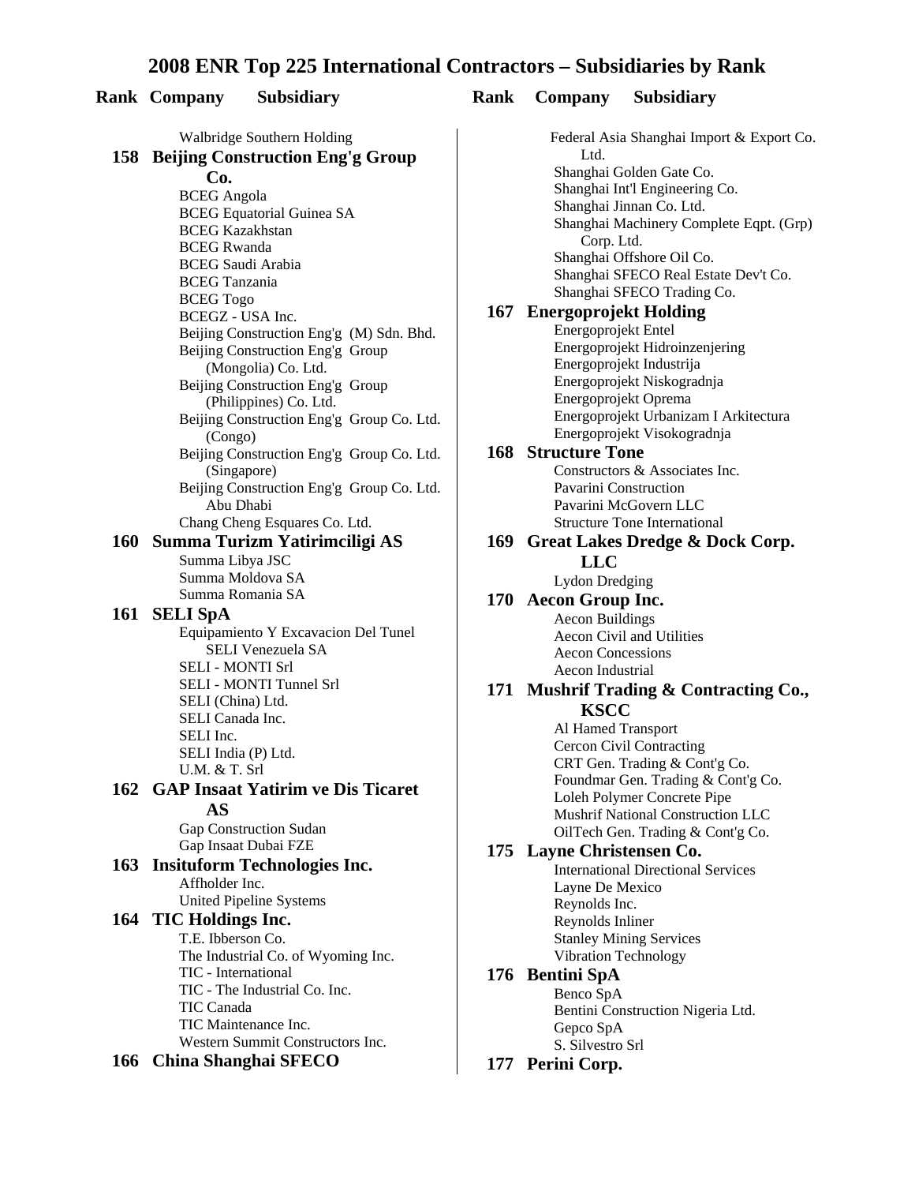# 2008 ENR Top 225 International Contractors – Subsidiaries by Rank

**Rank Company Subsidiary**

Walbridge Southern Holding

**158 Beijing Construction Eng'g Group Co.**
- BCEG Angola
- BCEG Equatorial Guinea SA
- BCEG Kazakhstan
- BCEG Rwanda
- BCEG Saudi Arabia
- BCEG Tanzania
- BCEG Togo
- BCEGZ - USA Inc.
- Beijing Construction Eng'g (M) Sdn. Bhd.
- Beijing Construction Eng'g Group (Mongolia) Co. Ltd.
- Beijing Construction Eng'g Group (Philippines) Co. Ltd.
- Beijing Construction Eng'g Group Co. Ltd. (Congo)
- Beijing Construction Eng'g Group Co. Ltd. (Singapore)
- Beijing Construction Eng'g Group Co. Ltd. Abu Dhabi
- Chang Cheng Esquares Co. Ltd.

**160 Summa Turizm Yatirimciligi AS**
- Summa Libya JSC
- Summa Moldova SA
- Summa Romania SA

**161 SELI SpA**
- Equipamiento Y Excavacion Del Tunel SELI Venezuela SA
- SELI - MONTI Srl
- SELI - MONTI Tunnel Srl
- SELI (China) Ltd.
- SELI Canada Inc.
- SELI Inc.
- SELI India (P) Ltd.
- U.M. & T. Srl

**162 GAP Insaat Yatirim ve Dis Ticaret AS**
- Gap Construction Sudan
- Gap Insaat Dubai FZE

**163 Insituform Technologies Inc.**
- Affholder Inc.
- United Pipeline Systems

**164 TIC Holdings Inc.**
- T.E. Ibberson Co.
- The Industrial Co. of Wyoming Inc.
- TIC - International
- TIC - The Industrial Co. Inc.
- TIC Canada
- TIC Maintenance Inc.
- Western Summit Constructors Inc.

**166 China Shanghai SFECO**
- Federal Asia Shanghai Import & Export Co. Ltd.
- Shanghai Golden Gate Co.
- Shanghai Int'l Engineering Co.
- Shanghai Jinnan Co. Ltd.
- Shanghai Machinery Complete Eqpt. (Grp) Corp. Ltd.
- Shanghai Offshore Oil Co.
- Shanghai SFECO Real Estate Dev't Co.
- Shanghai SFECO Trading Co.

**167 Energoprojekt Holding**
- Energoprojekt Entel
- Energoprojekt Hidroinzenjering
- Energoprojekt Industrija
- Energoprojekt Niskogradnja
- Energoprojekt Oprema
- Energoprojekt Urbanizam I Arkitectura
- Energoprojekt Visokogradnja

**168 Structure Tone**
- Constructors & Associates Inc.
- Pavarini Construction
- Pavarini McGovern LLC
- Structure Tone International

**169 Great Lakes Dredge & Dock Corp. LLC**
- Lydon Dredging

**170 Aecon Group Inc.**
- Aecon Buildings
- Aecon Civil and Utilities
- Aecon Concessions
- Aecon Industrial

**171 Mushrif Trading & Contracting Co., KSCC**
- Al Hamed Transport
- Cercon Civil Contracting
- CRT Gen. Trading & Cont'g Co.
- Foundmar Gen. Trading & Cont'g Co.
- Loleh Polymer Concrete Pipe
- Mushrif National Construction LLC
- OilTech Gen. Trading & Cont'g Co.

**175 Layne Christensen Co.**
- International Directional Services
- Layne De Mexico
- Reynolds Inc.
- Reynolds Inliner
- Stanley Mining Services
- Vibration Technology

**176 Bentini SpA**
- Benco SpA
- Bentini Construction Nigeria Ltd.
- Gepco SpA
- S. Silvestro Srl

**177 Perini Corp.**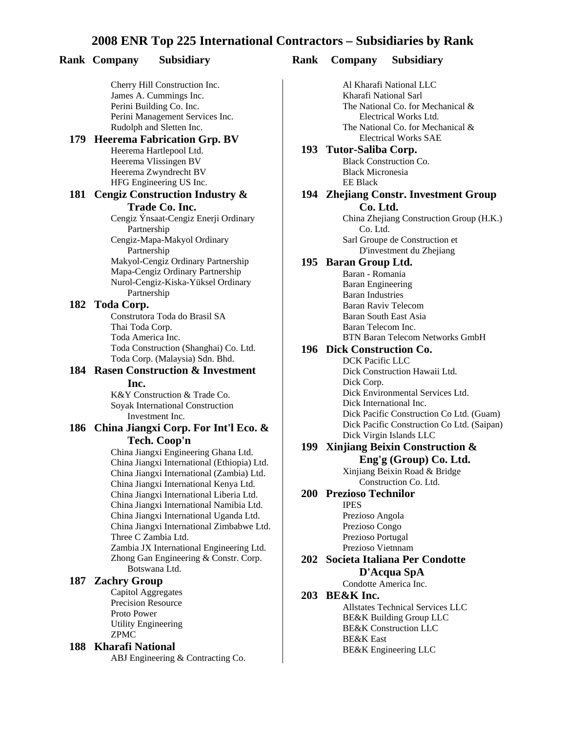# 2008 ENR Top 225 International Contractors – Subsidiaries by Rank

**Rank Company Subsidiary**

Cherry Hill Construction Inc.
James A. Cummings Inc.
Perini Building Co. Inc.
Perini Management Services Inc.
Rudolph and Sletten Inc.

**179 Heerema Fabrication Grp. BV**

Heerema Hartlepool Ltd.
Heerema Vlissingen BV
Heerema Zwyndrecht BV
HFG Engineering US Inc.

**181 Cengiz Construction Industry & Trade Co. Inc.**

Cengiz Ýnsaat-Cengiz Enerji Ordinary Partnership
Cengiz-Mapa-Makyol Ordinary Partnership
Makyol-Cengiz Ordinary Partnership
Mapa-Cengiz Ordinary Partnership
Nurol-Cengiz-Kiska-Yüksel Ordinary Partnership

**182 Toda Corp.**

Construtora Toda do Brasil SA
Thai Toda Corp.
Toda America Inc.
Toda Construction (Shanghai) Co. Ltd.
Toda Corp. (Malaysia) Sdn. Bhd.

**184 Rasen Construction & Investment Inc.**

K&Y Construction & Trade Co.
Soyak International Construction Investment Inc.

**186 China Jiangxi Corp. For Int'l Eco. & Tech. Coop'n**

China Jiangxi Engineering Ghana Ltd.
China Jiangxi International (Ethiopia) Ltd.
China Jiangxi International (Zambia) Ltd.
China Jiangxi International Kenya Ltd.
China Jiangxi International Liberia Ltd.
China Jiangxi International Namibia Ltd.
China Jiangxi International Uganda Ltd.
China Jiangxi International Zimbabwe Ltd.
Three C Zambia Ltd.
Zambia JX International Engineering Ltd.
Zhong Gan Engineering & Constr. Corp. Botswana Ltd.

**187 Zachry Group**

Capitol Aggregates
Precision Resource
Proto Power
Utility Engineering
ZPMC

**188 Kharafi National**

ABJ Engineering & Contracting Co.
Al Kharafi National LLC
Kharafi National Sarl
The National Co. for Mechanical & Electrical Works Ltd.
The National Co. for Mechanical & Electrical Works SAE

**193 Tutor-Saliba Corp.**

Black Construction Co.
Black Micronesia
EE Black

**194 Zhejiang Constr. Investment Group Co. Ltd.**

China Zhejiang Construction Group (H.K.) Co. Ltd.
Sarl Groupe de Construction et D'investment du Zhejiang

**195 Baran Group Ltd.**

Baran - Romania
Baran Engineering
Baran Industries
Baran Raviv Telecom
Baran South East Asia
Baran Telecom Inc.
BTN Baran Telecom Networks GmbH

**196 Dick Construction Co.**

DCK Pacific LLC
Dick Construction Hawaii Ltd.
Dick Corp.
Dick Environmental Services Ltd.
Dick International Inc.
Dick Pacific Construction Co Ltd. (Guam)
Dick Pacific Construction Co Ltd. (Saipan)
Dick Virgin Islands LLC

**199 Xinjiang Beixin Construction & Eng'g (Group) Co. Ltd.**

Xinjiang Beixin Road & Bridge Construction Co. Ltd.

**200 Prezioso Technilor**

IPES
Prezioso Angola
Prezioso Congo
Prezioso Portugal
Prezioso Vietnnam

**202 Societa Italiana Per Condotte D'Acqua SpA**

Condotte America Inc.

**203 BE&K Inc.**

Allstates Technical Services LLC
BE&K Building Group LLC
BE&K Construction LLC
BE&K East
BE&K Engineering LLC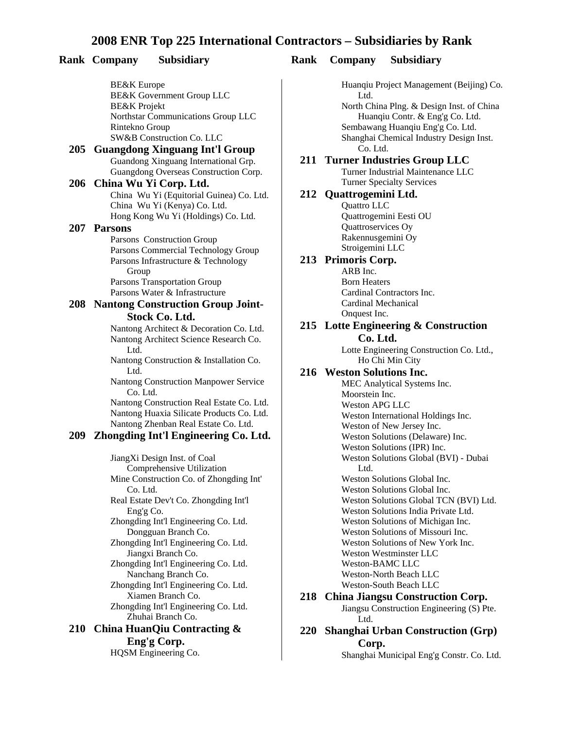# 2008 ENR Top 225 International Contractors – Subsidiaries by Rank

**Rank Company Subsidiary**

- BE&K Europe
- BE&K Government Group LLC
- BE&K Projekt
- Northstar Communications Group LLC
- Rintekno Group
- SW&B Construction Co. LLC

### 205 Guangdong Xinguang Int'l Group
- Guandong Xinguang International Grp.
- Guangdong Overseas Construction Corp.

### 206 China Wu Yi Corp. Ltd.
- China Wu Yi (Equitorial Guinea) Co. Ltd.
- China Wu Yi (Kenya) Co. Ltd.
- Hong Kong Wu Yi (Holdings) Co. Ltd.

### 207 Parsons
- Parsons Construction Group
- Parsons Commercial Technology Group
- Parsons Infrastructure & Technology Group
- Parsons Transportation Group
- Parsons Water & Infrastructure

### 208 Nantong Construction Group Joint-Stock Co. Ltd.
- Nantong Architect & Decoration Co. Ltd.
- Nantong Architect Science Research Co. Ltd.
- Nantong Construction & Installation Co. Ltd.
- Nantong Construction Manpower Service Co. Ltd.
- Nantong Construction Real Estate Co. Ltd.
- Nantong Huaxia Silicate Products Co. Ltd.
- Nantong Zhenban Real Estate Co. Ltd.

### 209 Zhongding Int'l Engineering Co. Ltd.
- JiangXi Design Inst. of Coal Comprehensive Utilization
- Mine Construction Co. of Zhongding Int' Co. Ltd.
- Real Estate Dev't Co. Zhongding Int'l Eng'g Co.
- Zhongding Int'l Engineering Co. Ltd. Dongguan Branch Co.
- Zhongding Int'l Engineering Co. Ltd. Jiangxi Branch Co.
- Zhongding Int'l Engineering Co. Ltd. Nanchang Branch Co.
- Zhongding Int'l Engineering Co. Ltd. Xiamen Branch Co.
- Zhongding Int'l Engineering Co. Ltd. Zhuhai Branch Co.

### 210 China HuanQiu Contracting & Eng'g Corp.
- HQSM Engineering Co.
- Huanqiu Project Management (Beijing) Co. Ltd.
- North China Plng. & Design Inst. of China Huanqiu Contr. & Eng'g Co. Ltd.
- Sembawang Huanqiu Eng'g Co. Ltd.
- Shanghai Chemical Industry Design Inst. Co. Ltd.

### 211 Turner Industries Group LLC
- Turner Industrial Maintenance LLC
- Turner Specialty Services

### 212 Quattrogemini Ltd.
- Quattro LLC
- Quattrogemini Eesti OU
- Quattroservices Oy
- Rakennusgemini Oy
- Stroigemini LLC

### 213 Primoris Corp.
- ARB Inc.
- Born Heaters
- Cardinal Contractors Inc.
- Cardinal Mechanical
- Onquest Inc.

### 215 Lotte Engineering & Construction Co. Ltd.
- Lotte Engineering Construction Co. Ltd., Ho Chi Min City

### 216 Weston Solutions Inc.
- MEC Analytical Systems Inc.
- Moorstein Inc.
- Weston APG LLC
- Weston International Holdings Inc.
- Weston of New Jersey Inc.
- Weston Solutions (Delaware) Inc.
- Weston Solutions (IPR) Inc.
- Weston Solutions Global (BVI) - Dubai Ltd.
- Weston Solutions Global Inc.
- Weston Solutions Global Inc.
- Weston Solutions Global TCN (BVI) Ltd.
- Weston Solutions India Private Ltd.
- Weston Solutions of Michigan Inc.
- Weston Solutions of Missouri Inc.
- Weston Solutions of New York Inc.
- Weston Westminster LLC
- Weston-BAMC LLC
- Weston-North Beach LLC
- Weston-South Beach LLC

### 218 China Jiangsu Construction Corp.
- Jiangsu Construction Engineering (S) Pte. Ltd.

### 220 Shanghai Urban Construction (Grp) Corp.
- Shanghai Municipal Eng'g Constr. Co. Ltd.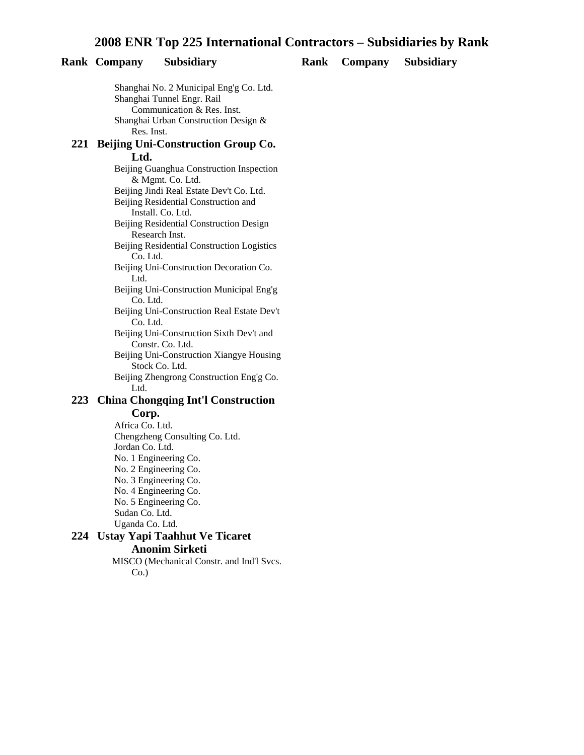# 2008 ENR Top 225 International Contractors – Subsidiaries by Rank

| Rank | Company | Subsidiary |
|---|---|---|
| | | Shanghai No. 2 Municipal Eng'g Co. Ltd. |
| | | Shanghai Tunnel Engr. Rail Communication & Res. Inst. |
| | | Shanghai Urban Construction Design & Res. Inst. |
| **221** | **Beijing Uni-Construction Group Co. Ltd.** | |
| | | Beijing Guanghua Construction Inspection & Mgmt. Co. Ltd. |
| | | Beijing Jindi Real Estate Dev't Co. Ltd. |
| | | Beijing Residential Construction and Install. Co. Ltd. |
| | | Beijing Residential Construction Design Research Inst. |
| | | Beijing Residential Construction Logistics Co. Ltd. |
| | | Beijing Uni-Construction Decoration Co. Ltd. |
| | | Beijing Uni-Construction Municipal Eng'g Co. Ltd. |
| | | Beijing Uni-Construction Real Estate Dev't Co. Ltd. |
| | | Beijing Uni-Construction Sixth Dev't and Constr. Co. Ltd. |
| | | Beijing Uni-Construction Xiangye Housing Stock Co. Ltd. |
| | | Beijing Zhengrong Construction Eng'g Co. Ltd. |
| **223** | **China Chongqing Int'l Construction Corp.** | |
| | | Africa Co. Ltd. |
| | | Chengzheng Consulting Co. Ltd. |
| | | Jordan Co. Ltd. |
| | | No. 1 Engineering Co. |
| | | No. 2 Engineering Co. |
| | | No. 3 Engineering Co. |
| | | No. 4 Engineering Co. |
| | | No. 5 Engineering Co. |
| | | Sudan Co. Ltd. |
| | | Uganda Co. Ltd. |
| **224** | **Ustay Yapi Taahhut Ve Ticaret Anonim Sirketi** | |
| | | MISCO (Mechanical Constr. and Ind'l Svcs. Co.) |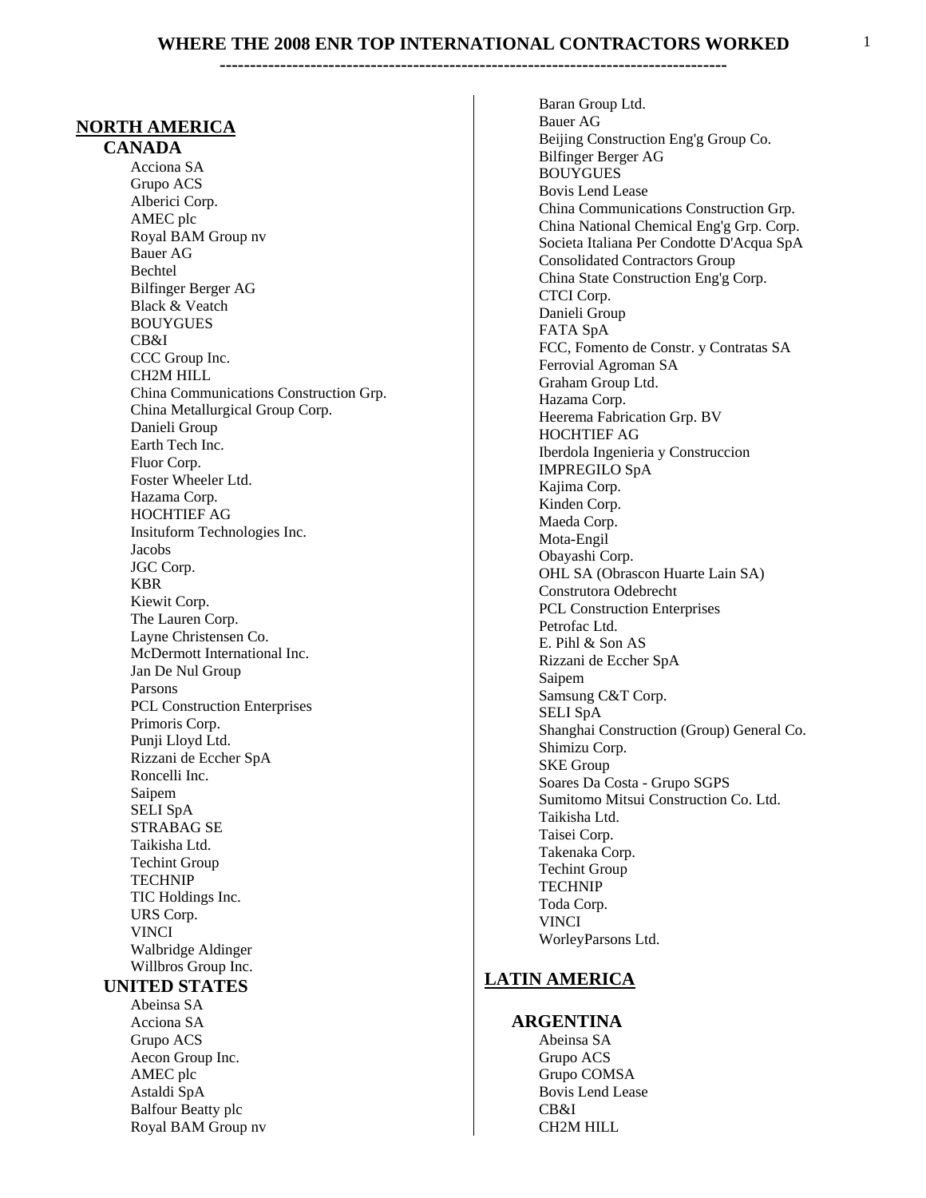# WHERE THE 2008 ENR TOP INTERNATIONAL CONTRACTORS WORKED

## NORTH AMERICA

### CANADA

Acciona SA
Grupo ACS
Alberici Corp.
AMEC plc
Royal BAM Group nv
Bauer AG
Bechtel
Bilfinger Berger AG
Black & Veatch
BOUYGUES
CB&I
CCC Group Inc.
CH2M HILL
China Communications Construction Grp.
China Metallurgical Group Corp.
Danieli Group
Earth Tech Inc.
Fluor Corp.
Foster Wheeler Ltd.
Hazama Corp.
HOCHTIEF AG
Insituform Technologies Inc.
Jacobs
JGC Corp.
KBR
Kiewit Corp.
The Lauren Corp.
Layne Christensen Co.
McDermott International Inc.
Jan De Nul Group
Parsons
PCL Construction Enterprises
Primoris Corp.
Punji Lloyd Ltd.
Rizzani de Eccher SpA
Roncelli Inc.
Saipem
SELI SpA
STRABAG SE
Taikisha Ltd.
Techint Group
TECHNIP
TIC Holdings Inc.
URS Corp.
VINCI
Walbridge Aldinger
Willbros Group Inc.

### UNITED STATES

Abeinsa SA
Acciona SA
Grupo ACS
Aecon Group Inc.
AMEC plc
Astaldi SpA
Balfour Beatty plc
Royal BAM Group nv
Baran Group Ltd.
Bauer AG
Beijing Construction Eng'g Group Co.
Bilfinger Berger AG
BOUYGUES
Bovis Lend Lease
China Communications Construction Grp.
China National Chemical Eng'g Grp. Corp.
Societa Italiana Per Condotte D'Acqua SpA
Consolidated Contractors Group
China State Construction Eng'g Corp.
CTCI Corp.
Danieli Group
FATA SpA
FCC, Fomento de Constr. y Contratas SA
Ferrovial Agroman SA
Graham Group Ltd.
Hazama Corp.
Heerema Fabrication Grp. BV
HOCHTIEF AG
Iberdola Ingenieria y Construccion
IMPREGILO SpA
Kajima Corp.
Kinden Corp.
Maeda Corp.
Mota-Engil
Obayashi Corp.
OHL SA (Obrascon Huarte Lain SA)
Construtora Odebrecht
PCL Construction Enterprises
Petrofac Ltd.
E. Pihl & Son AS
Rizzani de Eccher SpA
Saipem
Samsung C&T Corp.
SELI SpA
Shanghai Construction (Group) General Co.
Shimizu Corp.
SKE Group
Soares Da Costa - Grupo SGPS
Sumitomo Mitsui Construction Co. Ltd.
Taikisha Ltd.
Taisei Corp.
Takenaka Corp.
Techint Group
TECHNIP
Toda Corp.
VINCI
WorleyParsons Ltd.

## LATIN AMERICA

### ARGENTINA

Abeinsa SA
Grupo ACS
Grupo COMSA
Bovis Lend Lease
CB&I
CH2M HILL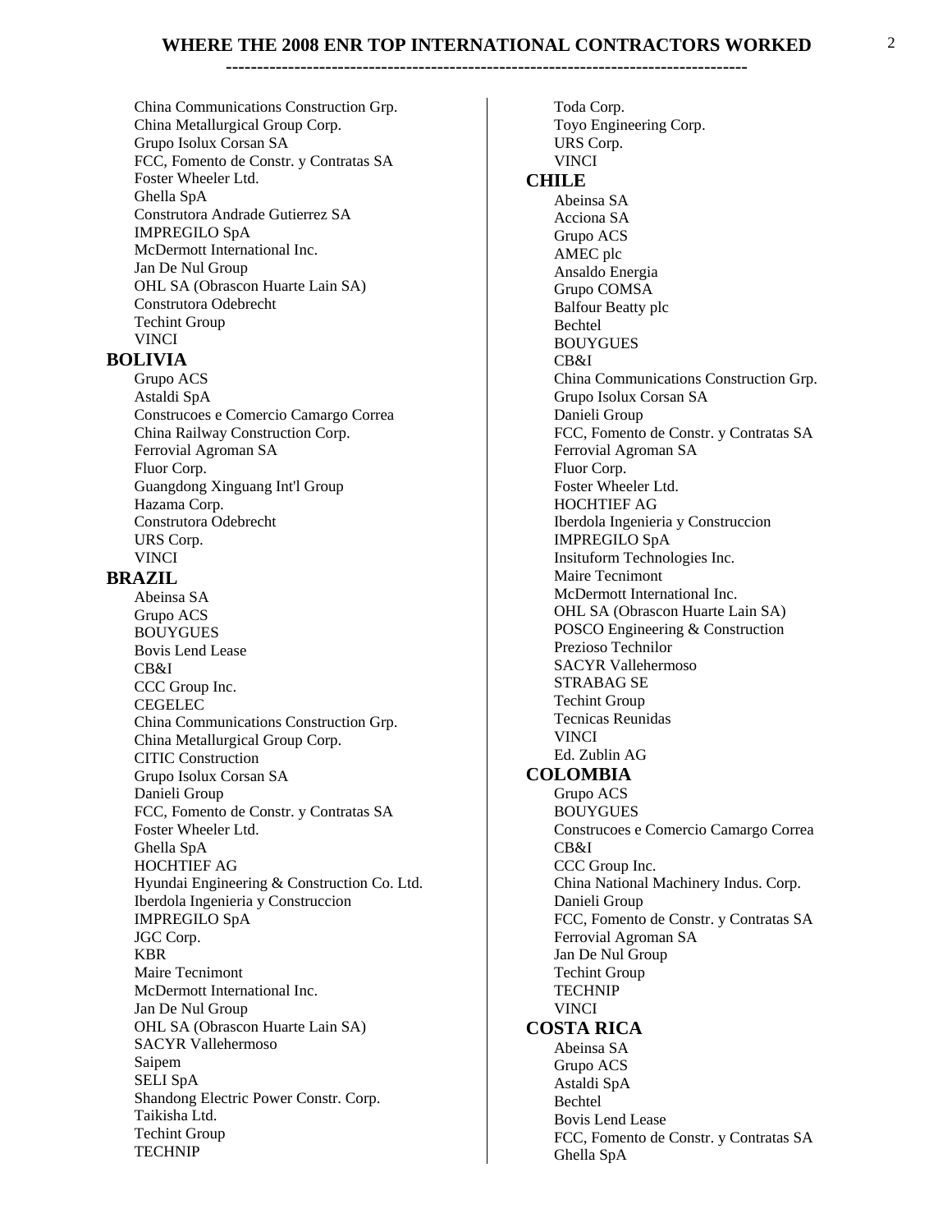# WHERE THE 2008 ENR TOP INTERNATIONAL CONTRACTORS WORKED

China Communications Construction Grp.
China Metallurgical Group Corp.
Grupo Isolux Corsan SA
FCC, Fomento de Constr. y Contratas SA
Foster Wheeler Ltd.
Ghella SpA
Construtora Andrade Gutierrez SA
IMPREGILO SpA
McDermott International Inc.
Jan De Nul Group
OHL SA (Obrascon Huarte Lain SA)
Construtora Odebrecht
Techint Group
VINCI

## BOLIVIA

Grupo ACS
Astaldi SpA
Construcoes e Comercio Camargo Correa
China Railway Construction Corp.
Ferrovial Agroman SA
Fluor Corp.
Guangdong Xinguang Int'l Group
Hazama Corp.
Construtora Odebrecht
URS Corp.
VINCI

## BRAZIL

Abeinsa SA
Grupo ACS
BOUYGUES
Bovis Lend Lease
CB&I
CCC Group Inc.
CEGELEC
China Communications Construction Grp.
China Metallurgical Group Corp.
CITIC Construction
Grupo Isolux Corsan SA
Danieli Group
FCC, Fomento de Constr. y Contratas SA
Foster Wheeler Ltd.
Ghella SpA
HOCHTIEF AG
Hyundai Engineering & Construction Co. Ltd.
Iberdola Ingenieria y Construccion
IMPREGILO SpA
JGC Corp.
KBR
Maire Tecnimont
McDermott International Inc.
Jan De Nul Group
OHL SA (Obrascon Huarte Lain SA)
SACYR Vallehermoso
Saipem
SELI SpA
Shandong Electric Power Constr. Corp.
Taikisha Ltd.
Techint Group
TECHNIP
Toda Corp.
Toyo Engineering Corp.
URS Corp.
VINCI

## CHILE

Abeinsa SA
Acciona SA
Grupo ACS
AMEC plc
Ansaldo Energia
Grupo COMSA
Balfour Beatty plc
Bechtel
BOUYGUES
CB&I
China Communications Construction Grp.
Grupo Isolux Corsan SA
Danieli Group
FCC, Fomento de Constr. y Contratas SA
Ferrovial Agroman SA
Fluor Corp.
Foster Wheeler Ltd.
HOCHTIEF AG
Iberdola Ingenieria y Construccion
IMPREGILO SpA
Insituform Technologies Inc.
Maire Tecnimont
McDermott International Inc.
OHL SA (Obrascon Huarte Lain SA)
POSCO Engineering & Construction
Prezioso Technilor
SACYR Vallehermoso
STRABAG SE
Techint Group
Tecnicas Reunidas
VINCI
Ed. Zublin AG

## COLOMBIA

Grupo ACS
BOUYGUES
Construcoes e Comercio Camargo Correa
CB&I
CCC Group Inc.
China National Machinery Indus. Corp.
Danieli Group
FCC, Fomento de Constr. y Contratas SA
Ferrovial Agroman SA
Jan De Nul Group
Techint Group
TECHNIP
VINCI

## COSTA RICA

Abeinsa SA
Grupo ACS
Astaldi SpA
Bechtel
Bovis Lend Lease
FCC, Fomento de Constr. y Contratas SA
Ghella SpA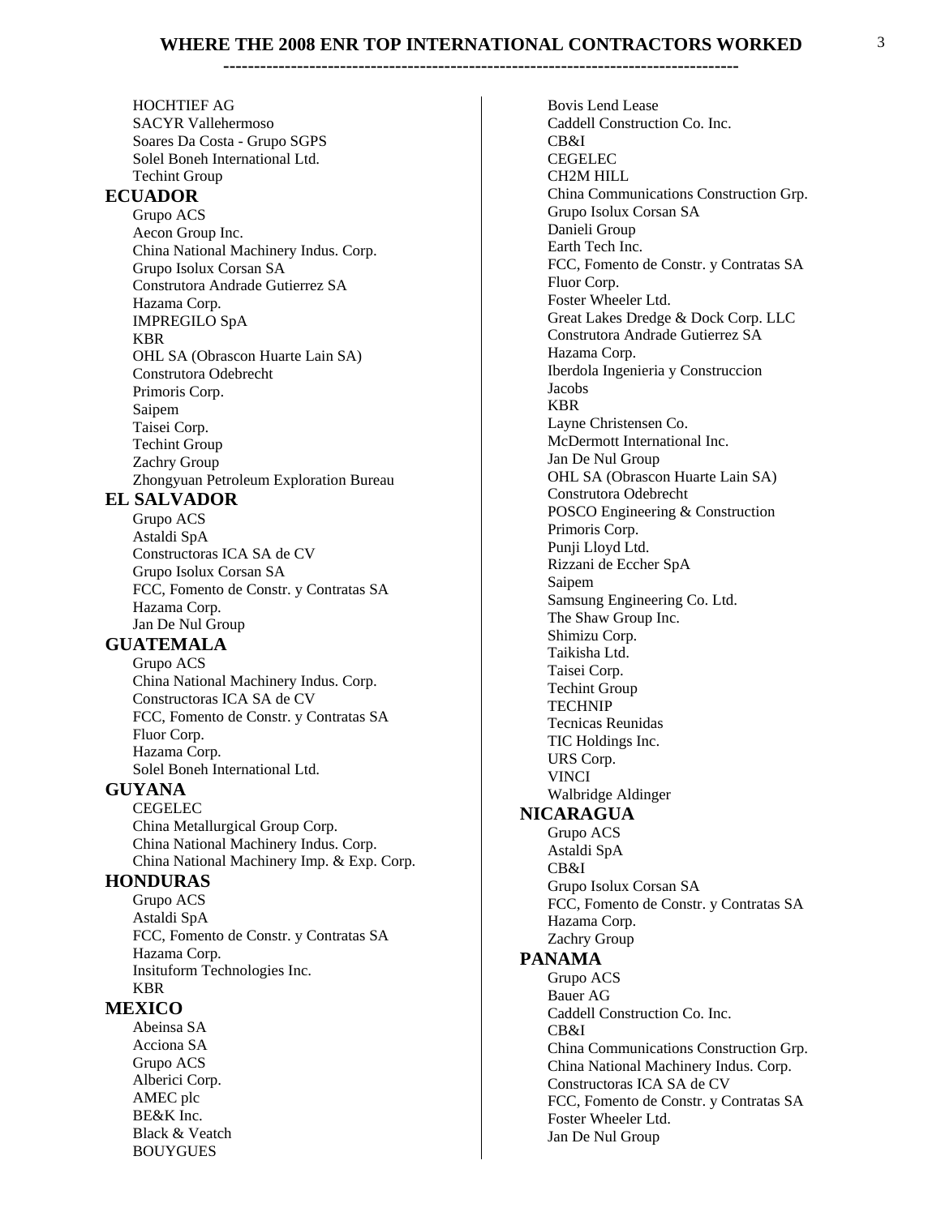HOCHTIEF AG
SACYR Vallehermoso
Soares Da Costa - Grupo SGPS
Solel Boneh International Ltd.
Techint Group

## ECUADOR

Grupo ACS
Aecon Group Inc.
China National Machinery Indus. Corp.
Grupo Isolux Corsan SA
Construtora Andrade Gutierrez SA
Hazama Corp.
IMPREGILO SpA
KBR
OHL SA (Obrascon Huarte Lain SA)
Construtora Odebrecht
Primoris Corp.
Saipem
Taisei Corp.
Techint Group
Zachry Group
Zhongyuan Petroleum Exploration Bureau

## EL SALVADOR

Grupo ACS
Astaldi SpA
Constructoras ICA SA de CV
Grupo Isolux Corsan SA
FCC, Fomento de Constr. y Contratas SA
Hazama Corp.
Jan De Nul Group

## GUATEMALA

Grupo ACS
China National Machinery Indus. Corp.
Constructoras ICA SA de CV
FCC, Fomento de Constr. y Contratas SA
Fluor Corp.
Hazama Corp.
Solel Boneh International Ltd.

## GUYANA

CEGELEC
China Metallurgical Group Corp.
China National Machinery Indus. Corp.
China National Machinery Imp. & Exp. Corp.

## HONDURAS

Grupo ACS
Astaldi SpA
FCC, Fomento de Constr. y Contratas SA
Hazama Corp.
Insituform Technologies Inc.
KBR

## MEXICO

Abeinsa SA
Acciona SA
Grupo ACS
Alberici Corp.
AMEC plc
BE&K Inc.
Black & Veatch
BOUYGUES
Bovis Lend Lease
Caddell Construction Co. Inc.
CB&I
CEGELEC
CH2M HILL
China Communications Construction Grp.
Grupo Isolux Corsan SA
Danieli Group
Earth Tech Inc.
FCC, Fomento de Constr. y Contratas SA
Fluor Corp.
Foster Wheeler Ltd.
Great Lakes Dredge & Dock Corp. LLC
Construtora Andrade Gutierrez SA
Hazama Corp.
Iberdola Ingenieria y Construccion
Jacobs
KBR
Layne Christensen Co.
McDermott International Inc.
Jan De Nul Group
OHL SA (Obrascon Huarte Lain SA)
Construtora Odebrecht
POSCO Engineering & Construction
Primoris Corp.
Punji Lloyd Ltd.
Rizzani de Eccher SpA
Saipem
Samsung Engineering Co. Ltd.
The Shaw Group Inc.
Shimizu Corp.
Taikisha Ltd.
Taisei Corp.
Techint Group
TECHNIP
Tecnicas Reunidas
TIC Holdings Inc.
URS Corp.
VINCI
Walbridge Aldinger

## NICARAGUA

Grupo ACS
Astaldi SpA
CB&I
Grupo Isolux Corsan SA
FCC, Fomento de Constr. y Contratas SA
Hazama Corp.
Zachry Group

## PANAMA

Grupo ACS
Bauer AG
Caddell Construction Co. Inc.
CB&I
China Communications Construction Grp.
China National Machinery Indus. Corp.
Constructoras ICA SA de CV
FCC, Fomento de Constr. y Contratas SA
Foster Wheeler Ltd.
Jan De Nul Group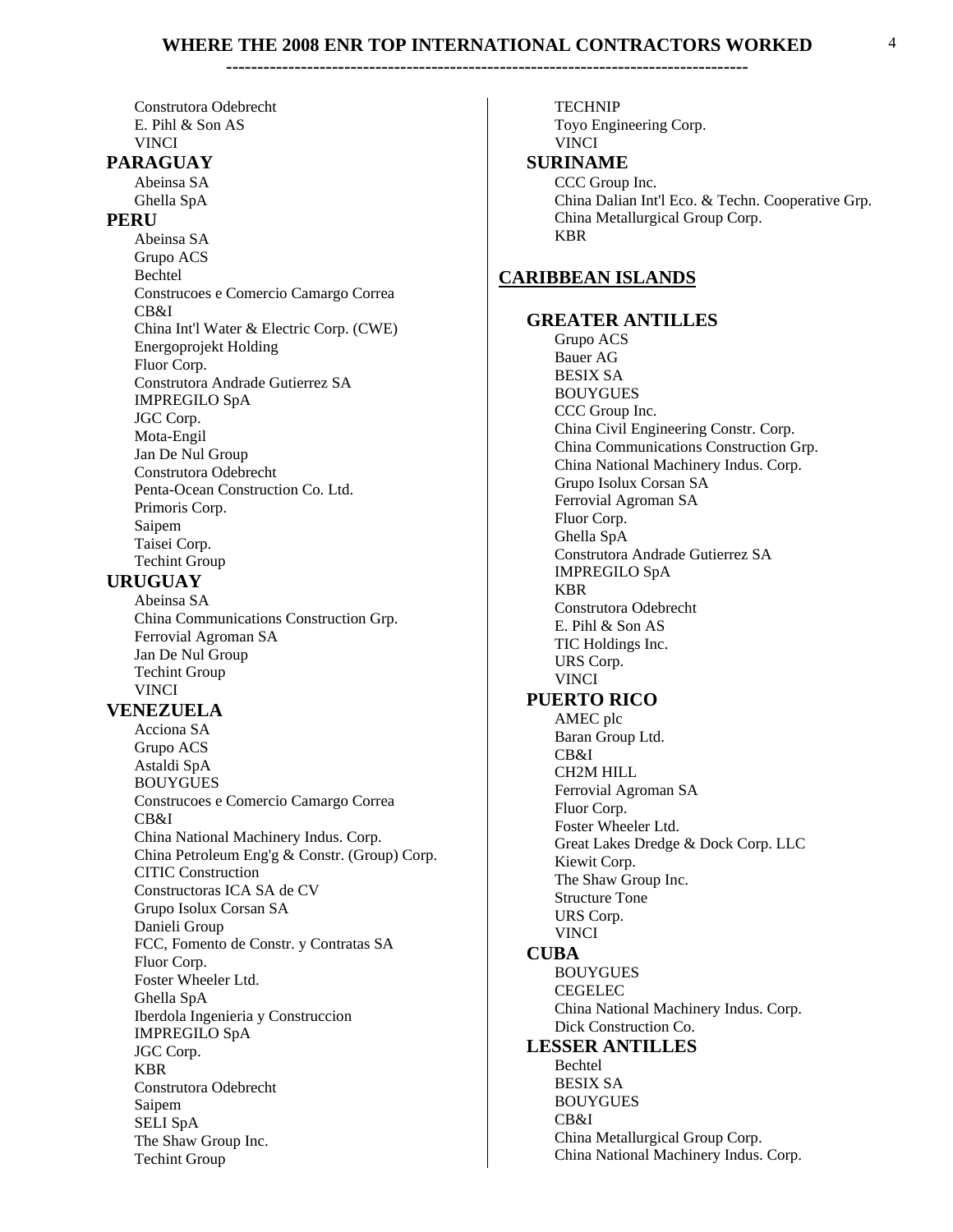Construtora Odebrecht
E. Pihl & Son AS
VINCI

### PARAGUAY

Abeinsa SA
Ghella SpA

### PERU

Abeinsa SA
Grupo ACS
Bechtel
Construcoes e Comercio Camargo Correa
CB&I
China Int'l Water & Electric Corp. (CWE)
Energoprojekt Holding
Fluor Corp.
Construtora Andrade Gutierrez SA
IMPREGILO SpA
JGC Corp.
Mota-Engil
Jan De Nul Group
Construtora Odebrecht
Penta-Ocean Construction Co. Ltd.
Primoris Corp.
Saipem
Taisei Corp.
Techint Group

### URUGUAY

Abeinsa SA
China Communications Construction Grp.
Ferrovial Agroman SA
Jan De Nul Group
Techint Group
VINCI

### VENEZUELA

Acciona SA
Grupo ACS
Astaldi SpA
BOUYGUES
Construcoes e Comercio Camargo Correa
CB&I
China National Machinery Indus. Corp.
China Petroleum Eng'g & Constr. (Group) Corp.
CITIC Construction
Constructoras ICA SA de CV
Grupo Isolux Corsan SA
Danieli Group
FCC, Fomento de Constr. y Contratas SA
Fluor Corp.
Foster Wheeler Ltd.
Ghella SpA
Iberdola Ingenieria y Construccion
IMPREGILO SpA
JGC Corp.
KBR
Construtora Odebrecht
Saipem
SELI SpA
The Shaw Group Inc.
Techint Group
TECHNIP
Toyo Engineering Corp.
VINCI

### SURINAME

CCC Group Inc.
China Dalian Int'l Eco. & Techn. Cooperative Grp.
China Metallurgical Group Corp.
KBR

## CARIBBEAN ISLANDS

### GREATER ANTILLES

Grupo ACS
Bauer AG
BESIX SA
BOUYGUES
CCC Group Inc.
China Civil Engineering Constr. Corp.
China Communications Construction Grp.
China National Machinery Indus. Corp.
Grupo Isolux Corsan SA
Ferrovial Agroman SA
Fluor Corp.
Ghella SpA
Construtora Andrade Gutierrez SA
IMPREGILO SpA
KBR
Construtora Odebrecht
E. Pihl & Son AS
TIC Holdings Inc.
URS Corp.
VINCI

### PUERTO RICO

AMEC plc
Baran Group Ltd.
CB&I
CH2M HILL
Ferrovial Agroman SA
Fluor Corp.
Foster Wheeler Ltd.
Great Lakes Dredge & Dock Corp. LLC
Kiewit Corp.
The Shaw Group Inc.
Structure Tone
URS Corp.
VINCI

### CUBA

BOUYGUES
CEGELEC
China National Machinery Indus. Corp.
Dick Construction Co.

### LESSER ANTILLES

Bechtel
BESIX SA
BOUYGUES
CB&I
China Metallurgical Group Corp.
China National Machinery Indus. Corp.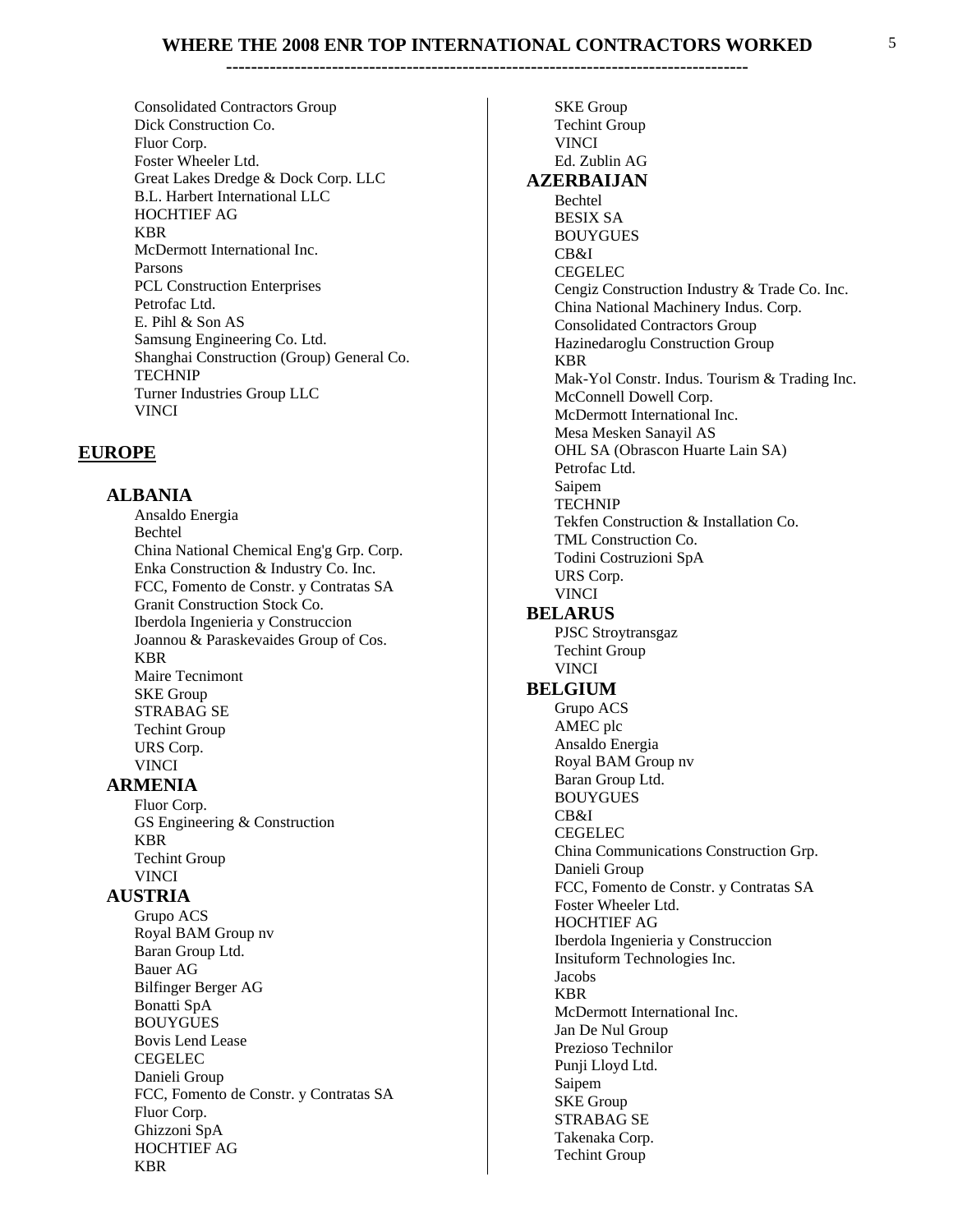Consolidated Contractors Group
Dick Construction Co.
Fluor Corp.
Foster Wheeler Ltd.
Great Lakes Dredge & Dock Corp. LLC
B.L. Harbert International LLC
HOCHTIEF AG
KBR
McDermott International Inc.
Parsons
PCL Construction Enterprises
Petrofac Ltd.
E. Pihl & Son AS
Samsung Engineering Co. Ltd.
Shanghai Construction (Group) General Co.
TECHNIP
Turner Industries Group LLC
VINCI

## EUROPE

### ALBANIA

Ansaldo Energia
Bechtel
China National Chemical Eng'g Grp. Corp.
Enka Construction & Industry Co. Inc.
FCC, Fomento de Constr. y Contratas SA
Granit Construction Stock Co.
Iberdola Ingenieria y Construccion
Joannou & Paraskevaides Group of Cos.
KBR
Maire Tecnimont
SKE Group
STRABAG SE
Techint Group
URS Corp.
VINCI

### ARMENIA

Fluor Corp.
GS Engineering & Construction
KBR
Techint Group
VINCI

### AUSTRIA

Grupo ACS
Royal BAM Group nv
Baran Group Ltd.
Bauer AG
Bilfinger Berger AG
Bonatti SpA
BOUYGUES
Bovis Lend Lease
CEGELEC
Danieli Group
FCC, Fomento de Constr. y Contratas SA
Fluor Corp.
Ghizzoni SpA
HOCHTIEF AG
KBR
SKE Group
Techint Group
VINCI
Ed. Zublin AG

### AZERBAIJAN

Bechtel
BESIX SA
BOUYGUES
CB&I
CEGELEC
Cengiz Construction Industry & Trade Co. Inc.
China National Machinery Indus. Corp.
Consolidated Contractors Group
Hazinedaroglu Construction Group
KBR
Mak-Yol Constr. Indus. Tourism & Trading Inc.
McConnell Dowell Corp.
McDermott International Inc.
Mesa Mesken Sanayil AS
OHL SA (Obrascon Huarte Lain SA)
Petrofac Ltd.
Saipem
TECHNIP
Tekfen Construction & Installation Co.
TML Construction Co.
Todini Costruzioni SpA
URS Corp.
VINCI

### BELARUS

PJSC Stroytransgaz
Techint Group
VINCI

### BELGIUM

Grupo ACS
AMEC plc
Ansaldo Energia
Royal BAM Group nv
Baran Group Ltd.
BOUYGUES
CB&I
CEGELEC
China Communications Construction Grp.
Danieli Group
FCC, Fomento de Constr. y Contratas SA
Foster Wheeler Ltd.
HOCHTIEF AG
Iberdola Ingenieria y Construccion
Insituform Technologies Inc.
Jacobs
KBR
McDermott International Inc.
Jan De Nul Group
Prezioso Technilor
Punji Lloyd Ltd.
Saipem
SKE Group
STRABAG SE
Takenaka Corp.
Techint Group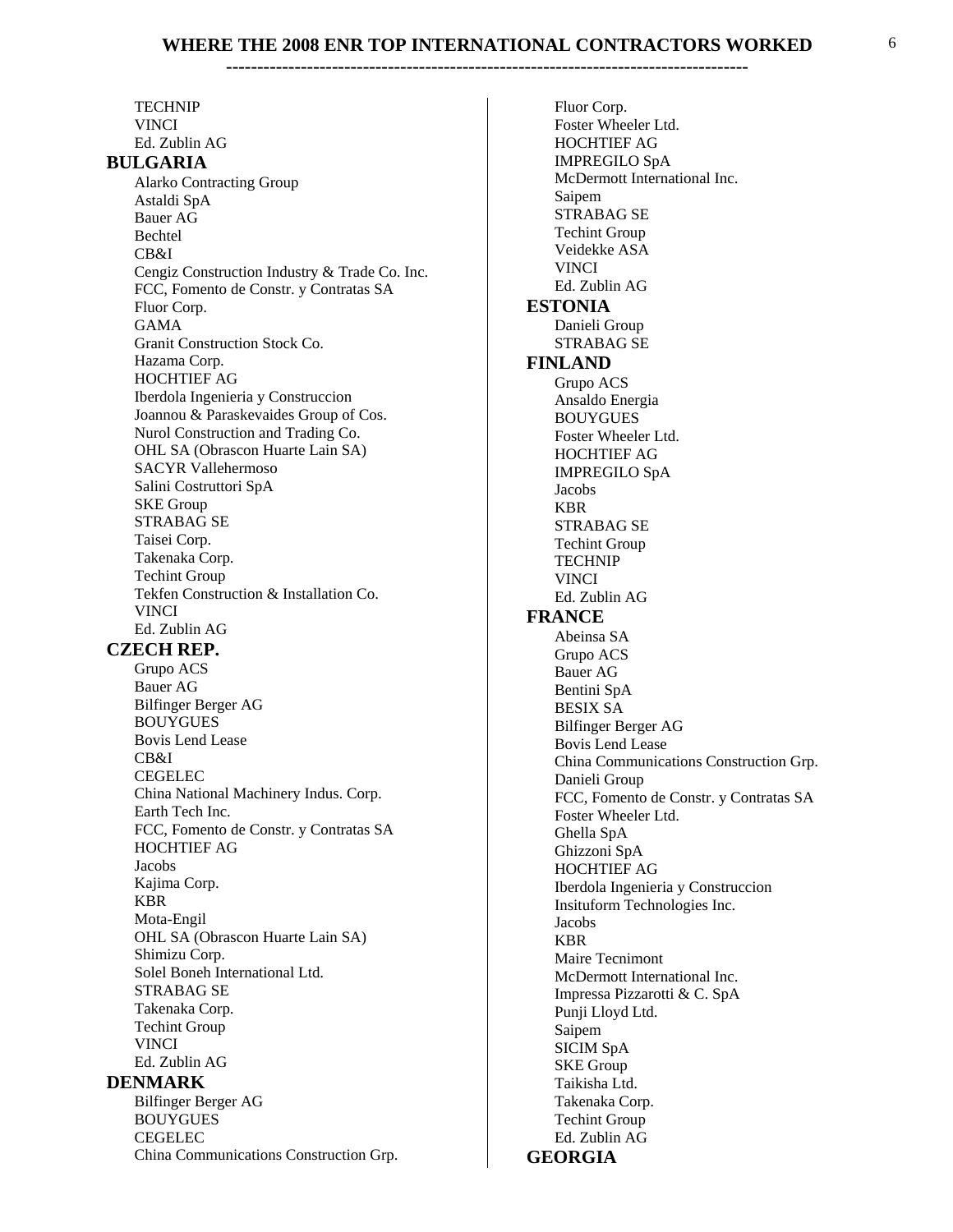TECHNIP
VINCI
Ed. Zublin AG

## BULGARIA

Alarko Contracting Group
Astaldi SpA
Bauer AG
Bechtel
CB&I
Cengiz Construction Industry & Trade Co. Inc.
FCC, Fomento de Constr. y Contratas SA
Fluor Corp.
GAMA
Granit Construction Stock Co.
Hazama Corp.
HOCHTIEF AG
Iberdola Ingenieria y Construccion
Joannou & Paraskevaides Group of Cos.
Nurol Construction and Trading Co.
OHL SA (Obrascon Huarte Lain SA)
SACYR Vallehermoso
Salini Costruttori SpA
SKE Group
STRABAG SE
Taisei Corp.
Takenaka Corp.
Techint Group
Tekfen Construction & Installation Co.
VINCI
Ed. Zublin AG

## CZECH REP.

Grupo ACS
Bauer AG
Bilfinger Berger AG
BOUYGUES
Bovis Lend Lease
CB&I
CEGELEC
China National Machinery Indus. Corp.
Earth Tech Inc.
FCC, Fomento de Constr. y Contratas SA
HOCHTIEF AG
Jacobs
Kajima Corp.
KBR
Mota-Engil
OHL SA (Obrascon Huarte Lain SA)
Shimizu Corp.
Solel Boneh International Ltd.
STRABAG SE
Takenaka Corp.
Techint Group
VINCI
Ed. Zublin AG

## DENMARK

Bilfinger Berger AG
BOUYGUES
CEGELEC
China Communications Construction Grp.
Fluor Corp.
Foster Wheeler Ltd.
HOCHTIEF AG
IMPREGILO SpA
McDermott International Inc.
Saipem
STRABAG SE
Techint Group
Veidekke ASA
VINCI
Ed. Zublin AG

## ESTONIA

Danieli Group
STRABAG SE

## FINLAND

Grupo ACS
Ansaldo Energia
BOUYGUES
Foster Wheeler Ltd.
HOCHTIEF AG
IMPREGILO SpA
Jacobs
KBR
STRABAG SE
Techint Group
TECHNIP
VINCI
Ed. Zublin AG

## FRANCE

Abeinsa SA
Grupo ACS
Bauer AG
Bentini SpA
BESIX SA
Bilfinger Berger AG
Bovis Lend Lease
China Communications Construction Grp.
Danieli Group
FCC, Fomento de Constr. y Contratas SA
Foster Wheeler Ltd.
Ghella SpA
Ghizzoni SpA
HOCHTIEF AG
Iberdola Ingenieria y Construccion
Insituform Technologies Inc.
Jacobs
KBR
Maire Tecnimont
McDermott International Inc.
Impressa Pizzarotti & C. SpA
Punji Lloyd Ltd.
Saipem
SICIM SpA
SKE Group
Taikisha Ltd.
Takenaka Corp.
Techint Group
Ed. Zublin AG

## GEORGIA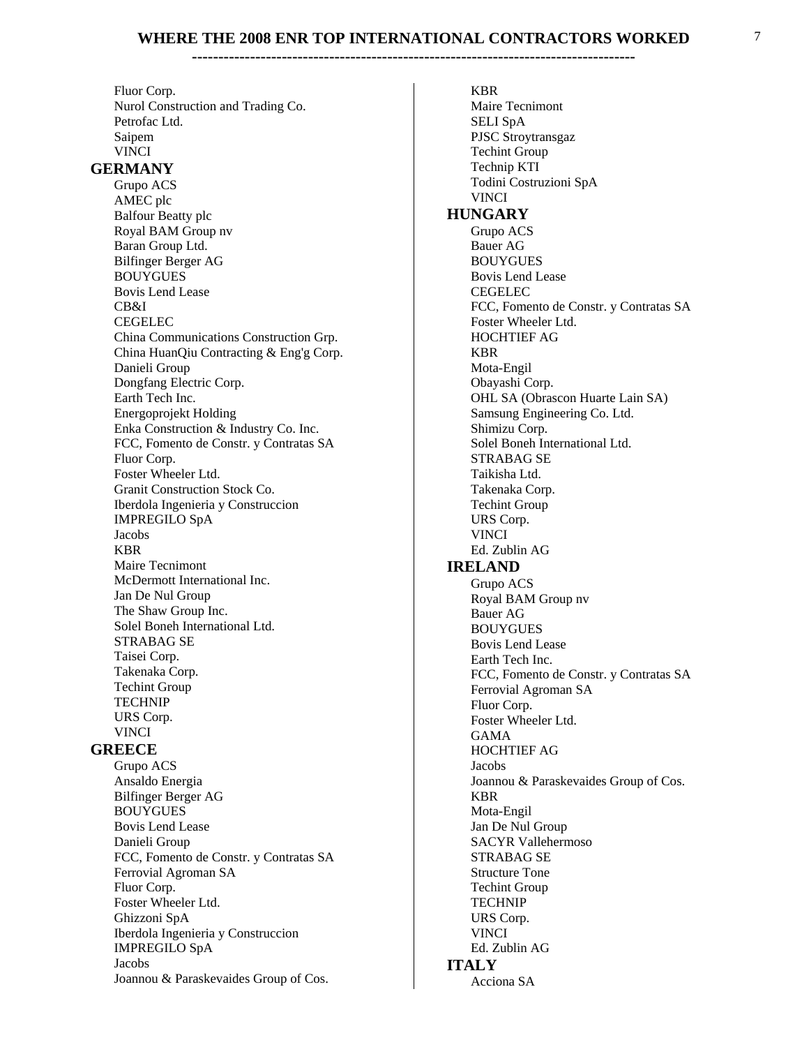# WHERE THE 2008 ENR TOP INTERNATIONAL CONTRACTORS WORKED

Fluor Corp.
Nurol Construction and Trading Co.
Petrofac Ltd.
Saipem
VINCI

## GERMANY

Grupo ACS
AMEC plc
Balfour Beatty plc
Royal BAM Group nv
Baran Group Ltd.
Bilfinger Berger AG
BOUYGUES
Bovis Lend Lease
CB&I
CEGELEC
China Communications Construction Grp.
China HuanQiu Contracting & Eng'g Corp.
Danieli Group
Dongfang Electric Corp.
Earth Tech Inc.
Energoprojekt Holding
Enka Construction & Industry Co. Inc.
FCC, Fomento de Constr. y Contratas SA
Fluor Corp.
Foster Wheeler Ltd.
Granit Construction Stock Co.
Iberdola Ingenieria y Construccion
IMPREGILO SpA
Jacobs
KBR
Maire Tecnimont
McDermott International Inc.
Jan De Nul Group
The Shaw Group Inc.
Solel Boneh International Ltd.
STRABAG SE
Taisei Corp.
Takenaka Corp.
Techint Group
TECHNIP
URS Corp.
VINCI

## GREECE

Grupo ACS
Ansaldo Energia
Bilfinger Berger AG
BOUYGUES
Bovis Lend Lease
Danieli Group
FCC, Fomento de Constr. y Contratas SA
Ferrovial Agroman SA
Fluor Corp.
Foster Wheeler Ltd.
Ghizzoni SpA
Iberdola Ingenieria y Construccion
IMPREGILO SpA
Jacobs
Joannou & Paraskevaides Group of Cos.
KBR
Maire Tecnimont
SELI SpA
PJSC Stroytransgaz
Techint Group
Technip KTI
Todini Costruzioni SpA
VINCI

## HUNGARY

Grupo ACS
Bauer AG
BOUYGUES
Bovis Lend Lease
CEGELEC
FCC, Fomento de Constr. y Contratas SA
Foster Wheeler Ltd.
HOCHTIEF AG
KBR
Mota-Engil
Obayashi Corp.
OHL SA (Obrascon Huarte Lain SA)
Samsung Engineering Co. Ltd.
Shimizu Corp.
Solel Boneh International Ltd.
STRABAG SE
Taikisha Ltd.
Takenaka Corp.
Techint Group
URS Corp.
VINCI
Ed. Zublin AG

## IRELAND

Grupo ACS
Royal BAM Group nv
Bauer AG
BOUYGUES
Bovis Lend Lease
Earth Tech Inc.
FCC, Fomento de Constr. y Contratas SA
Ferrovial Agroman SA
Fluor Corp.
Foster Wheeler Ltd.
GAMA
HOCHTIEF AG
Jacobs
Joannou & Paraskevaides Group of Cos.
KBR
Mota-Engil
Jan De Nul Group
SACYR Vallehermoso
STRABAG SE
Structure Tone
Techint Group
TECHNIP
URS Corp.
VINCI
Ed. Zublin AG

## ITALY

Acciona SA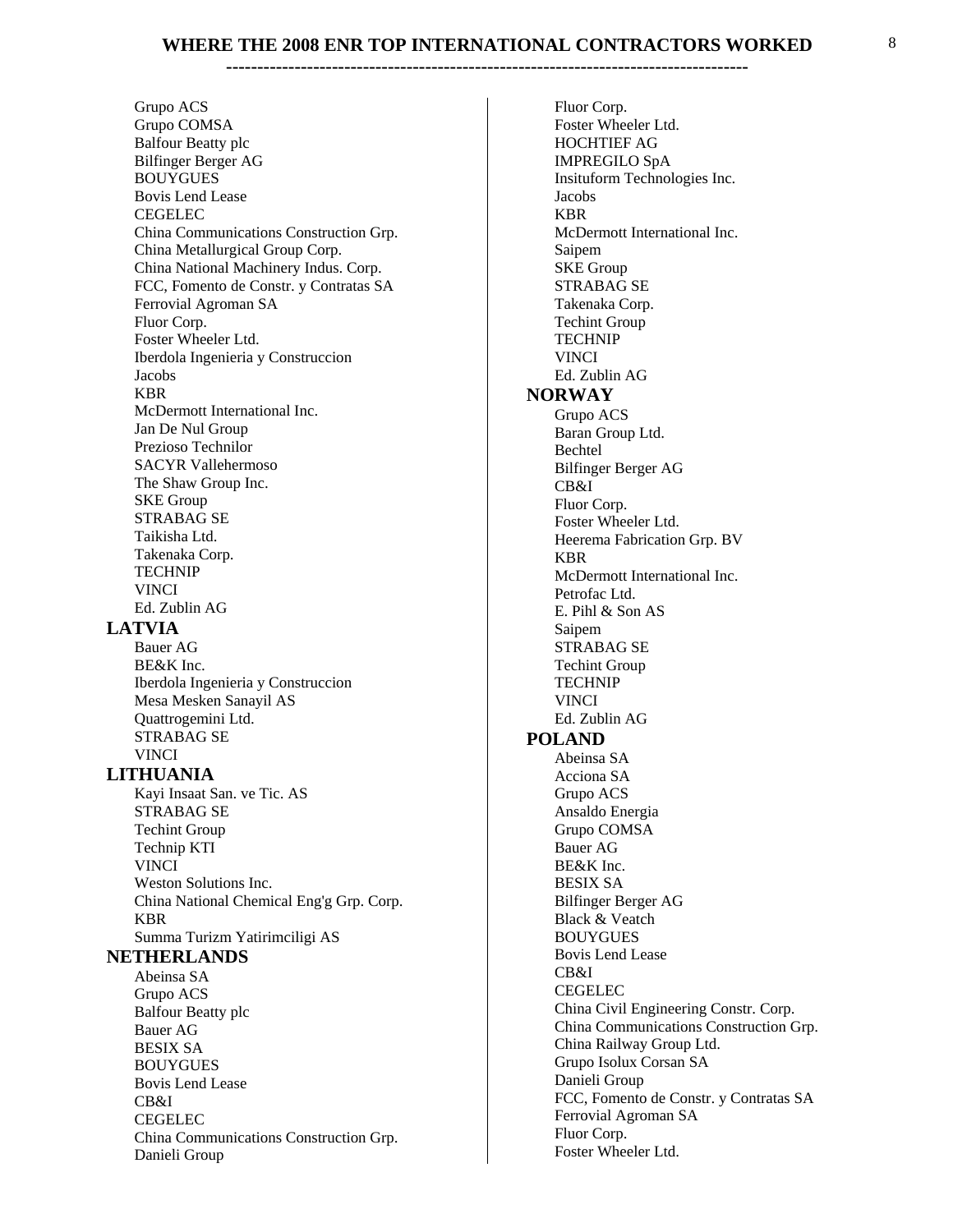# WHERE THE 2008 ENR TOP INTERNATIONAL CONTRACTORS WORKED

Grupo ACS
Grupo COMSA
Balfour Beatty plc
Bilfinger Berger AG
BOUYGUES
Bovis Lend Lease
CEGELEC
China Communications Construction Grp.
China Metallurgical Group Corp.
China National Machinery Indus. Corp.
FCC, Fomento de Constr. y Contratas SA
Ferrovial Agroman SA
Fluor Corp.
Foster Wheeler Ltd.
Iberdola Ingenieria y Construccion
Jacobs
KBR
McDermott International Inc.
Jan De Nul Group
Prezioso Technilor
SACYR Vallehermoso
The Shaw Group Inc.
SKE Group
STRABAG SE
Taikisha Ltd.
Takenaka Corp.
TECHNIP
VINCI
Ed. Zublin AG

## LATVIA

Bauer AG
BE&K Inc.
Iberdola Ingenieria y Construccion
Mesa Mesken Sanayil AS
Quattrogemini Ltd.
STRABAG SE
VINCI

## LITHUANIA

Kayi Insaat San. ve Tic. AS
STRABAG SE
Techint Group
Technip KTI
VINCI
Weston Solutions Inc.
China National Chemical Eng'g Grp. Corp.
KBR
Summa Turizm Yatirimciligi AS

## NETHERLANDS

Abeinsa SA
Grupo ACS
Balfour Beatty plc
Bauer AG
BESIX SA
BOUYGUES
Bovis Lend Lease
CB&I
CEGELEC
China Communications Construction Grp.
Danieli Group
Fluor Corp.
Foster Wheeler Ltd.
HOCHTIEF AG
IMPREGILO SpA
Insituform Technologies Inc.
Jacobs
KBR
McDermott International Inc.
Saipem
SKE Group
STRABAG SE
Takenaka Corp.
Techint Group
TECHNIP
VINCI
Ed. Zublin AG

## NORWAY

Grupo ACS
Baran Group Ltd.
Bechtel
Bilfinger Berger AG
CB&I
Fluor Corp.
Foster Wheeler Ltd.
Heerema Fabrication Grp. BV
KBR
McDermott International Inc.
Petrofac Ltd.
E. Pihl & Son AS
Saipem
STRABAG SE
Techint Group
TECHNIP
VINCI
Ed. Zublin AG

## POLAND

Abeinsa SA
Acciona SA
Grupo ACS
Ansaldo Energia
Grupo COMSA
Bauer AG
BE&K Inc.
BESIX SA
Bilfinger Berger AG
Black & Veatch
BOUYGUES
Bovis Lend Lease
CB&I
CEGELEC
China Civil Engineering Constr. Corp.
China Communications Construction Grp.
China Railway Group Ltd.
Grupo Isolux Corsan SA
Danieli Group
FCC, Fomento de Constr. y Contratas SA
Ferrovial Agroman SA
Fluor Corp.
Foster Wheeler Ltd.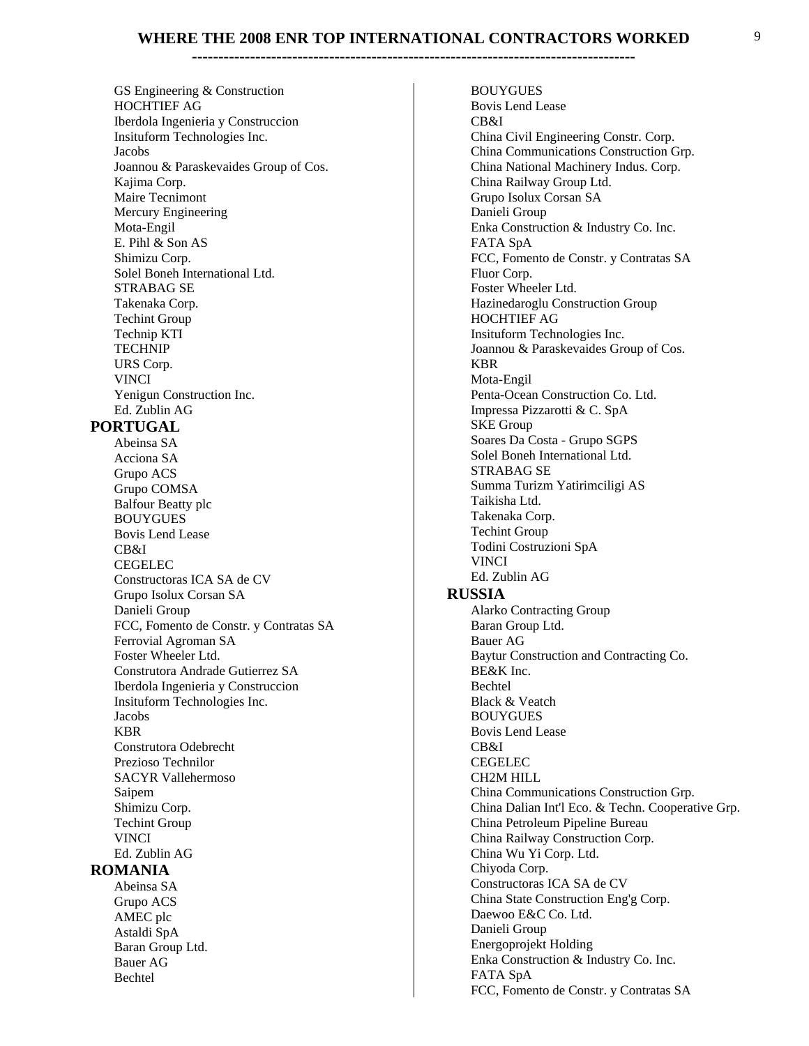GS Engineering & Construction
HOCHTIEF AG
Iberdola Ingenieria y Construccion
Insituform Technologies Inc.
Jacobs
Joannou & Paraskevaides Group of Cos.
Kajima Corp.
Maire Tecnimont
Mercury Engineering
Mota-Engil
E. Pihl & Son AS
Shimizu Corp.
Solel Boneh International Ltd.
STRABAG SE
Takenaka Corp.
Techint Group
Technip KTI
TECHNIP
URS Corp.
VINCI
Yenigun Construction Inc.
Ed. Zublin AG

## PORTUGAL

Abeinsa SA
Acciona SA
Grupo ACS
Grupo COMSA
Balfour Beatty plc
BOUYGUES
Bovis Lend Lease
CB&I
CEGELEC
Constructoras ICA SA de CV
Grupo Isolux Corsan SA
Danieli Group
FCC, Fomento de Constr. y Contratas SA
Ferrovial Agroman SA
Foster Wheeler Ltd.
Construtora Andrade Gutierrez SA
Iberdola Ingenieria y Construccion
Insituform Technologies Inc.
Jacobs
KBR
Construtora Odebrecht
Prezioso Technilor
SACYR Vallehermoso
Saipem
Shimizu Corp.
Techint Group
VINCI
Ed. Zublin AG

## ROMANIA

Abeinsa SA
Grupo ACS
AMEC plc
Astaldi SpA
Baran Group Ltd.
Bauer AG
Bechtel
BOUYGUES
Bovis Lend Lease
CB&I
China Civil Engineering Constr. Corp.
China Communications Construction Grp.
China National Machinery Indus. Corp.
China Railway Group Ltd.
Grupo Isolux Corsan SA
Danieli Group
Enka Construction & Industry Co. Inc.
FATA SpA
FCC, Fomento de Constr. y Contratas SA
Fluor Corp.
Foster Wheeler Ltd.
Hazinedaroglu Construction Group
HOCHTIEF AG
Insituform Technologies Inc.
Joannou & Paraskevaides Group of Cos.
KBR
Mota-Engil
Penta-Ocean Construction Co. Ltd.
Impressa Pizzarotti & C. SpA
SKE Group
Soares Da Costa - Grupo SGPS
Solel Boneh International Ltd.
STRABAG SE
Summa Turizm Yatirimciligi AS
Taikisha Ltd.
Takenaka Corp.
Techint Group
Todini Costruzioni SpA
VINCI
Ed. Zublin AG

## RUSSIA

Alarko Contracting Group
Baran Group Ltd.
Bauer AG
Baytur Construction and Contracting Co.
BE&K Inc.
Bechtel
Black & Veatch
BOUYGUES
Bovis Lend Lease
CB&I
CEGELEC
CH2M HILL
China Communications Construction Grp.
China Dalian Int'l Eco. & Techn. Cooperative Grp.
China Petroleum Pipeline Bureau
China Railway Construction Corp.
China Wu Yi Corp. Ltd.
Chiyoda Corp.
Constructoras ICA SA de CV
China State Construction Eng'g Corp.
Daewoo E&C Co. Ltd.
Danieli Group
Energoprojekt Holding
Enka Construction & Industry Co. Inc.
FATA SpA
FCC, Fomento de Constr. y Contratas SA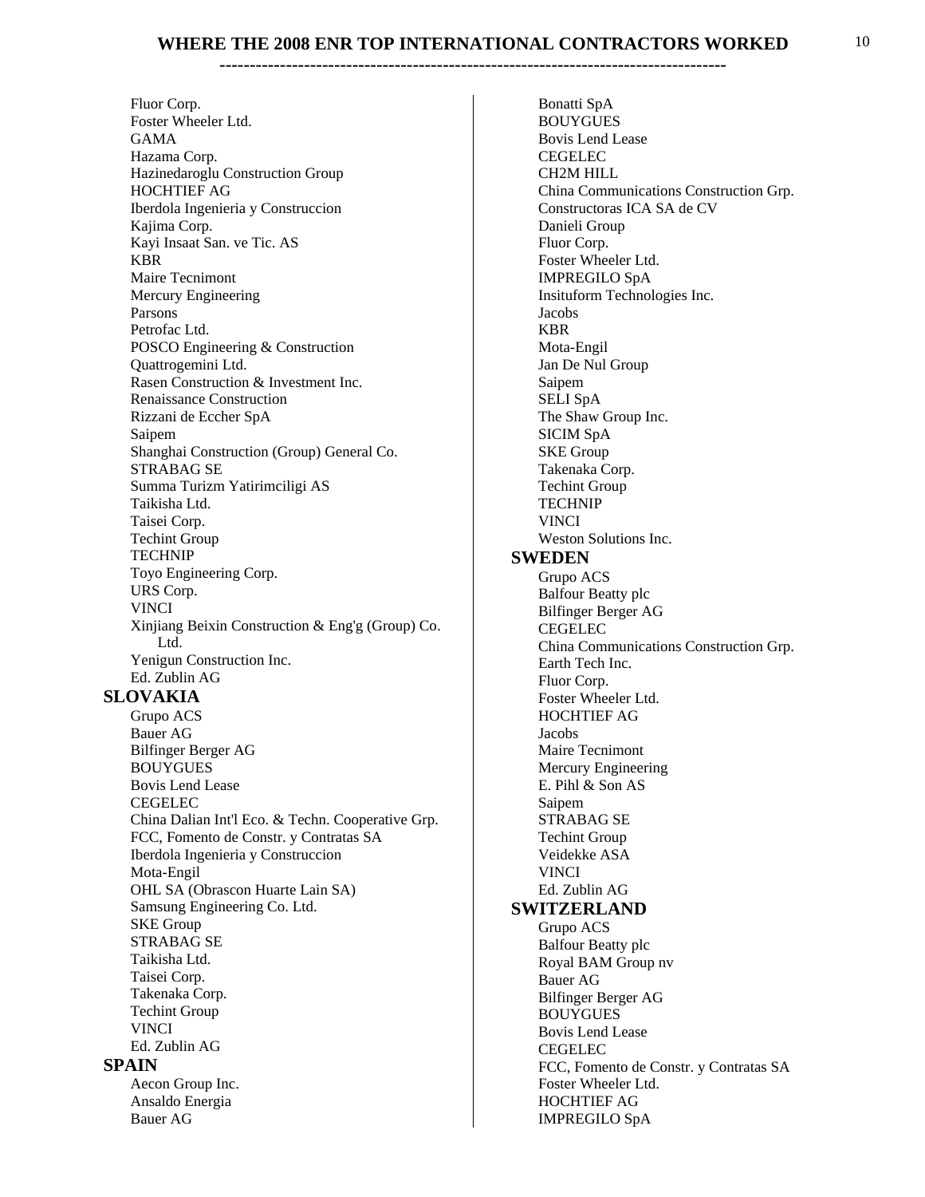Fluor Corp.
Foster Wheeler Ltd.
GAMA
Hazama Corp.
Hazinedaroglu Construction Group
HOCHTIEF AG
Iberdola Ingenieria y Construccion
Kajima Corp.
Kayi Insaat San. ve Tic. AS
KBR
Maire Tecnimont
Mercury Engineering
Parsons
Petrofac Ltd.
POSCO Engineering & Construction
Quattrogemini Ltd.
Rasen Construction & Investment Inc.
Renaissance Construction
Rizzani de Eccher SpA
Saipem
Shanghai Construction (Group) General Co.
STRABAG SE
Summa Turizm Yatirimciligi AS
Taikisha Ltd.
Taisei Corp.
Techint Group
TECHNIP
Toyo Engineering Corp.
URS Corp.
VINCI
Xinjiang Beixin Construction & Eng'g (Group) Co. Ltd.
Yenigun Construction Inc.
Ed. Zublin AG

## SLOVAKIA

Grupo ACS
Bauer AG
Bilfinger Berger AG
BOUYGUES
Bovis Lend Lease
CEGELEC
China Dalian Int'l Eco. & Techn. Cooperative Grp.
FCC, Fomento de Constr. y Contratas SA
Iberdola Ingenieria y Construccion
Mota-Engil
OHL SA (Obrascon Huarte Lain SA)
Samsung Engineering Co. Ltd.
SKE Group
STRABAG SE
Taikisha Ltd.
Taisei Corp.
Takenaka Corp.
Techint Group
VINCI
Ed. Zublin AG

## SPAIN

Aecon Group Inc.
Ansaldo Energia
Bauer AG
Bonatti SpA
BOUYGUES
Bovis Lend Lease
CEGELEC
CH2M HILL
China Communications Construction Grp.
Constructoras ICA SA de CV
Danieli Group
Fluor Corp.
Foster Wheeler Ltd.
IMPREGILO SpA
Insituform Technologies Inc.
Jacobs
KBR
Mota-Engil
Jan De Nul Group
Saipem
SELI SpA
The Shaw Group Inc.
SICIM SpA
SKE Group
Takenaka Corp.
Techint Group
TECHNIP
VINCI
Weston Solutions Inc.

## SWEDEN

Grupo ACS
Balfour Beatty plc
Bilfinger Berger AG
CEGELEC
China Communications Construction Grp.
Earth Tech Inc.
Fluor Corp.
Foster Wheeler Ltd.
HOCHTIEF AG
Jacobs
Maire Tecnimont
Mercury Engineering
E. Pihl & Son AS
Saipem
STRABAG SE
Techint Group
Veidekke ASA
VINCI
Ed. Zublin AG

## SWITZERLAND

Grupo ACS
Balfour Beatty plc
Royal BAM Group nv
Bauer AG
Bilfinger Berger AG
BOUYGUES
Bovis Lend Lease
CEGELEC
FCC, Fomento de Constr. y Contratas SA
Foster Wheeler Ltd.
HOCHTIEF AG
IMPREGILO SpA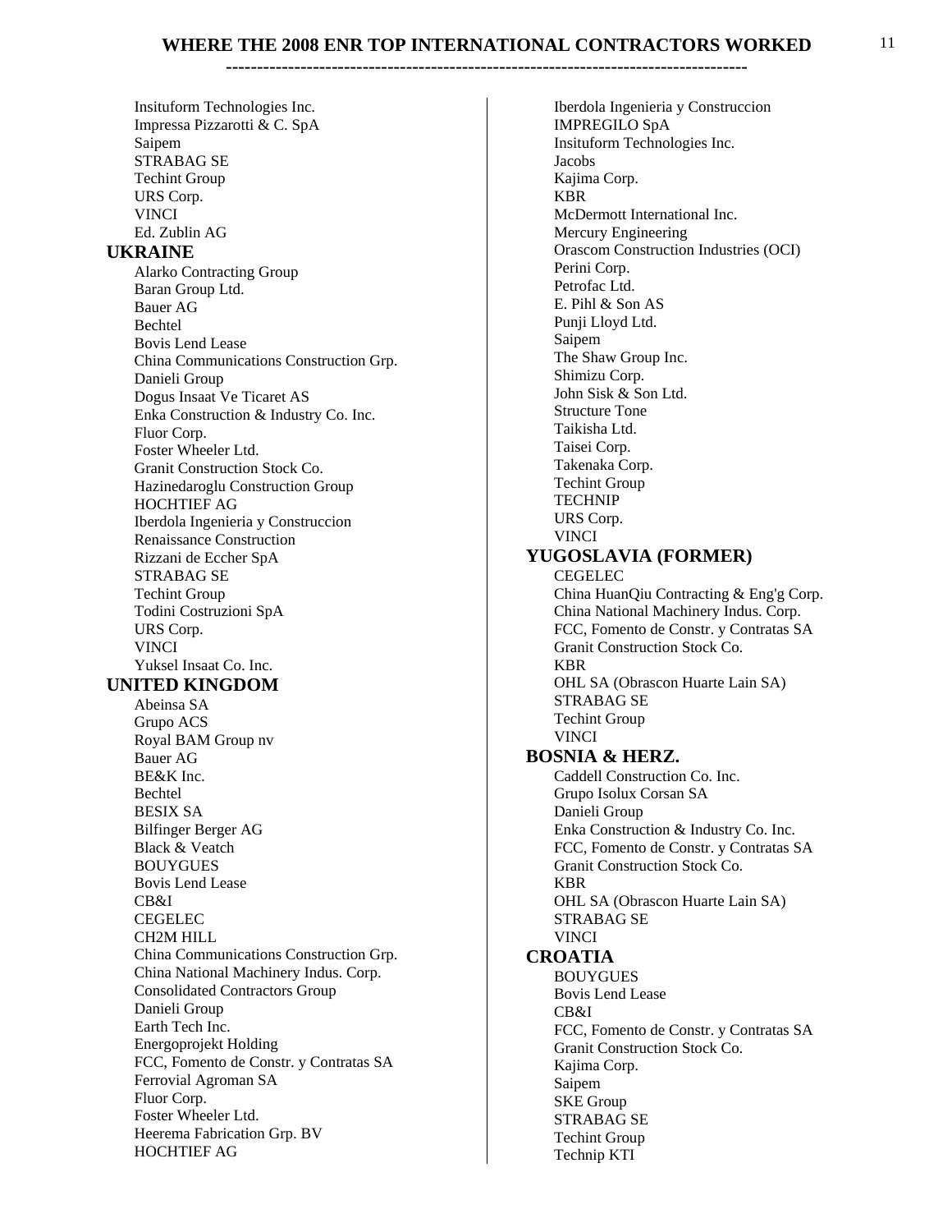Insituform Technologies Inc.
Impressa Pizzarotti & C. SpA
Saipem
STRABAG SE
Techint Group
URS Corp.
VINCI
Ed. Zublin AG

## UKRAINE

Alarko Contracting Group
Baran Group Ltd.
Bauer AG
Bechtel
Bovis Lend Lease
China Communications Construction Grp.
Danieli Group
Dogus Insaat Ve Ticaret AS
Enka Construction & Industry Co. Inc.
Fluor Corp.
Foster Wheeler Ltd.
Granit Construction Stock Co.
Hazinedaroglu Construction Group
HOCHTIEF AG
Iberdola Ingenieria y Construccion
Renaissance Construction
Rizzani de Eccher SpA
STRABAG SE
Techint Group
Todini Costruzioni SpA
URS Corp.
VINCI
Yuksel Insaat Co. Inc.

## UNITED KINGDOM

Abeinsa SA
Grupo ACS
Royal BAM Group nv
Bauer AG
BE&K Inc.
Bechtel
BESIX SA
Bilfinger Berger AG
Black & Veatch
BOUYGUES
Bovis Lend Lease
CB&I
CEGELEC
CH2M HILL
China Communications Construction Grp.
China National Machinery Indus. Corp.
Consolidated Contractors Group
Danieli Group
Earth Tech Inc.
Energoprojekt Holding
FCC, Fomento de Constr. y Contratas SA
Ferrovial Agroman SA
Fluor Corp.
Foster Wheeler Ltd.
Heerema Fabrication Grp. BV
HOCHTIEF AG
Iberdola Ingenieria y Construccion
IMPREGILO SpA
Insituform Technologies Inc.
Jacobs
Kajima Corp.
KBR
McDermott International Inc.
Mercury Engineering
Orascom Construction Industries (OCI)
Perini Corp.
Petrofac Ltd.
E. Pihl & Son AS
Punji Lloyd Ltd.
Saipem
The Shaw Group Inc.
Shimizu Corp.
John Sisk & Son Ltd.
Structure Tone
Taikisha Ltd.
Taisei Corp.
Takenaka Corp.
Techint Group
TECHNIP
URS Corp.
VINCI

## YUGOSLAVIA (FORMER)

CEGELEC
China HuanQiu Contracting & Eng'g Corp.
China National Machinery Indus. Corp.
FCC, Fomento de Constr. y Contratas SA
Granit Construction Stock Co.
KBR
OHL SA (Obrascon Huarte Lain SA)
STRABAG SE
Techint Group
VINCI

## BOSNIA & HERZ.

Caddell Construction Co. Inc.
Grupo Isolux Corsan SA
Danieli Group
Enka Construction & Industry Co. Inc.
FCC, Fomento de Constr. y Contratas SA
Granit Construction Stock Co.
KBR
OHL SA (Obrascon Huarte Lain SA)
STRABAG SE
VINCI

## CROATIA

BOUYGUES
Bovis Lend Lease
CB&I
FCC, Fomento de Constr. y Contratas SA
Granit Construction Stock Co.
Kajima Corp.
Saipem
SKE Group
STRABAG SE
Techint Group
Technip KTI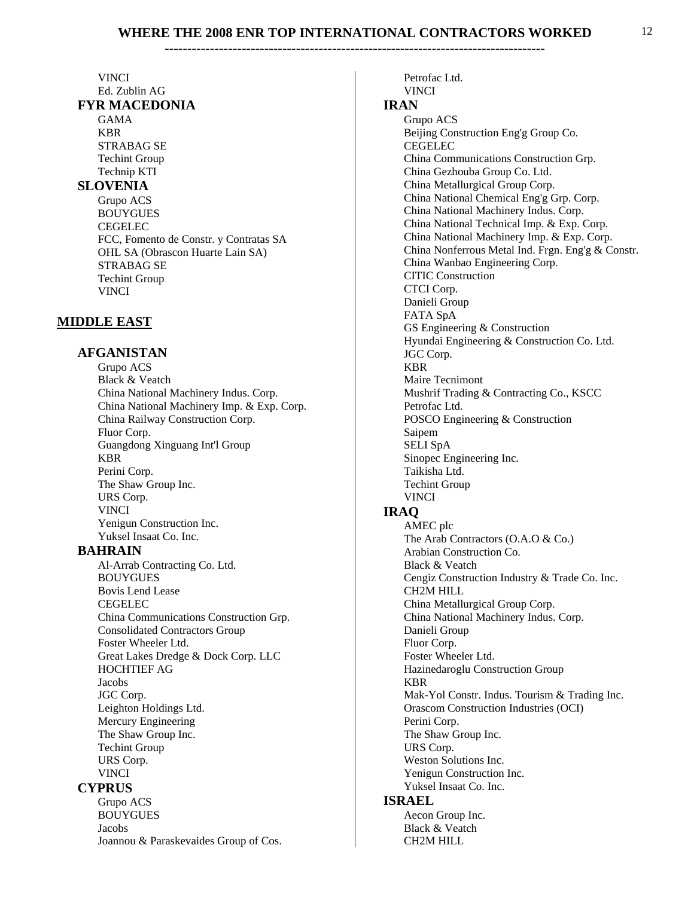VINCI
Ed. Zublin AG

### FYR MACEDONIA

GAMA
KBR
STRABAG SE
Techint Group
Technip KTI

### SLOVENIA

Grupo ACS
BOUYGUES
CEGELEC
FCC, Fomento de Constr. y Contratas SA
OHL SA (Obrascon Huarte Lain SA)
STRABAG SE
Techint Group
VINCI

## MIDDLE EAST

### AFGANISTAN

Grupo ACS
Black & Veatch
China National Machinery Indus. Corp.
China National Machinery Imp. & Exp. Corp.
China Railway Construction Corp.
Fluor Corp.
Guangdong Xinguang Int'l Group
KBR
Perini Corp.
The Shaw Group Inc.
URS Corp.
VINCI
Yenigun Construction Inc.
Yuksel Insaat Co. Inc.

### BAHRAIN

Al-Arrab Contracting Co. Ltd.
BOUYGUES
Bovis Lend Lease
CEGELEC
China Communications Construction Grp.
Consolidated Contractors Group
Foster Wheeler Ltd.
Great Lakes Dredge & Dock Corp. LLC
HOCHTIEF AG
Jacobs
JGC Corp.
Leighton Holdings Ltd.
Mercury Engineering
The Shaw Group Inc.
Techint Group
URS Corp.
VINCI

### CYPRUS

Grupo ACS
BOUYGUES
Jacobs
Joannou & Paraskevaides Group of Cos.
Petrofac Ltd.
VINCI

### IRAN

Grupo ACS
Beijing Construction Eng'g Group Co.
CEGELEC
China Communications Construction Grp.
China Gezhouba Group Co. Ltd.
China Metallurgical Group Corp.
China National Chemical Eng'g Grp. Corp.
China National Machinery Indus. Corp.
China National Technical Imp. & Exp. Corp.
China National Machinery Imp. & Exp. Corp.
China Nonferrous Metal Ind. Frgn. Eng'g & Constr.
China Wanbao Engineering Corp.
CITIC Construction
CTCI Corp.
Danieli Group
FATA SpA
GS Engineering & Construction
Hyundai Engineering & Construction Co. Ltd.
JGC Corp.
KBR
Maire Tecnimont
Mushrif Trading & Contracting Co., KSCC
Petrofac Ltd.
POSCO Engineering & Construction
Saipem
SELI SpA
Sinopec Engineering Inc.
Taikisha Ltd.
Techint Group
VINCI

### IRAQ

AMEC plc
The Arab Contractors (O.A.O & Co.)
Arabian Construction Co.
Black & Veatch
Cengiz Construction Industry & Trade Co. Inc.
CH2M HILL
China Metallurgical Group Corp.
China National Machinery Indus. Corp.
Danieli Group
Fluor Corp.
Foster Wheeler Ltd.
Hazinedaroglu Construction Group
KBR
Mak-Yol Constr. Indus. Tourism & Trading Inc.
Orascom Construction Industries (OCI)
Perini Corp.
The Shaw Group Inc.
URS Corp.
Weston Solutions Inc.
Yenigun Construction Inc.
Yuksel Insaat Co. Inc.

### ISRAEL

Aecon Group Inc.
Black & Veatch
CH2M HILL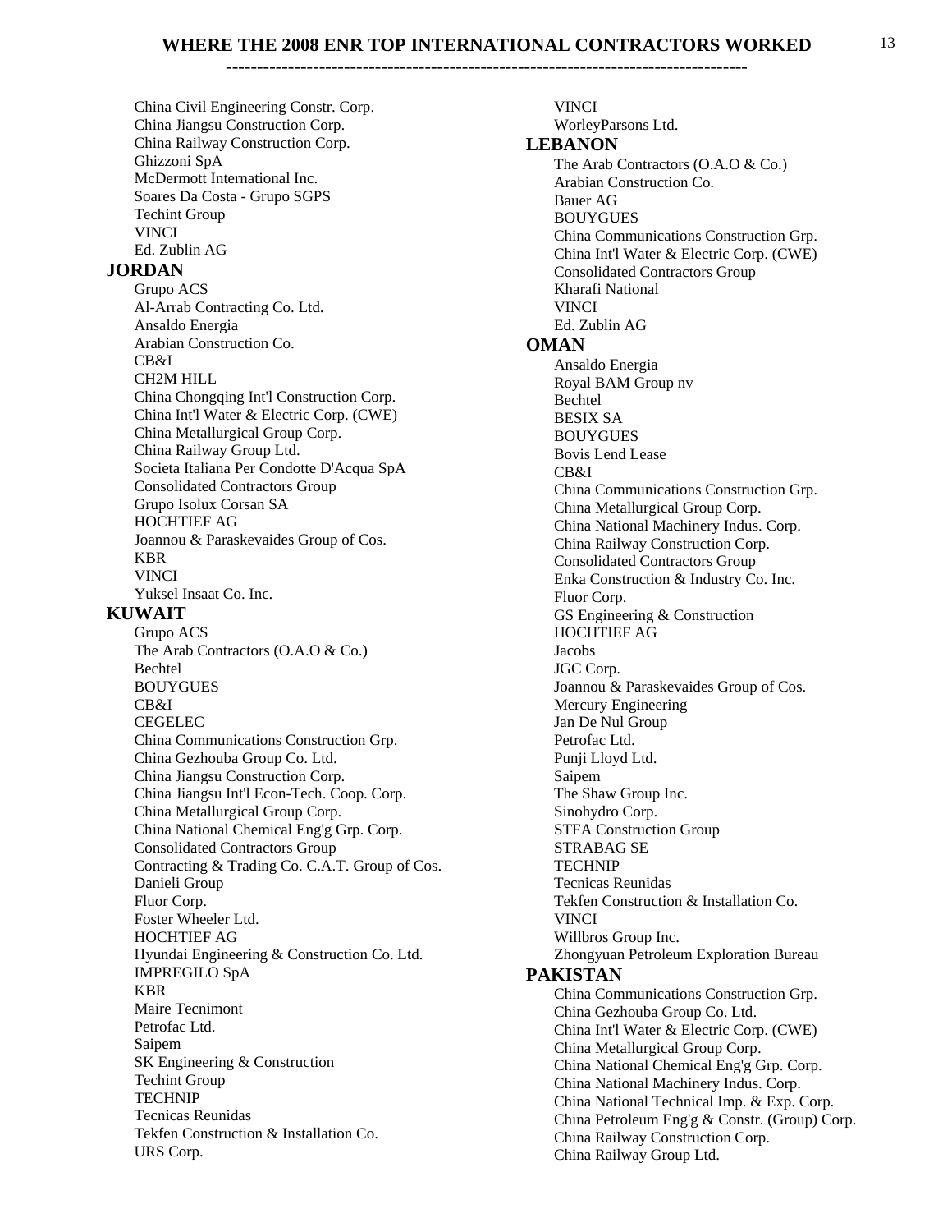# WHERE THE 2008 ENR TOP INTERNATIONAL CONTRACTORS WORKED

China Civil Engineering Constr. Corp.
China Jiangsu Construction Corp.
China Railway Construction Corp.
Ghizzoni SpA
McDermott International Inc.
Soares Da Costa - Grupo SGPS
Techint Group
VINCI
Ed. Zublin AG

## JORDAN

Grupo ACS
Al-Arrab Contracting Co. Ltd.
Ansaldo Energia
Arabian Construction Co.
CB&I
CH2M HILL
China Chongqing Int'l Construction Corp.
China Int'l Water & Electric Corp. (CWE)
China Metallurgical Group Corp.
China Railway Group Ltd.
Societa Italiana Per Condotte D'Acqua SpA
Consolidated Contractors Group
Grupo Isolux Corsan SA
HOCHTIEF AG
Joannou & Paraskevaides Group of Cos.
KBR
VINCI
Yuksel Insaat Co. Inc.

## KUWAIT

Grupo ACS
The Arab Contractors (O.A.O & Co.)
Bechtel
BOUYGUES
CB&I
CEGELEC
China Communications Construction Grp.
China Gezhouba Group Co. Ltd.
China Jiangsu Construction Corp.
China Jiangsu Int'l Econ-Tech. Coop. Corp.
China Metallurgical Group Corp.
China National Chemical Eng'g Grp. Corp.
Consolidated Contractors Group
Contracting & Trading Co. C.A.T. Group of Cos.
Danieli Group
Fluor Corp.
Foster Wheeler Ltd.
HOCHTIEF AG
Hyundai Engineering & Construction Co. Ltd.
IMPREGILO SpA
KBR
Maire Tecnimont
Petrofac Ltd.
Saipem
SK Engineering & Construction
Techint Group
TECHNIP
Tecnicas Reunidas
Tekfen Construction & Installation Co.
URS Corp.
VINCI
WorleyParsons Ltd.

## LEBANON

The Arab Contractors (O.A.O & Co.)
Arabian Construction Co.
Bauer AG
BOUYGUES
China Communications Construction Grp.
China Int'l Water & Electric Corp. (CWE)
Consolidated Contractors Group
Kharafi National
VINCI
Ed. Zublin AG

## OMAN

Ansaldo Energia
Royal BAM Group nv
Bechtel
BESIX SA
BOUYGUES
Bovis Lend Lease
CB&I
China Communications Construction Grp.
China Metallurgical Group Corp.
China National Machinery Indus. Corp.
China Railway Construction Corp.
Consolidated Contractors Group
Enka Construction & Industry Co. Inc.
Fluor Corp.
GS Engineering & Construction
HOCHTIEF AG
Jacobs
JGC Corp.
Joannou & Paraskevaides Group of Cos.
Mercury Engineering
Jan De Nul Group
Petrofac Ltd.
Punji Lloyd Ltd.
Saipem
The Shaw Group Inc.
Sinohydro Corp.
STFA Construction Group
STRABAG SE
TECHNIP
Tecnicas Reunidas
Tekfen Construction & Installation Co.
VINCI
Willbros Group Inc.
Zhongyuan Petroleum Exploration Bureau

## PAKISTAN

China Communications Construction Grp.
China Gezhouba Group Co. Ltd.
China Int'l Water & Electric Corp. (CWE)
China Metallurgical Group Corp.
China National Chemical Eng'g Grp. Corp.
China National Machinery Indus. Corp.
China National Technical Imp. & Exp. Corp.
China Petroleum Eng'g & Constr. (Group) Corp.
China Railway Construction Corp.
China Railway Group Ltd.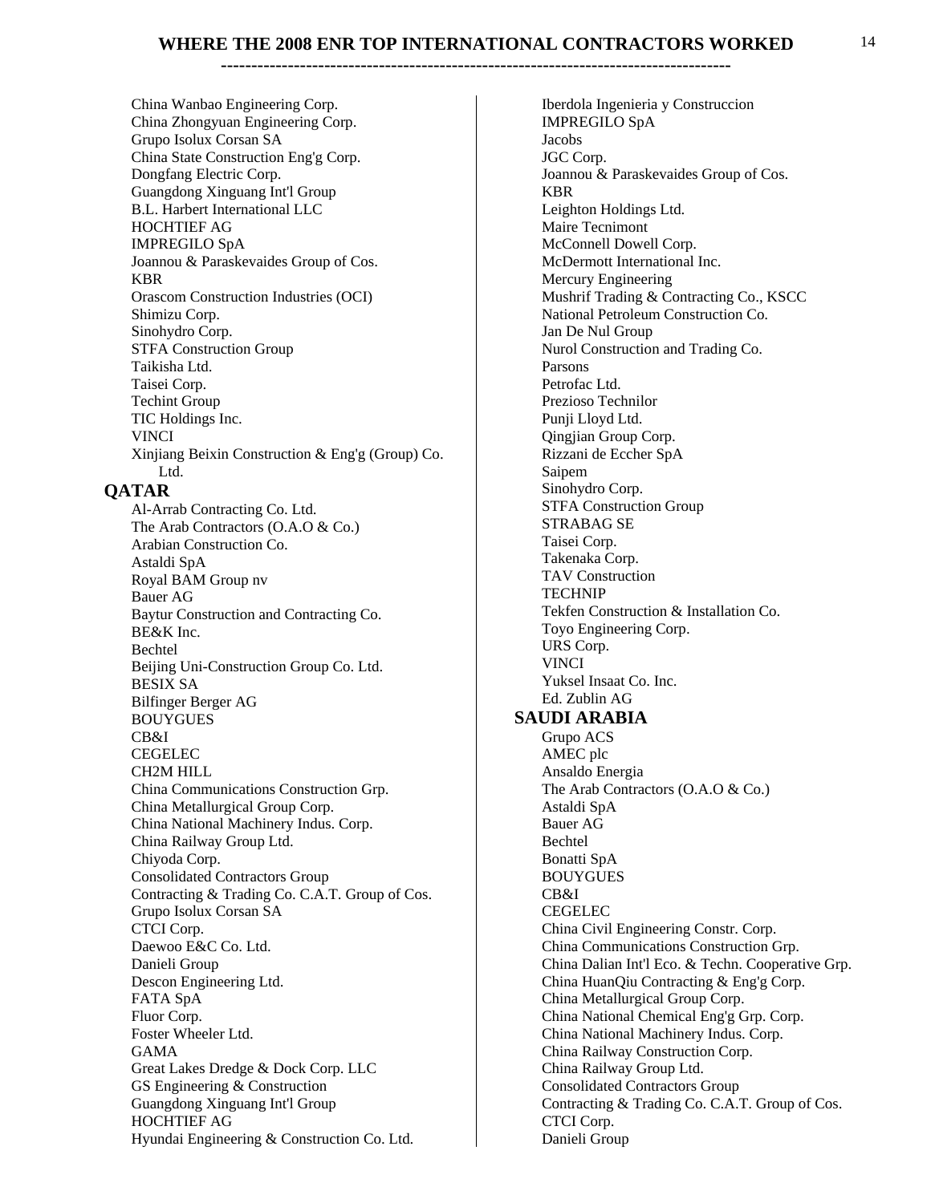China Wanbao Engineering Corp.
China Zhongyuan Engineering Corp.
Grupo Isolux Corsan SA
China State Construction Eng'g Corp.
Dongfang Electric Corp.
Guangdong Xinguang Int'l Group
B.L. Harbert International LLC
HOCHTIEF AG
IMPREGILO SpA
Joannou & Paraskevaides Group of Cos.
KBR
Orascom Construction Industries (OCI)
Shimizu Corp.
Sinohydro Corp.
STFA Construction Group
Taikisha Ltd.
Taisei Corp.
Techint Group
TIC Holdings Inc.
VINCI
Xinjiang Beixin Construction & Eng'g (Group) Co. Ltd.

## QATAR

Al-Arrab Contracting Co. Ltd.
The Arab Contractors (O.A.O & Co.)
Arabian Construction Co.
Astaldi SpA
Royal BAM Group nv
Bauer AG
Baytur Construction and Contracting Co.
BE&K Inc.
Bechtel
Beijing Uni-Construction Group Co. Ltd.
BESIX SA
Bilfinger Berger AG
BOUYGUES
CB&I
CEGELEC
CH2M HILL
China Communications Construction Grp.
China Metallurgical Group Corp.
China National Machinery Indus. Corp.
China Railway Group Ltd.
Chiyoda Corp.
Consolidated Contractors Group
Contracting & Trading Co. C.A.T. Group of Cos.
Grupo Isolux Corsan SA
CTCI Corp.
Daewoo E&C Co. Ltd.
Danieli Group
Descon Engineering Ltd.
FATA SpA
Fluor Corp.
Foster Wheeler Ltd.
GAMA
Great Lakes Dredge & Dock Corp. LLC
GS Engineering & Construction
Guangdong Xinguang Int'l Group
HOCHTIEF AG
Hyundai Engineering & Construction Co. Ltd.
Iberdola Ingenieria y Construccion
IMPREGILO SpA
Jacobs
JGC Corp.
Joannou & Paraskevaides Group of Cos.
KBR
Leighton Holdings Ltd.
Maire Tecnimont
McConnell Dowell Corp.
McDermott International Inc.
Mercury Engineering
Mushrif Trading & Contracting Co., KSCC
National Petroleum Construction Co.
Jan De Nul Group
Nurol Construction and Trading Co.
Parsons
Petrofac Ltd.
Prezioso Technilor
Punji Lloyd Ltd.
Qingjian Group Corp.
Rizzani de Eccher SpA
Saipem
Sinohydro Corp.
STFA Construction Group
STRABAG SE
Taisei Corp.
Takenaka Corp.
TAV Construction
TECHNIP
Tekfen Construction & Installation Co.
Toyo Engineering Corp.
URS Corp.
VINCI
Yuksel Insaat Co. Inc.
Ed. Zublin AG

## SAUDI ARABIA

Grupo ACS
AMEC plc
Ansaldo Energia
The Arab Contractors (O.A.O & Co.)
Astaldi SpA
Bauer AG
Bechtel
Bonatti SpA
BOUYGUES
CB&I
CEGELEC
China Civil Engineering Constr. Corp.
China Communications Construction Grp.
China Dalian Int'l Eco. & Techn. Cooperative Grp.
China HuanQiu Contracting & Eng'g Corp.
China Metallurgical Group Corp.
China National Chemical Eng'g Grp. Corp.
China National Machinery Indus. Corp.
China Railway Construction Corp.
China Railway Group Ltd.
Consolidated Contractors Group
Contracting & Trading Co. C.A.T. Group of Cos.
CTCI Corp.
Danieli Group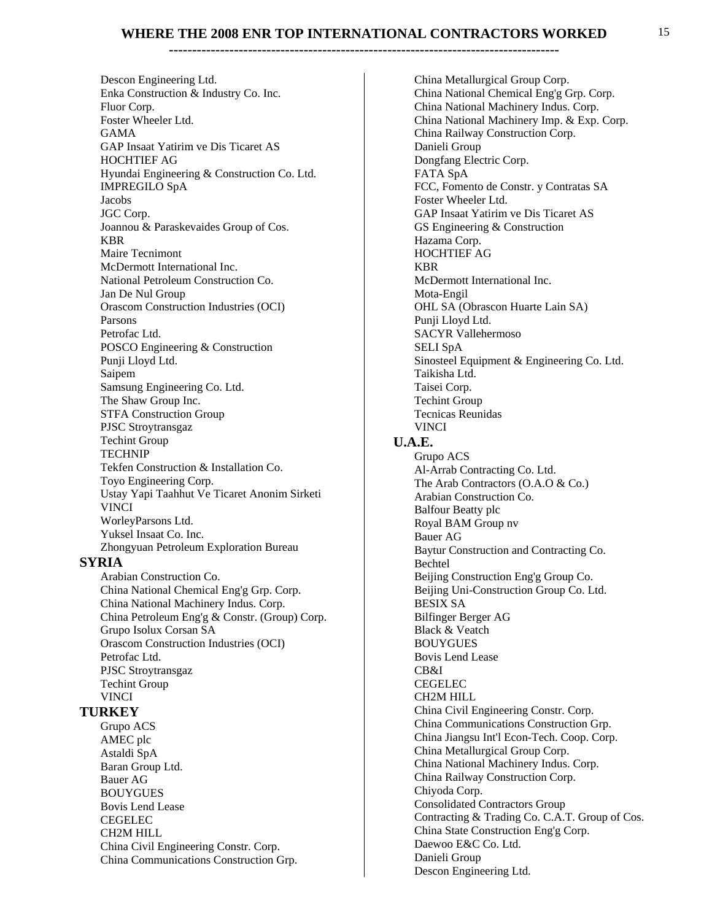# WHERE THE 2008 ENR TOP INTERNATIONAL CONTRACTORS WORKED

Descon Engineering Ltd.
Enka Construction & Industry Co. Inc.
Fluor Corp.
Foster Wheeler Ltd.
GAMA
GAP Insaat Yatirim ve Dis Ticaret AS
HOCHTIEF AG
Hyundai Engineering & Construction Co. Ltd.
IMPREGILO SpA
Jacobs
JGC Corp.
Joannou & Paraskevaides Group of Cos.
KBR
Maire Tecnimont
McDermott International Inc.
National Petroleum Construction Co.
Jan De Nul Group
Orascom Construction Industries (OCI)
Parsons
Petrofac Ltd.
POSCO Engineering & Construction
Punji Lloyd Ltd.
Saipem
Samsung Engineering Co. Ltd.
The Shaw Group Inc.
STFA Construction Group
PJSC Stroytransgaz
Techint Group
TECHNIP
Tekfen Construction & Installation Co.
Toyo Engineering Corp.
Ustay Yapi Taahhut Ve Ticaret Anonim Sirketi
VINCI
WorleyParsons Ltd.
Yuksel Insaat Co. Inc.
Zhongyuan Petroleum Exploration Bureau

## SYRIA

Arabian Construction Co.
China National Chemical Eng'g Grp. Corp.
China National Machinery Indus. Corp.
China Petroleum Eng'g & Constr. (Group) Corp.
Grupo Isolux Corsan SA
Orascom Construction Industries (OCI)
Petrofac Ltd.
PJSC Stroytransgaz
Techint Group
VINCI

## TURKEY

Grupo ACS
AMEC plc
Astaldi SpA
Baran Group Ltd.
Bauer AG
BOUYGUES
Bovis Lend Lease
CEGELEC
CH2M HILL
China Civil Engineering Constr. Corp.
China Communications Construction Grp.
China Metallurgical Group Corp.
China National Chemical Eng'g Grp. Corp.
China National Machinery Indus. Corp.
China National Machinery Imp. & Exp. Corp.
China Railway Construction Corp.
Danieli Group
Dongfang Electric Corp.
FATA SpA
FCC, Fomento de Constr. y Contratas SA
Foster Wheeler Ltd.
GAP Insaat Yatirim ve Dis Ticaret AS
GS Engineering & Construction
Hazama Corp.
HOCHTIEF AG
KBR
McDermott International Inc.
Mota-Engil
OHL SA (Obrascon Huarte Lain SA)
Punji Lloyd Ltd.
SACYR Vallehermoso
SELI SpA
Sinosteel Equipment & Engineering Co. Ltd.
Taikisha Ltd.
Taisei Corp.
Techint Group
Tecnicas Reunidas
VINCI

## U.A.E.

Grupo ACS
Al-Arrab Contracting Co. Ltd.
The Arab Contractors (O.A.O & Co.)
Arabian Construction Co.
Balfour Beatty plc
Royal BAM Group nv
Bauer AG
Baytur Construction and Contracting Co.
Bechtel
Beijing Construction Eng'g Group Co.
Beijing Uni-Construction Group Co. Ltd.
BESIX SA
Bilfinger Berger AG
Black & Veatch
BOUYGUES
Bovis Lend Lease
CB&I
CEGELEC
CH2M HILL
China Civil Engineering Constr. Corp.
China Communications Construction Grp.
China Jiangsu Int'l Econ-Tech. Coop. Corp.
China Metallurgical Group Corp.
China National Machinery Indus. Corp.
China Railway Construction Corp.
Chiyoda Corp.
Consolidated Contractors Group
Contracting & Trading Co. C.A.T. Group of Cos.
China State Construction Eng'g Corp.
Daewoo E&C Co. Ltd.
Danieli Group
Descon Engineering Ltd.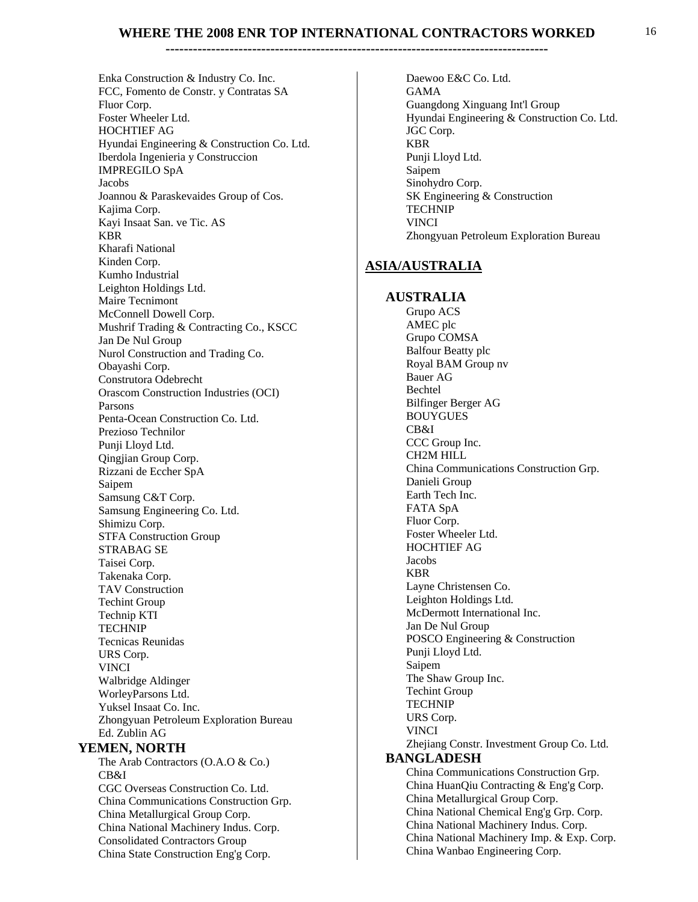# WHERE THE 2008 ENR TOP INTERNATIONAL CONTRACTORS WORKED

Enka Construction & Industry Co. Inc.
FCC, Fomento de Constr. y Contratas SA
Fluor Corp.
Foster Wheeler Ltd.
HOCHTIEF AG
Hyundai Engineering & Construction Co. Ltd.
Iberdola Ingenieria y Construccion
IMPREGILO SpA
Jacobs
Joannou & Paraskevaides Group of Cos.
Kajima Corp.
Kayi Insaat San. ve Tic. AS
KBR
Kharafi National
Kinden Corp.
Kumho Industrial
Leighton Holdings Ltd.
Maire Tecnimont
McConnell Dowell Corp.
Mushrif Trading & Contracting Co., KSCC
Jan De Nul Group
Nurol Construction and Trading Co.
Obayashi Corp.
Construtora Odebrecht
Orascom Construction Industries (OCI)
Parsons
Penta-Ocean Construction Co. Ltd.
Prezioso Technilor
Punji Lloyd Ltd.
Qingjian Group Corp.
Rizzani de Eccher SpA
Saipem
Samsung C&T Corp.
Samsung Engineering Co. Ltd.
Shimizu Corp.
STFA Construction Group
STRABAG SE
Taisei Corp.
Takenaka Corp.
TAV Construction
Techint Group
Technip KTI
TECHNIP
Tecnicas Reunidas
URS Corp.
VINCI
Walbridge Aldinger
WorleyParsons Ltd.
Yuksel Insaat Co. Inc.
Zhongyuan Petroleum Exploration Bureau
Ed. Zublin AG

### YEMEN, NORTH

The Arab Contractors (O.A.O & Co.)
CB&I
CGC Overseas Construction Co. Ltd.
China Communications Construction Grp.
China Metallurgical Group Corp.
China National Machinery Indus. Corp.
Consolidated Contractors Group
China State Construction Eng'g Corp.
Daewoo E&C Co. Ltd.
GAMA
Guangdong Xinguang Int'l Group
Hyundai Engineering & Construction Co. Ltd.
JGC Corp.
KBR
Punji Lloyd Ltd.
Saipem
Sinohydro Corp.
SK Engineering & Construction
TECHNIP
VINCI
Zhongyuan Petroleum Exploration Bureau

## ASIA/AUSTRALIA

### AUSTRALIA

Grupo ACS
AMEC plc
Grupo COMSA
Balfour Beatty plc
Royal BAM Group nv
Bauer AG
Bechtel
Bilfinger Berger AG
BOUYGUES
CB&I
CCC Group Inc.
CH2M HILL
China Communications Construction Grp.
Danieli Group
Earth Tech Inc.
FATA SpA
Fluor Corp.
Foster Wheeler Ltd.
HOCHTIEF AG
Jacobs
KBR
Layne Christensen Co.
Leighton Holdings Ltd.
McDermott International Inc.
Jan De Nul Group
POSCO Engineering & Construction
Punji Lloyd Ltd.
Saipem
The Shaw Group Inc.
Techint Group
TECHNIP
URS Corp.
VINCI
Zhejiang Constr. Investment Group Co. Ltd.

### BANGLADESH

China Communications Construction Grp.
China HuanQiu Contracting & Eng'g Corp.
China Metallurgical Group Corp.
China National Chemical Eng'g Grp. Corp.
China National Machinery Indus. Corp.
China National Machinery Imp. & Exp. Corp.
China Wanbao Engineering Corp.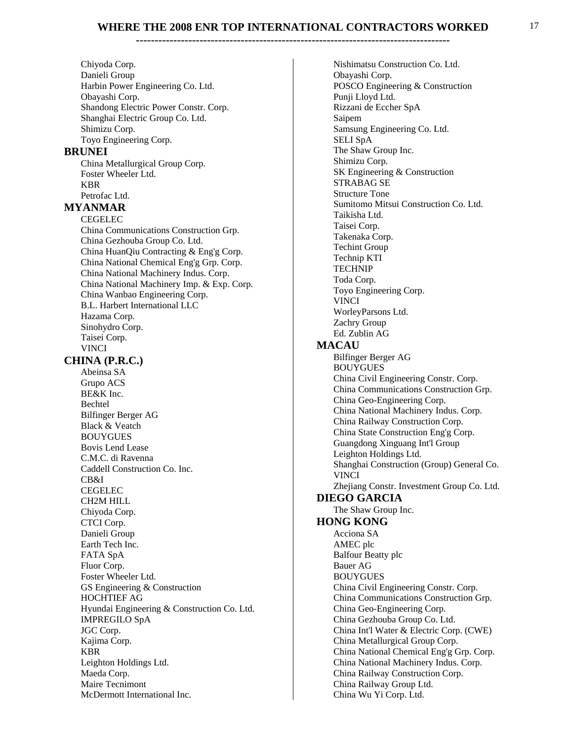Chiyoda Corp.
Danieli Group
Harbin Power Engineering Co. Ltd.
Obayashi Corp.
Shandong Electric Power Constr. Corp.
Shanghai Electric Group Co. Ltd.
Shimizu Corp.
Toyo Engineering Corp.

## BRUNEI

China Metallurgical Group Corp.
Foster Wheeler Ltd.
KBR
Petrofac Ltd.

## MYANMAR

CEGELEC
China Communications Construction Grp.
China Gezhouba Group Co. Ltd.
China HuanQiu Contracting & Eng'g Corp.
China National Chemical Eng'g Grp. Corp.
China National Machinery Indus. Corp.
China National Machinery Imp. & Exp. Corp.
China Wanbao Engineering Corp.
B.L. Harbert International LLC
Hazama Corp.
Sinohydro Corp.
Taisei Corp.
VINCI

## CHINA (P.R.C.)

Abeinsa SA
Grupo ACS
BE&K Inc.
Bechtel
Bilfinger Berger AG
Black & Veatch
BOUYGUES
Bovis Lend Lease
C.M.C. di Ravenna
Caddell Construction Co. Inc.
CB&I
CEGELEC
CH2M HILL
Chiyoda Corp.
CTCI Corp.
Danieli Group
Earth Tech Inc.
FATA SpA
Fluor Corp.
Foster Wheeler Ltd.
GS Engineering & Construction
HOCHTIEF AG
Hyundai Engineering & Construction Co. Ltd.
IMPREGILO SpA
JGC Corp.
Kajima Corp.
KBR
Leighton Holdings Ltd.
Maeda Corp.
Maire Tecnimont
McDermott International Inc.
Nishimatsu Construction Co. Ltd.
Obayashi Corp.
POSCO Engineering & Construction
Punji Lloyd Ltd.
Rizzani de Eccher SpA
Saipem
Samsung Engineering Co. Ltd.
SELI SpA
The Shaw Group Inc.
Shimizu Corp.
SK Engineering & Construction
STRABAG SE
Structure Tone
Sumitomo Mitsui Construction Co. Ltd.
Taikisha Ltd.
Taisei Corp.
Takenaka Corp.
Techint Group
Technip KTI
TECHNIP
Toda Corp.
Toyo Engineering Corp.
VINCI
WorleyParsons Ltd.
Zachry Group
Ed. Zublin AG

## MACAU

Bilfinger Berger AG
BOUYGUES
China Civil Engineering Constr. Corp.
China Communications Construction Grp.
China Geo-Engineering Corp.
China National Machinery Indus. Corp.
China Railway Construction Corp.
China State Construction Eng'g Corp.
Guangdong Xinguang Int'l Group
Leighton Holdings Ltd.
Shanghai Construction (Group) General Co.
VINCI
Zhejiang Constr. Investment Group Co. Ltd.

## DIEGO GARCIA

The Shaw Group Inc.

## HONG KONG

Acciona SA
AMEC plc
Balfour Beatty plc
Bauer AG
BOUYGUES
China Civil Engineering Constr. Corp.
China Communications Construction Grp.
China Geo-Engineering Corp.
China Gezhouba Group Co. Ltd.
China Int'l Water & Electric Corp. (CWE)
China Metallurgical Group Corp.
China National Chemical Eng'g Grp. Corp.
China National Machinery Indus. Corp.
China Railway Construction Corp.
China Railway Group Ltd.
China Wu Yi Corp. Ltd.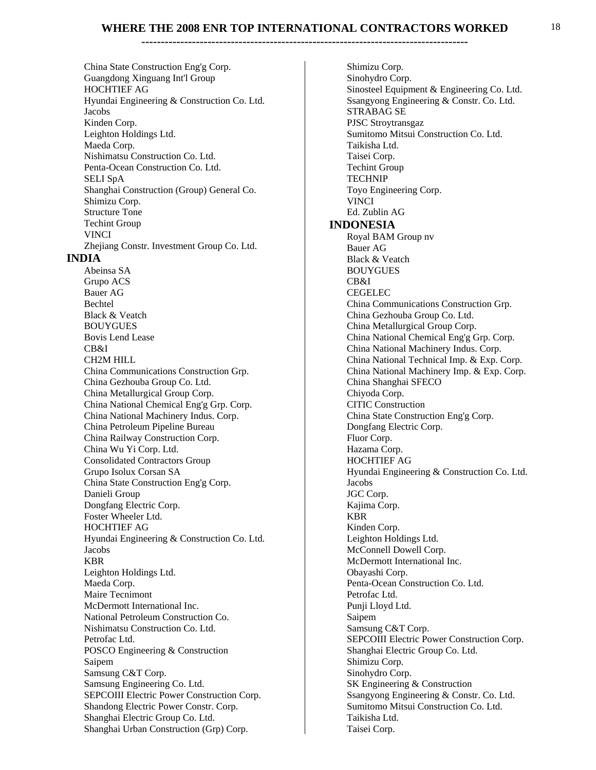# WHERE THE 2008 ENR TOP INTERNATIONAL CONTRACTORS WORKED

China State Construction Eng'g Corp.
Guangdong Xinguang Int'l Group
HOCHTIEF AG
Hyundai Engineering & Construction Co. Ltd.
Jacobs
Kinden Corp.
Leighton Holdings Ltd.
Maeda Corp.
Nishimatsu Construction Co. Ltd.
Penta-Ocean Construction Co. Ltd.
SELI SpA
Shanghai Construction (Group) General Co.
Shimizu Corp.
Structure Tone
Techint Group
VINCI
Zhejiang Constr. Investment Group Co. Ltd.

## INDIA

Abeinsa SA
Grupo ACS
Bauer AG
Bechtel
Black & Veatch
BOUYGUES
Bovis Lend Lease
CB&I
CH2M HILL
China Communications Construction Grp.
China Gezhouba Group Co. Ltd.
China Metallurgical Group Corp.
China National Chemical Eng'g Grp. Corp.
China National Machinery Indus. Corp.
China Petroleum Pipeline Bureau
China Railway Construction Corp.
China Wu Yi Corp. Ltd.
Consolidated Contractors Group
Grupo Isolux Corsan SA
China State Construction Eng'g Corp.
Danieli Group
Dongfang Electric Corp.
Foster Wheeler Ltd.
HOCHTIEF AG
Hyundai Engineering & Construction Co. Ltd.
Jacobs
KBR
Leighton Holdings Ltd.
Maeda Corp.
Maire Tecnimont
McDermott International Inc.
National Petroleum Construction Co.
Nishimatsu Construction Co. Ltd.
Petrofac Ltd.
POSCO Engineering & Construction
Saipem
Samsung C&T Corp.
Samsung Engineering Co. Ltd.
SEPCOIII Electric Power Construction Corp.
Shandong Electric Power Constr. Corp.
Shanghai Electric Group Co. Ltd.
Shanghai Urban Construction (Grp) Corp.
Shimizu Corp.
Sinohydro Corp.
Sinosteel Equipment & Engineering Co. Ltd.
Ssangyong Engineering & Constr. Co. Ltd.
STRABAG SE
PJSC Stroytransgaz
Sumitomo Mitsui Construction Co. Ltd.
Taikisha Ltd.
Taisei Corp.
Techint Group
TECHNIP
Toyo Engineering Corp.
VINCI
Ed. Zublin AG

## INDONESIA

Royal BAM Group nv
Bauer AG
Black & Veatch
BOUYGUES
CB&I
CEGELEC
China Communications Construction Grp.
China Gezhouba Group Co. Ltd.
China Metallurgical Group Corp.
China National Chemical Eng'g Grp. Corp.
China National Machinery Indus. Corp.
China National Technical Imp. & Exp. Corp.
China National Machinery Imp. & Exp. Corp.
China Shanghai SFECO
Chiyoda Corp.
CITIC Construction
China State Construction Eng'g Corp.
Dongfang Electric Corp.
Fluor Corp.
Hazama Corp.
HOCHTIEF AG
Hyundai Engineering & Construction Co. Ltd.
Jacobs
JGC Corp.
Kajima Corp.
KBR
Kinden Corp.
Leighton Holdings Ltd.
McConnell Dowell Corp.
McDermott International Inc.
Obayashi Corp.
Penta-Ocean Construction Co. Ltd.
Petrofac Ltd.
Punji Lloyd Ltd.
Saipem
Samsung C&T Corp.
SEPCOIII Electric Power Construction Corp.
Shanghai Electric Group Co. Ltd.
Shimizu Corp.
Sinohydro Corp.
SK Engineering & Construction
Ssangyong Engineering & Constr. Co. Ltd.
Sumitomo Mitsui Construction Co. Ltd.
Taikisha Ltd.
Taisei Corp.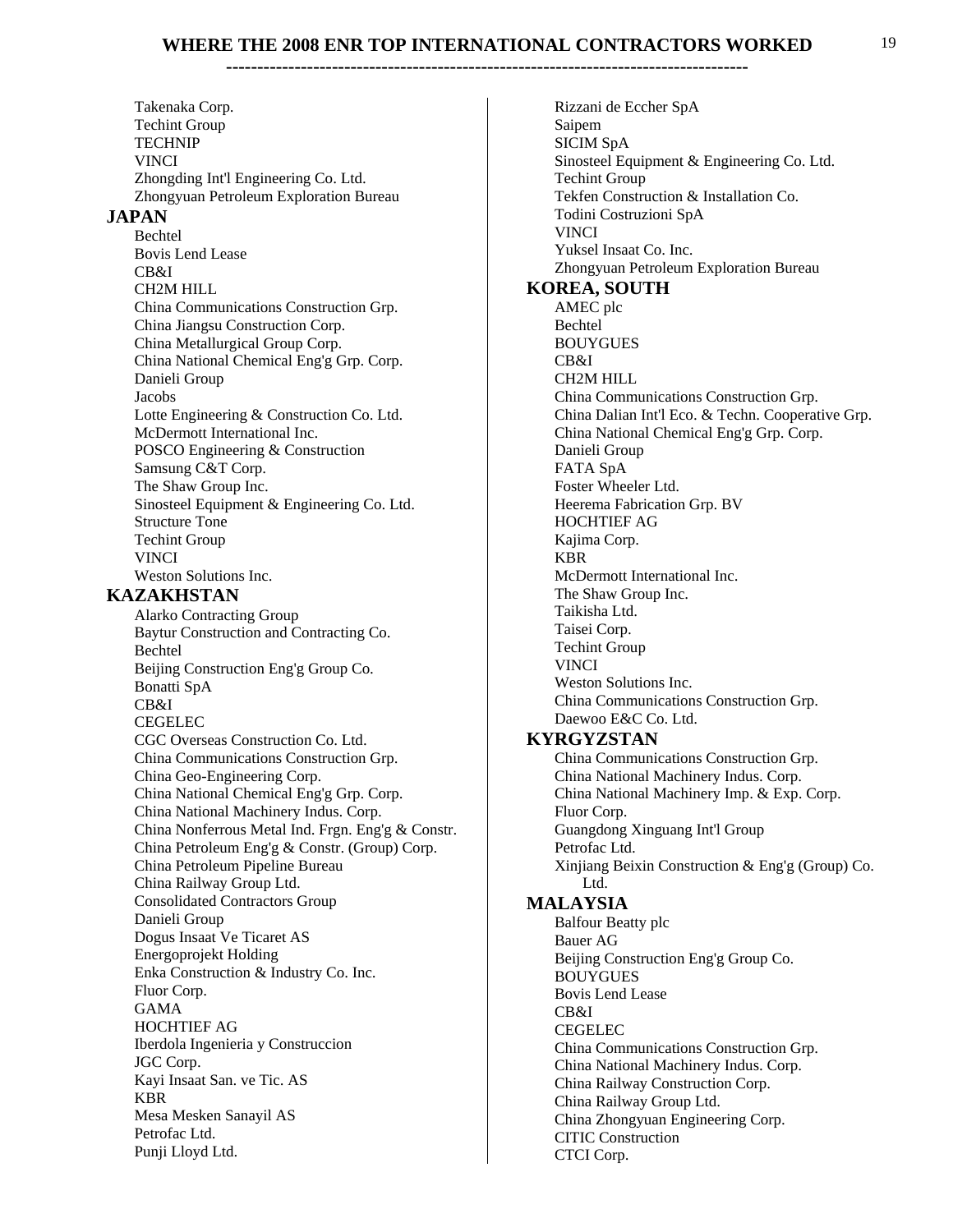# WHERE THE 2008 ENR TOP INTERNATIONAL CONTRACTORS WORKED

Takenaka Corp.
Techint Group
TECHNIP
VINCI
Zhongding Int'l Engineering Co. Ltd.
Zhongyuan Petroleum Exploration Bureau

## JAPAN

Bechtel
Bovis Lend Lease
CB&I
CH2M HILL
China Communications Construction Grp.
China Jiangsu Construction Corp.
China Metallurgical Group Corp.
China National Chemical Eng'g Grp. Corp.
Danieli Group
Jacobs
Lotte Engineering & Construction Co. Ltd.
McDermott International Inc.
POSCO Engineering & Construction
Samsung C&T Corp.
The Shaw Group Inc.
Sinosteel Equipment & Engineering Co. Ltd.
Structure Tone
Techint Group
VINCI
Weston Solutions Inc.

## KAZAKHSTAN

Alarko Contracting Group
Baytur Construction and Contracting Co.
Bechtel
Beijing Construction Eng'g Group Co.
Bonatti SpA
CB&I
CEGELEC
CGC Overseas Construction Co. Ltd.
China Communications Construction Grp.
China Geo-Engineering Corp.
China National Chemical Eng'g Grp. Corp.
China National Machinery Indus. Corp.
China Nonferrous Metal Ind. Frgn. Eng'g & Constr.
China Petroleum Eng'g & Constr. (Group) Corp.
China Petroleum Pipeline Bureau
China Railway Group Ltd.
Consolidated Contractors Group
Danieli Group
Dogus Insaat Ve Ticaret AS
Energoprojekt Holding
Enka Construction & Industry Co. Inc.
Fluor Corp.
GAMA
HOCHTIEF AG
Iberdola Ingenieria y Construccion
JGC Corp.
Kayi Insaat San. ve Tic. AS
KBR
Mesa Mesken Sanayil AS
Petrofac Ltd.
Punji Lloyd Ltd.
Rizzani de Eccher SpA
Saipem
SICIM SpA
Sinosteel Equipment & Engineering Co. Ltd.
Techint Group
Tekfen Construction & Installation Co.
Todini Costruzioni SpA
VINCI
Yuksel Insaat Co. Inc.
Zhongyuan Petroleum Exploration Bureau

## KOREA, SOUTH

AMEC plc
Bechtel
BOUYGUES
CB&I
CH2M HILL
China Communications Construction Grp.
China Dalian Int'l Eco. & Techn. Cooperative Grp.
China National Chemical Eng'g Grp. Corp.
Danieli Group
FATA SpA
Foster Wheeler Ltd.
Heerema Fabrication Grp. BV
HOCHTIEF AG
Kajima Corp.
KBR
McDermott International Inc.
The Shaw Group Inc.
Taikisha Ltd.
Taisei Corp.
Techint Group
VINCI
Weston Solutions Inc.
China Communications Construction Grp.
Daewoo E&C Co. Ltd.

## KYRGYZSTAN

China Communications Construction Grp.
China National Machinery Indus. Corp.
China National Machinery Imp. & Exp. Corp.
Fluor Corp.
Guangdong Xinguang Int'l Group
Petrofac Ltd.
Xinjiang Beixin Construction & Eng'g (Group) Co. Ltd.

## MALAYSIA

Balfour Beatty plc
Bauer AG
Beijing Construction Eng'g Group Co.
BOUYGUES
Bovis Lend Lease
CB&I
CEGELEC
China Communications Construction Grp.
China National Machinery Indus. Corp.
China Railway Construction Corp.
China Railway Group Ltd.
China Zhongyuan Engineering Corp.
CITIC Construction
CTCI Corp.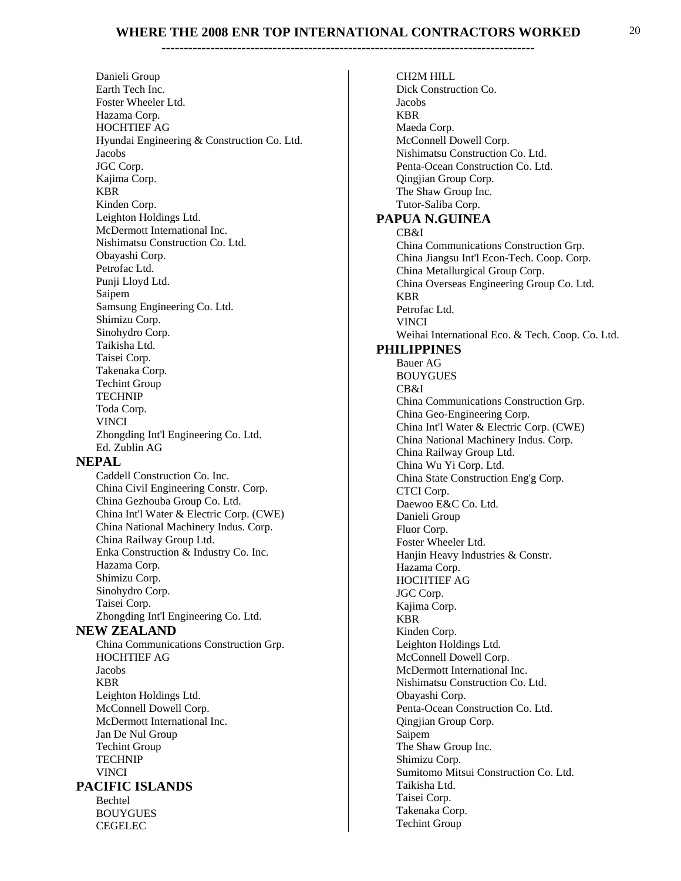Danieli Group
Earth Tech Inc.
Foster Wheeler Ltd.
Hazama Corp.
HOCHTIEF AG
Hyundai Engineering & Construction Co. Ltd.
Jacobs
JGC Corp.
Kajima Corp.
KBR
Kinden Corp.
Leighton Holdings Ltd.
McDermott International Inc.
Nishimatsu Construction Co. Ltd.
Obayashi Corp.
Petrofac Ltd.
Punji Lloyd Ltd.
Saipem
Samsung Engineering Co. Ltd.
Shimizu Corp.
Sinohydro Corp.
Taikisha Ltd.
Taisei Corp.
Takenaka Corp.
Techint Group
TECHNIP
Toda Corp.
VINCI
Zhongding Int'l Engineering Co. Ltd.
Ed. Zublin AG

## NEPAL

Caddell Construction Co. Inc.
China Civil Engineering Constr. Corp.
China Gezhouba Group Co. Ltd.
China Int'l Water & Electric Corp. (CWE)
China National Machinery Indus. Corp.
China Railway Group Ltd.
Enka Construction & Industry Co. Inc.
Hazama Corp.
Shimizu Corp.
Sinohydro Corp.
Taisei Corp.
Zhongding Int'l Engineering Co. Ltd.

## NEW ZEALAND

China Communications Construction Grp.
HOCHTIEF AG
Jacobs
KBR
Leighton Holdings Ltd.
McConnell Dowell Corp.
McDermott International Inc.
Jan De Nul Group
Techint Group
TECHNIP
VINCI

## PACIFIC ISLANDS

Bechtel
BOUYGUES
CEGELEC
CH2M HILL
Dick Construction Co.
Jacobs
KBR
Maeda Corp.
McConnell Dowell Corp.
Nishimatsu Construction Co. Ltd.
Penta-Ocean Construction Co. Ltd.
Qingjian Group Corp.
The Shaw Group Inc.
Tutor-Saliba Corp.

## PAPUA N.GUINEA

CB&I
China Communications Construction Grp.
China Jiangsu Int'l Econ-Tech. Coop. Corp.
China Metallurgical Group Corp.
China Overseas Engineering Group Co. Ltd.
KBR
Petrofac Ltd.
VINCI
Weihai International Eco. & Tech. Coop. Co. Ltd.

## PHILIPPINES

Bauer AG
BOUYGUES
CB&I
China Communications Construction Grp.
China Geo-Engineering Corp.
China Int'l Water & Electric Corp. (CWE)
China National Machinery Indus. Corp.
China Railway Group Ltd.
China Wu Yi Corp. Ltd.
China State Construction Eng'g Corp.
CTCI Corp.
Daewoo E&C Co. Ltd.
Danieli Group
Fluor Corp.
Foster Wheeler Ltd.
Hanjin Heavy Industries & Constr.
Hazama Corp.
HOCHTIEF AG
JGC Corp.
Kajima Corp.
KBR
Kinden Corp.
Leighton Holdings Ltd.
McConnell Dowell Corp.
McDermott International Inc.
Nishimatsu Construction Co. Ltd.
Obayashi Corp.
Penta-Ocean Construction Co. Ltd.
Qingjian Group Corp.
Saipem
The Shaw Group Inc.
Shimizu Corp.
Sumitomo Mitsui Construction Co. Ltd.
Taikisha Ltd.
Taisei Corp.
Takenaka Corp.
Techint Group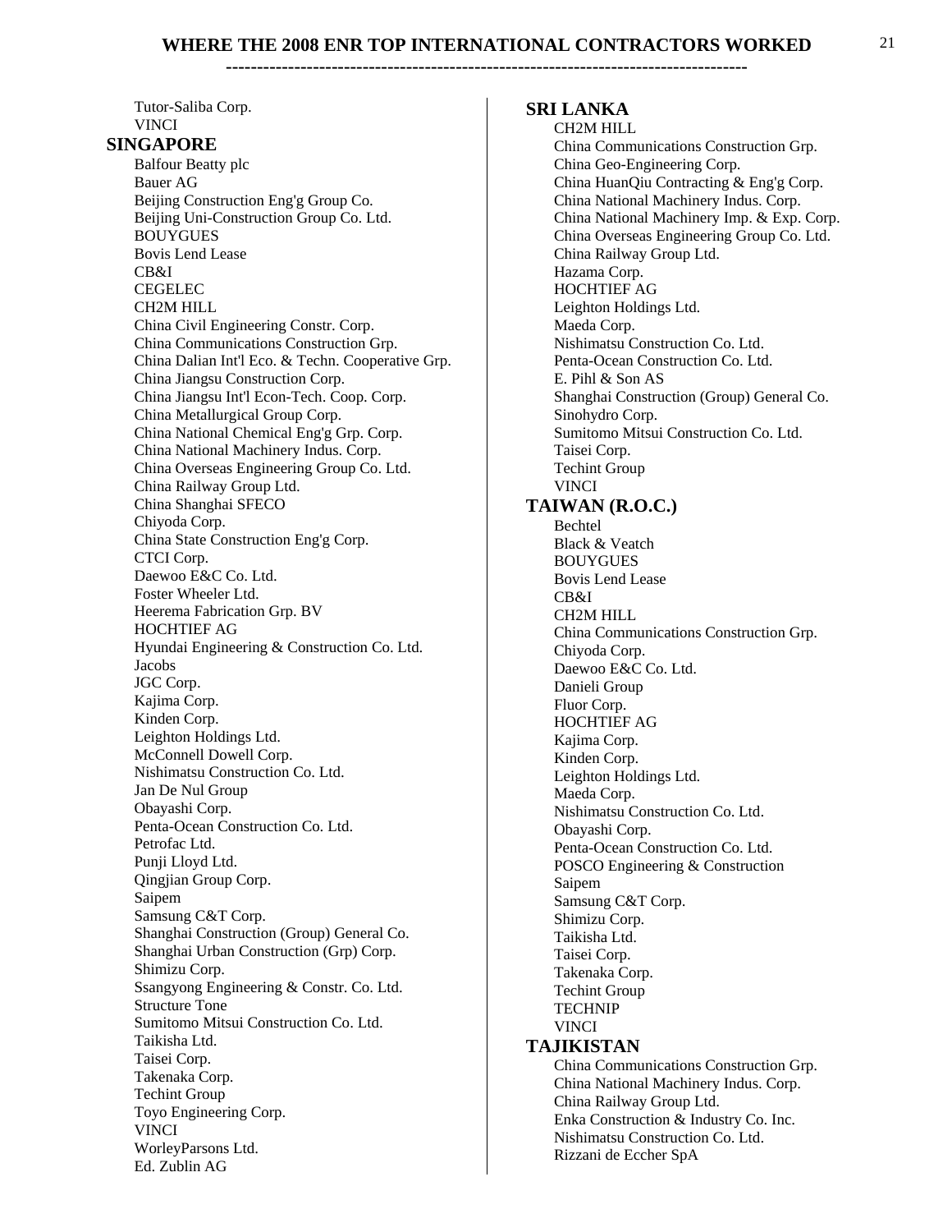Tutor-Saliba Corp.
VINCI

## SINGAPORE

Balfour Beatty plc
Bauer AG
Beijing Construction Eng'g Group Co.
Beijing Uni-Construction Group Co. Ltd.
BOUYGUES
Bovis Lend Lease
CB&I
CEGELEC
CH2M HILL
China Civil Engineering Constr. Corp.
China Communications Construction Grp.
China Dalian Int'l Eco. & Techn. Cooperative Grp.
China Jiangsu Construction Corp.
China Jiangsu Int'l Econ-Tech. Coop. Corp.
China Metallurgical Group Corp.
China National Chemical Eng'g Grp. Corp.
China National Machinery Indus. Corp.
China Overseas Engineering Group Co. Ltd.
China Railway Group Ltd.
China Shanghai SFECO
Chiyoda Corp.
China State Construction Eng'g Corp.
CTCI Corp.
Daewoo E&C Co. Ltd.
Foster Wheeler Ltd.
Heerema Fabrication Grp. BV
HOCHTIEF AG
Hyundai Engineering & Construction Co. Ltd.
Jacobs
JGC Corp.
Kajima Corp.
Kinden Corp.
Leighton Holdings Ltd.
McConnell Dowell Corp.
Nishimatsu Construction Co. Ltd.
Jan De Nul Group
Obayashi Corp.
Penta-Ocean Construction Co. Ltd.
Petrofac Ltd.
Punji Lloyd Ltd.
Qingjian Group Corp.
Saipem
Samsung C&T Corp.
Shanghai Construction (Group) General Co.
Shanghai Urban Construction (Grp) Corp.
Shimizu Corp.
Ssangyong Engineering & Constr. Co. Ltd.
Structure Tone
Sumitomo Mitsui Construction Co. Ltd.
Taikisha Ltd.
Taisei Corp.
Takenaka Corp.
Techint Group
Toyo Engineering Corp.
VINCI
WorleyParsons Ltd.
Ed. Zublin AG

## SRI LANKA

CH2M HILL
China Communications Construction Grp.
China Geo-Engineering Corp.
China HuanQiu Contracting & Eng'g Corp.
China National Machinery Indus. Corp.
China National Machinery Imp. & Exp. Corp.
China Overseas Engineering Group Co. Ltd.
China Railway Group Ltd.
Hazama Corp.
HOCHTIEF AG
Leighton Holdings Ltd.
Maeda Corp.
Nishimatsu Construction Co. Ltd.
Penta-Ocean Construction Co. Ltd.
E. Pihl & Son AS
Shanghai Construction (Group) General Co.
Sinohydro Corp.
Sumitomo Mitsui Construction Co. Ltd.
Taisei Corp.
Techint Group
VINCI

## TAIWAN (R.O.C.)

Bechtel
Black & Veatch
BOUYGUES
Bovis Lend Lease
CB&I
CH2M HILL
China Communications Construction Grp.
Chiyoda Corp.
Daewoo E&C Co. Ltd.
Danieli Group
Fluor Corp.
HOCHTIEF AG
Kajima Corp.
Kinden Corp.
Leighton Holdings Ltd.
Maeda Corp.
Nishimatsu Construction Co. Ltd.
Obayashi Corp.
Penta-Ocean Construction Co. Ltd.
POSCO Engineering & Construction
Saipem
Samsung C&T Corp.
Shimizu Corp.
Taikisha Ltd.
Taisei Corp.
Takenaka Corp.
Techint Group
TECHNIP
VINCI

## TAJIKISTAN

China Communications Construction Grp.
China National Machinery Indus. Corp.
China Railway Group Ltd.
Enka Construction & Industry Co. Inc.
Nishimatsu Construction Co. Ltd.
Rizzani de Eccher SpA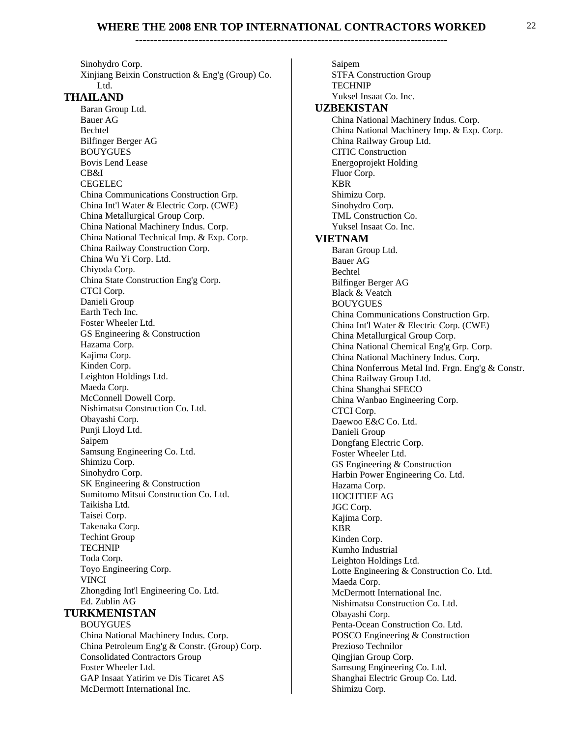Sinohydro Corp.
Xinjiang Beixin Construction & Eng'g (Group) Co. Ltd.

## THAILAND

Baran Group Ltd.
Bauer AG
Bechtel
Bilfinger Berger AG
BOUYGUES
Bovis Lend Lease
CB&I
CEGELEC
China Communications Construction Grp.
China Int'l Water & Electric Corp. (CWE)
China Metallurgical Group Corp.
China National Machinery Indus. Corp.
China National Technical Imp. & Exp. Corp.
China Railway Construction Corp.
China Wu Yi Corp. Ltd.
Chiyoda Corp.
China State Construction Eng'g Corp.
CTCI Corp.
Danieli Group
Earth Tech Inc.
Foster Wheeler Ltd.
GS Engineering & Construction
Hazama Corp.
Kajima Corp.
Kinden Corp.
Leighton Holdings Ltd.
Maeda Corp.
McConnell Dowell Corp.
Nishimatsu Construction Co. Ltd.
Obayashi Corp.
Punji Lloyd Ltd.
Saipem
Samsung Engineering Co. Ltd.
Shimizu Corp.
Sinohydro Corp.
SK Engineering & Construction
Sumitomo Mitsui Construction Co. Ltd.
Taikisha Ltd.
Taisei Corp.
Takenaka Corp.
Techint Group
TECHNIP
Toda Corp.
Toyo Engineering Corp.
VINCI
Zhongding Int'l Engineering Co. Ltd.
Ed. Zublin AG

## TURKMENISTAN

BOUYGUES
China National Machinery Indus. Corp.
China Petroleum Eng'g & Constr. (Group) Corp.
Consolidated Contractors Group
Foster Wheeler Ltd.
GAP Insaat Yatirim ve Dis Ticaret AS
McDermott International Inc.
Saipem
STFA Construction Group
TECHNIP
Yuksel Insaat Co. Inc.

## UZBEKISTAN

China National Machinery Indus. Corp.
China National Machinery Imp. & Exp. Corp.
China Railway Group Ltd.
CITIC Construction
Energoprojekt Holding
Fluor Corp.
KBR
Shimizu Corp.
Sinohydro Corp.
TML Construction Co.
Yuksel Insaat Co. Inc.

## VIETNAM

Baran Group Ltd.
Bauer AG
Bechtel
Bilfinger Berger AG
Black & Veatch
BOUYGUES
China Communications Construction Grp.
China Int'l Water & Electric Corp. (CWE)
China Metallurgical Group Corp.
China National Chemical Eng'g Grp. Corp.
China National Machinery Indus. Corp.
China Nonferrous Metal Ind. Frgn. Eng'g & Constr.
China Railway Group Ltd.
China Shanghai SFECO
China Wanbao Engineering Corp.
CTCI Corp.
Daewoo E&C Co. Ltd.
Danieli Group
Dongfang Electric Corp.
Foster Wheeler Ltd.
GS Engineering & Construction
Harbin Power Engineering Co. Ltd.
Hazama Corp.
HOCHTIEF AG
JGC Corp.
Kajima Corp.
KBR
Kinden Corp.
Kumho Industrial
Leighton Holdings Ltd.
Lotte Engineering & Construction Co. Ltd.
Maeda Corp.
McDermott International Inc.
Nishimatsu Construction Co. Ltd.
Obayashi Corp.
Penta-Ocean Construction Co. Ltd.
POSCO Engineering & Construction
Prezioso Technilor
Qingjian Group Corp.
Samsung Engineering Co. Ltd.
Shanghai Electric Group Co. Ltd.
Shimizu Corp.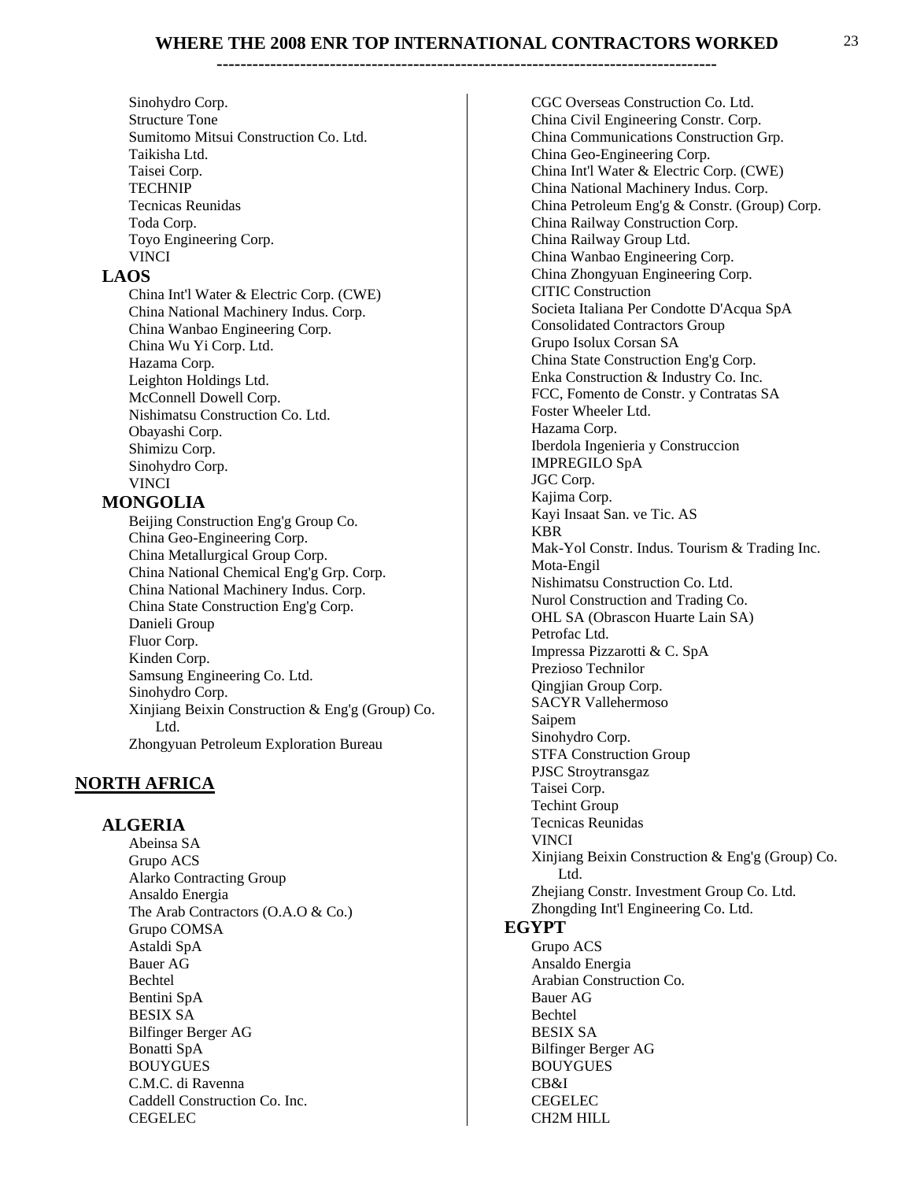Sinohydro Corp.
Structure Tone
Sumitomo Mitsui Construction Co. Ltd.
Taikisha Ltd.
Taisei Corp.
TECHNIP
Tecnicas Reunidas
Toda Corp.
Toyo Engineering Corp.
VINCI

### LAOS

China Int'l Water & Electric Corp. (CWE)
China National Machinery Indus. Corp.
China Wanbao Engineering Corp.
China Wu Yi Corp. Ltd.
Hazama Corp.
Leighton Holdings Ltd.
McConnell Dowell Corp.
Nishimatsu Construction Co. Ltd.
Obayashi Corp.
Shimizu Corp.
Sinohydro Corp.
VINCI

### MONGOLIA

Beijing Construction Eng'g Group Co.
China Geo-Engineering Corp.
China Metallurgical Group Corp.
China National Chemical Eng'g Grp. Corp.
China National Machinery Indus. Corp.
China State Construction Eng'g Corp.
Danieli Group
Fluor Corp.
Kinden Corp.
Samsung Engineering Co. Ltd.
Sinohydro Corp.
Xinjiang Beixin Construction & Eng'g (Group) Co. Ltd.
Zhongyuan Petroleum Exploration Bureau

## NORTH AFRICA

### ALGERIA

Abeinsa SA
Grupo ACS
Alarko Contracting Group
Ansaldo Energia
The Arab Contractors (O.A.O & Co.)
Grupo COMSA
Astaldi SpA
Bauer AG
Bechtel
Bentini SpA
BESIX SA
Bilfinger Berger AG
Bonatti SpA
BOUYGUES
C.M.C. di Ravenna
Caddell Construction Co. Inc.
CEGELEC
CGC Overseas Construction Co. Ltd.
China Civil Engineering Constr. Corp.
China Communications Construction Grp.
China Geo-Engineering Corp.
China Int'l Water & Electric Corp. (CWE)
China National Machinery Indus. Corp.
China Petroleum Eng'g & Constr. (Group) Corp.
China Railway Construction Corp.
China Railway Group Ltd.
China Wanbao Engineering Corp.
China Zhongyuan Engineering Corp.
CITIC Construction
Societa Italiana Per Condotte D'Acqua SpA
Consolidated Contractors Group
Grupo Isolux Corsan SA
China State Construction Eng'g Corp.
Enka Construction & Industry Co. Inc.
FCC, Fomento de Constr. y Contratas SA
Foster Wheeler Ltd.
Hazama Corp.
Iberdola Ingenieria y Construccion
IMPREGILO SpA
JGC Corp.
Kajima Corp.
Kayi Insaat San. ve Tic. AS
KBR
Mak-Yol Constr. Indus. Tourism & Trading Inc.
Mota-Engil
Nishimatsu Construction Co. Ltd.
Nurol Construction and Trading Co.
OHL SA (Obrascon Huarte Lain SA)
Petrofac Ltd.
Impressa Pizzarotti & C. SpA
Prezioso Technilor
Qingjian Group Corp.
SACYR Vallehermoso
Saipem
Sinohydro Corp.
STFA Construction Group
PJSC Stroytransgaz
Taisei Corp.
Techint Group
Tecnicas Reunidas
VINCI
Xinjiang Beixin Construction & Eng'g (Group) Co. Ltd.
Zhejiang Constr. Investment Group Co. Ltd.
Zhongding Int'l Engineering Co. Ltd.

### EGYPT

Grupo ACS
Ansaldo Energia
Arabian Construction Co.
Bauer AG
Bechtel
BESIX SA
Bilfinger Berger AG
BOUYGUES
CB&I
CEGELEC
CH2M HILL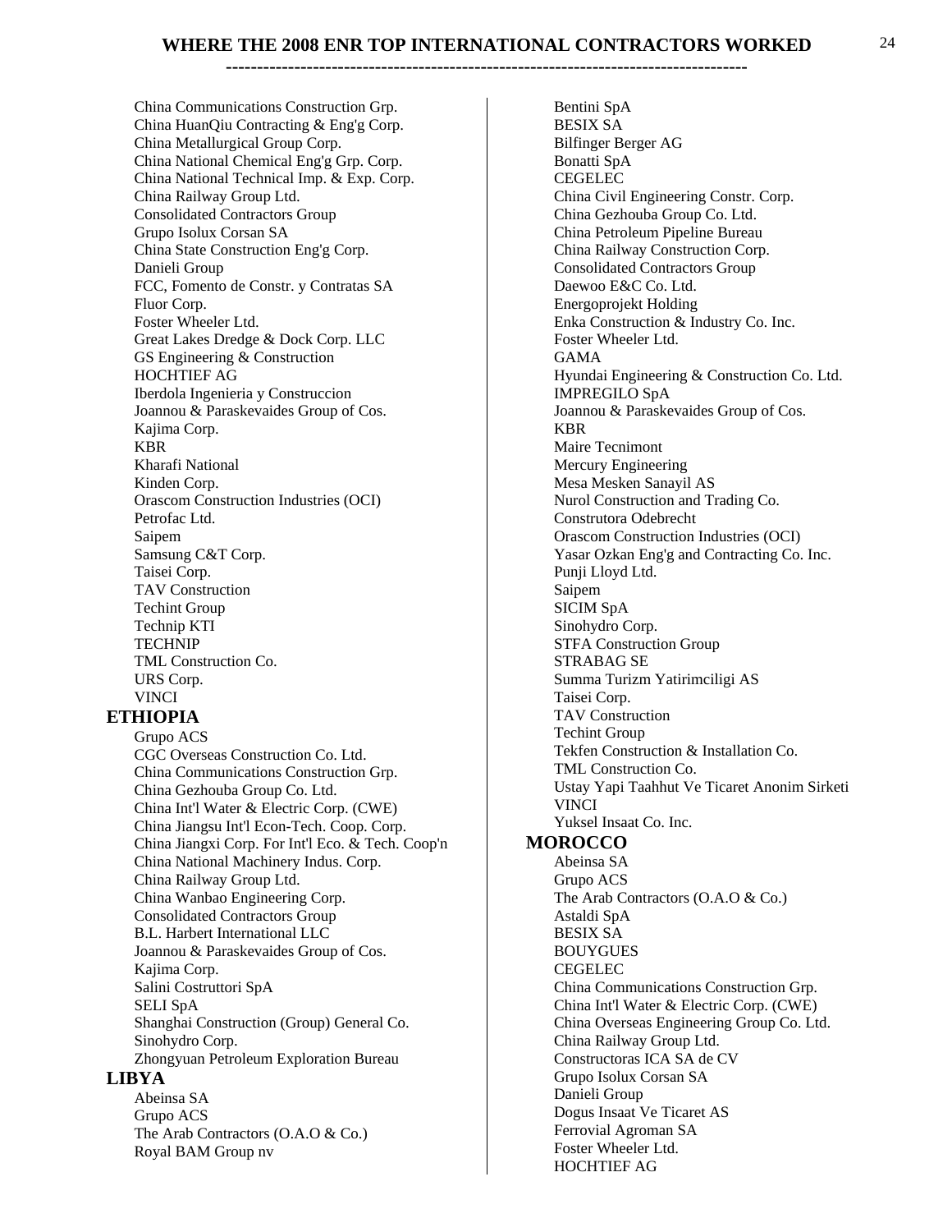# WHERE THE 2008 ENR TOP INTERNATIONAL CONTRACTORS WORKED

China Communications Construction Grp.
China HuanQiu Contracting & Eng'g Corp.
China Metallurgical Group Corp.
China National Chemical Eng'g Grp. Corp.
China National Technical Imp. & Exp. Corp.
China Railway Group Ltd.
Consolidated Contractors Group
Grupo Isolux Corsan SA
China State Construction Eng'g Corp.
Danieli Group
FCC, Fomento de Constr. y Contratas SA
Fluor Corp.
Foster Wheeler Ltd.
Great Lakes Dredge & Dock Corp. LLC
GS Engineering & Construction
HOCHTIEF AG
Iberdola Ingenieria y Construccion
Joannou & Paraskevaides Group of Cos.
Kajima Corp.
KBR
Kharafi National
Kinden Corp.
Orascom Construction Industries (OCI)
Petrofac Ltd.
Saipem
Samsung C&T Corp.
Taisei Corp.
TAV Construction
Techint Group
Technip KTI
TECHNIP
TML Construction Co.
URS Corp.
VINCI

## ETHIOPIA

Grupo ACS
CGC Overseas Construction Co. Ltd.
China Communications Construction Grp.
China Gezhouba Group Co. Ltd.
China Int'l Water & Electric Corp. (CWE)
China Jiangsu Int'l Econ-Tech. Coop. Corp.
China Jiangxi Corp. For Int'l Eco. & Tech. Coop'n
China National Machinery Indus. Corp.
China Railway Group Ltd.
China Wanbao Engineering Corp.
Consolidated Contractors Group
B.L. Harbert International LLC
Joannou & Paraskevaides Group of Cos.
Kajima Corp.
Salini Costruttori SpA
SELI SpA
Shanghai Construction (Group) General Co.
Sinohydro Corp.
Zhongyuan Petroleum Exploration Bureau

## LIBYA

Abeinsa SA
Grupo ACS
The Arab Contractors (O.A.O & Co.)
Royal BAM Group nv
Bentini SpA
BESIX SA
Bilfinger Berger AG
Bonatti SpA
CEGELEC
China Civil Engineering Constr. Corp.
China Gezhouba Group Co. Ltd.
China Petroleum Pipeline Bureau
China Railway Construction Corp.
Consolidated Contractors Group
Daewoo E&C Co. Ltd.
Energoprojekt Holding
Enka Construction & Industry Co. Inc.
Foster Wheeler Ltd.
GAMA
Hyundai Engineering & Construction Co. Ltd.
IMPREGILO SpA
Joannou & Paraskevaides Group of Cos.
KBR
Maire Tecnimont
Mercury Engineering
Mesa Mesken Sanayil AS
Nurol Construction and Trading Co.
Construtora Odebrecht
Orascom Construction Industries (OCI)
Yasar Ozkan Eng'g and Contracting Co. Inc.
Punji Lloyd Ltd.
Saipem
SICIM SpA
Sinohydro Corp.
STFA Construction Group
STRABAG SE
Summa Turizm Yatirimciligi AS
Taisei Corp.
TAV Construction
Techint Group
Tekfen Construction & Installation Co.
TML Construction Co.
Ustay Yapi Taahhut Ve Ticaret Anonim Sirketi
VINCI
Yuksel Insaat Co. Inc.

## MOROCCO

Abeinsa SA
Grupo ACS
The Arab Contractors (O.A.O & Co.)
Astaldi SpA
BESIX SA
BOUYGUES
CEGELEC
China Communications Construction Grp.
China Int'l Water & Electric Corp. (CWE)
China Overseas Engineering Group Co. Ltd.
China Railway Group Ltd.
Constructoras ICA SA de CV
Grupo Isolux Corsan SA
Danieli Group
Dogus Insaat Ve Ticaret AS
Ferrovial Agroman SA
Foster Wheeler Ltd.
HOCHTIEF AG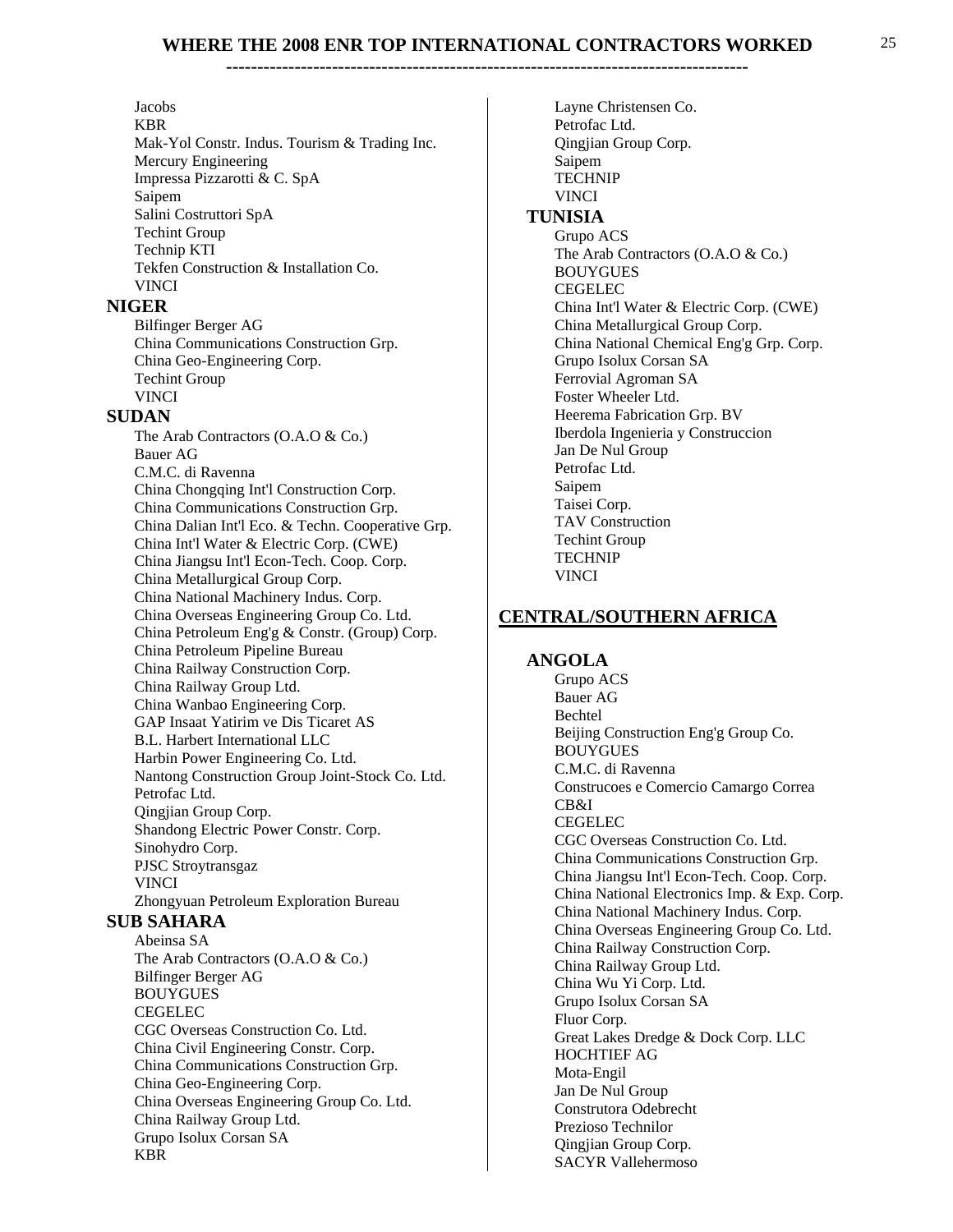# WHERE THE 2008 ENR TOP INTERNATIONAL CONTRACTORS WORKED

Jacobs
KBR
Mak-Yol Constr. Indus. Tourism & Trading Inc.
Mercury Engineering
Impressa Pizzarotti & C. SpA
Saipem
Salini Costruttori SpA
Techint Group
Technip KTI
Tekfen Construction & Installation Co.
VINCI

### NIGER

Bilfinger Berger AG
China Communications Construction Grp.
China Geo-Engineering Corp.
Techint Group
VINCI

### SUDAN

The Arab Contractors (O.A.O & Co.)
Bauer AG
C.M.C. di Ravenna
China Chongqing Int'l Construction Corp.
China Communications Construction Grp.
China Dalian Int'l Eco. & Techn. Cooperative Grp.
China Int'l Water & Electric Corp. (CWE)
China Jiangsu Int'l Econ-Tech. Coop. Corp.
China Metallurgical Group Corp.
China National Machinery Indus. Corp.
China Overseas Engineering Group Co. Ltd.
China Petroleum Eng'g & Constr. (Group) Corp.
China Petroleum Pipeline Bureau
China Railway Construction Corp.
China Railway Group Ltd.
China Wanbao Engineering Corp.
GAP Insaat Yatirim ve Dis Ticaret AS
B.L. Harbert International LLC
Harbin Power Engineering Co. Ltd.
Nantong Construction Group Joint-Stock Co. Ltd.
Petrofac Ltd.
Qingjian Group Corp.
Shandong Electric Power Constr. Corp.
Sinohydro Corp.
PJSC Stroytransgaz
VINCI
Zhongyuan Petroleum Exploration Bureau

### SUB SAHARA

Abeinsa SA
The Arab Contractors (O.A.O & Co.)
Bilfinger Berger AG
BOUYGUES
CEGELEC
CGC Overseas Construction Co. Ltd.
China Civil Engineering Constr. Corp.
China Communications Construction Grp.
China Geo-Engineering Corp.
China Overseas Engineering Group Co. Ltd.
China Railway Group Ltd.
Grupo Isolux Corsan SA
KBR
Layne Christensen Co.
Petrofac Ltd.
Qingjian Group Corp.
Saipem
TECHNIP
VINCI

### TUNISIA

Grupo ACS
The Arab Contractors (O.A.O & Co.)
BOUYGUES
CEGELEC
China Int'l Water & Electric Corp. (CWE)
China Metallurgical Group Corp.
China National Chemical Eng'g Grp. Corp.
Grupo Isolux Corsan SA
Ferrovial Agroman SA
Foster Wheeler Ltd.
Heerema Fabrication Grp. BV
Iberdola Ingenieria y Construccion
Jan De Nul Group
Petrofac Ltd.
Saipem
Taisei Corp.
TAV Construction
Techint Group
TECHNIP
VINCI

## CENTRAL/SOUTHERN AFRICA

### ANGOLA

Grupo ACS
Bauer AG
Bechtel
Beijing Construction Eng'g Group Co.
BOUYGUES
C.M.C. di Ravenna
Construcoes e Comercio Camargo Correa
CB&I
CEGELEC
CGC Overseas Construction Co. Ltd.
China Communications Construction Grp.
China Jiangsu Int'l Econ-Tech. Coop. Corp.
China National Electronics Imp. & Exp. Corp.
China National Machinery Indus. Corp.
China Overseas Engineering Group Co. Ltd.
China Railway Construction Corp.
China Railway Group Ltd.
China Wu Yi Corp. Ltd.
Grupo Isolux Corsan SA
Fluor Corp.
Great Lakes Dredge & Dock Corp. LLC
HOCHTIEF AG
Mota-Engil
Jan De Nul Group
Construtora Odebrecht
Prezioso Technilor
Qingjian Group Corp.
SACYR Vallehermoso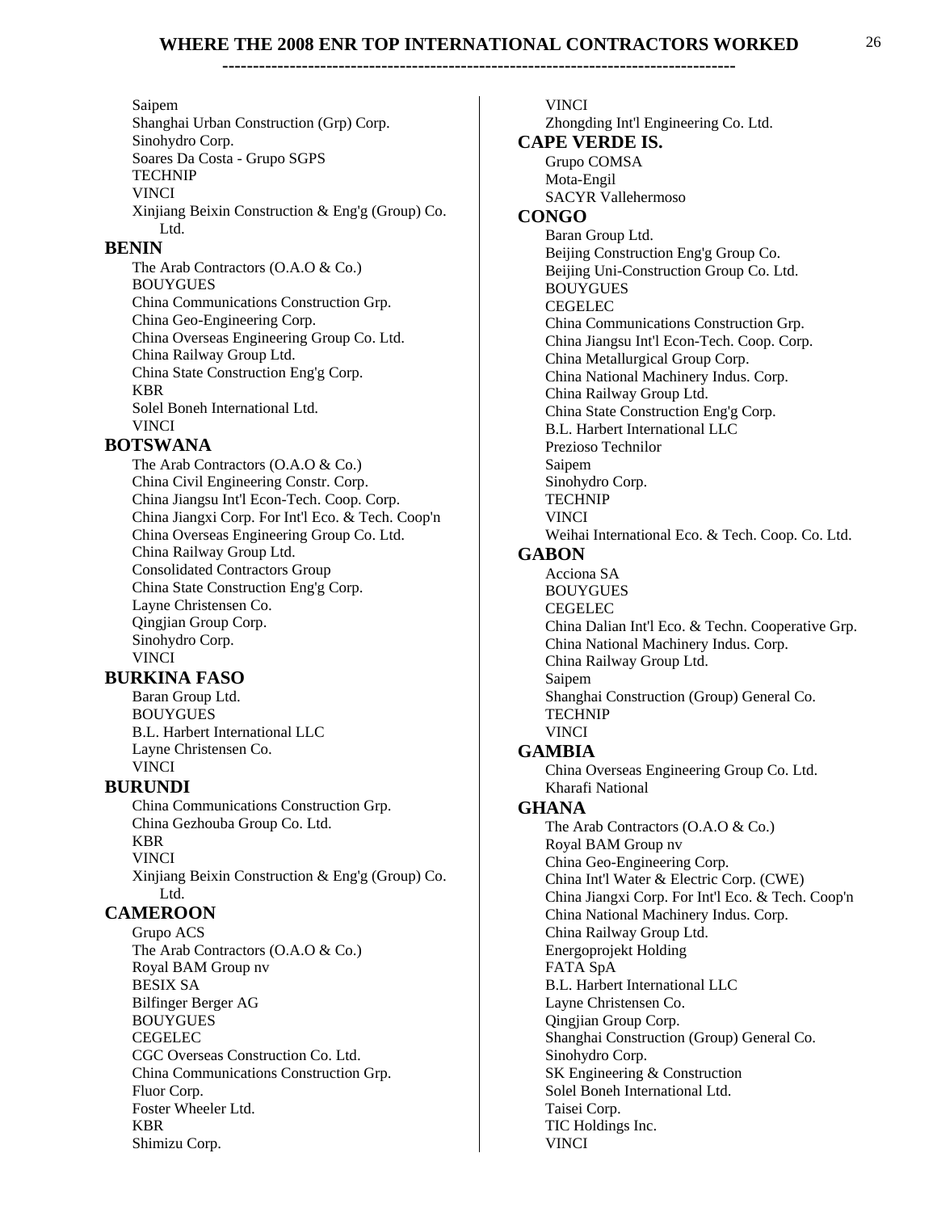Saipem
Shanghai Urban Construction (Grp) Corp.
Sinohydro Corp.
Soares Da Costa - Grupo SGPS
TECHNIP
VINCI
Xinjiang Beixin Construction & Eng'g (Group) Co. Ltd.

## BENIN

The Arab Contractors (O.A.O & Co.)
BOUYGUES
China Communications Construction Grp.
China Geo-Engineering Corp.
China Overseas Engineering Group Co. Ltd.
China Railway Group Ltd.
China State Construction Eng'g Corp.
KBR
Solel Boneh International Ltd.
VINCI

## BOTSWANA

The Arab Contractors (O.A.O & Co.)
China Civil Engineering Constr. Corp.
China Jiangsu Int'l Econ-Tech. Coop. Corp.
China Jiangxi Corp. For Int'l Eco. & Tech. Coop'n
China Overseas Engineering Group Co. Ltd.
China Railway Group Ltd.
Consolidated Contractors Group
China State Construction Eng'g Corp.
Layne Christensen Co.
Qingjian Group Corp.
Sinohydro Corp.
VINCI

## BURKINA FASO

Baran Group Ltd.
BOUYGUES
B.L. Harbert International LLC
Layne Christensen Co.
VINCI

## BURUNDI

China Communications Construction Grp.
China Gezhouba Group Co. Ltd.
KBR
VINCI
Xinjiang Beixin Construction & Eng'g (Group) Co. Ltd.

## CAMEROON

Grupo ACS
The Arab Contractors (O.A.O & Co.)
Royal BAM Group nv
BESIX SA
Bilfinger Berger AG
BOUYGUES
CEGELEC
CGC Overseas Construction Co. Ltd.
China Communications Construction Grp.
Fluor Corp.
Foster Wheeler Ltd.
KBR
Shimizu Corp.
VINCI
Zhongding Int'l Engineering Co. Ltd.

## CAPE VERDE IS.

Grupo COMSA
Mota-Engil
SACYR Vallehermoso

## CONGO

Baran Group Ltd.
Beijing Construction Eng'g Group Co.
Beijing Uni-Construction Group Co. Ltd.
BOUYGUES
CEGELEC
China Communications Construction Grp.
China Jiangsu Int'l Econ-Tech. Coop. Corp.
China Metallurgical Group Corp.
China National Machinery Indus. Corp.
China Railway Group Ltd.
China State Construction Eng'g Corp.
B.L. Harbert International LLC
Prezioso Technilor
Saipem
Sinohydro Corp.
TECHNIP
VINCI
Weihai International Eco. & Tech. Coop. Co. Ltd.

## GABON

Acciona SA
BOUYGUES
CEGELEC
China Dalian Int'l Eco. & Techn. Cooperative Grp.
China National Machinery Indus. Corp.
China Railway Group Ltd.
Saipem
Shanghai Construction (Group) General Co.
TECHNIP
VINCI

## GAMBIA

China Overseas Engineering Group Co. Ltd.
Kharafi National

## GHANA

The Arab Contractors (O.A.O & Co.)
Royal BAM Group nv
China Geo-Engineering Corp.
China Int'l Water & Electric Corp. (CWE)
China Jiangxi Corp. For Int'l Eco. & Tech. Coop'n
China National Machinery Indus. Corp.
China Railway Group Ltd.
Energoprojekt Holding
FATA SpA
B.L. Harbert International LLC
Layne Christensen Co.
Qingjian Group Corp.
Shanghai Construction (Group) General Co.
Sinohydro Corp.
SK Engineering & Construction
Solel Boneh International Ltd.
Taisei Corp.
TIC Holdings Inc.
VINCI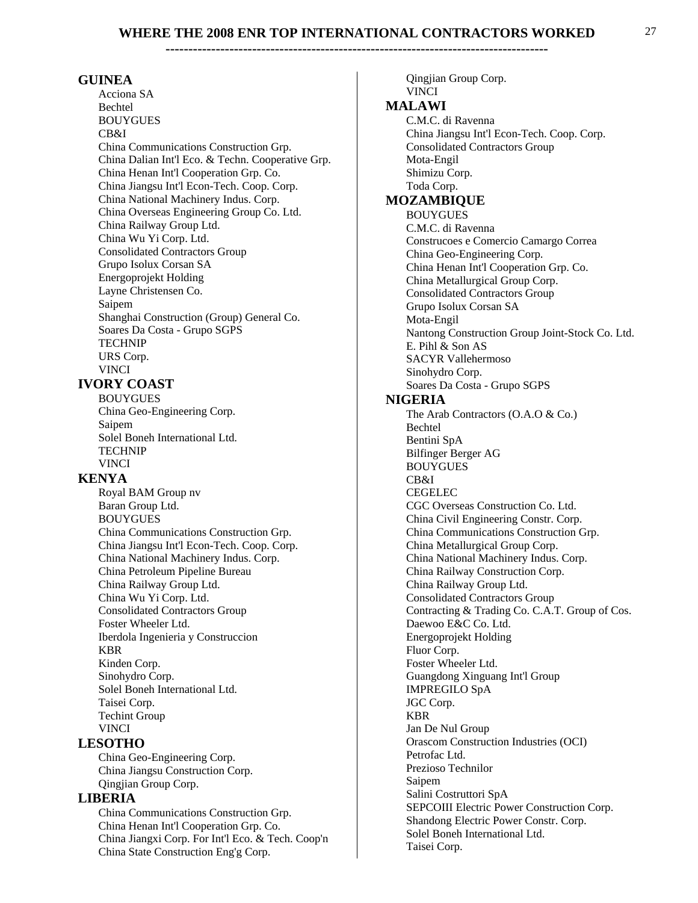# WHERE THE 2008 ENR TOP INTERNATIONAL CONTRACTORS WORKED

## GUINEA

Acciona SA
Bechtel
BOUYGUES
CB&I
China Communications Construction Grp.
China Dalian Int'l Eco. & Techn. Cooperative Grp.
China Henan Int'l Cooperation Grp. Co.
China Jiangsu Int'l Econ-Tech. Coop. Corp.
China National Machinery Indus. Corp.
China Overseas Engineering Group Co. Ltd.
China Railway Group Ltd.
China Wu Yi Corp. Ltd.
Consolidated Contractors Group
Grupo Isolux Corsan SA
Energoprojekt Holding
Layne Christensen Co.
Saipem
Shanghai Construction (Group) General Co.
Soares Da Costa - Grupo SGPS
TECHNIP
URS Corp.
VINCI

## IVORY COAST

BOUYGUES
China Geo-Engineering Corp.
Saipem
Solel Boneh International Ltd.
TECHNIP
VINCI

## KENYA

Royal BAM Group nv
Baran Group Ltd.
BOUYGUES
China Communications Construction Grp.
China Jiangsu Int'l Econ-Tech. Coop. Corp.
China National Machinery Indus. Corp.
China Petroleum Pipeline Bureau
China Railway Group Ltd.
China Wu Yi Corp. Ltd.
Consolidated Contractors Group
Foster Wheeler Ltd.
Iberdola Ingenieria y Construccion
KBR
Kinden Corp.
Sinohydro Corp.
Solel Boneh International Ltd.
Taisei Corp.
Techint Group
VINCI

## LESOTHO

China Geo-Engineering Corp.
China Jiangsu Construction Corp.
Qingjian Group Corp.

## LIBERIA

China Communications Construction Grp.
China Henan Int'l Cooperation Grp. Co.
China Jiangxi Corp. For Int'l Eco. & Tech. Coop'n
China State Construction Eng'g Corp.
Qingjian Group Corp.
VINCI

## MALAWI

C.M.C. di Ravenna
China Jiangsu Int'l Econ-Tech. Coop. Corp.
Consolidated Contractors Group
Mota-Engil
Shimizu Corp.
Toda Corp.

## MOZAMBIQUE

BOUYGUES
C.M.C. di Ravenna
Construcoes e Comercio Camargo Correa
China Geo-Engineering Corp.
China Henan Int'l Cooperation Grp. Co.
China Metallurgical Group Corp.
Consolidated Contractors Group
Grupo Isolux Corsan SA
Mota-Engil
Nantong Construction Group Joint-Stock Co. Ltd.
E. Pihl & Son AS
SACYR Vallehermoso
Sinohydro Corp.
Soares Da Costa - Grupo SGPS

## NIGERIA

The Arab Contractors (O.A.O & Co.)
Bechtel
Bentini SpA
Bilfinger Berger AG
BOUYGUES
CB&I
CEGELEC
CGC Overseas Construction Co. Ltd.
China Civil Engineering Constr. Corp.
China Communications Construction Grp.
China Metallurgical Group Corp.
China National Machinery Indus. Corp.
China Railway Construction Corp.
China Railway Group Ltd.
Consolidated Contractors Group
Contracting & Trading Co. C.A.T. Group of Cos.
Daewoo E&C Co. Ltd.
Energoprojekt Holding
Fluor Corp.
Foster Wheeler Ltd.
Guangdong Xinguang Int'l Group
IMPREGILO SpA
JGC Corp.
KBR
Jan De Nul Group
Orascom Construction Industries (OCI)
Petrofac Ltd.
Prezioso Technilor
Saipem
Salini Costruttori SpA
SEPCOIII Electric Power Construction Corp.
Shandong Electric Power Constr. Corp.
Solel Boneh International Ltd.
Taisei Corp.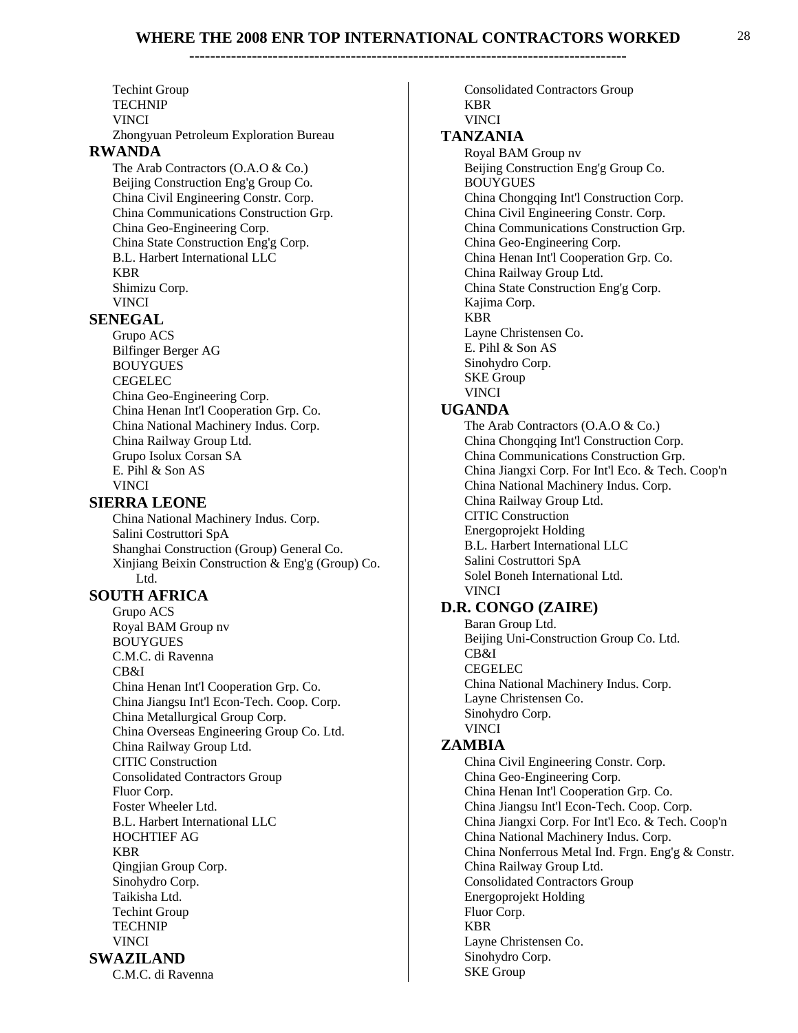# WHERE THE 2008 ENR TOP INTERNATIONAL CONTRACTORS WORKED

Techint Group
TECHNIP
VINCI
Zhongyuan Petroleum Exploration Bureau

## RWANDA

The Arab Contractors (O.A.O & Co.)
Beijing Construction Eng'g Group Co.
China Civil Engineering Constr. Corp.
China Communications Construction Grp.
China Geo-Engineering Corp.
China State Construction Eng'g Corp.
B.L. Harbert International LLC
KBR
Shimizu Corp.
VINCI

## SENEGAL

Grupo ACS
Bilfinger Berger AG
BOUYGUES
CEGELEC
China Geo-Engineering Corp.
China Henan Int'l Cooperation Grp. Co.
China National Machinery Indus. Corp.
China Railway Group Ltd.
Grupo Isolux Corsan SA
E. Pihl & Son AS
VINCI

## SIERRA LEONE

China National Machinery Indus. Corp.
Salini Costruttori SpA
Shanghai Construction (Group) General Co.
Xinjiang Beixin Construction & Eng'g (Group) Co. Ltd.

## SOUTH AFRICA

Grupo ACS
Royal BAM Group nv
BOUYGUES
C.M.C. di Ravenna
CB&I
China Henan Int'l Cooperation Grp. Co.
China Jiangsu Int'l Econ-Tech. Coop. Corp.
China Metallurgical Group Corp.
China Overseas Engineering Group Co. Ltd.
China Railway Group Ltd.
CITIC Construction
Consolidated Contractors Group
Fluor Corp.
Foster Wheeler Ltd.
B.L. Harbert International LLC
HOCHTIEF AG
KBR
Qingjian Group Corp.
Sinohydro Corp.
Taikisha Ltd.
Techint Group
TECHNIP
VINCI

## SWAZILAND

C.M.C. di Ravenna
Consolidated Contractors Group
KBR
VINCI

## TANZANIA

Royal BAM Group nv
Beijing Construction Eng'g Group Co.
BOUYGUES
China Chongqing Int'l Construction Corp.
China Civil Engineering Constr. Corp.
China Communications Construction Grp.
China Geo-Engineering Corp.
China Henan Int'l Cooperation Grp. Co.
China Railway Group Ltd.
China State Construction Eng'g Corp.
Kajima Corp.
KBR
Layne Christensen Co.
E. Pihl & Son AS
Sinohydro Corp.
SKE Group
VINCI

## UGANDA

The Arab Contractors (O.A.O & Co.)
China Chongqing Int'l Construction Corp.
China Communications Construction Grp.
China Jiangxi Corp. For Int'l Eco. & Tech. Coop'n
China National Machinery Indus. Corp.
China Railway Group Ltd.
CITIC Construction
Energoprojekt Holding
B.L. Harbert International LLC
Salini Costruttori SpA
Solel Boneh International Ltd.
VINCI

## D.R. CONGO (ZAIRE)

Baran Group Ltd.
Beijing Uni-Construction Group Co. Ltd.
CB&I
CEGELEC
China National Machinery Indus. Corp.
Layne Christensen Co.
Sinohydro Corp.
VINCI

## ZAMBIA

China Civil Engineering Constr. Corp.
China Geo-Engineering Corp.
China Henan Int'l Cooperation Grp. Co.
China Jiangsu Int'l Econ-Tech. Coop. Corp.
China Jiangxi Corp. For Int'l Eco. & Tech. Coop'n
China National Machinery Indus. Corp.
China Nonferrous Metal Ind. Frgn. Eng'g & Constr.
China Railway Group Ltd.
Consolidated Contractors Group
Energoprojekt Holding
Fluor Corp.
KBR
Layne Christensen Co.
Sinohydro Corp.
SKE Group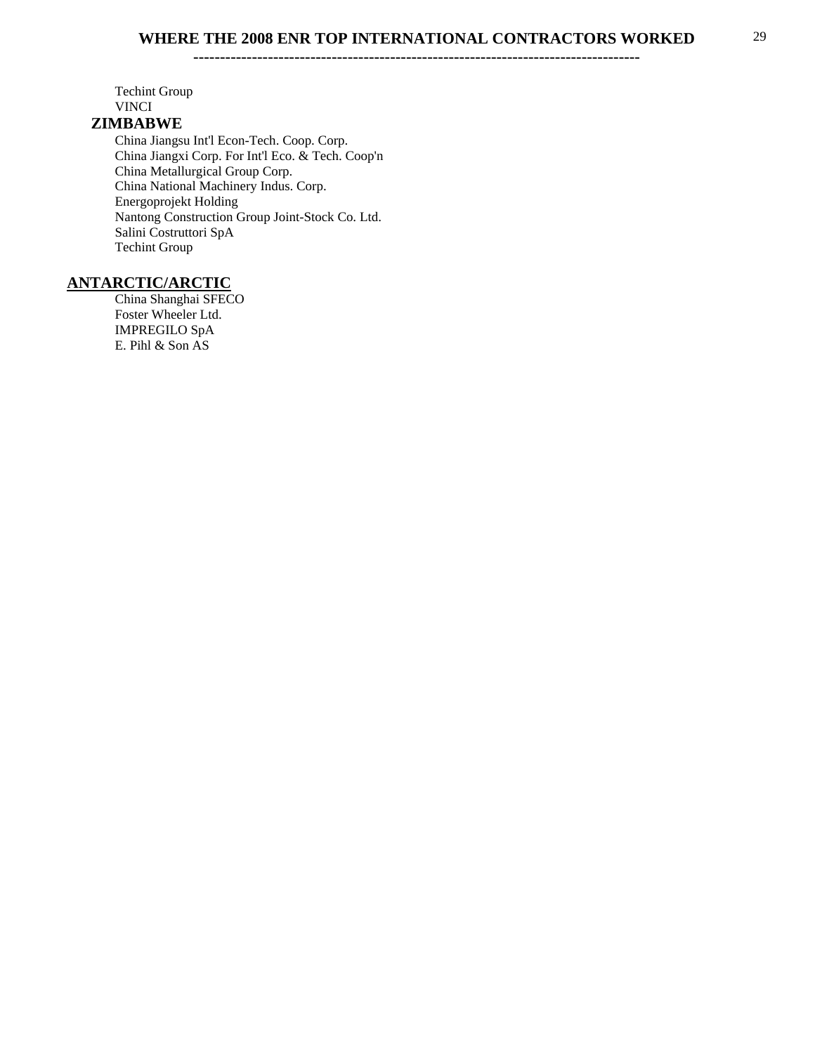Techint Group
VINCI

### ZIMBABWE

China Jiangsu Int'l Econ-Tech. Coop. Corp.
China Jiangxi Corp. For Int'l Eco. & Tech. Coop'n
China Metallurgical Group Corp.
China National Machinery Indus. Corp.
Energoprojekt Holding
Nantong Construction Group Joint-Stock Co. Ltd.
Salini Costruttori SpA
Techint Group

## ANTARCTIC/ARCTIC

China Shanghai SFECO
Foster Wheeler Ltd.
IMPREGILO SpA
E. Pihl & Son AS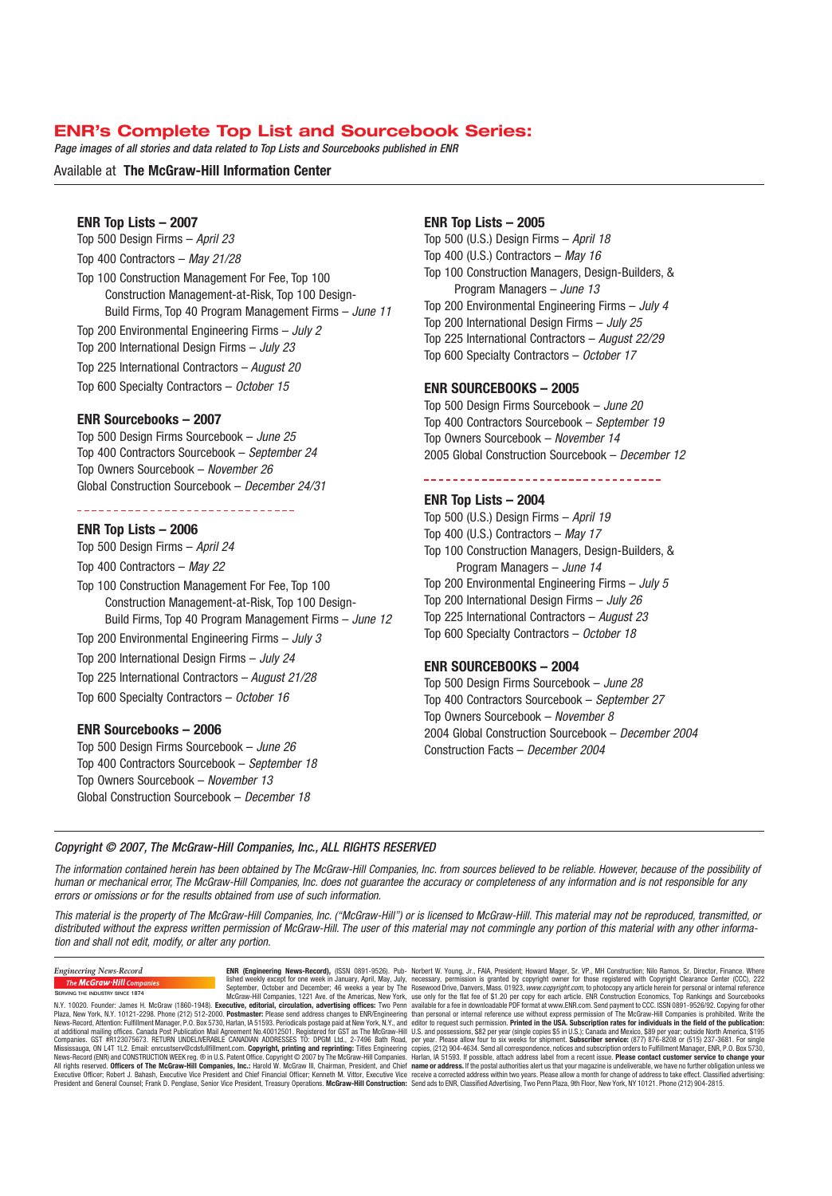# ENR's Complete Top List and Sourcebook Series:

*Page images of all stories and data related to Top Lists and Sourcebooks published in ENR*

Available at **The McGraw-Hill Information Center**

### ENR Top Lists – 2007

Top 500 Design Firms – *April 23*

Top 400 Contractors – *May 21/28*

Top 100 Construction Management For Fee, Top 100 Construction Management-at-Risk, Top 100 Design-Build Firms, Top 40 Program Management Firms – *June 11*

Top 200 Environmental Engineering Firms – *July 2*

Top 200 International Design Firms – *July 23*

Top 225 International Contractors – *August 20*

Top 600 Specialty Contractors – *October 15*

### ENR Sourcebooks – 2007

Top 500 Design Firms Sourcebook – *June 25*

Top 400 Contractors Sourcebook – *September 24*

Top Owners Sourcebook – *November 26*

Global Construction Sourcebook – *December 24/31*

### ENR Top Lists – 2006

Top 500 Design Firms – *April 24*

Top 400 Contractors – *May 22*

Top 100 Construction Management For Fee, Top 100 Construction Management-at-Risk, Top 100 Design-Build Firms, Top 40 Program Management Firms – *June 12*

Top 200 Environmental Engineering Firms – *July 3*

Top 200 International Design Firms – *July 24*

Top 225 International Contractors – *August 21/28*

Top 600 Specialty Contractors – *October 16*

### ENR Sourcebooks – 2006

Top 500 Design Firms Sourcebook – *June 26*

Top 400 Contractors Sourcebook – *September 18*

Top Owners Sourcebook – *November 13*

Global Construction Sourcebook – *December 18*

### ENR Top Lists – 2005

Top 500 (U.S.) Design Firms – *April 18*

Top 400 (U.S.) Contractors – *May 16*

Top 100 Construction Managers, Design-Builders, & Program Managers – *June 13*

Top 200 Environmental Engineering Firms – *July 4*

Top 200 International Design Firms – *July 25*

Top 225 International Contractors – *August 22/29*

Top 600 Specialty Contractors – *October 17*

### ENR SOURCEBOOKS – 2005

Top 500 Design Firms Sourcebook – *June 20*

Top 400 Contractors Sourcebook – *September 19*

Top Owners Sourcebook – *November 14*

2005 Global Construction Sourcebook – *December 12*

### ENR Top Lists – 2004

Top 500 (U.S.) Design Firms – *April 19*

Top 400 (U.S.) Contractors – *May 17*

Top 100 Construction Managers, Design-Builders, & Program Managers – *June 14*

Top 200 Environmental Engineering Firms – *July 5*

Top 200 International Design Firms – *July 26*

Top 225 International Contractors – *August 23*

Top 600 Specialty Contractors – *October 18*

### ENR SOURCEBOOKS – 2004

Top 500 Design Firms Sourcebook – *June 28*

Top 400 Contractors Sourcebook – *September 27*

Top Owners Sourcebook – *November 8*

2004 Global Construction Sourcebook – *December 2004*

Construction Facts – *December 2004*

*Copyright © 2007, The McGraw-Hill Companies, Inc., ALL RIGHTS RESERVED*

*The information contained herein has been obtained by The McGraw-Hill Companies, Inc. from sources believed to be reliable. However, because of the possibility of human or mechanical error, The McGraw-Hill Companies, Inc. does not guarantee the accuracy or completeness of any information and is not responsible for any errors or omissions or for the results obtained from use of such information.*

*This material is the property of The McGraw-Hill Companies, Inc. ("McGraw-Hill") or is licensed to McGraw-Hill. This material may not be reproduced, transmitted, or distributed without the express written permission of McGraw-Hill. The user of this material may not commingle any portion of this material with any other information and shall not edit, modify, or alter any portion.*

*Engineering News-Record*
The McGraw-Hill Companies
SERVING THE INDUSTRY SINCE 1874

**ENR (Engineering News-Record),** (ISSN 0891-9526). Published weekly except for one week in January, April, May, July, September, October and December; 46 weeks a year by The McGraw-Hill Companies, 1221 Ave. of the Americas, New York, N.Y. 10020. Founder: James H. McGraw (1860-1948). **Executive, editorial, circulation, advertising offices:** Two Penn Plaza, New York, N.Y. 10121-2298. Phone (212) 512-2000. **Postmaster:** Please send address changes to ENR/Engineering News-Record, Attention: Fulfillment Manager, P.O. Box 5730, Harlan, IA 51593. Periodicals postage paid at New York, N.Y., and at additional mailing offices. Canada Post Publication Mail Agreement No.40012501. Registered for GST as The McGraw-Hill Companies. GST #R123075673. RETURN UNDELIVERABLE CANADIAN ADDRESSES TO: DPGM Ltd., 2-7496 Bath Road, Mississauga, ON L4T 1L2. Email: enrcustserv@cdsfulfillment.com. **Copyright, printing and reprinting:** Titles Engineering News-Record (ENR) and CONSTRUCTION WEEK reg. ® in U.S. Patent Office. Copyright © 2007 by The McGraw-Hill Companies. All rights reserved. **Officers of The McGraw-Hill Companies, Inc.:** Harold W. McGraw III, Chairman, President, and Chief Executive Officer; Robert J. Bahash, Executive Vice President and Chief Financial Officer; Kenneth M. Vittor, Executive Vice President and General Counsel; Frank D. Penglase, Senior Vice President, Treasury Operations. **McGraw-Hill Construction:** Norbert W. Young, Jr., FAIA, President; Howard Mager, Sr. VP., MH Construction; Nilo Ramos, Sr. Director, Finance. Where necessary, permission is granted by copyright owner for those registered with Copyright Clearance Center (CCC), 222 Rosewood Drive, Danvers, Mass. 01923, *www.copyright.com*, to photocopy any article herein for personal or internal reference use only for the flat fee of $1.20 per copy for each article. ENR Construction Economics, Top Rankings and Sourcebooks available for a fee in downloadable PDF format at www.ENR.com. Send payment to CCC. ISSN 0891-9526/92. Copying for other than personal or internal reference use without express permission of The McGraw-Hill Companies is prohibited. Write the editor to request such permission. **Printed in the USA. Subscription rates for individuals in the field of the publication:** U.S. and possessions, $82 per year (single copies $5 in U.S.); Canada and Mexico, $89 per year; outside North America, $195 per year. Please allow four to six weeks for shipment. **Subscriber service:** (877) 876-8208 or (515) 237-3681. For single copies, (212) 904-4634. Send all correspondence, notices and subscription orders to Fulfillment Manager, ENR, P.O. Box 5730, Harlan, IA 51593. If possible, attach address label from a recent issue. **Please contact customer service to change your name or address.** If the postal authorities alert us that your magazine is undeliverable, we have no further obligation unless we receive a corrected address within two years. Please allow a month for change of address to take effect. Classified advertising: Send ads to ENR, Classified Advertising, Two Penn Plaza, 9th Floor, New York, NY 10121. Phone (212) 904-2815.